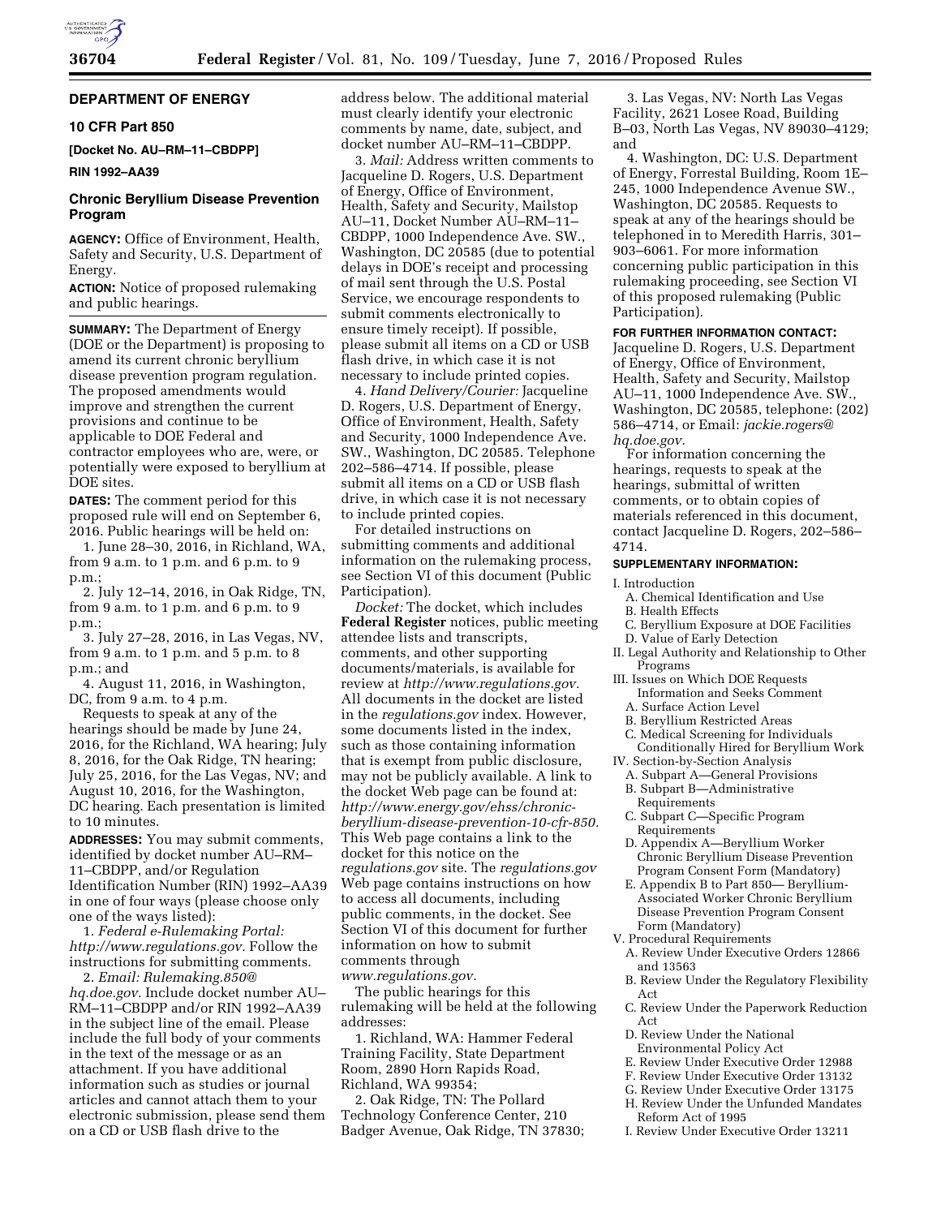## DEPARTMENT OF ENERGY

### 10 CFR Part 850

**[Docket No. AU–RM–11–CBDPP]**

**RIN 1992–AA39**

### Chronic Beryllium Disease Prevention Program

**AGENCY:** Office of Environment, Health, Safety and Security, U.S. Department of Energy.

**ACTION:** Notice of proposed rulemaking and public hearings.

**SUMMARY:** The Department of Energy (DOE or the Department) is proposing to amend its current chronic beryllium disease prevention program regulation. The proposed amendments would improve and strengthen the current provisions and continue to be applicable to DOE Federal and contractor employees who are, were, or potentially were exposed to beryllium at DOE sites.

**DATES:** The comment period for this proposed rule will end on September 6, 2016. Public hearings will be held on:

1. June 28–30, 2016, in Richland, WA, from 9 a.m. to 1 p.m. and 6 p.m. to 9 p.m.;
2. July 12–14, 2016, in Oak Ridge, TN, from 9 a.m. to 1 p.m. and 6 p.m. to 9 p.m.;
3. July 27–28, 2016, in Las Vegas, NV, from 9 a.m. to 1 p.m. and 5 p.m. to 8 p.m.; and
4. August 11, 2016, in Washington, DC, from 9 a.m. to 4 p.m.

Requests to speak at any of the hearings should be made by June 24, 2016, for the Richland, WA hearing; July 8, 2016, for the Oak Ridge, TN hearing; July 25, 2016, for the Las Vegas, NV; and August 10, 2016, for the Washington, DC hearing. Each presentation is limited to 10 minutes.

**ADDRESSES:** You may submit comments, identified by docket number AU–RM–11–CBDPP, and/or Regulation Identification Number (RIN) 1992–AA39 in one of four ways (please choose only one of the ways listed):

1. *Federal e-Rulemaking Portal: http://www.regulations.gov.* Follow the instructions for submitting comments.

2. *Email: Rulemaking.850@hq.doe.gov.* Include docket number AU–RM–11–CBDPP and/or RIN 1992–AA39 in the subject line of the email. Please include the full body of your comments in the text of the message or as an attachment. If you have additional information such as studies or journal articles and cannot attach them to your electronic submission, please send them on a CD or USB flash drive to the address below. The additional material must clearly identify your electronic comments by name, date, subject, and docket number AU–RM–11–CBDPP.

3. *Mail:* Address written comments to Jacqueline D. Rogers, U.S. Department of Energy, Office of Environment, Health, Safety and Security, Mailstop AU–11, Docket Number AU–RM–11–CBDPP, 1000 Independence Ave. SW., Washington, DC 20585 (due to potential delays in DOE's receipt and processing of mail sent through the U.S. Postal Service, we encourage respondents to submit comments electronically to ensure timely receipt). If possible, please submit all items on a CD or USB flash drive, in which case it is not necessary to include printed copies.

4. *Hand Delivery/Courier:* Jacqueline D. Rogers, U.S. Department of Energy, Office of Environment, Health, Safety and Security, 1000 Independence Ave. SW., Washington, DC 20585. Telephone 202–586–4714. If possible, please submit all items on a CD or USB flash drive, in which case it is not necessary to include printed copies.

For detailed instructions on submitting comments and additional information on the rulemaking process, see Section VI of this document (Public Participation).

*Docket:* The docket, which includes **Federal Register** notices, public meeting attendee lists and transcripts, comments, and other supporting documents/materials, is available for review at *http://www.regulations.gov.* All documents in the docket are listed in the *regulations.gov* index. However, some documents listed in the index, such as those containing information that is exempt from public disclosure, may not be publicly available. A link to the docket Web page can be found at: *http://www.energy.gov/ehss/chronic-beryllium-disease-prevention-10-cfr-850.* This Web page contains a link to the docket for this notice on the *regulations.gov* site. The *regulations.gov* Web page contains instructions on how to access all documents, including public comments, in the docket. See Section VI of this document for further information on how to submit comments through *www.regulations.gov.*

The public hearings for this rulemaking will be held at the following addresses:

1. Richland, WA: Hammer Federal Training Facility, State Department Room, 2890 Horn Rapids Road, Richland, WA 99354;
2. Oak Ridge, TN: The Pollard Technology Conference Center, 210 Badger Avenue, Oak Ridge, TN 37830;
3. Las Vegas, NV: North Las Vegas Facility, 2621 Losee Road, Building B–03, North Las Vegas, NV 89030–4129; and
4. Washington, DC: U.S. Department of Energy, Forrestal Building, Room 1E–245, 1000 Independence Avenue SW., Washington, DC 20585. Requests to speak at any of the hearings should be telephoned in to Meredith Harris, 301–903–6061. For more information concerning public participation in this rulemaking proceeding, see Section VI of this proposed rulemaking (Public Participation).

**FOR FURTHER INFORMATION CONTACT:** Jacqueline D. Rogers, U.S. Department of Energy, Office of Environment, Health, Safety and Security, Mailstop AU–11, 1000 Independence Ave. SW., Washington, DC 20585, telephone: (202) 586–4714, or Email: *jackie.rogers@hq.doe.gov.*

For information concerning the hearings, requests to speak at the hearings, submittal of written comments, or to obtain copies of materials referenced in this document, contact Jacqueline D. Rogers, 202–586–4714.

**SUPPLEMENTARY INFORMATION:**

I. Introduction
  A. Chemical Identification and Use
  B. Health Effects
  C. Beryllium Exposure at DOE Facilities
  D. Value of Early Detection
II. Legal Authority and Relationship to Other Programs
III. Issues on Which DOE Requests Information and Seeks Comment
  A. Surface Action Level
  B. Beryllium Restricted Areas
  C. Medical Screening for Individuals Conditionally Hired for Beryllium Work
IV. Section-by-Section Analysis
  A. Subpart A—General Provisions
  B. Subpart B—Administrative Requirements
  C. Subpart C—Specific Program Requirements
  D. Appendix A—Beryllium Worker Chronic Beryllium Disease Prevention Program Consent Form (Mandatory)
  E. Appendix B to Part 850— Beryllium-Associated Worker Chronic Beryllium Disease Prevention Program Consent Form (Mandatory)
V. Procedural Requirements
  A. Review Under Executive Orders 12866 and 13563
  B. Review Under the Regulatory Flexibility Act
  C. Review Under the Paperwork Reduction Act
  D. Review Under the National Environmental Policy Act
  E. Review Under Executive Order 12988
  F. Review Under Executive Order 13132
  G. Review Under Executive Order 13175
  H. Review Under the Unfunded Mandates Reform Act of 1995
  I. Review Under Executive Order 13211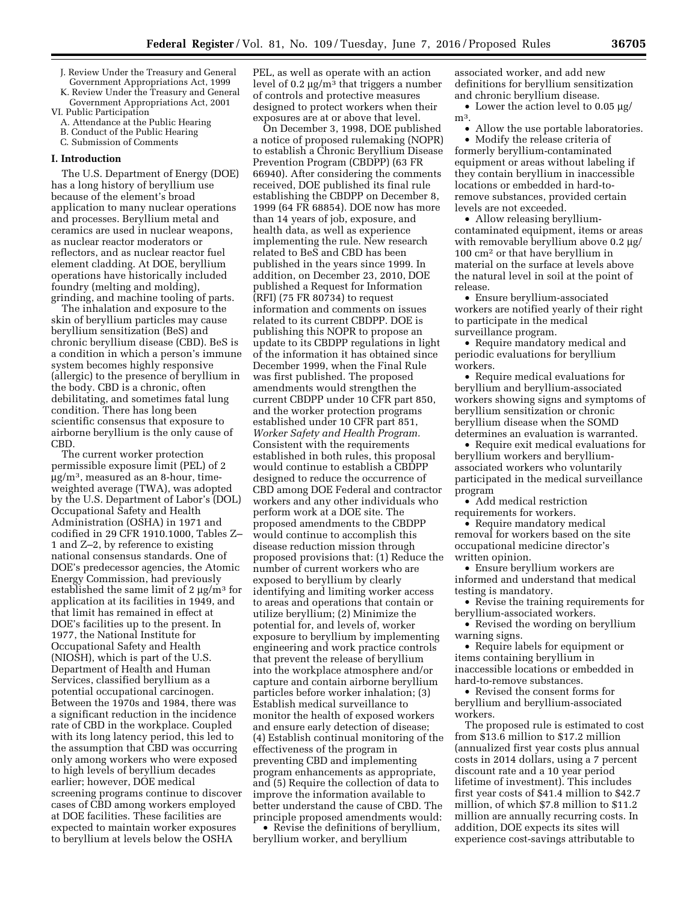J. Review Under the Treasury and General Government Appropriations Act, 1999
K. Review Under the Treasury and General Government Appropriations Act, 2001

VI. Public Participation
A. Attendance at the Public Hearing
B. Conduct of the Public Hearing
C. Submission of Comments

## I. Introduction

The U.S. Department of Energy (DOE) has a long history of beryllium use because of the element's broad application to many nuclear operations and processes. Beryllium metal and ceramics are used in nuclear weapons, as nuclear reactor moderators or reflectors, and as nuclear reactor fuel element cladding. At DOE, beryllium operations have historically included foundry (melting and molding), grinding, and machine tooling of parts.

The inhalation and exposure to the skin of beryllium particles may cause beryllium sensitization (BeS) and chronic beryllium disease (CBD). BeS is a condition in which a person's immune system becomes highly responsive (allergic) to the presence of beryllium in the body. CBD is a chronic, often debilitating, and sometimes fatal lung condition. There has long been scientific consensus that exposure to airborne beryllium is the only cause of CBD.

The current worker protection permissible exposure limit (PEL) of 2 μg/m³, measured as an 8-hour, time-weighted average (TWA), was adopted by the U.S. Department of Labor's (DOL) Occupational Safety and Health Administration (OSHA) in 1971 and codified in 29 CFR 1910.1000, Tables Z–1 and Z–2, by reference to existing national consensus standards. One of DOE's predecessor agencies, the Atomic Energy Commission, had previously established the same limit of 2 μg/m³ for application at its facilities in 1949, and that limit has remained in effect at DOE's facilities up to the present. In 1977, the National Institute for Occupational Safety and Health (NIOSH), which is part of the U.S. Department of Health and Human Services, classified beryllium as a potential occupational carcinogen. Between the 1970s and 1984, there was a significant reduction in the incidence rate of CBD in the workplace. Coupled with its long latency period, this led to the assumption that CBD was occurring only among workers who were exposed to high levels of beryllium decades earlier; however, DOE medical screening programs continue to discover cases of CBD among workers employed at DOE facilities. These facilities are expected to maintain worker exposures to beryllium at levels below the OSHA PEL, as well as operate with an action level of 0.2 μg/m³ that triggers a number of controls and protective measures designed to protect workers when their exposures are at or above that level.

On December 3, 1998, DOE published a notice of proposed rulemaking (NOPR) to establish a Chronic Beryllium Disease Prevention Program (CBDPP) (63 FR 66940). After considering the comments received, DOE published its final rule establishing the CBDPP on December 8, 1999 (64 FR 68854). DOE now has more than 14 years of job, exposure, and health data, as well as experience implementing the rule. New research related to BeS and CBD has been published in the years since 1999. In addition, on December 23, 2010, DOE published a Request for Information (RFI) (75 FR 80734) to request information and comments on issues related to its current CBDPP. DOE is publishing this NOPR to propose an update to its CBDPP regulations in light of the information it has obtained since December 1999, when the Final Rule was first published. The proposed amendments would strengthen the current CBDPP under 10 CFR part 850, and the worker protection programs established under 10 CFR part 851, *Worker Safety and Health Program.* Consistent with the requirements established in both rules, this proposal would continue to establish a CBDPP designed to reduce the occurrence of CBD among DOE Federal and contractor workers and any other individuals who perform work at a DOE site. The proposed amendments to the CBDPP would continue to accomplish this disease reduction mission through proposed provisions that: (1) Reduce the number of current workers who are exposed to beryllium by clearly identifying and limiting worker access to areas and operations that contain or utilize beryllium; (2) Minimize the potential for, and levels of, worker exposure to beryllium by implementing engineering and work practice controls that prevent the release of beryllium into the workplace atmosphere and/or capture and contain airborne beryllium particles before worker inhalation; (3) Establish medical surveillance to monitor the health of exposed workers and ensure early detection of disease; (4) Establish continual monitoring of the effectiveness of the program in preventing CBD and implementing program enhancements as appropriate, and (5) Require the collection of data to improve the information available to better understand the cause of CBD. The principle proposed amendments would:

- Revise the definitions of beryllium, beryllium worker, and beryllium associated worker, and add new definitions for beryllium sensitization and chronic beryllium disease.
- Lower the action level to 0.05 μg/m³.
- Allow the use portable laboratories.
- Modify the release criteria of formerly beryllium-contaminated equipment or areas without labeling if they contain beryllium in inaccessible locations or embedded in hard-to-remove substances, provided certain levels are not exceeded.
- Allow releasing beryllium-contaminated equipment, items or areas with removable beryllium above 0.2 μg/100 cm² or that have beryllium in material on the surface at levels above the natural level in soil at the point of release.
- Ensure beryllium-associated workers are notified yearly of their right to participate in the medical surveillance program.
- Require mandatory medical and periodic evaluations for beryllium workers.
- Require medical evaluations for beryllium and beryllium-associated workers showing signs and symptoms of beryllium sensitization or chronic beryllium disease when the SOMD determines an evaluation is warranted.
- Require exit medical evaluations for beryllium workers and beryllium-associated workers who voluntarily participated in the medical surveillance program
- Add medical restriction requirements for workers.
- Require mandatory medical removal for workers based on the site occupational medicine director's written opinion.
- Ensure beryllium workers are informed and understand that medical testing is mandatory.
- Revise the training requirements for beryllium-associated workers.
- Revised the wording on beryllium warning signs.
- Require labels for equipment or items containing beryllium in inaccessible locations or embedded in hard-to-remove substances.
- Revised the consent forms for beryllium and beryllium-associated workers.

The proposed rule is estimated to cost from $13.6 million to $17.2 million (annualized first year costs plus annual costs in 2014 dollars, using a 7 percent discount rate and a 10 year period lifetime of investment). This includes first year costs of $41.4 million to $42.7 million, of which $7.8 million to $11.2 million are annually recurring costs. In addition, DOE expects its sites will experience cost-savings attributable to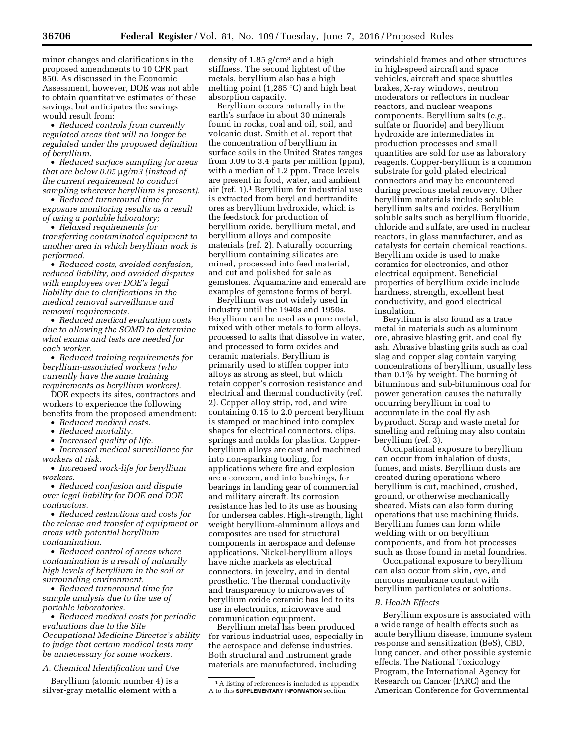minor changes and clarifications in the proposed amendments to 10 CFR part 850. As discussed in the Economic Assessment, however, DOE was not able to obtain quantitative estimates of these savings, but anticipates the savings would result from:

- *Reduced controls from currently regulated areas that will no longer be regulated under the proposed definition of beryllium.*
- *Reduced surface sampling for areas that are below 0.05 µg/m3 (instead of the current requirement to conduct sampling wherever beryllium is present).*
- *Reduced turnaround time for exposure monitoring results as a result of using a portable laboratory;*
- *Relaxed requirements for transferring contaminated equipment to another area in which beryllium work is performed.*
- *Reduced costs, avoided confusion, reduced liability, and avoided disputes with employees over DOE's legal liability due to clarifications in the medical removal surveillance and removal requirements.*
- *Reduced medical evaluation costs due to allowing the SOMD to determine what exams and tests are needed for each worker.*
- *Reduced training requirements for beryllium-associated workers (who currently have the same training requirements as beryllium workers).*

DOE expects its sites, contractors and workers to experience the following benefits from the proposed amendment:

- *Reduced medical costs.*
- *Reduced mortality.*
- *Increased quality of life.*
- *Increased medical surveillance for workers at risk.*
- *Increased work-life for beryllium workers.*
- *Reduced confusion and dispute over legal liability for DOE and DOE contractors.*
- *Reduced restrictions and costs for the release and transfer of equipment or areas with potential beryllium contamination.*
- *Reduced control of areas where contamination is a result of naturally high levels of beryllium in the soil or surrounding environment.*
- *Reduced turnaround time for sample analysis due to the use of portable laboratories.*
- *Reduced medical costs for periodic evaluations due to the Site Occupational Medicine Director's ability to judge that certain medical tests may be unnecessary for some workers.*

### *A. Chemical Identification and Use*

Beryllium (atomic number 4) is a silver-gray metallic element with a density of 1.85 g/cm$^3$ and a high stiffness. The second lightest of the metals, beryllium also has a high melting point (1,285 °C) and high heat absorption capacity.

Beryllium occurs naturally in the earth's surface in about 30 minerals found in rocks, coal and oil, soil, and volcanic dust. Smith et al. report that the concentration of beryllium in surface soils in the United States ranges from 0.09 to 3.4 parts per million (ppm), with a median of 1.2 ppm. Trace levels are present in food, water, and ambient air (ref. 1).[1] Beryllium for industrial use is extracted from beryl and bertrandite ores as beryllium hydroxide, which is the feedstock for production of beryllium oxide, beryllium metal, and beryllium alloys and composite materials (ref. 2). Naturally occurring beryllium containing silicates are mined, processed into feed material, and cut and polished for sale as gemstones. Aquamarine and emerald are examples of gemstone forms of beryl.

Beryllium was not widely used in industry until the 1940s and 1950s. Beryllium can be used as a pure metal, mixed with other metals to form alloys, processed to salts that dissolve in water, and processed to form oxides and ceramic materials. Beryllium is primarily used to stiffen copper into alloys as strong as steel, but which retain copper's corrosion resistance and electrical and thermal conductivity (ref. 2). Copper alloy strip, rod, and wire containing 0.15 to 2.0 percent beryllium is stamped or machined into complex shapes for electrical connectors, clips, springs and molds for plastics. Copper-beryllium alloys are cast and machined into non-sparking tooling, for applications where fire and explosion are a concern, and into bushings, for bearings in landing gear of commercial and military aircraft. Its corrosion resistance has led to its use as housing for undersea cables. High-strength, light weight beryllium-aluminum alloys and composites are used for structural components in aerospace and defense applications. Nickel-beryllium alloys have niche markets as electrical connectors, in jewelry, and in dental prosthetic. The thermal conductivity and transparency to microwaves of beryllium oxide ceramic has led to its use in electronics, microwave and communication equipment.

Beryllium metal has been produced for various industrial uses, especially in the aerospace and defense industries. Both structural and instrument grade materials are manufactured, including windshield frames and other structures in high-speed aircraft and space vehicles, aircraft and space shuttles brakes, X-ray windows, neutron moderators or reflectors in nuclear reactors, and nuclear weapons components. Beryllium salts (*e.g.,* sulfate or fluoride) and beryllium hydroxide are intermediates in production processes and small quantities are sold for use as laboratory reagents. Copper-beryllium is a common substrate for gold plated electrical connectors and may be encountered during precious metal recovery. Other beryllium materials include soluble beryllium salts and oxides. Beryllium soluble salts such as beryllium fluoride, chloride and sulfate, are used in nuclear reactors, in glass manufacturer, and as catalysts for certain chemical reactions. Beryllium oxide is used to make ceramics for electronics, and other electrical equipment. Beneficial properties of beryllium oxide include hardness, strength, excellent heat conductivity, and good electrical insulation.

Beryllium is also found as a trace metal in materials such as aluminum ore, abrasive blasting grit, and coal fly ash. Abrasive blasting grits such as coal slag and copper slag contain varying concentrations of beryllium, usually less than 0.1% by weight. The burning of bituminous and sub-bituminous coal for power generation causes the naturally occurring beryllium in coal to accumulate in the coal fly ash byproduct. Scrap and waste metal for smelting and refining may also contain beryllium (ref. 3).

Occupational exposure to beryllium can occur from inhalation of dusts, fumes, and mists. Beryllium dusts are created during operations where beryllium is cut, machined, crushed, ground, or otherwise mechanically sheared. Mists can also form during operations that use machining fluids. Beryllium fumes can form while welding with or on beryllium components, and from hot processes such as those found in metal foundries.

Occupational exposure to beryllium can also occur from skin, eye, and mucous membrane contact with beryllium particulates or solutions.

### *B. Health Effects*

Beryllium exposure is associated with a wide range of health effects such as acute beryllium disease, immune system response and sensitization (BeS), CBD, lung cancer, and other possible systemic effects. The National Toxicology Program, the International Agency for Research on Cancer (IARC) and the American Conference for Governmental

[1] A listing of references is included as appendix A to this **SUPPLEMENTARY INFORMATION** section.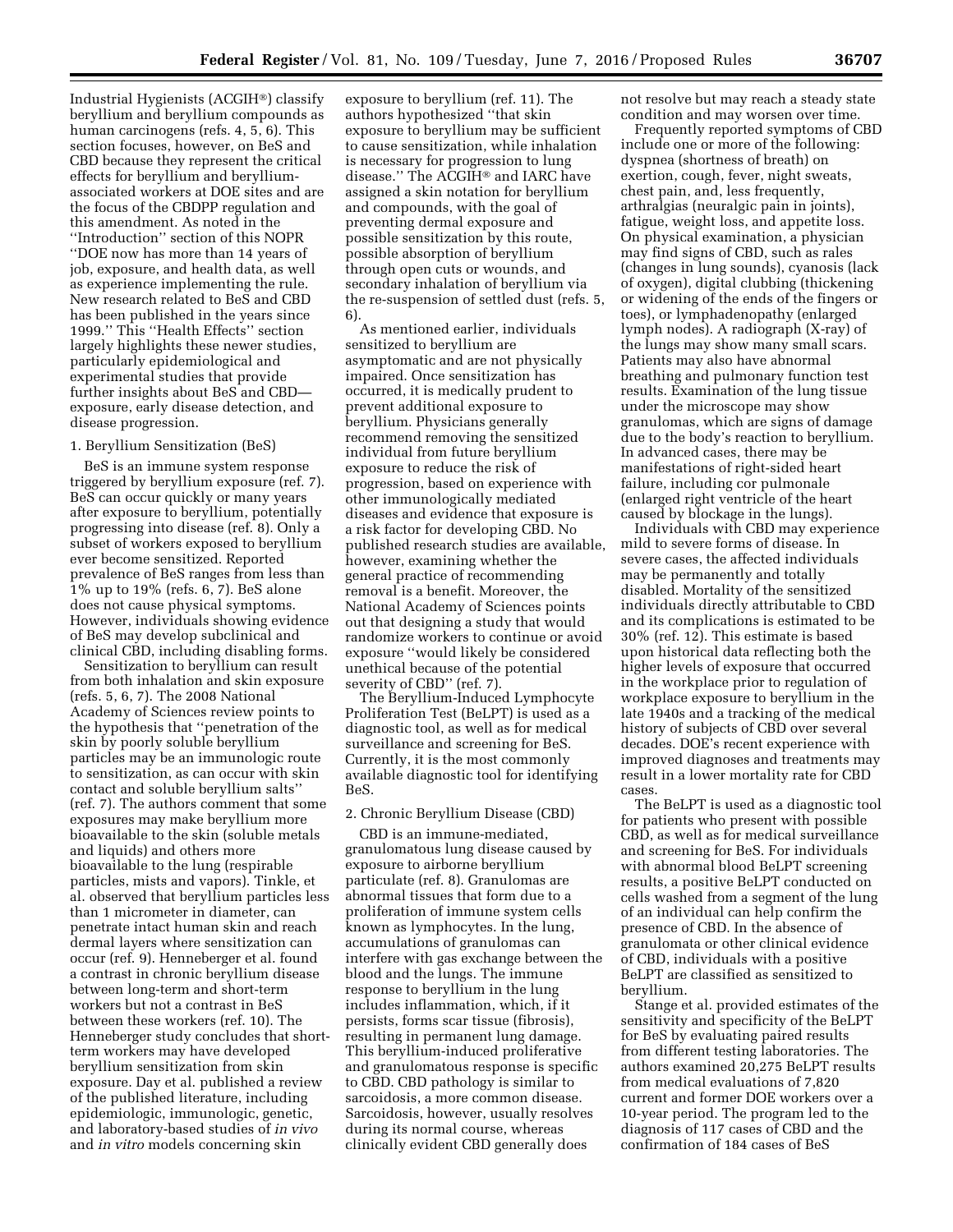Industrial Hygienists (ACGIH®) classify beryllium and beryllium compounds as human carcinogens (refs. 4, 5, 6). This section focuses, however, on BeS and CBD because they represent the critical effects for beryllium and beryllium-associated workers at DOE sites and are the focus of the CBDPP regulation and this amendment. As noted in the ''Introduction'' section of this NOPR ''DOE now has more than 14 years of job, exposure, and health data, as well as experience implementing the rule. New research related to BeS and CBD has been published in the years since 1999.'' This ''Health Effects'' section largely highlights these newer studies, particularly epidemiological and experimental studies that provide further insights about BeS and CBD—exposure, early disease detection, and disease progression.

1. Beryllium Sensitization (BeS)

BeS is an immune system response triggered by beryllium exposure (ref. 7). BeS can occur quickly or many years after exposure to beryllium, potentially progressing into disease (ref. 8). Only a subset of workers exposed to beryllium ever become sensitized. Reported prevalence of BeS ranges from less than 1% up to 19% (refs. 6, 7). BeS alone does not cause physical symptoms. However, individuals showing evidence of BeS may develop subclinical and clinical CBD, including disabling forms.

Sensitization to beryllium can result from both inhalation and skin exposure (refs. 5, 6, 7). The 2008 National Academy of Sciences review points to the hypothesis that ''penetration of the skin by poorly soluble beryllium particles may be an immunologic route to sensitization, as can occur with skin contact and soluble beryllium salts'' (ref. 7). The authors comment that some exposures may make beryllium more bioavailable to the skin (soluble metals and liquids) and others more bioavailable to the lung (respirable particles, mists and vapors). Tinkle, et al. observed that beryllium particles less than 1 micrometer in diameter, can penetrate intact human skin and reach dermal layers where sensitization can occur (ref. 9). Henneberger et al. found a contrast in chronic beryllium disease between long-term and short-term workers but not a contrast in BeS between these workers (ref. 10). The Henneberger study concludes that short-term workers may have developed beryllium sensitization from skin exposure. Day et al. published a review of the published literature, including epidemiologic, immunologic, genetic, and laboratory-based studies of *in vivo* and *in vitro* models concerning skin exposure to beryllium (ref. 11). The authors hypothesized ''that skin exposure to beryllium may be sufficient to cause sensitization, while inhalation is necessary for progression to lung disease.'' The ACGIH® and IARC have assigned a skin notation for beryllium and compounds, with the goal of preventing dermal exposure and possible sensitization by this route, possible absorption of beryllium through open cuts or wounds, and secondary inhalation of beryllium via the re-suspension of settled dust (refs. 5, 6).

As mentioned earlier, individuals sensitized to beryllium are asymptomatic and are not physically impaired. Once sensitization has occurred, it is medically prudent to prevent additional exposure to beryllium. Physicians generally recommend removing the sensitized individual from future beryllium exposure to reduce the risk of progression, based on experience with other immunologically mediated diseases and evidence that exposure is a risk factor for developing CBD. No published research studies are available, however, examining whether the general practice of recommending removal is a benefit. Moreover, the National Academy of Sciences points out that designing a study that would randomize workers to continue or avoid exposure ''would likely be considered unethical because of the potential severity of CBD'' (ref. 7).

The Beryllium-Induced Lymphocyte Proliferation Test (BeLPT) is used as a diagnostic tool, as well as for medical surveillance and screening for BeS. Currently, it is the most commonly available diagnostic tool for identifying BeS.

2. Chronic Beryllium Disease (CBD)

CBD is an immune-mediated, granulomatous lung disease caused by exposure to airborne beryllium particulate (ref. 8). Granulomas are abnormal tissues that form due to a proliferation of immune system cells known as lymphocytes. In the lung, accumulations of granulomas can interfere with gas exchange between the blood and the lungs. The immune response to beryllium in the lung includes inflammation, which, if it persists, forms scar tissue (fibrosis), resulting in permanent lung damage. This beryllium-induced proliferative and granulomatous response is specific to CBD. CBD pathology is similar to sarcoidosis, a more common disease. Sarcoidosis, however, usually resolves during its normal course, whereas clinically evident CBD generally does not resolve but may reach a steady state condition and may worsen over time.

Frequently reported symptoms of CBD include one or more of the following: dyspnea (shortness of breath) on exertion, cough, fever, night sweats, chest pain, and, less frequently, arthralgias (neuralgic pain in joints), fatigue, weight loss, and appetite loss. On physical examination, a physician may find signs of CBD, such as rales (changes in lung sounds), cyanosis (lack of oxygen), digital clubbing (thickening or widening of the ends of the fingers or toes), or lymphadenopathy (enlarged lymph nodes). A radiograph (X-ray) of the lungs may show many small scars. Patients may also have abnormal breathing and pulmonary function test results. Examination of the lung tissue under the microscope may show granulomas, which are signs of damage due to the body's reaction to beryllium. In advanced cases, there may be manifestations of right-sided heart failure, including cor pulmonale (enlarged right ventricle of the heart caused by blockage in the lungs).

Individuals with CBD may experience mild to severe forms of disease. In severe cases, the affected individuals may be permanently and totally disabled. Mortality of the sensitized individuals directly attributable to CBD and its complications is estimated to be 30% (ref. 12). This estimate is based upon historical data reflecting both the higher levels of exposure that occurred in the workplace prior to regulation of workplace exposure to beryllium in the late 1940s and a tracking of the medical history of subjects of CBD over several decades. DOE's recent experience with improved diagnoses and treatments may result in a lower mortality rate for CBD cases.

The BeLPT is used as a diagnostic tool for patients who present with possible CBD, as well as for medical surveillance and screening for BeS. For individuals with abnormal blood BeLPT screening results, a positive BeLPT conducted on cells washed from a segment of the lung of an individual can help confirm the presence of CBD. In the absence of granulomata or other clinical evidence of CBD, individuals with a positive BeLPT are classified as sensitized to beryllium.

Stange et al. provided estimates of the sensitivity and specificity of the BeLPT for BeS by evaluating paired results from different testing laboratories. The authors examined 20,275 BeLPT results from medical evaluations of 7,820 current and former DOE workers over a 10-year period. The program led to the diagnosis of 117 cases of CBD and the confirmation of 184 cases of BeS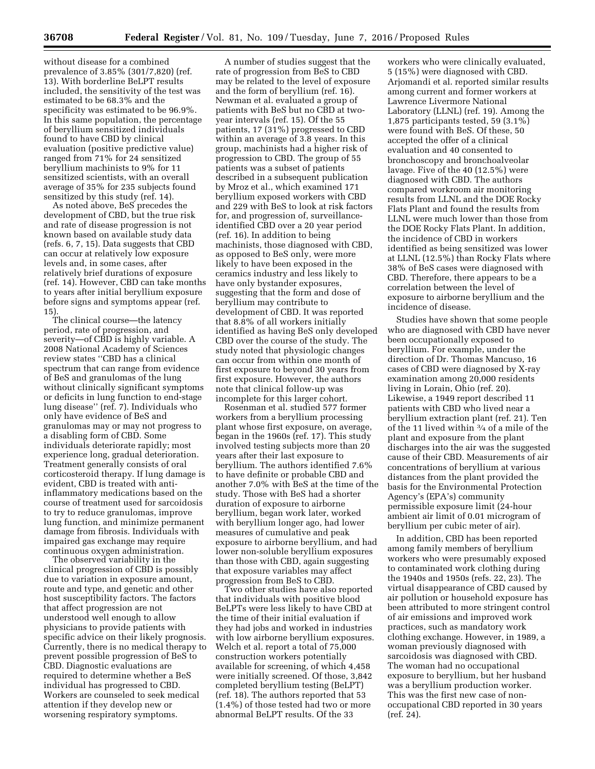without disease for a combined prevalence of 3.85% (301/7,820) (ref. 13). With borderline BeLPT results included, the sensitivity of the test was estimated to be 68.3% and the specificity was estimated to be 96.9%. In this same population, the percentage of beryllium sensitized individuals found to have CBD by clinical evaluation (positive predictive value) ranged from 71% for 24 sensitized beryllium machinists to 9% for 11 sensitized scientists, with an overall average of 35% for 235 subjects found sensitized by this study (ref. 14).

As noted above, BeS precedes the development of CBD, but the true risk and rate of disease progression is not known based on available study data (refs. 6, 7, 15). Data suggests that CBD can occur at relatively low exposure levels and, in some cases, after relatively brief durations of exposure (ref. 14). However, CBD can take months to years after initial beryllium exposure before signs and symptoms appear (ref. 15).

The clinical course—the latency period, rate of progression, and severity—of CBD is highly variable. A 2008 National Academy of Sciences review states "CBD has a clinical spectrum that can range from evidence of BeS and granulomas of the lung without clinically significant symptoms or deficits in lung function to end-stage lung disease" (ref. 7). Individuals who only have evidence of BeS and granulomas may or may not progress to a disabling form of CBD. Some individuals deteriorate rapidly; most experience long, gradual deterioration. Treatment generally consists of oral corticosteroid therapy. If lung damage is evident, CBD is treated with anti-inflammatory medications based on the course of treatment used for sarcoidosis to try to reduce granulomas, improve lung function, and minimize permanent damage from fibrosis. Individuals with impaired gas exchange may require continuous oxygen administration.

The observed variability in the clinical progression of CBD is possibly due to variation in exposure amount, route and type, and genetic and other host susceptibility factors. The factors that affect progression are not understood well enough to allow physicians to provide patients with specific advice on their likely prognosis. Currently, there is no medical therapy to prevent possible progression of BeS to CBD. Diagnostic evaluations are required to determine whether a BeS individual has progressed to CBD. Workers are counseled to seek medical attention if they develop new or worsening respiratory symptoms.

A number of studies suggest that the rate of progression from BeS to CBD may be related to the level of exposure and the form of beryllium (ref. 16). Newman et al. evaluated a group of patients with BeS but no CBD at two-year intervals (ref. 15). Of the 55 patients, 17 (31%) progressed to CBD within an average of 3.8 years. In this group, machinists had a higher risk of progression to CBD. The group of 55 patients was a subset of patients described in a subsequent publication by Mroz et al., which examined 171 beryllium exposed workers with CBD and 229 with BeS to look at risk factors for, and progression of, surveillance-identified CBD over a 20 year period (ref. 16). In addition to being machinists, those diagnosed with CBD, as opposed to BeS only, were more likely to have been exposed in the ceramics industry and less likely to have only bystander exposures, suggesting that the form and dose of beryllium may contribute to development of CBD. It was reported that 8.8% of all workers initially identified as having BeS only developed CBD over the course of the study. The study noted that physiologic changes can occur from within one month of first exposure to beyond 30 years from first exposure. However, the authors note that clinical follow-up was incomplete for this larger cohort.

Rosenman et al. studied 577 former workers from a beryllium processing plant whose first exposure, on average, began in the 1960s (ref. 17). This study involved testing subjects more than 20 years after their last exposure to beryllium. The authors identified 7.6% to have definite or probable CBD and another 7.0% with BeS at the time of the study. Those with BeS had a shorter duration of exposure to airborne beryllium, began work later, worked with beryllium longer ago, had lower measures of cumulative and peak exposure to airborne beryllium, and had lower non-soluble beryllium exposures than those with CBD, again suggesting that exposure variables may affect progression from BeS to CBD.

Two other studies have also reported that individuals with positive blood BeLPTs were less likely to have CBD at the time of their initial evaluation if they had jobs and worked in industries with low airborne beryllium exposures. Welch et al. report a total of 75,000 construction workers potentially available for screening, of which 4,458 were initially screened. Of those, 3,842 completed beryllium testing (BeLPT) (ref. 18). The authors reported that 53 (1.4%) of those tested had two or more abnormal BeLPT results. Of the 33 workers who were clinically evaluated, 5 (15%) were diagnosed with CBD. Arjomandi et al. reported similar results among current and former workers at Lawrence Livermore National Laboratory (LLNL) (ref. 19). Among the 1,875 participants tested, 59 (3.1%) were found with BeS. Of these, 50 accepted the offer of a clinical evaluation and 40 consented to bronchoscopy and bronchoalveolar lavage. Five of the 40 (12.5%) were diagnosed with CBD. The authors compared workroom air monitoring results from LLNL and the DOE Rocky Flats Plant and found the results from LLNL were much lower than those from the DOE Rocky Flats Plant. In addition, the incidence of CBD in workers identified as being sensitized was lower at LLNL (12.5%) than Rocky Flats where 38% of BeS cases were diagnosed with CBD. Therefore, there appears to be a correlation between the level of exposure to airborne beryllium and the incidence of disease.

Studies have shown that some people who are diagnosed with CBD have never been occupationally exposed to beryllium. For example, under the direction of Dr. Thomas Mancuso, 16 cases of CBD were diagnosed by X-ray examination among 20,000 residents living in Lorain, Ohio (ref. 20). Likewise, a 1949 report described 11 patients with CBD who lived near a beryllium extraction plant (ref. 21). Ten of the 11 lived within ¾ of a mile of the plant and exposure from the plant discharges into the air was the suggested cause of their CBD. Measurements of air concentrations of beryllium at various distances from the plant provided the basis for the Environmental Protection Agency's (EPA's) community permissible exposure limit (24-hour ambient air limit of 0.01 microgram of beryllium per cubic meter of air).

In addition, CBD has been reported among family members of beryllium workers who were presumably exposed to contaminated work clothing during the 1940s and 1950s (refs. 22, 23). The virtual disappearance of CBD caused by air pollution or household exposure has been attributed to more stringent control of air emissions and improved work practices, such as mandatory work clothing exchange. However, in 1989, a woman previously diagnosed with sarcoidosis was diagnosed with CBD. The woman had no occupational exposure to beryllium, but her husband was a beryllium production worker. This was the first new case of non-occupational CBD reported in 30 years (ref. 24).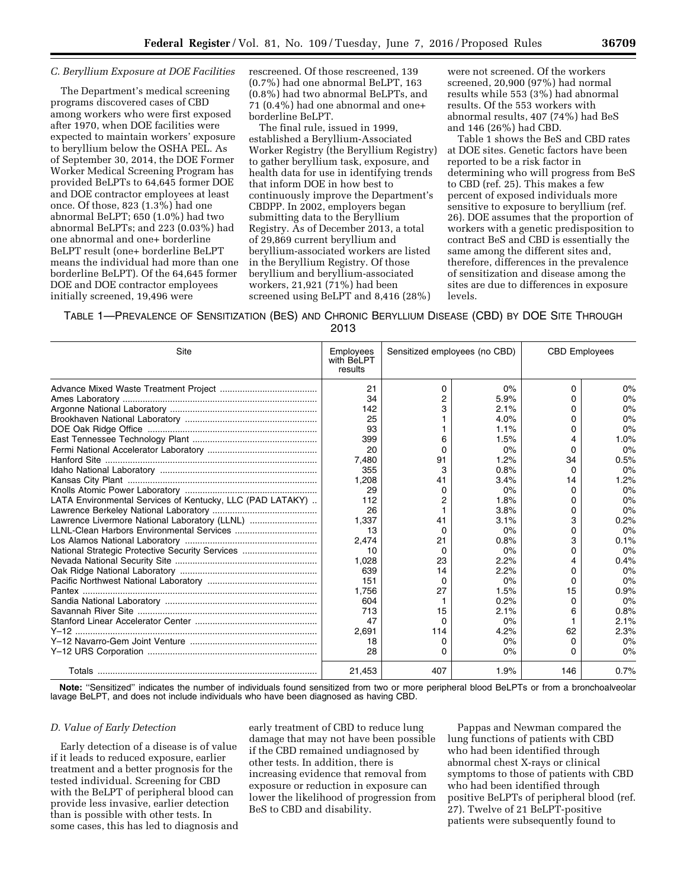### C. Beryllium Exposure at DOE Facilities

The Department's medical screening programs discovered cases of CBD among workers who were first exposed after 1970, when DOE facilities were expected to maintain workers' exposure to beryllium below the OSHA PEL. As of September 30, 2014, the DOE Former Worker Medical Screening Program has provided BeLPTs to 64,645 former DOE and DOE contractor employees at least once. Of those, 823 (1.3%) had one abnormal BeLPT; 650 (1.0%) had two abnormal BeLPTs; and 223 (0.03%) had one abnormal and one+ borderline BeLPT result (one+ borderline BeLPT means the individual had more than one borderline BeLPT). Of the 64,645 former DOE and DOE contractor employees initially screened, 19,496 were rescreened. Of those rescreened, 139 (0.7%) had one abnormal BeLPT, 163 (0.8%) had two abnormal BeLPTs, and 71 (0.4%) had one abnormal and one+ borderline BeLPT.

The final rule, issued in 1999, established a Beryllium-Associated Worker Registry (the Beryllium Registry) to gather beryllium task, exposure, and health data for use in identifying trends that inform DOE in how best to continuously improve the Department's CBDPP. In 2002, employers began submitting data to the Beryllium Registry. As of December 2013, a total of 29,869 current beryllium and beryllium-associated workers are listed in the Beryllium Registry. Of those beryllium and beryllium-associated workers, 21,921 (71%) had been screened using BeLPT and 8,416 (28%) were not screened. Of the workers screened, 20,900 (97%) had normal results while 553 (3%) had abnormal results. Of the 553 workers with abnormal results, 407 (74%) had BeS and 146 (26%) had CBD.

Table 1 shows the BeS and CBD rates at DOE sites. Genetic factors have been reported to be a risk factor in determining who will progress from BeS to CBD (ref. 25). This makes a few percent of exposed individuals more sensitive to exposure to beryllium (ref. 26). DOE assumes that the proportion of workers with a genetic predisposition to contract BeS and CBD is essentially the same among the different sites and, therefore, differences in the prevalence of sensitization and disease among the sites are due to differences in exposure levels.

TABLE 1—PREVALENCE OF SENSITIZATION (BES) AND CHRONIC BERYLLIUM DISEASE (CBD) BY DOE SITE THROUGH 2013

| Site | Employees with BeLPT results | Sensitized employees (no CBD) | | CBD Employees | |
|---|---|---|---|---|---|
| Advance Mixed Waste Treatment Project | 21 | 0 | 0% | 0 | 0% |
| Ames Laboratory | 34 | 2 | 5.9% | 0 | 0% |
| Argonne National Laboratory | 142 | 3 | 2.1% | 0 | 0% |
| Brookhaven National Laboratory | 25 | 1 | 4.0% | 0 | 0% |
| DOE Oak Ridge Office | 93 | 1 | 1.1% | 0 | 0% |
| East Tennessee Technology Plant | 399 | 6 | 1.5% | 4 | 1.0% |
| Fermi National Accelerator Laboratory | 20 | 0 | 0% | 0 | 0% |
| Hanford Site | 7,480 | 91 | 1.2% | 34 | 0.5% |
| Idaho National Laboratory | 355 | 3 | 0.8% | 0 | 0% |
| Kansas City Plant | 1,208 | 41 | 3.4% | 14 | 1.2% |
| Knolls Atomic Power Laboratory | 29 | 0 | 0% | 0 | 0% |
| LATA Environmental Services of Kentucky, LLC (PAD LATAKY) | 112 | 2 | 1.8% | 0 | 0% |
| Lawrence Berkeley National Laboratory | 26 | 1 | 3.8% | 0 | 0% |
| Lawrence Livermore National Laboratory (LLNL) | 1,337 | 41 | 3.1% | 3 | 0.2% |
| LLNL-Clean Harbors Environmental Services | 13 | 0 | 0% | 0 | 0% |
| Los Alamos National Laboratory | 2,474 | 21 | 0.8% | 3 | 0.1% |
| National Strategic Protective Security Services | 10 | 0 | 0% | 0 | 0% |
| Nevada National Security Site | 1,028 | 23 | 2.2% | 4 | 0.4% |
| Oak Ridge National Laboratory | 639 | 14 | 2.2% | 0 | 0% |
| Pacific Northwest National Laboratory | 151 | 0 | 0% | 0 | 0% |
| Pantex | 1,756 | 27 | 1.5% | 15 | 0.9% |
| Sandia National Laboratory | 604 | 1 | 0.2% | 0 | 0% |
| Savannah River Site | 713 | 15 | 2.1% | 6 | 0.8% |
| Stanford Linear Accelerator Center | 47 | 0 | 0% | 1 | 2.1% |
| Y–12 | 2,691 | 114 | 4.2% | 62 | 2.3% |
| Y–12 Navarro-Gem Joint Venture | 18 | 0 | 0% | 0 | 0% |
| Y–12 URS Corporation | 28 | 0 | 0% | 0 | 0% |
| Totals | 21,453 | 407 | 1.9% | 146 | 0.7% |

**Note:** "Sensitized" indicates the number of individuals found sensitized from two or more peripheral blood BeLPTs or from a bronchoalveolar lavage BeLPT, and does not include individuals who have been diagnosed as having CBD.

### D. Value of Early Detection

Early detection of a disease is of value if it leads to reduced exposure, earlier treatment and a better prognosis for the tested individual. Screening for CBD with the BeLPT of peripheral blood can provide less invasive, earlier detection than is possible with other tests. In some cases, this has led to diagnosis and early treatment of CBD to reduce lung damage that may not have been possible if the CBD remained undiagnosed by other tests. In addition, there is increasing evidence that removal from exposure or reduction in exposure can lower the likelihood of progression from BeS to CBD and disability.

Pappas and Newman compared the lung functions of patients with CBD who had been identified through abnormal chest X-rays or clinical symptoms to those of patients with CBD who had been identified through positive BeLPTs of peripheral blood (ref. 27). Twelve of 21 BeLPT-positive patients were subsequently found to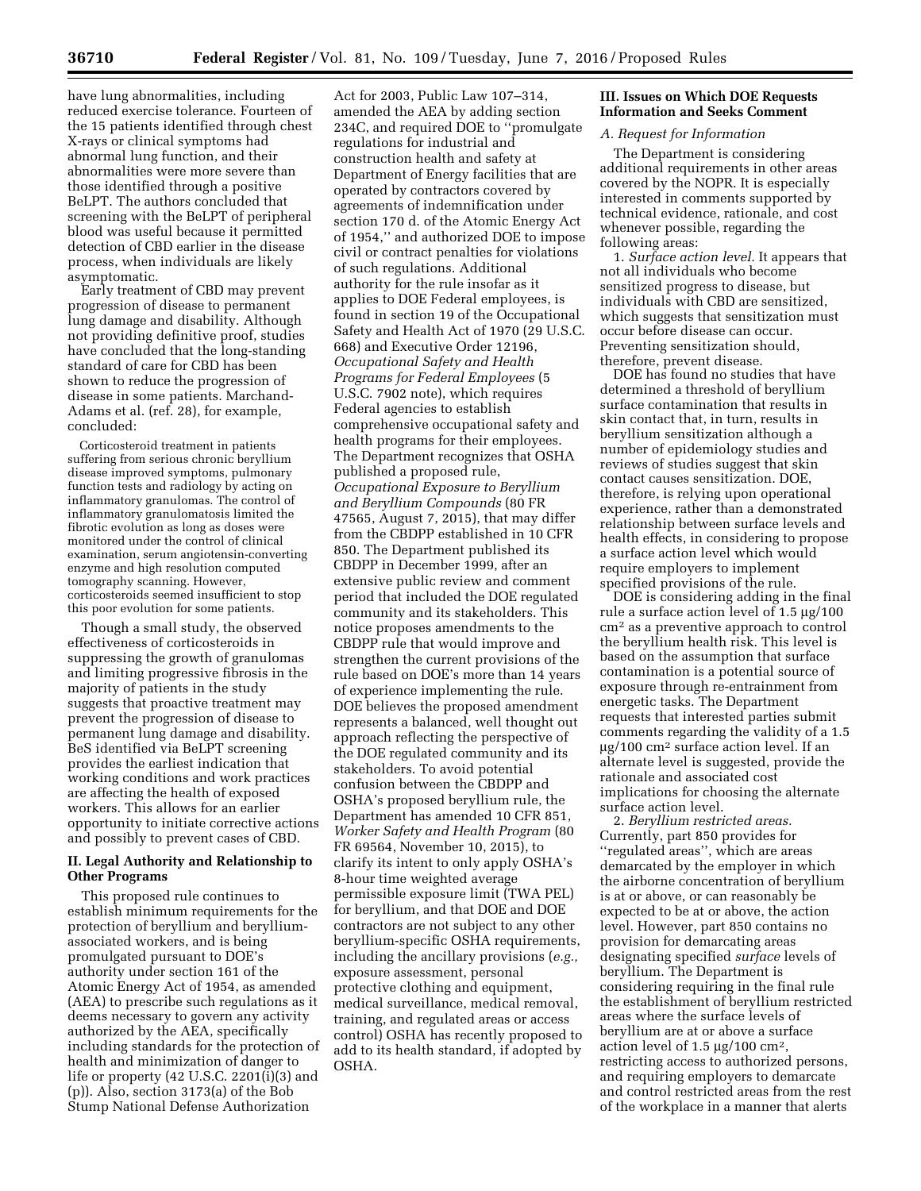have lung abnormalities, including reduced exercise tolerance. Fourteen of the 15 patients identified through chest X-rays or clinical symptoms had abnormal lung function, and their abnormalities were more severe than those identified through a positive BeLPT. The authors concluded that screening with the BeLPT of peripheral blood was useful because it permitted detection of CBD earlier in the disease process, when individuals are likely asymptomatic.

Early treatment of CBD may prevent progression of disease to permanent lung damage and disability. Although not providing definitive proof, studies have concluded that the long-standing standard of care for CBD has been shown to reduce the progression of disease in some patients. Marchand-Adams et al. (ref. 28), for example, concluded:

> Corticosteroid treatment in patients suffering from serious chronic beryllium disease improved symptoms, pulmonary function tests and radiology by acting on inflammatory granulomas. The control of inflammatory granulomatosis limited the fibrotic evolution as long as doses were monitored under the control of clinical examination, serum angiotensin-converting enzyme and high resolution computed tomography scanning. However, corticosteroids seemed insufficient to stop this poor evolution for some patients.

Though a small study, the observed effectiveness of corticosteroids in suppressing the growth of granulomas and limiting progressive fibrosis in the majority of patients in the study suggests that proactive treatment may prevent the progression of disease to permanent lung damage and disability. BeS identified via BeLPT screening provides the earliest indication that working conditions and work practices are affecting the health of exposed workers. This allows for an earlier opportunity to initiate corrective actions and possibly to prevent cases of CBD.

## II. Legal Authority and Relationship to Other Programs

This proposed rule continues to establish minimum requirements for the protection of beryllium and beryllium-associated workers, and is being promulgated pursuant to DOE's authority under section 161 of the Atomic Energy Act of 1954, as amended (AEA) to prescribe such regulations as it deems necessary to govern any activity authorized by the AEA, specifically including standards for the protection of health and minimization of danger to life or property (42 U.S.C. 2201(i)(3) and (p)). Also, section 3173(a) of the Bob Stump National Defense Authorization Act for 2003, Public Law 107–314, amended the AEA by adding section 234C, and required DOE to ''promulgate regulations for industrial and construction health and safety at Department of Energy facilities that are operated by contractors covered by agreements of indemnification under section 170 d. of the Atomic Energy Act of 1954,'' and authorized DOE to impose civil or contract penalties for violations of such regulations. Additional authority for the rule insofar as it applies to DOE Federal employees, is found in section 19 of the Occupational Safety and Health Act of 1970 (29 U.S.C. 668) and Executive Order 12196, *Occupational Safety and Health Programs for Federal Employees* (5 U.S.C. 7902 note), which requires Federal agencies to establish comprehensive occupational safety and health programs for their employees. The Department recognizes that OSHA published a proposed rule, *Occupational Exposure to Beryllium and Beryllium Compounds* (80 FR 47565, August 7, 2015), that may differ from the CBDPP established in 10 CFR 850. The Department published its CBDPP in December 1999, after an extensive public review and comment period that included the DOE regulated community and its stakeholders. This notice proposes amendments to the CBDPP rule that would improve and strengthen the current provisions of the rule based on DOE's more than 14 years of experience implementing the rule. DOE believes the proposed amendment represents a balanced, well thought out approach reflecting the perspective of the DOE regulated community and its stakeholders. To avoid potential confusion between the CBDPP and OSHA's proposed beryllium rule, the Department has amended 10 CFR 851, *Worker Safety and Health Program* (80 FR 69564, November 10, 2015), to clarify its intent to only apply OSHA's 8-hour time weighted average permissible exposure limit (TWA PEL) for beryllium, and that DOE and DOE contractors are not subject to any other beryllium-specific OSHA requirements, including the ancillary provisions (*e.g.,* exposure assessment, personal protective clothing and equipment, medical surveillance, medical removal, training, and regulated areas or access control) OSHA has recently proposed to add to its health standard, if adopted by OSHA.

## III. Issues on Which DOE Requests Information and Seeks Comment

### *A. Request for Information*

The Department is considering additional requirements in other areas covered by the NOPR. It is especially interested in comments supported by technical evidence, rationale, and cost whenever possible, regarding the following areas:

1. *Surface action level.* It appears that not all individuals who become sensitized progress to disease, but individuals with CBD are sensitized, which suggests that sensitization must occur before disease can occur. Preventing sensitization should, therefore, prevent disease.

DOE has found no studies that have determined a threshold of beryllium surface contamination that results in skin contact that, in turn, results in beryllium sensitization although a number of epidemiology studies and reviews of studies suggest that skin contact causes sensitization. DOE, therefore, is relying upon operational experience, rather than a demonstrated relationship between surface levels and health effects, in considering to propose a surface action level which would require employers to implement specified provisions of the rule.

DOE is considering adding in the final rule a surface action level of 1.5 μg/100 cm² as a preventive approach to control the beryllium health risk. This level is based on the assumption that surface contamination is a potential source of exposure through re-entrainment from energetic tasks. The Department requests that interested parties submit comments regarding the validity of a 1.5 μg/100 cm² surface action level. If an alternate level is suggested, provide the rationale and associated cost implications for choosing the alternate surface action level.

2. *Beryllium restricted areas.* Currently, part 850 provides for ''regulated areas'', which are areas demarcated by the employer in which the airborne concentration of beryllium is at or above, or can reasonably be expected to be at or above, the action level. However, part 850 contains no provision for demarcating areas designating specified *surface* levels of beryllium. The Department is considering requiring in the final rule the establishment of beryllium restricted areas where the surface levels of beryllium are at or above a surface action level of 1.5 μg/100 cm², restricting access to authorized persons, and requiring employers to demarcate and control restricted areas from the rest of the workplace in a manner that alerts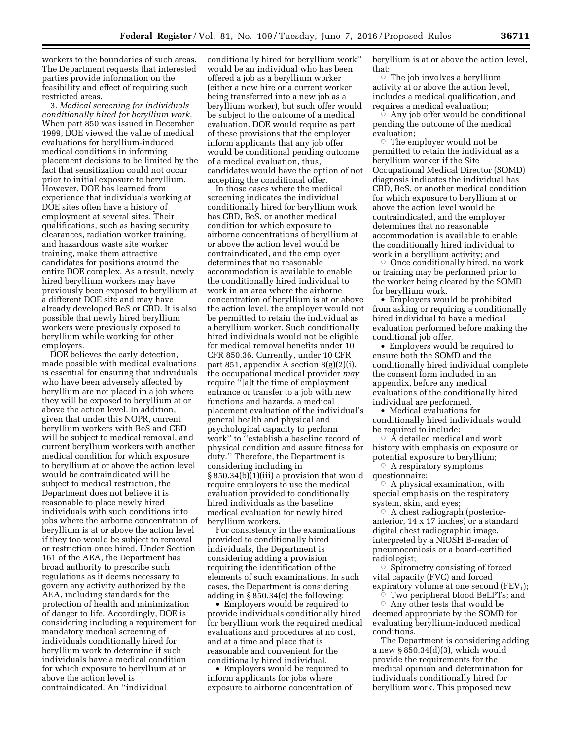workers to the boundaries of such areas. The Department requests that interested parties provide information on the feasibility and effect of requiring such restricted areas.

3. *Medical screening for individuals conditionally hired for beryllium work.* When part 850 was issued in December 1999, DOE viewed the value of medical evaluations for beryllium-induced medical conditions in informing placement decisions to be limited by the fact that sensitization could not occur prior to initial exposure to beryllium. However, DOE has learned from experience that individuals working at DOE sites often have a history of employment at several sites. Their qualifications, such as having security clearances, radiation worker training, and hazardous waste site worker training, make them attractive candidates for positions around the entire DOE complex. As a result, newly hired beryllium workers may have previously been exposed to beryllium at a different DOE site and may have already developed BeS or CBD. It is also possible that newly hired beryllium workers were previously exposed to beryllium while working for other employers.

DOE believes the early detection, made possible with medical evaluations is essential for ensuring that individuals who have been adversely affected by beryllium are not placed in a job where they will be exposed to beryllium at or above the action level. In addition, given that under this NOPR, current beryllium workers with BeS and CBD will be subject to medical removal, and current beryllium workers with another medical condition for which exposure to beryllium at or above the action level would be contraindicated will be subject to medical restriction, the Department does not believe it is reasonable to place newly hired individuals with such conditions into jobs where the airborne concentration of beryllium is at or above the action level if they too would be subject to removal or restriction once hired. Under Section 161 of the AEA, the Department has broad authority to prescribe such regulations as it deems necessary to govern any activity authorized by the AEA, including standards for the protection of health and minimization of danger to life. Accordingly, DOE is considering including a requirement for mandatory medical screening of individuals conditionally hired for beryllium work to determine if such individuals have a medical condition for which exposure to beryllium at or above the action level is contraindicated. An ''individual conditionally hired for beryllium work'' would be an individual who has been offered a job as a beryllium worker (either a new hire or a current worker being transferred into a new job as a beryllium worker), but such offer would be subject to the outcome of a medical evaluation. DOE would require as part of these provisions that the employer inform applicants that any job offer would be conditional pending outcome of a medical evaluation, thus, candidates would have the option of not accepting the conditional offer.

In those cases where the medical screening indicates the individual conditionally hired for beryllium work has CBD, BeS, or another medical condition for which exposure to airborne concentrations of beryllium at or above the action level would be contraindicated, and the employer determines that no reasonable accommodation is available to enable the conditionally hired individual to work in an area where the airborne concentration of beryllium is at or above the action level, the employer would not be permitted to retain the individual as a beryllium worker. Such conditionally hired individuals would not be eligible for medical removal benefits under 10 CFR 850.36. Currently, under 10 CFR part 851, appendix A section 8(g)(2)(i), the occupational medical provider *may* require ''[a]t the time of employment entrance or transfer to a job with new functions and hazards, a medical placement evaluation of the individual's general health and physical and psychological capacity to perform work'' to ''establish a baseline record of physical condition and assure fitness for duty.'' Therefore, the Department is considering including in § 850.34(b)(1)(iii) a provision that would require employers to use the medical evaluation provided to conditionally hired individuals as the baseline medical evaluation for newly hired beryllium workers.

For consistency in the examinations provided to conditionally hired individuals, the Department is considering adding a provision requiring the identification of the elements of such examinations. In such cases, the Department is considering adding in § 850.34(c) the following:

- Employers would be required to provide individuals conditionally hired for beryllium work the required medical evaluations and procedures at no cost, and at a time and place that is reasonable and convenient for the conditionally hired individual.
- Employers would be required to inform applicants for jobs where exposure to airborne concentration of beryllium is at or above the action level, that:
  - The job involves a beryllium activity at or above the action level, includes a medical qualification, and requires a medical evaluation;
  - Any job offer would be conditional pending the outcome of the medical evaluation;
  - The employer would not be permitted to retain the individual as a beryllium worker if the Site Occupational Medical Director (SOMD) diagnosis indicates the individual has CBD, BeS, or another medical condition for which exposure to beryllium at or above the action level would be contraindicated, and the employer determines that no reasonable accommodation is available to enable the conditionally hired individual to work in a beryllium activity; and
  - Once conditionally hired, no work or training may be performed prior to the worker being cleared by the SOMD for beryllium work.
- Employers would be prohibited from asking or requiring a conditionally hired individual to have a medical evaluation performed before making the conditional job offer.
- Employers would be required to ensure both the SOMD and the conditionally hired individual complete the consent form included in an appendix, before any medical evaluations of the conditionally hired individual are performed.
- Medical evaluations for conditionally hired individuals would be required to include:
  - A detailed medical and work history with emphasis on exposure or potential exposure to beryllium;
  - A respiratory symptoms questionnaire;
  - A physical examination, with special emphasis on the respiratory system, skin, and eyes;
  - A chest radiograph (posterior-anterior, 14 x 17 inches) or a standard digital chest radiographic image, interpreted by a NIOSH B-reader of pneumoconiosis or a board-certified radiologist;
  - Spirometry consisting of forced vital capacity (FVC) and forced expiratory volume at one second ($FEV_1$);
  - Two peripheral blood BeLPTs; and
  - Any other tests that would be deemed appropriate by the SOMD for evaluating beryllium-induced medical conditions.

The Department is considering adding a new § 850.34(d)(3), which would provide the requirements for the medical opinion and determination for individuals conditionally hired for beryllium work. This proposed new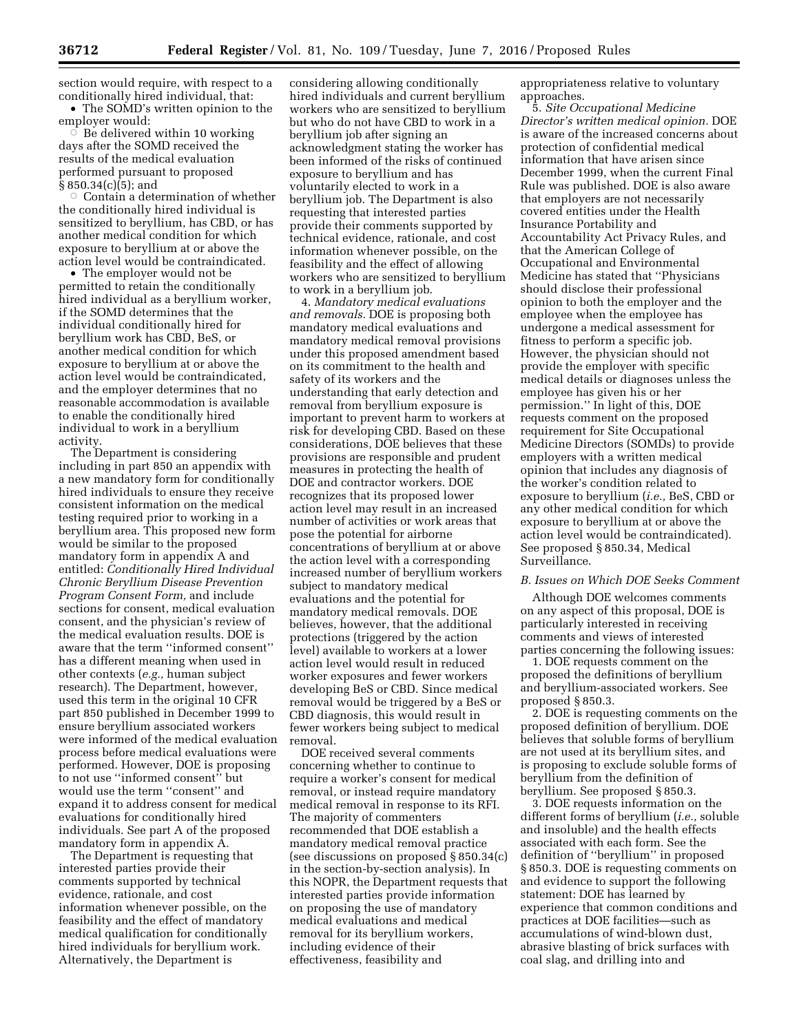section would require, with respect to a conditionally hired individual, that:

- The SOMD's written opinion to the employer would:
  - Be delivered within 10 working days after the SOMD received the results of the medical evaluation performed pursuant to proposed § 850.34(c)(5); and
  - Contain a determination of whether the conditionally hired individual is sensitized to beryllium, has CBD, or has another medical condition for which exposure to beryllium at or above the action level would be contraindicated.
- The employer would not be permitted to retain the conditionally hired individual as a beryllium worker, if the SOMD determines that the individual conditionally hired for beryllium work has CBD, BeS, or another medical condition for which exposure to beryllium at or above the action level would be contraindicated, and the employer determines that no reasonable accommodation is available to enable the conditionally hired individual to work in a beryllium activity.

The Department is considering including in part 850 an appendix with a new mandatory form for conditionally hired individuals to ensure they receive consistent information on the medical testing required prior to working in a beryllium area. This proposed new form would be similar to the proposed mandatory form in appendix A and entitled: *Conditionally Hired Individual Chronic Beryllium Disease Prevention Program Consent Form,* and include sections for consent, medical evaluation consent, and the physician's review of the medical evaluation results. DOE is aware that the term ''informed consent'' has a different meaning when used in other contexts (*e.g.,* human subject research). The Department, however, used this term in the original 10 CFR part 850 published in December 1999 to ensure beryllium associated workers were informed of the medical evaluation process before medical evaluations were performed. However, DOE is proposing to not use ''informed consent'' but would use the term ''consent'' and expand it to address consent for medical evaluations for conditionally hired individuals. See part A of the proposed mandatory form in appendix A.

The Department is requesting that interested parties provide their comments supported by technical evidence, rationale, and cost information whenever possible, on the feasibility and the effect of mandatory medical qualification for conditionally hired individuals for beryllium work. Alternatively, the Department is considering allowing conditionally hired individuals and current beryllium workers who are sensitized to beryllium but who do not have CBD to work in a beryllium job after signing an acknowledgment stating the worker has been informed of the risks of continued exposure to beryllium and has voluntarily elected to work in a beryllium job. The Department is also requesting that interested parties provide their comments supported by technical evidence, rationale, and cost information whenever possible, on the feasibility and the effect of allowing workers who are sensitized to beryllium to work in a beryllium job.

4. *Mandatory medical evaluations and removals.* DOE is proposing both mandatory medical evaluations and mandatory medical removal provisions under this proposed amendment based on its commitment to the health and safety of its workers and the understanding that early detection and removal from beryllium exposure is important to prevent harm to workers at risk for developing CBD. Based on these considerations, DOE believes that these provisions are responsible and prudent measures in protecting the health of DOE and contractor workers. DOE recognizes that its proposed lower action level may result in an increased number of activities or work areas that pose the potential for airborne concentrations of beryllium at or above the action level with a corresponding increased number of beryllium workers subject to mandatory medical evaluations and the potential for mandatory medical removals. DOE believes, however, that the additional protections (triggered by the action level) available to workers at a lower action level would result in reduced worker exposures and fewer workers developing BeS or CBD. Since medical removal would be triggered by a BeS or CBD diagnosis, this would result in fewer workers being subject to medical removal.

DOE received several comments concerning whether to continue to require a worker's consent for medical removal, or instead require mandatory medical removal in response to its RFI. The majority of commenters recommended that DOE establish a mandatory medical removal practice (see discussions on proposed § 850.34(c) in the section-by-section analysis). In this NOPR, the Department requests that interested parties provide information on proposing the use of mandatory medical evaluations and medical removal for its beryllium workers, including evidence of their effectiveness, feasibility and appropriateness relative to voluntary approaches.

5. *Site Occupational Medicine Director's written medical opinion.* DOE is aware of the increased concerns about protection of confidential medical information that have arisen since December 1999, when the current Final Rule was published. DOE is also aware that employers are not necessarily covered entities under the Health Insurance Portability and Accountability Act Privacy Rules, and that the American College of Occupational and Environmental Medicine has stated that ''Physicians should disclose their professional opinion to both the employer and the employee when the employee has undergone a medical assessment for fitness to perform a specific job. However, the physician should not provide the employer with specific medical details or diagnoses unless the employee has given his or her permission.'' In light of this, DOE requests comment on the proposed requirement for Site Occupational Medicine Directors (SOMDs) to provide employers with a written medical opinion that includes any diagnosis of the worker's condition related to exposure to beryllium (*i.e.,* BeS, CBD or any other medical condition for which exposure to beryllium at or above the action level would be contraindicated). See proposed § 850.34, Medical Surveillance.

### *B. Issues on Which DOE Seeks Comment*

Although DOE welcomes comments on any aspect of this proposal, DOE is particularly interested in receiving comments and views of interested parties concerning the following issues:

1. DOE requests comment on the proposed the definitions of beryllium and beryllium-associated workers. See proposed § 850.3.

2. DOE is requesting comments on the proposed definition of beryllium. DOE believes that soluble forms of beryllium are not used at its beryllium sites, and is proposing to exclude soluble forms of beryllium from the definition of beryllium. See proposed § 850.3.

3. DOE requests information on the different forms of beryllium (*i.e.,* soluble and insoluble) and the health effects associated with each form. See the definition of ''beryllium'' in proposed § 850.3. DOE is requesting comments on and evidence to support the following statement: DOE has learned by experience that common conditions and practices at DOE facilities—such as accumulations of wind-blown dust, abrasive blasting of brick surfaces with coal slag, and drilling into and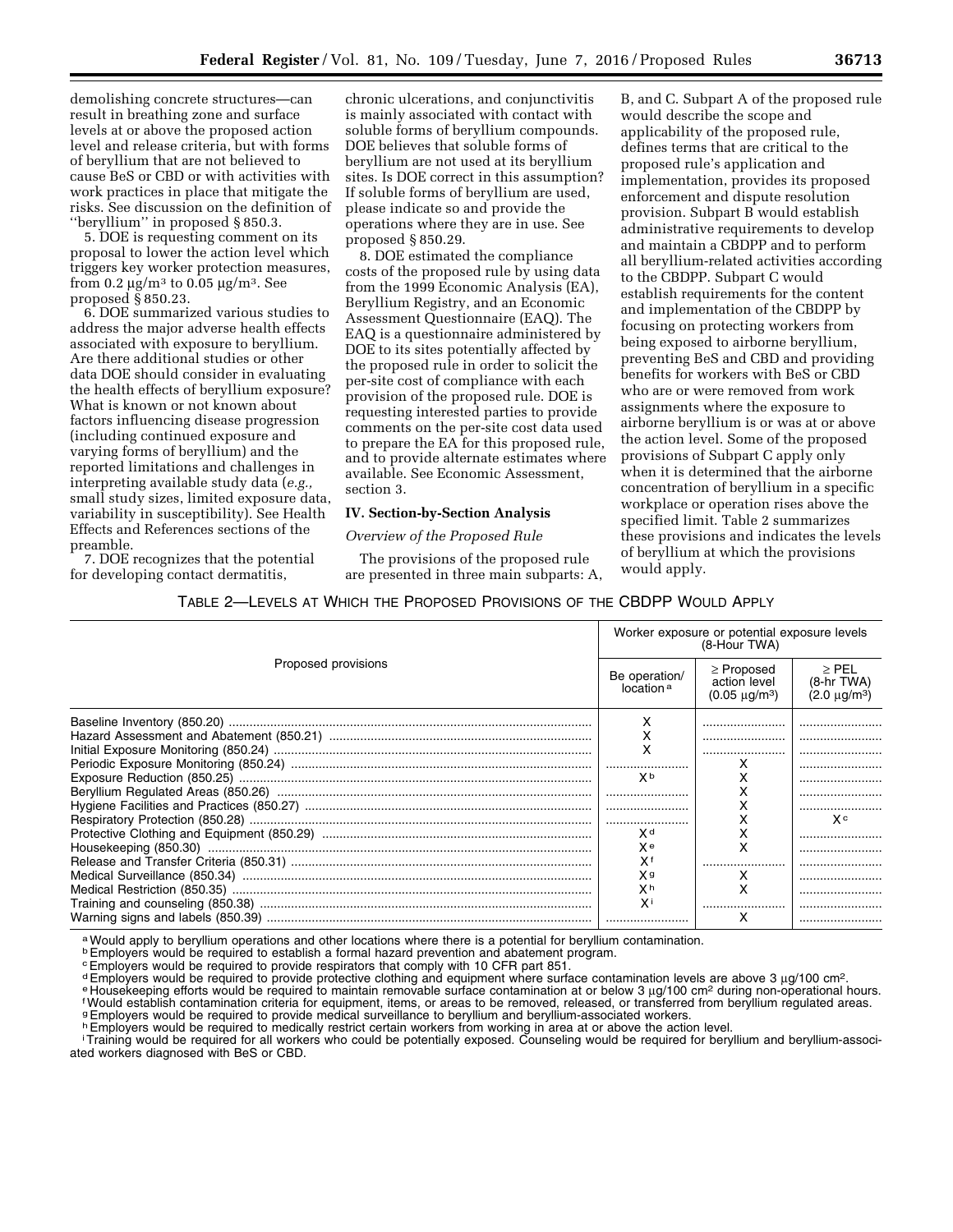demolishing concrete structures—can result in breathing zone and surface levels at or above the proposed action level and release criteria, but with forms of beryllium that are not believed to cause BeS or CBD or with activities with work practices in place that mitigate the risks. See discussion on the definition of ''beryllium'' in proposed § 850.3.

5. DOE is requesting comment on its proposal to lower the action level which triggers key worker protection measures, from 0.2 μg/m³ to 0.05 μg/m³. See proposed § 850.23.

6. DOE summarized various studies to address the major adverse health effects associated with exposure to beryllium. Are there additional studies or other data DOE should consider in evaluating the health effects of beryllium exposure? What is known or not known about factors influencing disease progression (including continued exposure and varying forms of beryllium) and the reported limitations and challenges in interpreting available study data (*e.g.,* small study sizes, limited exposure data, variability in susceptibility). See Health Effects and References sections of the preamble.

7. DOE recognizes that the potential for developing contact dermatitis, chronic ulcerations, and conjunctivitis is mainly associated with contact with soluble forms of beryllium compounds. DOE believes that soluble forms of beryllium are not used at its beryllium sites. Is DOE correct in this assumption? If soluble forms of beryllium are used, please indicate so and provide the operations where they are in use. See proposed § 850.29.

8. DOE estimated the compliance costs of the proposed rule by using data from the 1999 Economic Analysis (EA), Beryllium Registry, and an Economic Assessment Questionnaire (EAQ). The EAQ is a questionnaire administered by DOE to its sites potentially affected by the proposed rule in order to solicit the per-site cost of compliance with each provision of the proposed rule. DOE is requesting interested parties to provide comments on the per-site cost data used to prepare the EA for this proposed rule, and to provide alternate estimates where available. See Economic Assessment, section 3.

## IV. Section-by-Section Analysis

*Overview of the Proposed Rule*

The provisions of the proposed rule are presented in three main subparts: A, B, and C. Subpart A of the proposed rule would describe the scope and applicability of the proposed rule, defines terms that are critical to the proposed rule's application and implementation, provides its proposed enforcement and dispute resolution provision. Subpart B would establish administrative requirements to develop and maintain a CBDPP and to perform all beryllium-related activities according to the CBDPP. Subpart C would establish requirements for the content and implementation of the CBDPP by focusing on protecting workers from being exposed to airborne beryllium, preventing BeS and CBD and providing benefits for workers with BeS or CBD who are or were removed from work assignments where the exposure to airborne beryllium is or was at or above the action level. Some of the proposed provisions of Subpart C apply only when it is determined that the airborne concentration of beryllium in a specific workplace or operation rises above the specified limit. Table 2 summarizes these provisions and indicates the levels of beryllium at which the provisions would apply.

TABLE 2—LEVELS AT WHICH THE PROPOSED PROVISIONS OF THE CBDPP WOULD APPLY

| Proposed provisions | Worker exposure or potential exposure levels (8-Hour TWA) | | |
|---|---|---|---|
| | Be operation/ location [a] | ≥ Proposed action level (0.05 μg/m³) | ≥ PEL (8-hr TWA) (2.0 μg/m³) |
| Baseline Inventory (850.20) | X | | |
| Hazard Assessment and Abatement (850.21) | X | | |
| Initial Exposure Monitoring (850.24) | X | | |
| Periodic Exposure Monitoring (850.24) | | X | |
| Exposure Reduction (850.25) | X [b] | X | |
| Beryllium Regulated Areas (850.26) | | X | |
| Hygiene Facilities and Practices (850.27) | | X | |
| Respiratory Protection (850.28) | | X | X [c] |
| Protective Clothing and Equipment (850.29) | X [d] | X | |
| Housekeeping (850.30) | X [e] | X | |
| Release and Transfer Criteria (850.31) | X [f] | | |
| Medical Surveillance (850.34) | X [g] | X | |
| Medical Restriction (850.35) | X [h] | X | |
| Training and counseling (850.38) | X [i] | | |
| Warning signs and labels (850.39) | | X | |

[a] Would apply to beryllium operations and other locations where there is a potential for beryllium contamination.
[b] Employers would be required to establish a formal hazard prevention and abatement program.
[c] Employers would be required to provide respirators that comply with 10 CFR part 851.
[d] Employers would be required to provide protective clothing and equipment where surface contamination levels are above 3 μg/100 cm².
[e] Housekeeping efforts would be required to maintain removable surface contamination at or below 3 μg/100 cm² during non-operational hours.
[f] Would establish contamination criteria for equipment, items, or areas to be removed, released, or transferred from beryllium regulated areas.
[g] Employers would be required to provide medical surveillance to beryllium and beryllium-associated workers.
[h] Employers would be required to medically restrict certain workers from working in area at or above the action level.
[i] Training would be required for all workers who could be potentially exposed. Counseling would be required for beryllium and beryllium-associated workers diagnosed with BeS or CBD.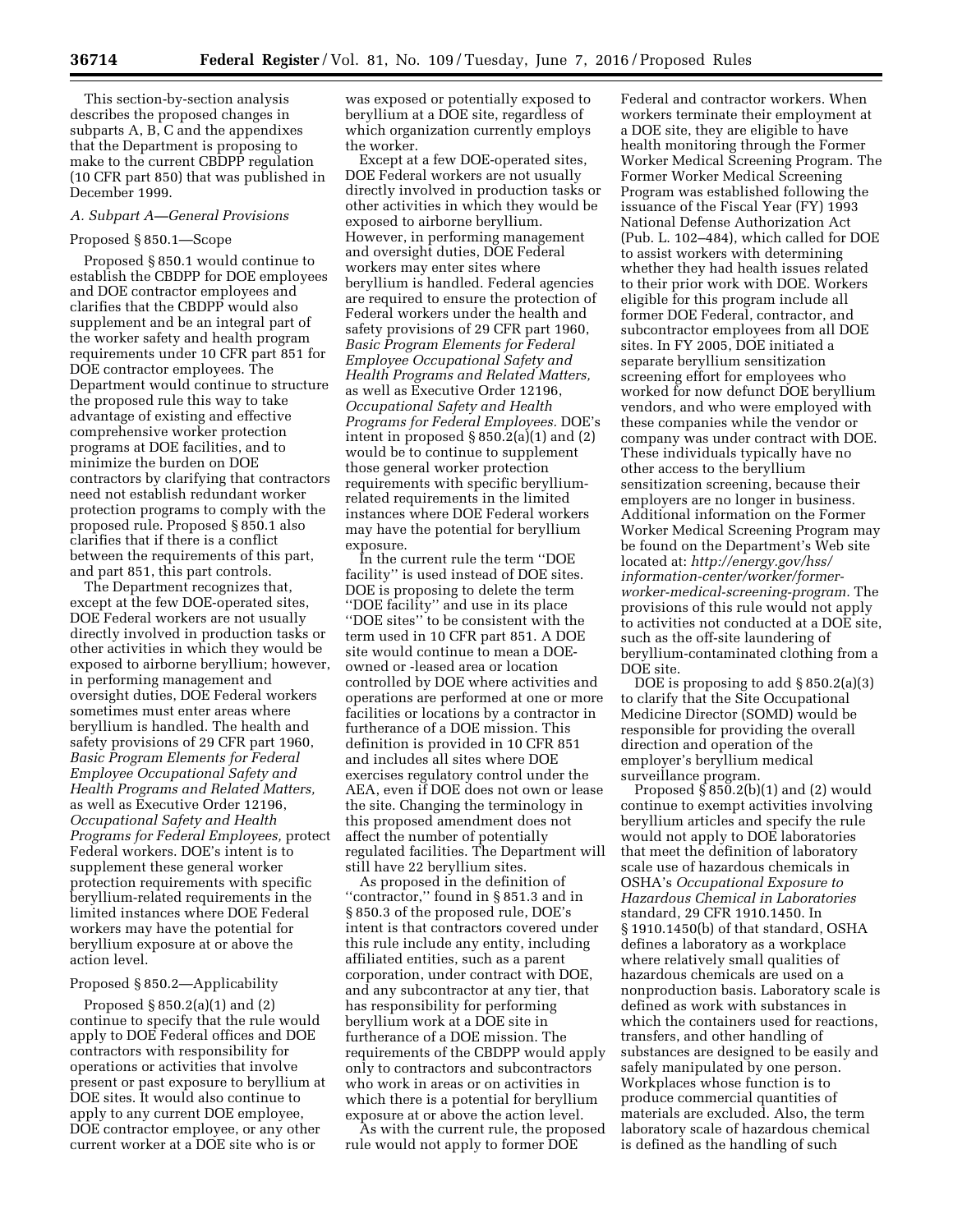This section-by-section analysis describes the proposed changes in subparts A, B, C and the appendixes that the Department is proposing to make to the current CBDPP regulation (10 CFR part 850) that was published in December 1999.

### A. Subpart A—General Provisions

#### Proposed § 850.1—Scope

Proposed § 850.1 would continue to establish the CBDPP for DOE employees and DOE contractor employees and clarifies that the CBDPP would also supplement and be an integral part of the worker safety and health program requirements under 10 CFR part 851 for DOE contractor employees. The Department would continue to structure the proposed rule this way to take advantage of existing and effective comprehensive worker protection programs at DOE facilities, and to minimize the burden on DOE contractors by clarifying that contractors need not establish redundant worker protection programs to comply with the proposed rule. Proposed § 850.1 also clarifies that if there is a conflict between the requirements of this part, and part 851, this part controls.

The Department recognizes that, except at the few DOE-operated sites, DOE Federal workers are not usually directly involved in production tasks or other activities in which they would be exposed to airborne beryllium; however, in performing management and oversight duties, DOE Federal workers sometimes must enter areas where beryllium is handled. The health and safety provisions of 29 CFR part 1960, *Basic Program Elements for Federal Employee Occupational Safety and Health Programs and Related Matters,* as well as Executive Order 12196, *Occupational Safety and Health Programs for Federal Employees,* protect Federal workers. DOE's intent is to supplement these general worker protection requirements with specific beryllium-related requirements in the limited instances where DOE Federal workers may have the potential for beryllium exposure at or above the action level.

#### Proposed § 850.2—Applicability

Proposed § 850.2(a)(1) and (2) continue to specify that the rule would apply to DOE Federal offices and DOE contractors with responsibility for operations or activities that involve present or past exposure to beryllium at DOE sites. It would also continue to apply to any current DOE employee, DOE contractor employee, or any other current worker at a DOE site who is or was exposed or potentially exposed to beryllium at a DOE site, regardless of which organization currently employs the worker.

Except at a few DOE-operated sites, DOE Federal workers are not usually directly involved in production tasks or other activities in which they would be exposed to airborne beryllium. However, in performing management and oversight duties, DOE Federal workers may enter sites where beryllium is handled. Federal agencies are required to ensure the protection of Federal workers under the health and safety provisions of 29 CFR part 1960, *Basic Program Elements for Federal Employee Occupational Safety and Health Programs and Related Matters,* as well as Executive Order 12196, *Occupational Safety and Health Programs for Federal Employees.* DOE's intent in proposed § 850.2(a)(1) and (2) would be to continue to supplement those general worker protection requirements with specific beryllium-related requirements in the limited instances where DOE Federal workers may have the potential for beryllium exposure.

In the current rule the term ''DOE facility'' is used instead of DOE sites. DOE is proposing to delete the term ''DOE facility'' and use in its place ''DOE sites'' to be consistent with the term used in 10 CFR part 851. A DOE site would continue to mean a DOE-owned or -leased area or location controlled by DOE where activities and operations are performed at one or more facilities or locations by a contractor in furtherance of a DOE mission. This definition is provided in 10 CFR 851 and includes all sites where DOE exercises regulatory control under the AEA, even if DOE does not own or lease the site. Changing the terminology in this proposed amendment does not affect the number of potentially regulated facilities. The Department will still have 22 beryllium sites.

As proposed in the definition of ''contractor,'' found in § 851.3 and in § 850.3 of the proposed rule, DOE's intent is that contractors covered under this rule include any entity, including affiliated entities, such as a parent corporation, under contract with DOE, and any subcontractor at any tier, that has responsibility for performing beryllium work at a DOE site in furtherance of a DOE mission. The requirements of the CBDPP would apply only to contractors and subcontractors who work in areas or on activities in which there is a potential for beryllium exposure at or above the action level.

As with the current rule, the proposed rule would not apply to former DOE Federal and contractor workers. When workers terminate their employment at a DOE site, they are eligible to have health monitoring through the Former Worker Medical Screening Program. The Former Worker Medical Screening Program was established following the issuance of the Fiscal Year (FY) 1993 National Defense Authorization Act (Pub. L. 102–484), which called for DOE to assist workers with determining whether they had health issues related to their prior work with DOE. Workers eligible for this program include all former DOE Federal, contractor, and subcontractor employees from all DOE sites. In FY 2005, DOE initiated a separate beryllium sensitization screening effort for employees who worked for now defunct DOE beryllium vendors, and who were employed with these companies while the vendor or company was under contract with DOE. These individuals typically have no other access to the beryllium sensitization screening, because their employers are no longer in business. Additional information on the Former Worker Medical Screening Program may be found on the Department's Web site located at: *http://energy.gov/hss/information-center/worker/former-worker-medical-screening-program.* The provisions of this rule would not apply to activities not conducted at a DOE site, such as the off-site laundering of beryllium-contaminated clothing from a DOE site.

DOE is proposing to add § 850.2(a)(3) to clarify that the Site Occupational Medicine Director (SOMD) would be responsible for providing the overall direction and operation of the employer's beryllium medical surveillance program.

Proposed § 850.2(b)(1) and (2) would continue to exempt activities involving beryllium articles and specify the rule would not apply to DOE laboratories that meet the definition of laboratory scale use of hazardous chemicals in OSHA's *Occupational Exposure to Hazardous Chemical in Laboratories* standard, 29 CFR 1910.1450. In § 1910.1450(b) of that standard, OSHA defines a laboratory as a workplace where relatively small qualities of hazardous chemicals are used on a nonproduction basis. Laboratory scale is defined as work with substances in which the containers used for reactions, transfers, and other handling of substances are designed to be easily and safely manipulated by one person. Workplaces whose function is to produce commercial quantities of materials are excluded. Also, the term laboratory scale of hazardous chemical is defined as the handling of such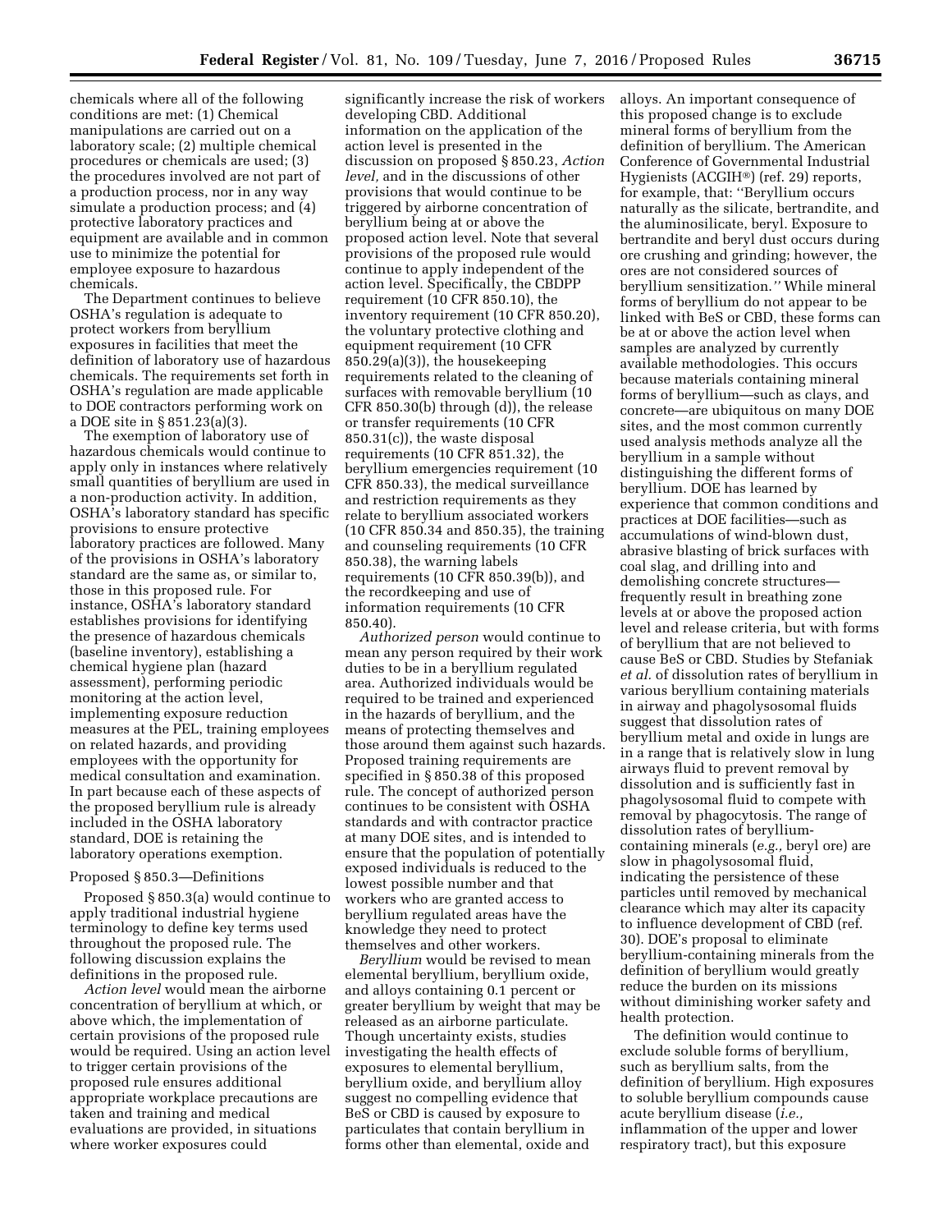chemicals where all of the following conditions are met: (1) Chemical manipulations are carried out on a laboratory scale; (2) multiple chemical procedures or chemicals are used; (3) the procedures involved are not part of a production process, nor in any way simulate a production process; and (4) protective laboratory practices and equipment are available and in common use to minimize the potential for employee exposure to hazardous chemicals.

The Department continues to believe OSHA's regulation is adequate to protect workers from beryllium exposures in facilities that meet the definition of laboratory use of hazardous chemicals. The requirements set forth in OSHA's regulation are made applicable to DOE contractors performing work on a DOE site in § 851.23(a)(3).

The exemption of laboratory use of hazardous chemicals would continue to apply only in instances where relatively small quantities of beryllium are used in a non-production activity. In addition, OSHA's laboratory standard has specific provisions to ensure protective laboratory practices are followed. Many of the provisions in OSHA's laboratory standard are the same as, or similar to, those in this proposed rule. For instance, OSHA's laboratory standard establishes provisions for identifying the presence of hazardous chemicals (baseline inventory), establishing a chemical hygiene plan (hazard assessment), performing periodic monitoring at the action level, implementing exposure reduction measures at the PEL, training employees on related hazards, and providing employees with the opportunity for medical consultation and examination. In part because each of these aspects of the proposed beryllium rule is already included in the OSHA laboratory standard, DOE is retaining the laboratory operations exemption.

Proposed § 850.3—Definitions

Proposed § 850.3(a) would continue to apply traditional industrial hygiene terminology to define key terms used throughout the proposed rule. The following discussion explains the definitions in the proposed rule.

*Action level* would mean the airborne concentration of beryllium at which, or above which, the implementation of certain provisions of the proposed rule would be required. Using an action level to trigger certain provisions of the proposed rule ensures additional appropriate workplace precautions are taken and training and medical evaluations are provided, in situations where worker exposures could significantly increase the risk of workers developing CBD. Additional information on the application of the action level is presented in the discussion on proposed § 850.23, *Action level,* and in the discussions of other provisions that would continue to be triggered by airborne concentration of beryllium being at or above the proposed action level. Note that several provisions of the proposed rule would continue to apply independent of the action level. Specifically, the CBDPP requirement (10 CFR 850.10), the inventory requirement (10 CFR 850.20), the voluntary protective clothing and equipment requirement (10 CFR 850.29(a)(3)), the housekeeping requirements related to the cleaning of surfaces with removable beryllium (10 CFR 850.30(b) through (d)), the release or transfer requirements (10 CFR 850.31(c)), the waste disposal requirements (10 CFR 851.32), the beryllium emergencies requirement (10 CFR 850.33), the medical surveillance and restriction requirements as they relate to beryllium associated workers (10 CFR 850.34 and 850.35), the training and counseling requirements (10 CFR 850.38), the warning labels requirements (10 CFR 850.39(b)), and the recordkeeping and use of information requirements (10 CFR 850.40).

*Authorized person* would continue to mean any person required by their work duties to be in a beryllium regulated area. Authorized individuals would be required to be trained and experienced in the hazards of beryllium, and the means of protecting themselves and those around them against such hazards. Proposed training requirements are specified in § 850.38 of this proposed rule. The concept of authorized person continues to be consistent with OSHA standards and with contractor practice at many DOE sites, and is intended to ensure that the population of potentially exposed individuals is reduced to the lowest possible number and that workers who are granted access to beryllium regulated areas have the knowledge they need to protect themselves and other workers.

*Beryllium* would be revised to mean elemental beryllium, beryllium oxide, and alloys containing 0.1 percent or greater beryllium by weight that may be released as an airborne particulate. Though uncertainty exists, studies investigating the health effects of exposures to elemental beryllium, beryllium oxide, and beryllium alloy suggest no compelling evidence that BeS or CBD is caused by exposure to particulates that contain beryllium in forms other than elemental, oxide and alloys. An important consequence of this proposed change is to exclude mineral forms of beryllium from the definition of beryllium. The American Conference of Governmental Industrial Hygienists (ACGIH®) (ref. 29) reports, for example, that: ''Beryllium occurs naturally as the silicate, bertrandite, and the aluminosilicate, beryl. Exposure to bertrandite and beryl dust occurs during ore crushing and grinding; however, the ores are not considered sources of beryllium sensitization.'' While mineral forms of beryllium do not appear to be linked with BeS or CBD, these forms can be at or above the action level when samples are analyzed by currently available methodologies. This occurs because materials containing mineral forms of beryllium—such as clays, and concrete—are ubiquitous on many DOE sites, and the most common currently used analysis methods analyze all the beryllium in a sample without distinguishing the different forms of beryllium. DOE has learned by experience that common conditions and practices at DOE facilities—such as accumulations of wind-blown dust, abrasive blasting of brick surfaces with coal slag, and drilling into and demolishing concrete structures—frequently result in breathing zone levels at or above the proposed action level and release criteria, but with forms of beryllium that are not believed to cause BeS or CBD. Studies by Stefaniak *et al.* of dissolution rates of beryllium in various beryllium containing materials in airway and phagolysosomal fluids suggest that dissolution rates of beryllium metal and oxide in lungs are in a range that is relatively slow in lung airways fluid to prevent removal by dissolution and is sufficiently fast in phagolysosomal fluid to compete with removal by phagocytosis. The range of dissolution rates of beryllium-containing minerals (*e.g.,* beryl ore) are slow in phagolysosomal fluid, indicating the persistence of these particles until removed by mechanical clearance which may alter its capacity to influence development of CBD (ref. 30). DOE's proposal to eliminate beryllium-containing minerals from the definition of beryllium would greatly reduce the burden on its missions without diminishing worker safety and health protection.

The definition would continue to exclude soluble forms of beryllium, such as beryllium salts, from the definition of beryllium. High exposures to soluble beryllium compounds cause acute beryllium disease (*i.e.,* inflammation of the upper and lower respiratory tract), but this exposure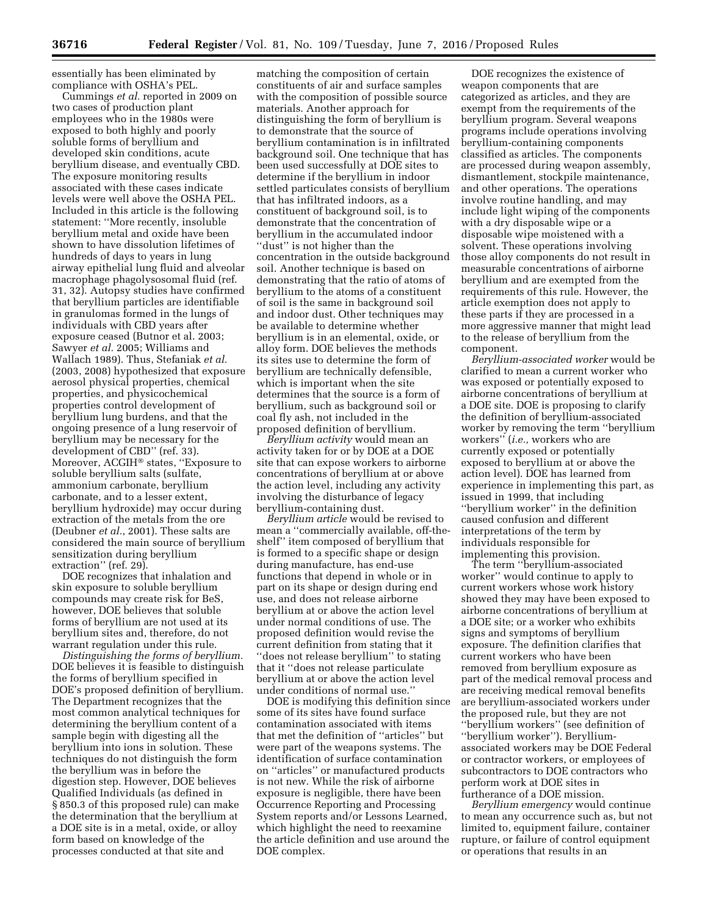essentially has been eliminated by compliance with OSHA's PEL.

Cummings *et al.* reported in 2009 on two cases of production plant employees who in the 1980s were exposed to both highly and poorly soluble forms of beryllium and developed skin conditions, acute beryllium disease, and eventually CBD. The exposure monitoring results associated with these cases indicate levels were well above the OSHA PEL. Included in this article is the following statement: "More recently, insoluble beryllium metal and oxide have been shown to have dissolution lifetimes of hundreds of days to years in lung airway epithelial lung fluid and alveolar macrophage phagolysosomal fluid (ref. 31, 32). Autopsy studies have confirmed that beryllium particles are identifiable in granulomas formed in the lungs of individuals with CBD years after exposure ceased (Butnor et al. 2003; Sawyer *et al.* 2005; Williams and Wallach 1989). Thus, Stefaniak *et al.* (2003, 2008) hypothesized that exposure aerosol physical properties, chemical properties, and physicochemical properties control development of beryllium lung burdens, and that the ongoing presence of a lung reservoir of beryllium may be necessary for the development of CBD" (ref. 33). Moreover, ACGIH® states, "Exposure to soluble beryllium salts (sulfate, ammonium carbonate, beryllium carbonate, and to a lesser extent, beryllium hydroxide) may occur during extraction of the metals from the ore (Deubner *et al.*, 2001). These salts are considered the main source of beryllium sensitization during beryllium extraction" (ref. 29).

DOE recognizes that inhalation and skin exposure to soluble beryllium compounds may create risk for BeS, however, DOE believes that soluble forms of beryllium are not used at its beryllium sites and, therefore, do not warrant regulation under this rule.

*Distinguishing the forms of beryllium.* DOE believes it is feasible to distinguish the forms of beryllium specified in DOE's proposed definition of beryllium. The Department recognizes that the most common analytical techniques for determining the beryllium content of a sample begin with digesting all the beryllium into ions in solution. These techniques do not distinguish the form the beryllium was in before the digestion step. However, DOE believes Qualified Individuals (as defined in § 850.3 of this proposed rule) can make the determination that the beryllium at a DOE site is in a metal, oxide, or alloy form based on knowledge of the processes conducted at that site and matching the composition of certain constituents of air and surface samples with the composition of possible source materials. Another approach for distinguishing the form of beryllium is to demonstrate that the source of beryllium contamination is in infiltrated background soil. One technique that has been used successfully at DOE sites to determine if the beryllium in indoor settled particulates consists of beryllium that has infiltrated indoors, as a constituent of background soil, is to demonstrate that the concentration of beryllium in the accumulated indoor "dust" is not higher than the concentration in the outside background soil. Another technique is based on demonstrating that the ratio of atoms of beryllium to the atoms of a constituent of soil is the same in background soil and indoor dust. Other techniques may be available to determine whether beryllium is in an elemental, oxide, or alloy form. DOE believes the methods its sites use to determine the form of beryllium are technically defensible, which is important when the site determines that the source is a form of beryllium, such as background soil or coal fly ash, not included in the proposed definition of beryllium.

*Beryllium activity* would mean an activity taken for or by DOE at a DOE site that can expose workers to airborne concentrations of beryllium at or above the action level, including any activity involving the disturbance of legacy beryllium-containing dust.

*Beryllium article* would be revised to mean a "commercially available, off-the-shelf" item composed of beryllium that is formed to a specific shape or design during manufacture, has end-use functions that depend in whole or in part on its shape or design during end use, and does not release airborne beryllium at or above the action level under normal conditions of use. The proposed definition would revise the current definition from stating that it "does not release beryllium" to stating that it "does not release particulate beryllium at or above the action level under conditions of normal use."

DOE is modifying this definition since some of its sites have found surface contamination associated with items that met the definition of "articles" but were part of the weapons systems. The identification of surface contamination on "articles" or manufactured products is not new. While the risk of airborne exposure is negligible, there have been Occurrence Reporting and Processing System reports and/or Lessons Learned, which highlight the need to reexamine the article definition and use around the DOE complex.

DOE recognizes the existence of weapon components that are categorized as articles, and they are exempt from the requirements of the beryllium program. Several weapons programs include operations involving beryllium-containing components classified as articles. The components are processed during weapon assembly, dismantlement, stockpile maintenance, and other operations. The operations involve routine handling, and may include light wiping of the components with a dry disposable wipe or a disposable wipe moistened with a solvent. These operations involving those alloy components do not result in measurable concentrations of airborne beryllium and are exempted from the requirements of this rule. However, the article exemption does not apply to these parts if they are processed in a more aggressive manner that might lead to the release of beryllium from the component.

*Beryllium-associated worker* would be clarified to mean a current worker who was exposed or potentially exposed to airborne concentrations of beryllium at a DOE site. DOE is proposing to clarify the definition of beryllium-associated worker by removing the term "beryllium workers" (*i.e.,* workers who are currently exposed or potentially exposed to beryllium at or above the action level). DOE has learned from experience in implementing this part, as issued in 1999, that including "beryllium worker" in the definition caused confusion and different interpretations of the term by individuals responsible for implementing this provision.

The term "beryllium-associated worker" would continue to apply to current workers whose work history showed they may have been exposed to airborne concentrations of beryllium at a DOE site; or a worker who exhibits signs and symptoms of beryllium exposure. The definition clarifies that current workers who have been removed from beryllium exposure as part of the medical removal process and are receiving medical removal benefits are beryllium-associated workers under the proposed rule, but they are not "beryllium workers" (see definition of "beryllium worker"). Beryllium-associated workers may be DOE Federal or contractor workers, or employees of subcontractors to DOE contractors who perform work at DOE sites in furtherance of a DOE mission.

*Beryllium emergency* would continue to mean any occurrence such as, but not limited to, equipment failure, container rupture, or failure of control equipment or operations that results in an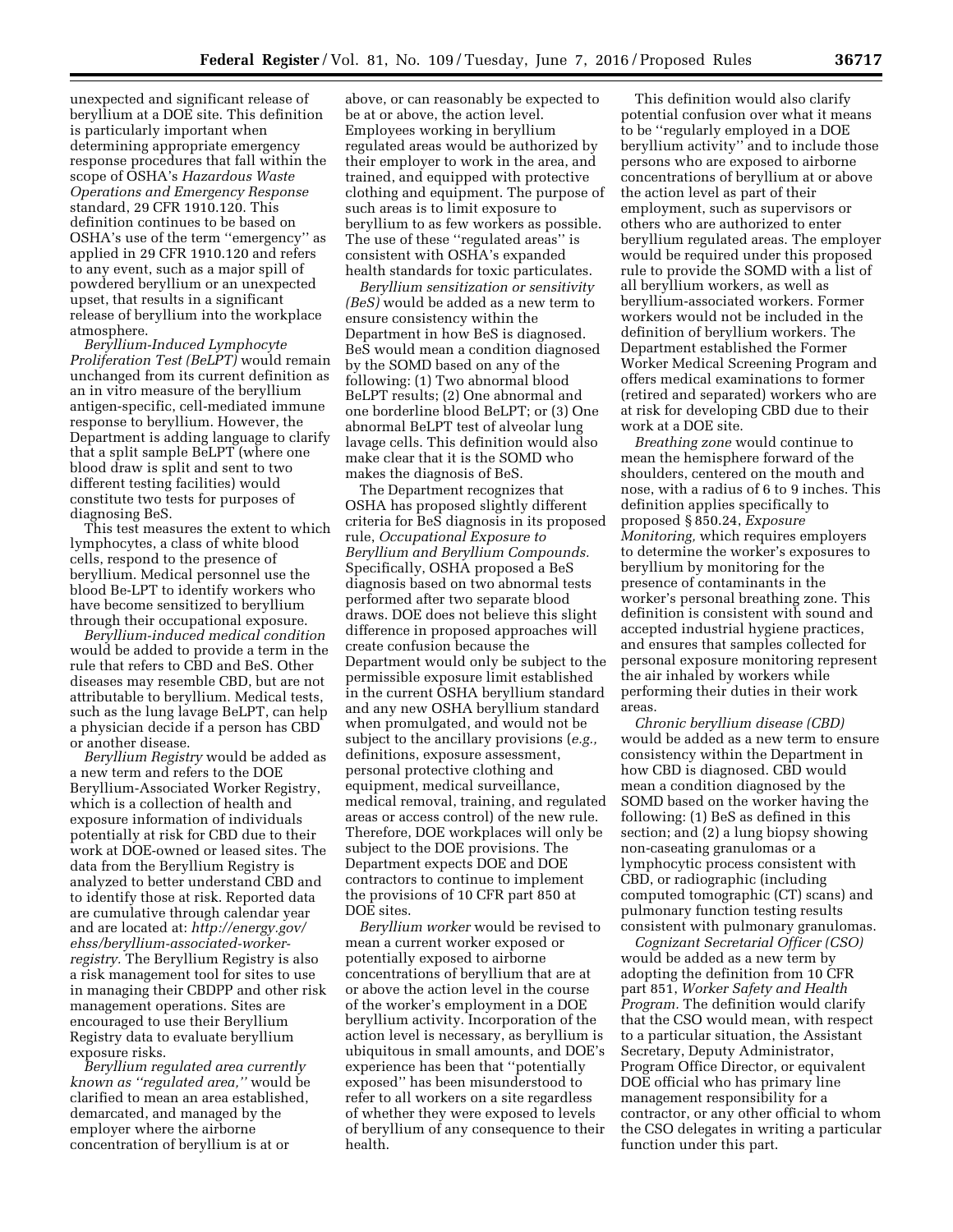unexpected and significant release of beryllium at a DOE site. This definition is particularly important when determining appropriate emergency response procedures that fall within the scope of OSHA's *Hazardous Waste Operations and Emergency Response* standard, 29 CFR 1910.120. This definition continues to be based on OSHA's use of the term ''emergency'' as applied in 29 CFR 1910.120 and refers to any event, such as a major spill of powdered beryllium or an unexpected upset, that results in a significant release of beryllium into the workplace atmosphere.

*Beryllium-Induced Lymphocyte Proliferation Test (BeLPT)* would remain unchanged from its current definition as an in vitro measure of the beryllium antigen-specific, cell-mediated immune response to beryllium. However, the Department is adding language to clarify that a split sample BeLPT (where one blood draw is split and sent to two different testing facilities) would constitute two tests for purposes of diagnosing BeS.

This test measures the extent to which lymphocytes, a class of white blood cells, respond to the presence of beryllium. Medical personnel use the blood Be-LPT to identify workers who have become sensitized to beryllium through their occupational exposure.

*Beryllium-induced medical condition* would be added to provide a term in the rule that refers to CBD and BeS. Other diseases may resemble CBD, but are not attributable to beryllium. Medical tests, such as the lung lavage BeLPT, can help a physician decide if a person has CBD or another disease.

*Beryllium Registry* would be added as a new term and refers to the DOE Beryllium-Associated Worker Registry, which is a collection of health and exposure information of individuals potentially at risk for CBD due to their work at DOE-owned or leased sites. The data from the Beryllium Registry is analyzed to better understand CBD and to identify those at risk. Reported data are cumulative through calendar year and are located at: *http://energy.gov/ehss/beryllium-associated-worker-registry.* The Beryllium Registry is also a risk management tool for sites to use in managing their CBDPP and other risk management operations. Sites are encouraged to use their Beryllium Registry data to evaluate beryllium exposure risks.

*Beryllium regulated area currently known as ''regulated area,''* would be clarified to mean an area established, demarcated, and managed by the employer where the airborne concentration of beryllium is at or above, or can reasonably be expected to be at or above, the action level. Employees working in beryllium regulated areas would be authorized by their employer to work in the area, and trained, and equipped with protective clothing and equipment. The purpose of such areas is to limit exposure to beryllium to as few workers as possible. The use of these ''regulated areas'' is consistent with OSHA's expanded health standards for toxic particulates.

*Beryllium sensitization or sensitivity (BeS)* would be added as a new term to ensure consistency within the Department in how BeS is diagnosed. BeS would mean a condition diagnosed by the SOMD based on any of the following: (1) Two abnormal blood BeLPT results; (2) One abnormal and one borderline blood BeLPT; or (3) One abnormal BeLPT test of alveolar lung lavage cells. This definition would also make clear that it is the SOMD who makes the diagnosis of BeS.

The Department recognizes that OSHA has proposed slightly different criteria for BeS diagnosis in its proposed rule, *Occupational Exposure to Beryllium and Beryllium Compounds.* Specifically, OSHA proposed a BeS diagnosis based on two abnormal tests performed after two separate blood draws. DOE does not believe this slight difference in proposed approaches will create confusion because the Department would only be subject to the permissible exposure limit established in the current OSHA beryllium standard and any new OSHA beryllium standard when promulgated, and would not be subject to the ancillary provisions (*e.g.,* definitions, exposure assessment, personal protective clothing and equipment, medical surveillance, medical removal, training, and regulated areas or access control) of the new rule. Therefore, DOE workplaces will only be subject to the DOE provisions. The Department expects DOE and DOE contractors to continue to implement the provisions of 10 CFR part 850 at DOE sites.

*Beryllium worker* would be revised to mean a current worker exposed or potentially exposed to airborne concentrations of beryllium that are at or above the action level in the course of the worker's employment in a DOE beryllium activity. Incorporation of the action level is necessary, as beryllium is ubiquitous in small amounts, and DOE's experience has been that ''potentially exposed'' has been misunderstood to refer to all workers on a site regardless of whether they were exposed to levels of beryllium of any consequence to their health.

This definition would also clarify potential confusion over what it means to be ''regularly employed in a DOE beryllium activity'' and to include those persons who are exposed to airborne concentrations of beryllium at or above the action level as part of their employment, such as supervisors or others who are authorized to enter beryllium regulated areas. The employer would be required under this proposed rule to provide the SOMD with a list of all beryllium workers, as well as beryllium-associated workers. Former workers would not be included in the definition of beryllium workers. The Department established the Former Worker Medical Screening Program and offers medical examinations to former (retired and separated) workers who are at risk for developing CBD due to their work at a DOE site.

*Breathing zone* would continue to mean the hemisphere forward of the shoulders, centered on the mouth and nose, with a radius of 6 to 9 inches. This definition applies specifically to proposed § 850.24, *Exposure Monitoring,* which requires employers to determine the worker's exposures to beryllium by monitoring for the presence of contaminants in the worker's personal breathing zone. This definition is consistent with sound and accepted industrial hygiene practices, and ensures that samples collected for personal exposure monitoring represent the air inhaled by workers while performing their duties in their work areas.

*Chronic beryllium disease (CBD)* would be added as a new term to ensure consistency within the Department in how CBD is diagnosed. CBD would mean a condition diagnosed by the SOMD based on the worker having the following: (1) BeS as defined in this section; and (2) a lung biopsy showing non-caseating granulomas or a lymphocytic process consistent with CBD, or radiographic (including computed tomographic (CT) scans) and pulmonary function testing results consistent with pulmonary granulomas.

*Cognizant Secretarial Officer (CSO)* would be added as a new term by adopting the definition from 10 CFR part 851, *Worker Safety and Health Program.* The definition would clarify that the CSO would mean, with respect to a particular situation, the Assistant Secretary, Deputy Administrator, Program Office Director, or equivalent DOE official who has primary line management responsibility for a contractor, or any other official to whom the CSO delegates in writing a particular function under this part.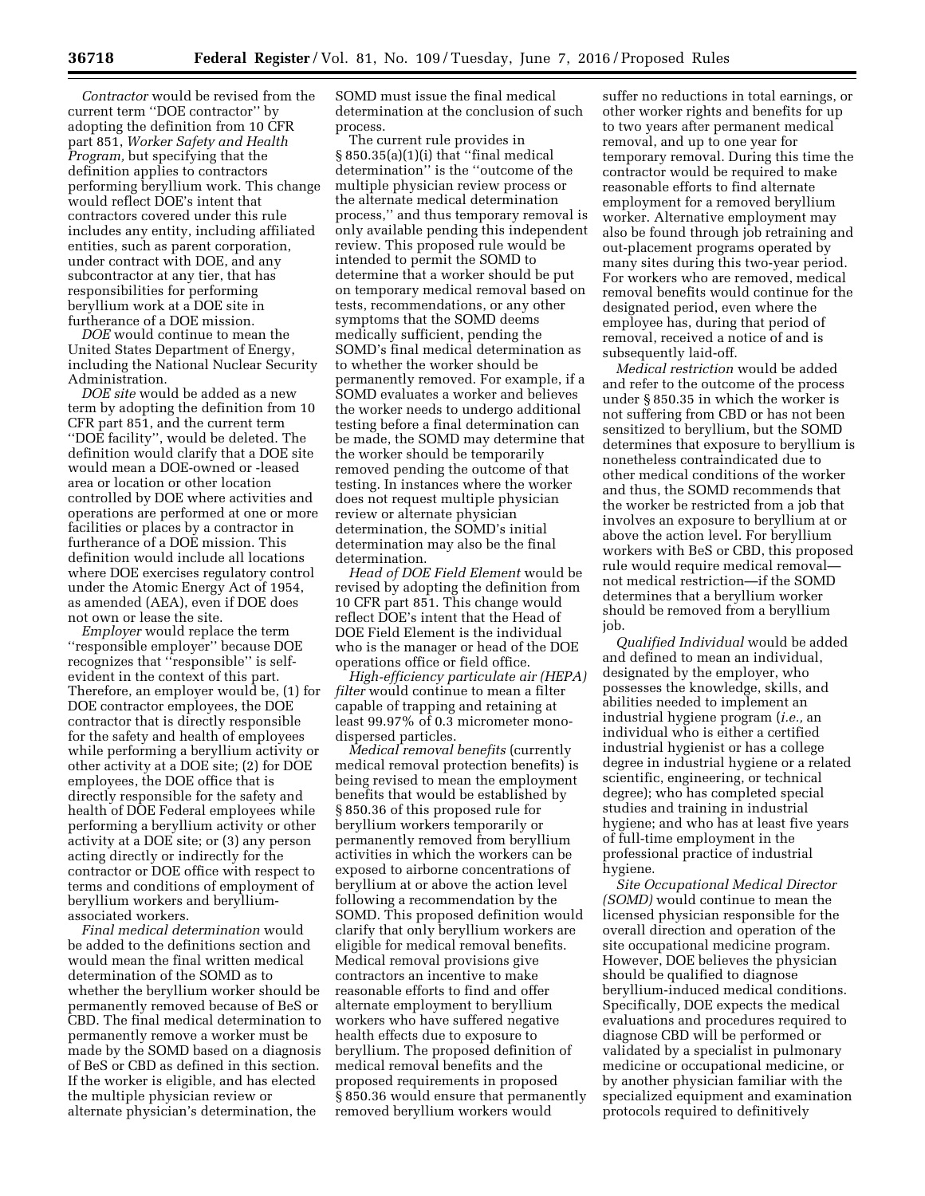*Contractor* would be revised from the current term ''DOE contractor'' by adopting the definition from 10 CFR part 851, *Worker Safety and Health Program,* but specifying that the definition applies to contractors performing beryllium work. This change would reflect DOE's intent that contractors covered under this rule includes any entity, including affiliated entities, such as parent corporation, under contract with DOE, and any subcontractor at any tier, that has responsibilities for performing beryllium work at a DOE site in furtherance of a DOE mission.

*DOE* would continue to mean the United States Department of Energy, including the National Nuclear Security Administration.

*DOE site* would be added as a new term by adopting the definition from 10 CFR part 851, and the current term ''DOE facility'', would be deleted. The definition would clarify that a DOE site would mean a DOE-owned or -leased area or location or other location controlled by DOE where activities and operations are performed at one or more facilities or places by a contractor in furtherance of a DOE mission. This definition would include all locations where DOE exercises regulatory control under the Atomic Energy Act of 1954, as amended (AEA), even if DOE does not own or lease the site.

*Employer* would replace the term ''responsible employer'' because DOE recognizes that ''responsible'' is self-evident in the context of this part. Therefore, an employer would be, (1) for DOE contractor employees, the DOE contractor that is directly responsible for the safety and health of employees while performing a beryllium activity or other activity at a DOE site; (2) for DOE employees, the DOE office that is directly responsible for the safety and health of DOE Federal employees while performing a beryllium activity or other activity at a DOE site; or (3) any person acting directly or indirectly for the contractor or DOE office with respect to terms and conditions of employment of beryllium workers and beryllium-associated workers.

*Final medical determination* would be added to the definitions section and would mean the final written medical determination of the SOMD as to whether the beryllium worker should be permanently removed because of BeS or CBD. The final medical determination to permanently remove a worker must be made by the SOMD based on a diagnosis of BeS or CBD as defined in this section. If the worker is eligible, and has elected the multiple physician review or alternate physician's determination, the SOMD must issue the final medical determination at the conclusion of such process.

The current rule provides in § 850.35(a)(1)(i) that ''final medical determination'' is the ''outcome of the multiple physician review process or the alternate medical determination process,'' and thus temporary removal is only available pending this independent review. This proposed rule would be intended to permit the SOMD to determine that a worker should be put on temporary medical removal based on tests, recommendations, or any other symptoms that the SOMD deems medically sufficient, pending the SOMD's final medical determination as to whether the worker should be permanently removed. For example, if a SOMD evaluates a worker and believes the worker needs to undergo additional testing before a final determination can be made, the SOMD may determine that the worker should be temporarily removed pending the outcome of that testing. In instances where the worker does not request multiple physician review or alternate physician determination, the SOMD's initial determination may also be the final determination.

*Head of DOE Field Element* would be revised by adopting the definition from 10 CFR part 851. This change would reflect DOE's intent that the Head of DOE Field Element is the individual who is the manager or head of the DOE operations office or field office.

*High-efficiency particulate air (HEPA) filter* would continue to mean a filter capable of trapping and retaining at least 99.97% of 0.3 micrometer mono-dispersed particles.

*Medical removal benefits* (currently medical removal protection benefits) is being revised to mean the employment benefits that would be established by § 850.36 of this proposed rule for beryllium workers temporarily or permanently removed from beryllium activities in which the workers can be exposed to airborne concentrations of beryllium at or above the action level following a recommendation by the SOMD. This proposed definition would clarify that only beryllium workers are eligible for medical removal benefits. Medical removal provisions give contractors an incentive to make reasonable efforts to find and offer alternate employment to beryllium workers who have suffered negative health effects due to exposure to beryllium. The proposed definition of medical removal benefits and the proposed requirements in proposed § 850.36 would ensure that permanently removed beryllium workers would suffer no reductions in total earnings, or other worker rights and benefits for up to two years after permanent medical removal, and up to one year for temporary removal. During this time the contractor would be required to make reasonable efforts to find alternate employment for a removed beryllium worker. Alternative employment may also be found through job retraining and out-placement programs operated by many sites during this two-year period. For workers who are removed, medical removal benefits would continue for the designated period, even where the employee has, during that period of removal, received a notice of and is subsequently laid-off.

*Medical restriction* would be added and refer to the outcome of the process under § 850.35 in which the worker is not suffering from CBD or has not been sensitized to beryllium, but the SOMD determines that exposure to beryllium is nonetheless contraindicated due to other medical conditions of the worker and thus, the SOMD recommends that the worker be restricted from a job that involves an exposure to beryllium at or above the action level. For beryllium workers with BeS or CBD, this proposed rule would require medical removal—not medical restriction—if the SOMD determines that a beryllium worker should be removed from a beryllium job.

*Qualified Individual* would be added and defined to mean an individual, designated by the employer, who possesses the knowledge, skills, and abilities needed to implement an industrial hygiene program (*i.e.,* an individual who is either a certified industrial hygienist or has a college degree in industrial hygiene or a related scientific, engineering, or technical degree); who has completed special studies and training in industrial hygiene; and who has at least five years of full-time employment in the professional practice of industrial hygiene.

*Site Occupational Medical Director (SOMD)* would continue to mean the licensed physician responsible for the overall direction and operation of the site occupational medicine program. However, DOE believes the physician should be qualified to diagnose beryllium-induced medical conditions. Specifically, DOE expects the medical evaluations and procedures required to diagnose CBD will be performed or validated by a specialist in pulmonary medicine or occupational medicine, or by another physician familiar with the specialized equipment and examination protocols required to definitively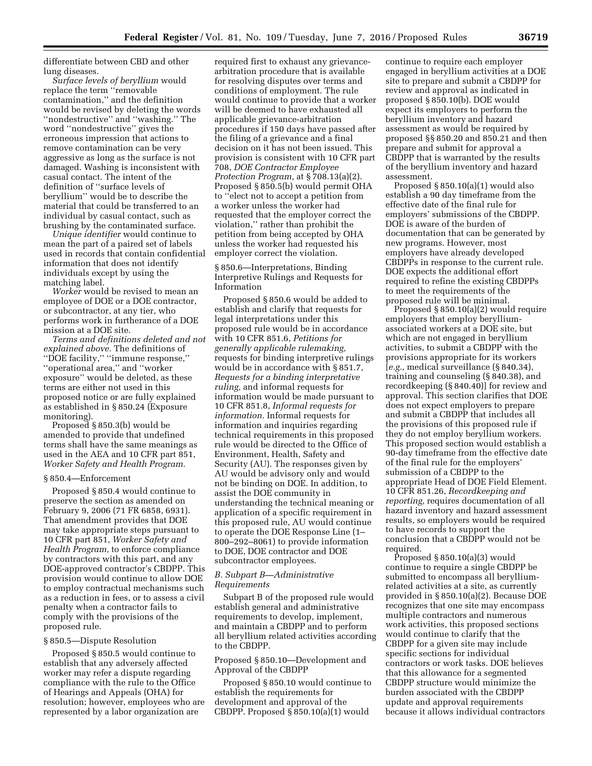differentiate between CBD and other lung diseases.

*Surface levels of beryllium* would replace the term ''removable contamination,'' and the definition would be revised by deleting the words ''nondestructive'' and ''washing.'' The word ''nondestructive'' gives the erroneous impression that actions to remove contamination can be very aggressive as long as the surface is not damaged. Washing is inconsistent with casual contact. The intent of the definition of ''surface levels of beryllium'' would be to describe the material that could be transferred to an individual by casual contact, such as brushing by the contaminated surface.

*Unique identifier* would continue to mean the part of a paired set of labels used in records that contain confidential information that does not identify individuals except by using the matching label.

*Worker* would be revised to mean an employee of DOE or a DOE contractor, or subcontractor, at any tier, who performs work in furtherance of a DOE mission at a DOE site.

*Terms and definitions deleted and not explained above.* The definitions of ''DOE facility,'' ''immune response,'' ''operational area,'' and ''worker exposure'' would be deleted, as these terms are either not used in this proposed notice or are fully explained as established in § 850.24 (Exposure monitoring).

Proposed § 850.3(b) would be amended to provide that undefined terms shall have the same meanings as used in the AEA and 10 CFR part 851, *Worker Safety and Health Program.*

§ 850.4—Enforcement

Proposed § 850.4 would continue to preserve the section as amended on February 9, 2006 (71 FR 6858, 6931). That amendment provides that DOE may take appropriate steps pursuant to 10 CFR part 851, *Worker Safety and Health Program,* to enforce compliance by contractors with this part, and any DOE-approved contractor's CBDPP. This provision would continue to allow DOE to employ contractual mechanisms such as a reduction in fees, or to assess a civil penalty when a contractor fails to comply with the provisions of the proposed rule.

§ 850.5—Dispute Resolution

Proposed § 850.5 would continue to establish that any adversely affected worker may refer a dispute regarding compliance with the rule to the Office of Hearings and Appeals (OHA) for resolution; however, employees who are represented by a labor organization are required first to exhaust any grievance-arbitration procedure that is available for resolving disputes over terms and conditions of employment. The rule would continue to provide that a worker will be deemed to have exhausted all applicable grievance-arbitration procedures if 150 days have passed after the filing of a grievance and a final decision on it has not been issued. This provision is consistent with 10 CFR part 708, *DOE Contractor Employee Protection Program,* at § 708.13(a)(2). Proposed § 850.5(b) would permit OHA to ''elect not to accept a petition from a worker unless the worker had requested that the employer correct the violation,'' rather than prohibit the petition from being accepted by OHA unless the worker had requested his employer correct the violation.

§ 850.6—Interpretations, Binding Interpretive Rulings and Requests for Information

Proposed § 850.6 would be added to establish and clarify that requests for legal interpretations under this proposed rule would be in accordance with 10 CFR 851.6, *Petitions for generally applicable rulemaking,* requests for binding interpretive rulings would be in accordance with § 851.7, *Requests for a binding interpretative ruling,* and informal requests for information would be made pursuant to 10 CFR 851.8, *Informal requests for information.* Informal requests for information and inquiries regarding technical requirements in this proposed rule would be directed to the Office of Environment, Health, Safety and Security (AU). The responses given by AU would be advisory only and would not be binding on DOE. In addition, to assist the DOE community in understanding the technical meaning or application of a specific requirement in this proposed rule, AU would continue to operate the DOE Response Line (1–800–292–8061) to provide information to DOE, DOE contractor and DOE subcontractor employees.

### *B. Subpart B—Administrative Requirements*

Subpart B of the proposed rule would establish general and administrative requirements to develop, implement, and maintain a CBDPP and to perform all beryllium related activities according to the CBDPP.

Proposed § 850.10—Development and Approval of the CBDPP

Proposed § 850.10 would continue to establish the requirements for development and approval of the CBDPP. Proposed § 850.10(a)(1) would continue to require each employer engaged in beryllium activities at a DOE site to prepare and submit a CBDPP for review and approval as indicated in proposed § 850.10(b). DOE would expect its employers to perform the beryllium inventory and hazard assessment as would be required by proposed §§ 850.20 and 850.21 and then prepare and submit for approval a CBDPP that is warranted by the results of the beryllium inventory and hazard assessment.

Proposed § 850.10(a)(1) would also establish a 90 day timeframe from the effective date of the final rule for employers' submissions of the CBDPP. DOE is aware of the burden of documentation that can be generated by new programs. However, most employers have already developed CBDPPs in response to the current rule. DOE expects the additional effort required to refine the existing CBDPPs to meet the requirements of the proposed rule will be minimal.

Proposed § 850.10(a)(2) would require employers that employ beryllium-associated workers at a DOE site, but which are not engaged in beryllium activities, to submit a CBDPP with the provisions appropriate for its workers [*e.g.,* medical surveillance (§ 840.34), training and counseling (§ 840.38), and recordkeeping (§ 840.40)] for review and approval. This section clarifies that DOE does not expect employers to prepare and submit a CBDPP that includes all the provisions of this proposed rule if they do not employ beryllium workers. This proposed section would establish a 90-day timeframe from the effective date of the final rule for the employers' submission of a CBDPP to the appropriate Head of DOE Field Element. 10 CFR 851.26, *Recordkeeping and reporting,* requires documentation of all hazard inventory and hazard assessment results, so employers would be required to have records to support the conclusion that a CBDPP would not be required.

Proposed § 850.10(a)(3) would continue to require a single CBDPP be submitted to encompass all beryllium-related activities at a site, as currently provided in § 850.10(a)(2). Because DOE recognizes that one site may encompass multiple contractors and numerous work activities, this proposed sections would continue to clarify that the CBDPP for a given site may include specific sections for individual contractors or work tasks. DOE believes that this allowance for a segmented CBDPP structure would minimize the burden associated with the CBDPP update and approval requirements because it allows individual contractors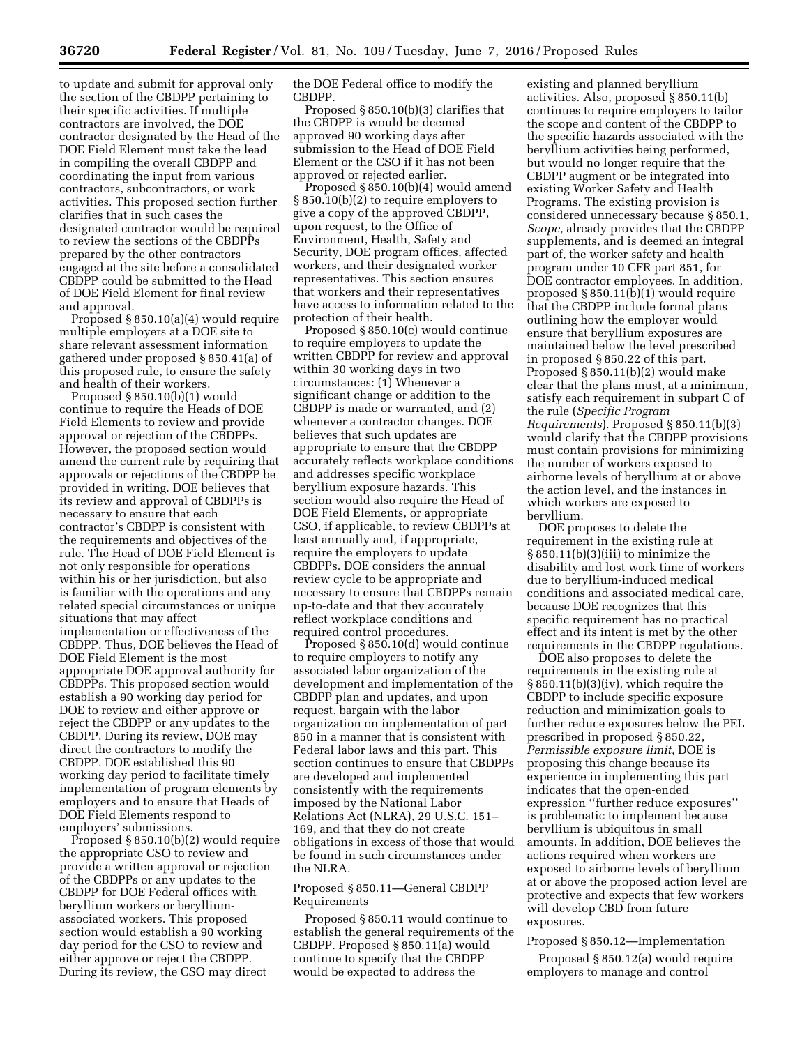to update and submit for approval only the section of the CBDPP pertaining to their specific activities. If multiple contractors are involved, the DOE contractor designated by the Head of the DOE Field Element must take the lead in compiling the overall CBDPP and coordinating the input from various contractors, subcontractors, or work activities. This proposed section further clarifies that in such cases the designated contractor would be required to review the sections of the CBDPPs prepared by the other contractors engaged at the site before a consolidated CBDPP could be submitted to the Head of DOE Field Element for final review and approval.

Proposed § 850.10(a)(4) would require multiple employers at a DOE site to share relevant assessment information gathered under proposed § 850.41(a) of this proposed rule, to ensure the safety and health of their workers.

Proposed § 850.10(b)(1) would continue to require the Heads of DOE Field Elements to review and provide approval or rejection of the CBDPPs. However, the proposed section would amend the current rule by requiring that approvals or rejections of the CBDPP be provided in writing. DOE believes that its review and approval of CBDPPs is necessary to ensure that each contractor's CBDPP is consistent with the requirements and objectives of the rule. The Head of DOE Field Element is not only responsible for operations within his or her jurisdiction, but also is familiar with the operations and any related special circumstances or unique situations that may affect implementation or effectiveness of the CBDPP. Thus, DOE believes the Head of DOE Field Element is the most appropriate DOE approval authority for CBDPPs. This proposed section would establish a 90 working day period for DOE to review and either approve or reject the CBDPP or any updates to the CBDPP. During its review, DOE may direct the contractors to modify the CBDPP. DOE established this 90 working day period to facilitate timely implementation of program elements by employers and to ensure that Heads of DOE Field Elements respond to employers' submissions.

Proposed § 850.10(b)(2) would require the appropriate CSO to review and provide a written approval or rejection of the CBDPPs or any updates to the CBDPP for DOE Federal offices with beryllium workers or beryllium-associated workers. This proposed section would establish a 90 working day period for the CSO to review and either approve or reject the CBDPP. During its review, the CSO may direct the DOE Federal office to modify the CBDPP.

Proposed § 850.10(b)(3) clarifies that the CBDPP is would be deemed approved 90 working days after submission to the Head of DOE Field Element or the CSO if it has not been approved or rejected earlier.

Proposed § 850.10(b)(4) would amend § 850.10(b)(2) to require employers to give a copy of the approved CBDPP, upon request, to the Office of Environment, Health, Safety and Security, DOE program offices, affected workers, and their designated worker representatives. This section ensures that workers and their representatives have access to information related to the protection of their health.

Proposed § 850.10(c) would continue to require employers to update the written CBDPP for review and approval within 30 working days in two circumstances: (1) Whenever a significant change or addition to the CBDPP is made or warranted, and (2) whenever a contractor changes. DOE believes that such updates are appropriate to ensure that the CBDPP accurately reflects workplace conditions and addresses specific workplace beryllium exposure hazards. This section would also require the Head of DOE Field Elements, or appropriate CSO, if applicable, to review CBDPPs at least annually and, if appropriate, require the employers to update CBDPPs. DOE considers the annual review cycle to be appropriate and necessary to ensure that CBDPPs remain up-to-date and that they accurately reflect workplace conditions and required control procedures.

Proposed § 850.10(d) would continue to require employers to notify any associated labor organization of the development and implementation of the CBDPP plan and updates, and upon request, bargain with the labor organization on implementation of part 850 in a manner that is consistent with Federal labor laws and this part. This section continues to ensure that CBDPPs are developed and implemented consistently with the requirements imposed by the National Labor Relations Act (NLRA), 29 U.S.C. 151–169, and that they do not create obligations in excess of those that would be found in such circumstances under the NLRA.

Proposed § 850.11—General CBDPP Requirements

Proposed § 850.11 would continue to establish the general requirements of the CBDPP. Proposed § 850.11(a) would continue to specify that the CBDPP would be expected to address the existing and planned beryllium activities. Also, proposed § 850.11(b) continues to require employers to tailor the scope and content of the CBDPP to the specific hazards associated with the beryllium activities being performed, but would no longer require that the CBDPP augment or be integrated into existing Worker Safety and Health Programs. The existing provision is considered unnecessary because § 850.1, *Scope,* already provides that the CBDPP supplements, and is deemed an integral part of, the worker safety and health program under 10 CFR part 851, for DOE contractor employees. In addition, proposed § 850.11(b)(1) would require that the CBDPP include formal plans outlining how the employer would ensure that beryllium exposures are maintained below the level prescribed in proposed § 850.22 of this part. Proposed § 850.11(b)(2) would make clear that the plans must, at a minimum, satisfy each requirement in subpart C of the rule (*Specific Program Requirements*). Proposed § 850.11(b)(3) would clarify that the CBDPP provisions must contain provisions for minimizing the number of workers exposed to airborne levels of beryllium at or above the action level, and the instances in which workers are exposed to beryllium.

DOE proposes to delete the requirement in the existing rule at § 850.11(b)(3)(iii) to minimize the disability and lost work time of workers due to beryllium-induced medical conditions and associated medical care, because DOE recognizes that this specific requirement has no practical effect and its intent is met by the other requirements in the CBDPP regulations.

DOE also proposes to delete the requirements in the existing rule at § 850.11(b)(3)(iv), which require the CBDPP to include specific exposure reduction and minimization goals to further reduce exposures below the PEL prescribed in proposed § 850.22, *Permissible exposure limit,* DOE is proposing this change because its experience in implementing this part indicates that the open-ended expression ''further reduce exposures'' is problematic to implement because beryllium is ubiquitous in small amounts. In addition, DOE believes the actions required when workers are exposed to airborne levels of beryllium at or above the proposed action level are protective and expects that few workers will develop CBD from future exposures.

Proposed § 850.12—Implementation

Proposed § 850.12(a) would require employers to manage and control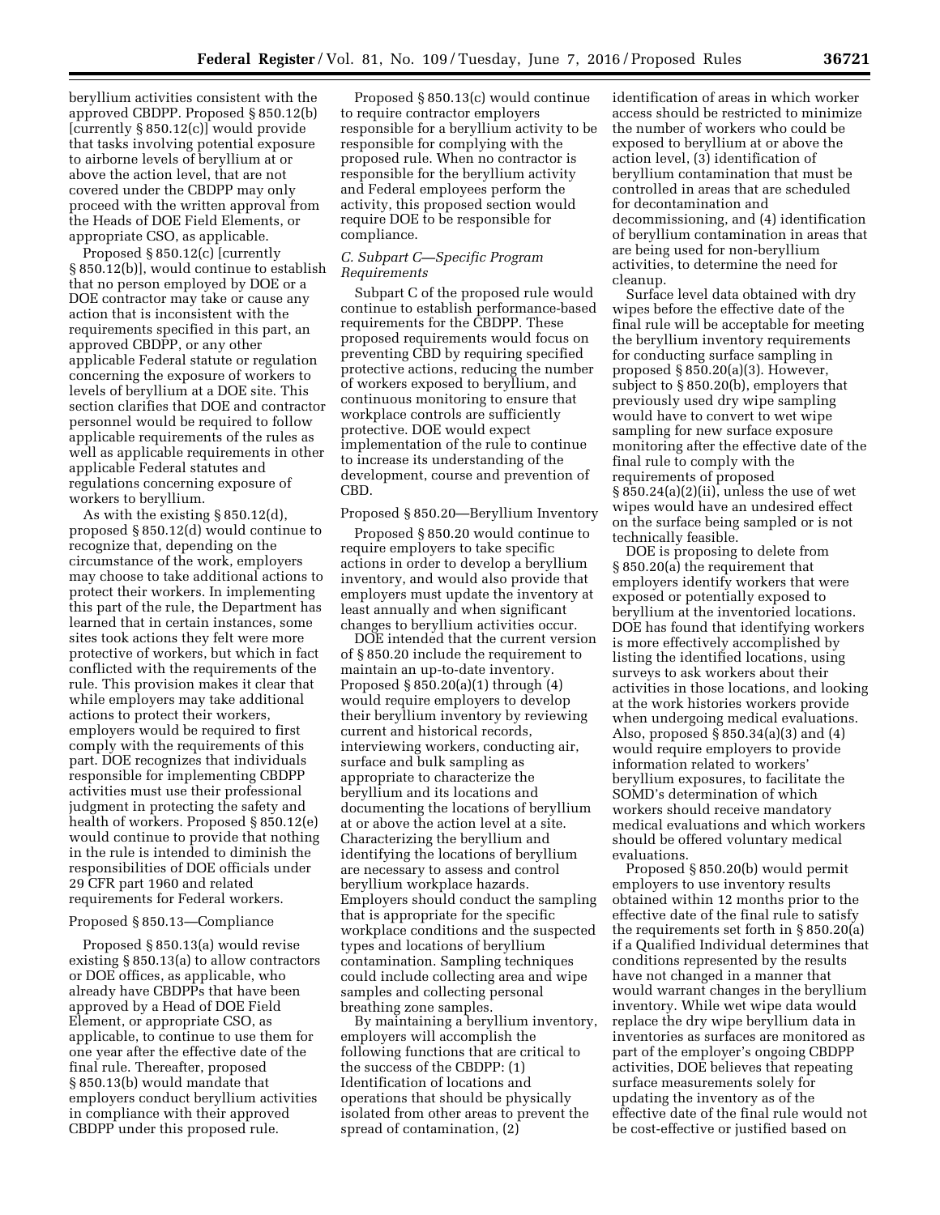beryllium activities consistent with the approved CBDPP. Proposed § 850.12(b) [currently § 850.12(c)] would provide that tasks involving potential exposure to airborne levels of beryllium at or above the action level, that are not covered under the CBDPP may only proceed with the written approval from the Heads of DOE Field Elements, or appropriate CSO, as applicable.

Proposed § 850.12(c) [currently § 850.12(b)], would continue to establish that no person employed by DOE or a DOE contractor may take or cause any action that is inconsistent with the requirements specified in this part, an approved CBDPP, or any other applicable Federal statute or regulation concerning the exposure of workers to levels of beryllium at a DOE site. This section clarifies that DOE and contractor personnel would be required to follow applicable requirements of the rules as well as applicable requirements in other applicable Federal statutes and regulations concerning exposure of workers to beryllium.

As with the existing § 850.12(d), proposed § 850.12(d) would continue to recognize that, depending on the circumstance of the work, employers may choose to take additional actions to protect their workers. In implementing this part of the rule, the Department has learned that in certain instances, some sites took actions they felt were more protective of workers, but which in fact conflicted with the requirements of the rule. This provision makes it clear that while employers may take additional actions to protect their workers, employers would be required to first comply with the requirements of this part. DOE recognizes that individuals responsible for implementing CBDPP activities must use their professional judgment in protecting the safety and health of workers. Proposed § 850.12(e) would continue to provide that nothing in the rule is intended to diminish the responsibilities of DOE officials under 29 CFR part 1960 and related requirements for Federal workers.

Proposed § 850.13—Compliance

Proposed § 850.13(a) would revise existing § 850.13(a) to allow contractors or DOE offices, as applicable, who already have CBDPPs that have been approved by a Head of DOE Field Element, or appropriate CSO, as applicable, to continue to use them for one year after the effective date of the final rule. Thereafter, proposed § 850.13(b) would mandate that employers conduct beryllium activities in compliance with their approved CBDPP under this proposed rule.

Proposed § 850.13(c) would continue to require contractor employers responsible for a beryllium activity to be responsible for complying with the proposed rule. When no contractor is responsible for the beryllium activity and Federal employees perform the activity, this proposed section would require DOE to be responsible for compliance.

### *C. Subpart C—Specific Program Requirements*

Subpart C of the proposed rule would continue to establish performance-based requirements for the CBDPP. These proposed requirements would focus on preventing CBD by requiring specified protective actions, reducing the number of workers exposed to beryllium, and continuous monitoring to ensure that workplace controls are sufficiently protective. DOE would expect implementation of the rule to continue to increase its understanding of the development, course and prevention of CBD.

Proposed § 850.20—Beryllium Inventory

Proposed § 850.20 would continue to require employers to take specific actions in order to develop a beryllium inventory, and would also provide that employers must update the inventory at least annually and when significant changes to beryllium activities occur.

DOE intended that the current version of § 850.20 include the requirement to maintain an up-to-date inventory. Proposed § 850.20(a)(1) through (4) would require employers to develop their beryllium inventory by reviewing current and historical records, interviewing workers, conducting air, surface and bulk sampling as appropriate to characterize the beryllium and its locations and documenting the locations of beryllium at or above the action level at a site. Characterizing the beryllium and identifying the locations of beryllium are necessary to assess and control beryllium workplace hazards. Employers should conduct the sampling that is appropriate for the specific workplace conditions and the suspected types and locations of beryllium contamination. Sampling techniques could include collecting area and wipe samples and collecting personal breathing zone samples.

By maintaining a beryllium inventory, employers will accomplish the following functions that are critical to the success of the CBDPP: (1) Identification of locations and operations that should be physically isolated from other areas to prevent the spread of contamination, (2) identification of areas in which worker access should be restricted to minimize the number of workers who could be exposed to beryllium at or above the action level, (3) identification of beryllium contamination that must be controlled in areas that are scheduled for decontamination and decommissioning, and (4) identification of beryllium contamination in areas that are being used for non-beryllium activities, to determine the need for cleanup.

Surface level data obtained with dry wipes before the effective date of the final rule will be acceptable for meeting the beryllium inventory requirements for conducting surface sampling in proposed § 850.20(a)(3). However, subject to § 850.20(b), employers that previously used dry wipe sampling would have to convert to wet wipe sampling for new surface exposure monitoring after the effective date of the final rule to comply with the requirements of proposed § 850.24(a)(2)(ii), unless the use of wet wipes would have an undesired effect on the surface being sampled or is not technically feasible.

DOE is proposing to delete from § 850.20(a) the requirement that employers identify workers that were exposed or potentially exposed to beryllium at the inventoried locations. DOE has found that identifying workers is more effectively accomplished by listing the identified locations, using surveys to ask workers about their activities in those locations, and looking at the work histories workers provide when undergoing medical evaluations. Also, proposed § 850.34(a)(3) and (4) would require employers to provide information related to workers' beryllium exposures, to facilitate the SOMD's determination of which workers should receive mandatory medical evaluations and which workers should be offered voluntary medical evaluations.

Proposed § 850.20(b) would permit employers to use inventory results obtained within 12 months prior to the effective date of the final rule to satisfy the requirements set forth in § 850.20(a) if a Qualified Individual determines that conditions represented by the results have not changed in a manner that would warrant changes in the beryllium inventory. While wet wipe data would replace the dry wipe beryllium data in inventories as surfaces are monitored as part of the employer's ongoing CBDPP activities, DOE believes that repeating surface measurements solely for updating the inventory as of the effective date of the final rule would not be cost-effective or justified based on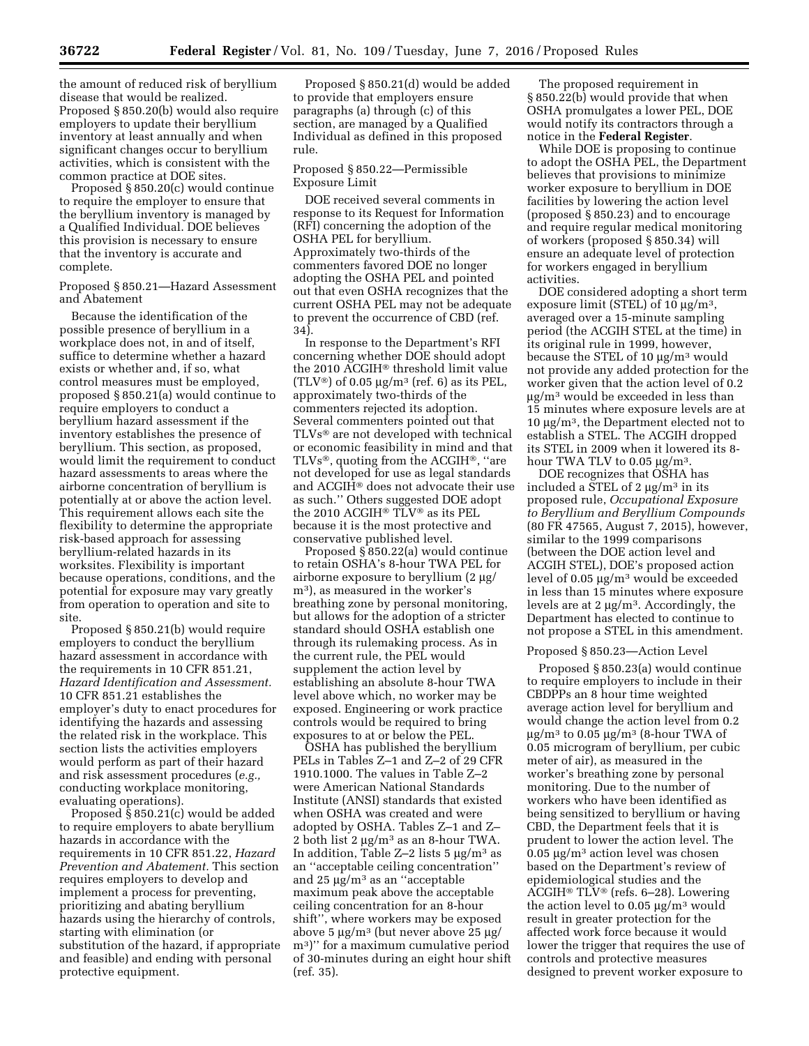the amount of reduced risk of beryllium disease that would be realized. Proposed § 850.20(b) would also require employers to update their beryllium inventory at least annually and when significant changes occur to beryllium activities, which is consistent with the common practice at DOE sites.

Proposed § 850.20(c) would continue to require the employer to ensure that the beryllium inventory is managed by a Qualified Individual. DOE believes this provision is necessary to ensure that the inventory is accurate and complete.

Proposed § 850.21—Hazard Assessment and Abatement

Because the identification of the possible presence of beryllium in a workplace does not, in and of itself, suffice to determine whether a hazard exists or whether and, if so, what control measures must be employed, proposed § 850.21(a) would continue to require employers to conduct a beryllium hazard assessment if the inventory establishes the presence of beryllium. This section, as proposed, would limit the requirement to conduct hazard assessments to areas where the airborne concentration of beryllium is potentially at or above the action level. This requirement allows each site the flexibility to determine the appropriate risk-based approach for assessing beryllium-related hazards in its worksites. Flexibility is important because operations, conditions, and the potential for exposure may vary greatly from operation to operation and site to site.

Proposed § 850.21(b) would require employers to conduct the beryllium hazard assessment in accordance with the requirements in 10 CFR 851.21, *Hazard Identification and Assessment.* 10 CFR 851.21 establishes the employer's duty to enact procedures for identifying the hazards and assessing the related risk in the workplace. This section lists the activities employers would perform as part of their hazard and risk assessment procedures (*e.g.,* conducting workplace monitoring, evaluating operations).

Proposed § 850.21(c) would be added to require employers to abate beryllium hazards in accordance with the requirements in 10 CFR 851.22, *Hazard Prevention and Abatement.* This section requires employers to develop and implement a process for preventing, prioritizing and abating beryllium hazards using the hierarchy of controls, starting with elimination (or substitution of the hazard, if appropriate and feasible) and ending with personal protective equipment.

Proposed § 850.21(d) would be added to provide that employers ensure paragraphs (a) through (c) of this section, are managed by a Qualified Individual as defined in this proposed rule.

Proposed § 850.22—Permissible Exposure Limit

DOE received several comments in response to its Request for Information (RFI) concerning the adoption of the OSHA PEL for beryllium. Approximately two-thirds of the commenters favored DOE no longer adopting the OSHA PEL and pointed out that even OSHA recognizes that the current OSHA PEL may not be adequate to prevent the occurrence of CBD (ref. 34).

In response to the Department's RFI concerning whether DOE should adopt the 2010 ACGIH® threshold limit value (TLV®) of 0.05 μg/m$^3$ (ref. 6) as its PEL, approximately two-thirds of the commenters rejected its adoption. Several commenters pointed out that TLVs® are not developed with technical or economic feasibility in mind and that TLVs®, quoting from the ACGIH®, ''are not developed for use as legal standards and ACGIH® does not advocate their use as such.'' Others suggested DOE adopt the 2010 ACGIH® TLV® as its PEL because it is the most protective and conservative published level.

Proposed § 850.22(a) would continue to retain OSHA's 8-hour TWA PEL for airborne exposure to beryllium (2 μg/m$^3$), as measured in the worker's breathing zone by personal monitoring, but allows for the adoption of a stricter standard should OSHA establish one through its rulemaking process. As in the current rule, the PEL would supplement the action level by establishing an absolute 8-hour TWA level above which, no worker may be exposed. Engineering or work practice controls would be required to bring exposures to at or below the PEL.

OSHA has published the beryllium PELs in Tables Z–1 and Z–2 of 29 CFR 1910.1000. The values in Table Z–2 were American National Standards Institute (ANSI) standards that existed when OSHA was created and were adopted by OSHA. Tables Z–1 and Z–2 both list 2 μg/m$^3$ as an 8-hour TWA. In addition, Table Z–2 lists 5 μg/m$^3$ as an ''acceptable ceiling concentration'' and 25 μg/m$^3$ as an ''acceptable maximum peak above the acceptable ceiling concentration for an 8-hour shift'', where workers may be exposed above 5 μg/m$^3$ (but never above 25 μg/m$^3$)'' for a maximum cumulative period of 30-minutes during an eight hour shift (ref. 35).

The proposed requirement in § 850.22(b) would provide that when OSHA promulgates a lower PEL, DOE would notify its contractors through a notice in the **Federal Register**.

While DOE is proposing to continue to adopt the OSHA PEL, the Department believes that provisions to minimize worker exposure to beryllium in DOE facilities by lowering the action level (proposed § 850.23) and to encourage and require regular medical monitoring of workers (proposed § 850.34) will ensure an adequate level of protection for workers engaged in beryllium activities.

DOE considered adopting a short term exposure limit (STEL) of 10 μg/m$^3$, averaged over a 15-minute sampling period (the ACGIH STEL at the time) in its original rule in 1999, however, because the STEL of 10 μg/m$^3$ would not provide any added protection for the worker given that the action level of 0.2 μg/m$^3$ would be exceeded in less than 15 minutes where exposure levels are at 10 μg/m$^3$, the Department elected not to establish a STEL. The ACGIH dropped its STEL in 2009 when it lowered its 8-hour TWA TLV to 0.05 μg/m$^3$.

DOE recognizes that OSHA has included a STEL of 2 μg/m$^3$ in its proposed rule, *Occupational Exposure to Beryllium and Beryllium Compounds* (80 FR 47565, August 7, 2015), however, similar to the 1999 comparisons (between the DOE action level and ACGIH STEL), DOE's proposed action level of 0.05 μg/m$^3$ would be exceeded in less than 15 minutes where exposure levels are at 2 μg/m$^3$. Accordingly, the Department has elected to continue to not propose a STEL in this amendment.

Proposed § 850.23—Action Level

Proposed § 850.23(a) would continue to require employers to include in their CBDPPs an 8 hour time weighted average action level for beryllium and would change the action level from 0.2 μg/m$^3$ to 0.05 μg/m$^3$ (8-hour TWA of 0.05 microgram of beryllium, per cubic meter of air), as measured in the worker's breathing zone by personal monitoring. Due to the number of workers who have been identified as being sensitized to beryllium or having CBD, the Department feels that it is prudent to lower the action level. The 0.05 μg/m$^3$ action level was chosen based on the Department's review of epidemiological studies and the ACGIH® TLV® (refs. 6–28). Lowering the action level to 0.05 μg/m$^3$ would result in greater protection for the affected work force because it would lower the trigger that requires the use of controls and protective measures designed to prevent worker exposure to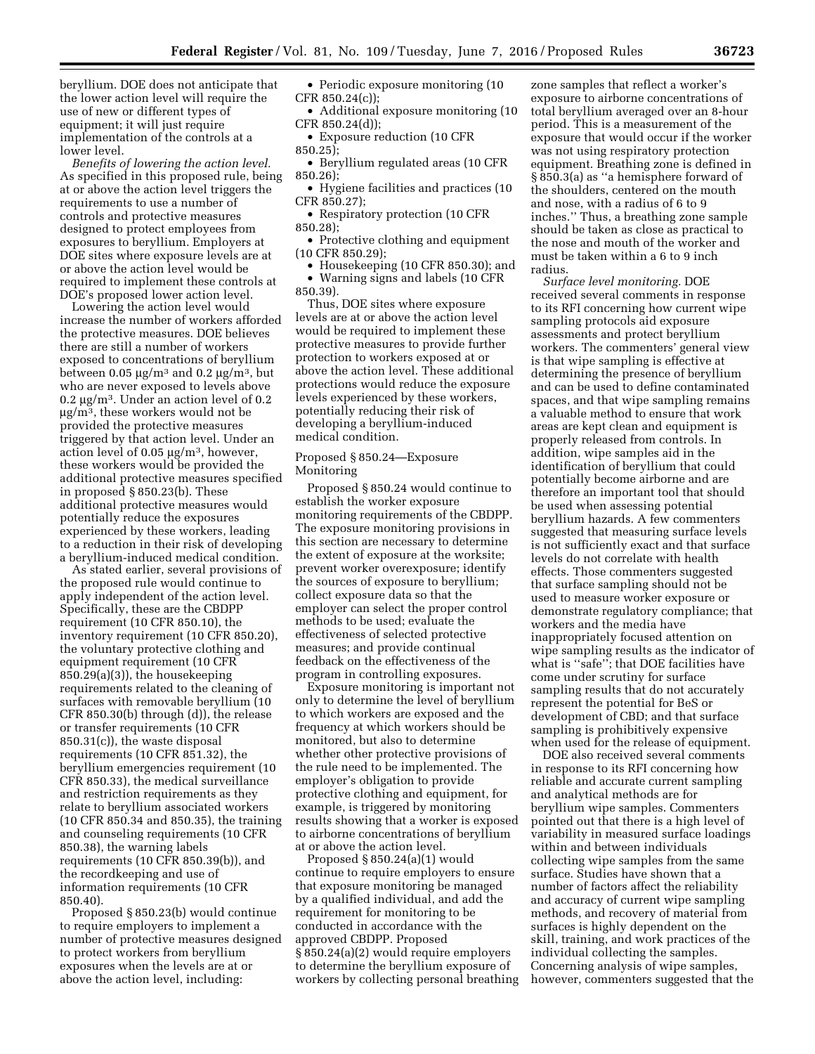beryllium. DOE does not anticipate that the lower action level will require the use of new or different types of equipment; it will just require implementation of the controls at a lower level.

*Benefits of lowering the action level.* As specified in this proposed rule, being at or above the action level triggers the requirements to use a number of controls and protective measures designed to protect employees from exposures to beryllium. Employers at DOE sites where exposure levels are at or above the action level would be required to implement these controls at DOE's proposed lower action level.

Lowering the action level would increase the number of workers afforded the protective measures. DOE believes there are still a number of workers exposed to concentrations of beryllium between 0.05 μg/m³ and 0.2 μg/m³, but who are never exposed to levels above 0.2 μg/m³. Under an action level of 0.2 μg/m³, these workers would not be provided the protective measures triggered by that action level. Under an action level of 0.05 μg/m³, however, these workers would be provided the additional protective measures specified in proposed § 850.23(b). These additional protective measures would potentially reduce the exposures experienced by these workers, leading to a reduction in their risk of developing a beryllium-induced medical condition.

As stated earlier, several provisions of the proposed rule would continue to apply independent of the action level. Specifically, these are the CBDPP requirement (10 CFR 850.10), the inventory requirement (10 CFR 850.20), the voluntary protective clothing and equipment requirement (10 CFR 850.29(a)(3)), the housekeeping requirements related to the cleaning of surfaces with removable beryllium (10 CFR 850.30(b) through (d)), the release or transfer requirements (10 CFR 850.31(c)), the waste disposal requirements (10 CFR 851.32), the beryllium emergencies requirement (10 CFR 850.33), the medical surveillance and restriction requirements as they relate to beryllium associated workers (10 CFR 850.34 and 850.35), the training and counseling requirements (10 CFR 850.38), the warning labels requirements (10 CFR 850.39(b)), and the recordkeeping and use of information requirements (10 CFR 850.40).

Proposed § 850.23(b) would continue to require employers to implement a number of protective measures designed to protect workers from beryllium exposures when the levels are at or above the action level, including:

- Periodic exposure monitoring (10 CFR 850.24(c));
- Additional exposure monitoring (10 CFR 850.24(d));
- Exposure reduction (10 CFR 850.25);
- Beryllium regulated areas (10 CFR 850.26);
- Hygiene facilities and practices (10 CFR 850.27);
- Respiratory protection (10 CFR 850.28);
- Protective clothing and equipment (10 CFR 850.29);
- Housekeeping (10 CFR 850.30); and
- Warning signs and labels (10 CFR 850.39).

Thus, DOE sites where exposure levels are at or above the action level would be required to implement these protective measures to provide further protection to workers exposed at or above the action level. These additional protections would reduce the exposure levels experienced by these workers, potentially reducing their risk of developing a beryllium-induced medical condition.

## Proposed § 850.24—Exposure Monitoring

Proposed § 850.24 would continue to establish the worker exposure monitoring requirements of the CBDPP. The exposure monitoring provisions in this section are necessary to determine the extent of exposure at the worksite; prevent worker overexposure; identify the sources of exposure to beryllium; collect exposure data so that the employer can select the proper control methods to be used; evaluate the effectiveness of selected protective measures; and provide continual feedback on the effectiveness of the program in controlling exposures.

Exposure monitoring is important not only to determine the level of beryllium to which workers are exposed and the frequency at which workers should be monitored, but also to determine whether other protective provisions of the rule need to be implemented. The employer's obligation to provide protective clothing and equipment, for example, is triggered by monitoring results showing that a worker is exposed to airborne concentrations of beryllium at or above the action level.

Proposed § 850.24(a)(1) would continue to require employers to ensure that exposure monitoring be managed by a qualified individual, and add the requirement for monitoring to be conducted in accordance with the approved CBDPP. Proposed § 850.24(a)(2) would require employers to determine the beryllium exposure of workers by collecting personal breathing zone samples that reflect a worker's exposure to airborne concentrations of total beryllium averaged over an 8-hour period. This is a measurement of the exposure that would occur if the worker was not using respiratory protection equipment. Breathing zone is defined in § 850.3(a) as ''a hemisphere forward of the shoulders, centered on the mouth and nose, with a radius of 6 to 9 inches.'' Thus, a breathing zone sample should be taken as close as practical to the nose and mouth of the worker and must be taken within a 6 to 9 inch radius.

*Surface level monitoring.* DOE received several comments in response to its RFI concerning how current wipe sampling protocols aid exposure assessments and protect beryllium workers. The commenters' general view is that wipe sampling is effective at determining the presence of beryllium and can be used to define contaminated spaces, and that wipe sampling remains a valuable method to ensure that work areas are kept clean and equipment is properly released from controls. In addition, wipe samples aid in the identification of beryllium that could potentially become airborne and are therefore an important tool that should be used when assessing potential beryllium hazards. A few commenters suggested that measuring surface levels is not sufficiently exact and that surface levels do not correlate with health effects. Those commenters suggested that surface sampling should not be used to measure worker exposure or demonstrate regulatory compliance; that workers and the media have inappropriately focused attention on wipe sampling results as the indicator of what is ''safe''; that DOE facilities have come under scrutiny for surface sampling results that do not accurately represent the potential for BeS or development of CBD; and that surface sampling is prohibitively expensive when used for the release of equipment.

DOE also received several comments in response to its RFI concerning how reliable and accurate current sampling and analytical methods are for beryllium wipe samples. Commenters pointed out that there is a high level of variability in measured surface loadings within and between individuals collecting wipe samples from the same surface. Studies have shown that a number of factors affect the reliability and accuracy of current wipe sampling methods, and recovery of material from surfaces is highly dependent on the skill, training, and work practices of the individual collecting the samples. Concerning analysis of wipe samples, however, commenters suggested that the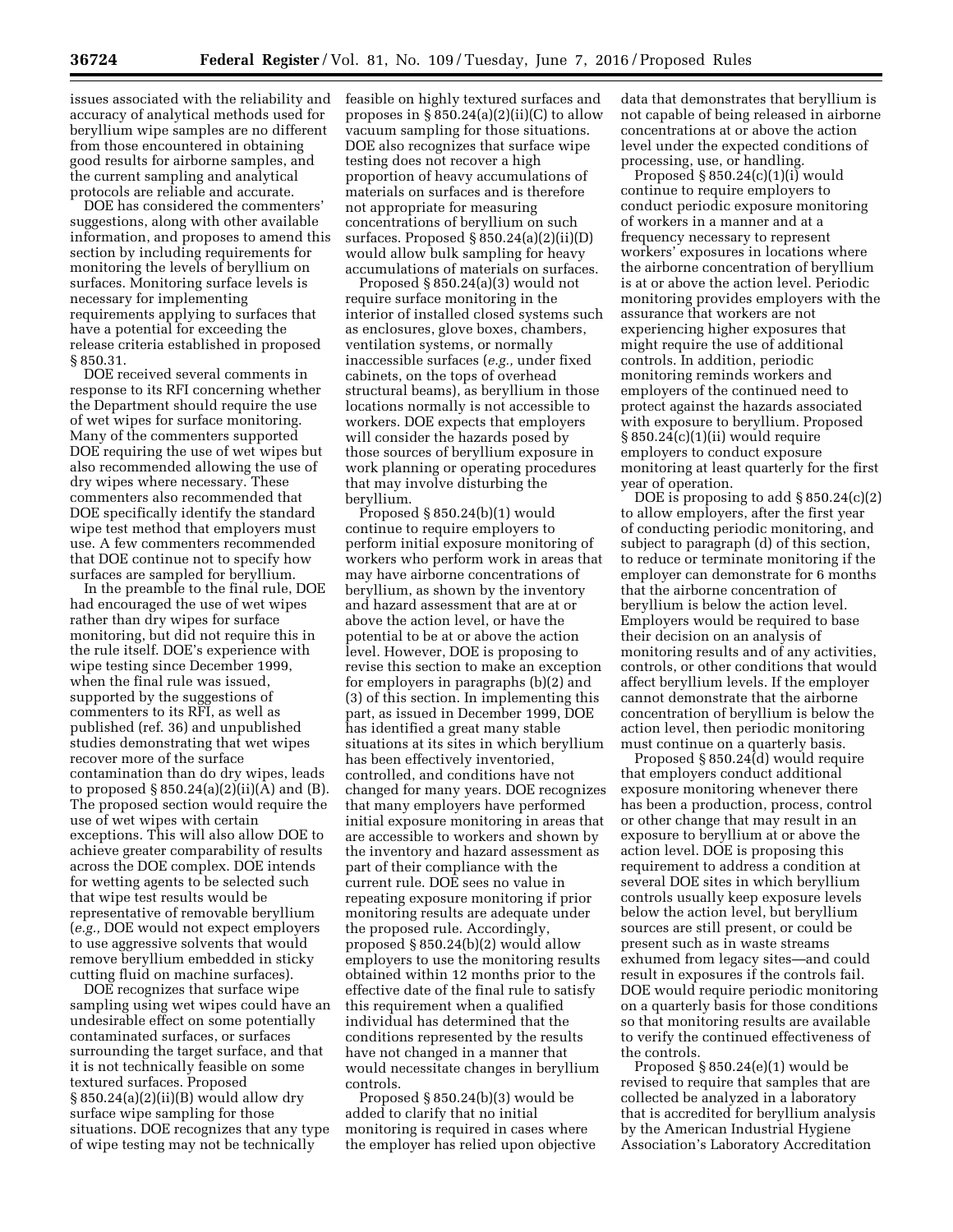issues associated with the reliability and accuracy of analytical methods used for beryllium wipe samples are no different from those encountered in obtaining good results for airborne samples, and the current sampling and analytical protocols are reliable and accurate.

DOE has considered the commenters' suggestions, along with other available information, and proposes to amend this section by including requirements for monitoring the levels of beryllium on surfaces. Monitoring surface levels is necessary for implementing requirements applying to surfaces that have a potential for exceeding the release criteria established in proposed § 850.31.

DOE received several comments in response to its RFI concerning whether the Department should require the use of wet wipes for surface monitoring. Many of the commenters supported DOE requiring the use of wet wipes but also recommended allowing the use of dry wipes where necessary. These commenters also recommended that DOE specifically identify the standard wipe test method that employers must use. A few commenters recommended that DOE continue not to specify how surfaces are sampled for beryllium.

In the preamble to the final rule, DOE had encouraged the use of wet wipes rather than dry wipes for surface monitoring, but did not require this in the rule itself. DOE's experience with wipe testing since December 1999, when the final rule was issued, supported by the suggestions of commenters to its RFI, as well as published (ref. 36) and unpublished studies demonstrating that wet wipes recover more of the surface contamination than do dry wipes, leads to proposed § 850.24(a)(2)(ii)(A) and (B). The proposed section would require the use of wet wipes with certain exceptions. This will also allow DOE to achieve greater comparability of results across the DOE complex. DOE intends for wetting agents to be selected such that wipe test results would be representative of removable beryllium (*e.g.,* DOE would not expect employers to use aggressive solvents that would remove beryllium embedded in sticky cutting fluid on machine surfaces).

DOE recognizes that surface wipe sampling using wet wipes could have an undesirable effect on some potentially contaminated surfaces, or surfaces surrounding the target surface, and that it is not technically feasible on some textured surfaces. Proposed § 850.24(a)(2)(ii)(B) would allow dry surface wipe sampling for those situations. DOE recognizes that any type of wipe testing may not be technically feasible on highly textured surfaces and proposes in § 850.24(a)(2)(ii)(C) to allow vacuum sampling for those situations. DOE also recognizes that surface wipe testing does not recover a high proportion of heavy accumulations of materials on surfaces and is therefore not appropriate for measuring concentrations of beryllium on such surfaces. Proposed § 850.24(a)(2)(ii)(D) would allow bulk sampling for heavy accumulations of materials on surfaces.

Proposed § 850.24(a)(3) would not require surface monitoring in the interior of installed closed systems such as enclosures, glove boxes, chambers, ventilation systems, or normally inaccessible surfaces (*e.g.,* under fixed cabinets, on the tops of overhead structural beams), as beryllium in those locations normally is not accessible to workers. DOE expects that employers will consider the hazards posed by those sources of beryllium exposure in work planning or operating procedures that may involve disturbing the beryllium.

Proposed § 850.24(b)(1) would continue to require employers to perform initial exposure monitoring of workers who perform work in areas that may have airborne concentrations of beryllium, as shown by the inventory and hazard assessment that are at or above the action level, or have the potential to be at or above the action level. However, DOE is proposing to revise this section to make an exception for employers in paragraphs (b)(2) and (3) of this section. In implementing this part, as issued in December 1999, DOE has identified a great many stable situations at its sites in which beryllium has been effectively inventoried, controlled, and conditions have not changed for many years. DOE recognizes that many employers have performed initial exposure monitoring in areas that are accessible to workers and shown by the inventory and hazard assessment as part of their compliance with the current rule. DOE sees no value in repeating exposure monitoring if prior monitoring results are adequate under the proposed rule. Accordingly, proposed § 850.24(b)(2) would allow employers to use the monitoring results obtained within 12 months prior to the effective date of the final rule to satisfy this requirement when a qualified individual has determined that the conditions represented by the results have not changed in a manner that would necessitate changes in beryllium controls.

Proposed § 850.24(b)(3) would be added to clarify that no initial monitoring is required in cases where the employer has relied upon objective data that demonstrates that beryllium is not capable of being released in airborne concentrations at or above the action level under the expected conditions of processing, use, or handling.

Proposed § 850.24(c)(1)(i) would continue to require employers to conduct periodic exposure monitoring of workers in a manner and at a frequency necessary to represent workers' exposures in locations where the airborne concentration of beryllium is at or above the action level. Periodic monitoring provides employers with the assurance that workers are not experiencing higher exposures that might require the use of additional controls. In addition, periodic monitoring reminds workers and employers of the continued need to protect against the hazards associated with exposure to beryllium. Proposed § 850.24(c)(1)(ii) would require employers to conduct exposure monitoring at least quarterly for the first year of operation.

DOE is proposing to add § 850.24(c)(2) to allow employers, after the first year of conducting periodic monitoring, and subject to paragraph (d) of this section, to reduce or terminate monitoring if the employer can demonstrate for 6 months that the airborne concentration of beryllium is below the action level. Employers would be required to base their decision on an analysis of monitoring results and of any activities, controls, or other conditions that would affect beryllium levels. If the employer cannot demonstrate that the airborne concentration of beryllium is below the action level, then periodic monitoring must continue on a quarterly basis.

Proposed § 850.24(d) would require that employers conduct additional exposure monitoring whenever there has been a production, process, control or other change that may result in an exposure to beryllium at or above the action level. DOE is proposing this requirement to address a condition at several DOE sites in which beryllium controls usually keep exposure levels below the action level, but beryllium sources are still present, or could be present such as in waste streams exhumed from legacy sites—and could result in exposures if the controls fail. DOE would require periodic monitoring on a quarterly basis for those conditions so that monitoring results are available to verify the continued effectiveness of the controls.

Proposed § 850.24(e)(1) would be revised to require that samples that are collected be analyzed in a laboratory that is accredited for beryllium analysis by the American Industrial Hygiene Association's Laboratory Accreditation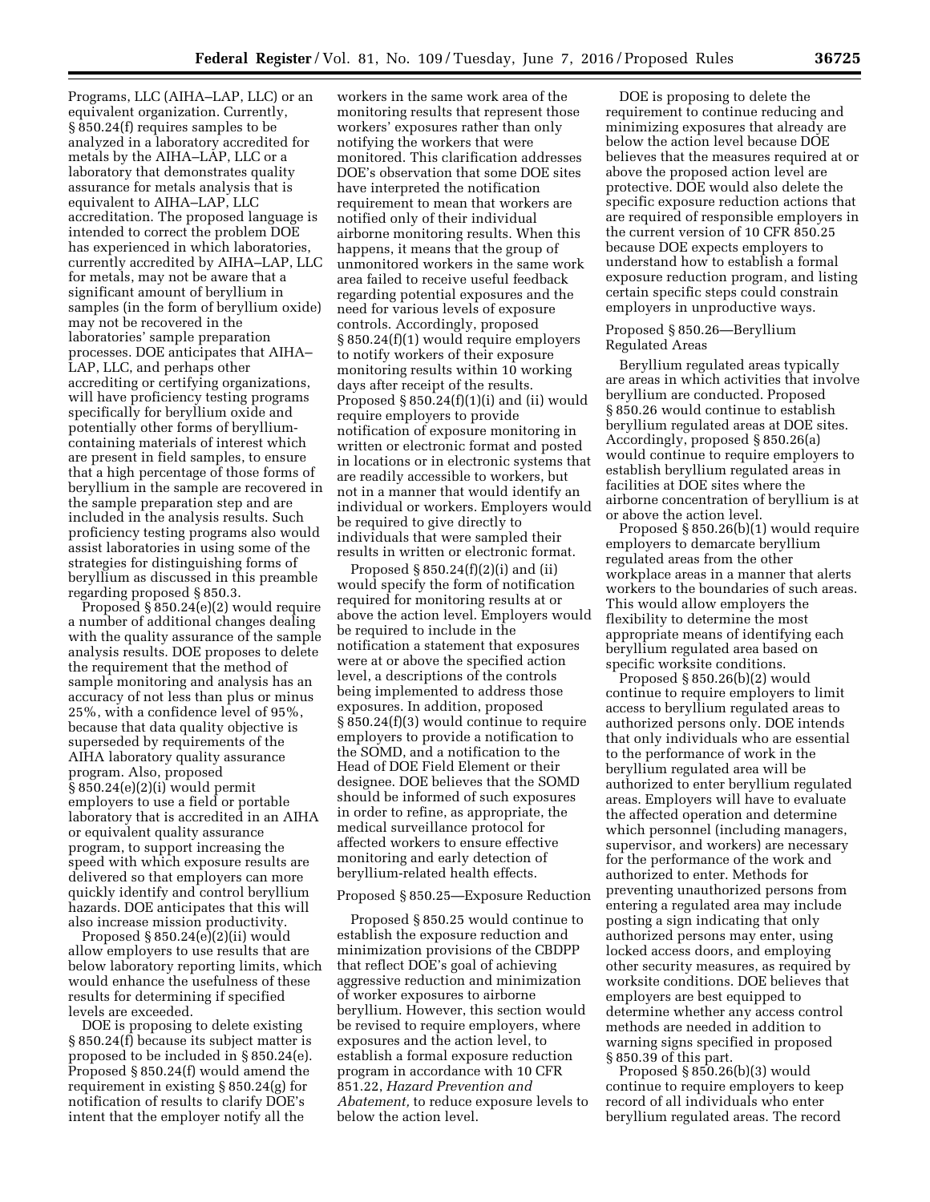Programs, LLC (AIHA–LAP, LLC) or an equivalent organization. Currently, § 850.24(f) requires samples to be analyzed in a laboratory accredited for metals by the AIHA–LAP, LLC or a laboratory that demonstrates quality assurance for metals analysis that is equivalent to AIHA–LAP, LLC accreditation. The proposed language is intended to correct the problem DOE has experienced in which laboratories, currently accredited by AIHA–LAP, LLC for metals, may not be aware that a significant amount of beryllium in samples (in the form of beryllium oxide) may not be recovered in the laboratories' sample preparation processes. DOE anticipates that AIHA–LAP, LLC, and perhaps other accrediting or certifying organizations, will have proficiency testing programs specifically for beryllium oxide and potentially other forms of beryllium-containing materials of interest which are present in field samples, to ensure that a high percentage of those forms of beryllium in the sample are recovered in the sample preparation step and are included in the analysis results. Such proficiency testing programs also would assist laboratories in using some of the strategies for distinguishing forms of beryllium as discussed in this preamble regarding proposed § 850.3.

Proposed § 850.24(e)(2) would require a number of additional changes dealing with the quality assurance of the sample analysis results. DOE proposes to delete the requirement that the method of sample monitoring and analysis has an accuracy of not less than plus or minus 25%, with a confidence level of 95%, because that data quality objective is superseded by requirements of the AIHA laboratory quality assurance program. Also, proposed § 850.24(e)(2)(i) would permit employers to use a field or portable laboratory that is accredited in an AIHA or equivalent quality assurance program, to support increasing the speed with which exposure results are delivered so that employers can more quickly identify and control beryllium hazards. DOE anticipates that this will also increase mission productivity.

Proposed § 850.24(e)(2)(ii) would allow employers to use results that are below laboratory reporting limits, which would enhance the usefulness of these results for determining if specified levels are exceeded.

DOE is proposing to delete existing § 850.24(f) because its subject matter is proposed to be included in § 850.24(e). Proposed § 850.24(f) would amend the requirement in existing § 850.24(g) for notification of results to clarify DOE's intent that the employer notify all the workers in the same work area of the monitoring results that represent those workers' exposures rather than only notifying the workers that were monitored. This clarification addresses DOE's observation that some DOE sites have interpreted the notification requirement to mean that workers are notified only of their individual airborne monitoring results. When this happens, it means that the group of unmonitored workers in the same work area failed to receive useful feedback regarding potential exposures and the need for various levels of exposure controls. Accordingly, proposed § 850.24(f)(1) would require employers to notify workers of their exposure monitoring results within 10 working days after receipt of the results. Proposed § 850.24(f)(1)(i) and (ii) would require employers to provide notification of exposure monitoring in written or electronic format and posted in locations or in electronic systems that are readily accessible to workers, but not in a manner that would identify an individual or workers. Employers would be required to give directly to individuals that were sampled their results in written or electronic format.

Proposed § 850.24(f)(2)(i) and (ii) would specify the form of notification required for monitoring results at or above the action level. Employers would be required to include in the notification a statement that exposures were at or above the specified action level, a descriptions of the controls being implemented to address those exposures. In addition, proposed § 850.24(f)(3) would continue to require employers to provide a notification to the SOMD, and a notification to the Head of DOE Field Element or their designee. DOE believes that the SOMD should be informed of such exposures in order to refine, as appropriate, the medical surveillance protocol for affected workers to ensure effective monitoring and early detection of beryllium-related health effects.

Proposed § 850.25—Exposure Reduction

Proposed § 850.25 would continue to establish the exposure reduction and minimization provisions of the CBDPP that reflect DOE's goal of achieving aggressive reduction and minimization of worker exposures to airborne beryllium. However, this section would be revised to require employers, where exposures and the action level, to establish a formal exposure reduction program in accordance with 10 CFR 851.22, *Hazard Prevention and Abatement,* to reduce exposure levels to below the action level.

DOE is proposing to delete the requirement to continue reducing and minimizing exposures that already are below the action level because DOE believes that the measures required at or above the proposed action level are protective. DOE would also delete the specific exposure reduction actions that are required of responsible employers in the current version of 10 CFR 850.25 because DOE expects employers to understand how to establish a formal exposure reduction program, and listing certain specific steps could constrain employers in unproductive ways.

Proposed § 850.26—Beryllium Regulated Areas

Beryllium regulated areas typically are areas in which activities that involve beryllium are conducted. Proposed § 850.26 would continue to establish beryllium regulated areas at DOE sites. Accordingly, proposed § 850.26(a) would continue to require employers to establish beryllium regulated areas in facilities at DOE sites where the airborne concentration of beryllium is at or above the action level.

Proposed § 850.26(b)(1) would require employers to demarcate beryllium regulated areas from the other workplace areas in a manner that alerts workers to the boundaries of such areas. This would allow employers the flexibility to determine the most appropriate means of identifying each beryllium regulated area based on specific worksite conditions.

Proposed § 850.26(b)(2) would continue to require employers to limit access to beryllium regulated areas to authorized persons only. DOE intends that only individuals who are essential to the performance of work in the beryllium regulated area will be authorized to enter beryllium regulated areas. Employers will have to evaluate the affected operation and determine which personnel (including managers, supervisor, and workers) are necessary for the performance of the work and authorized to enter. Methods for preventing unauthorized persons from entering a regulated area may include posting a sign indicating that only authorized persons may enter, using locked access doors, and employing other security measures, as required by worksite conditions. DOE believes that employers are best equipped to determine whether any access control methods are needed in addition to warning signs specified in proposed § 850.39 of this part.

Proposed § 850.26(b)(3) would continue to require employers to keep record of all individuals who enter beryllium regulated areas. The record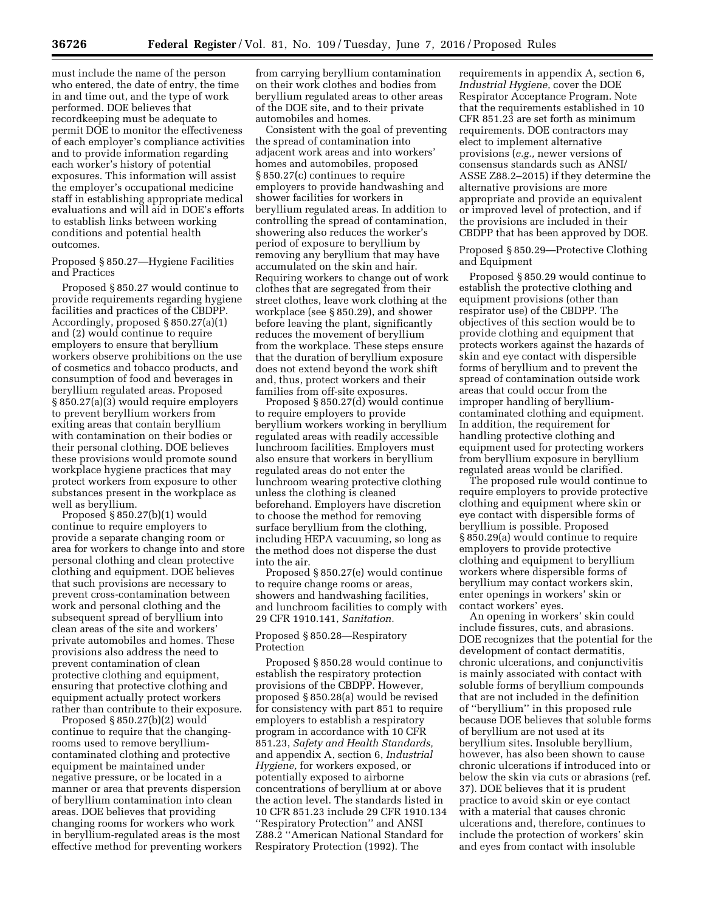must include the name of the person who entered, the date of entry, the time in and time out, and the type of work performed. DOE believes that recordkeeping must be adequate to permit DOE to monitor the effectiveness of each employer's compliance activities and to provide information regarding each worker's history of potential exposures. This information will assist the employer's occupational medicine staff in establishing appropriate medical evaluations and will aid in DOE's efforts to establish links between working conditions and potential health outcomes.

Proposed § 850.27—Hygiene Facilities and Practices

Proposed § 850.27 would continue to provide requirements regarding hygiene facilities and practices of the CBDPP. Accordingly, proposed § 850.27(a)(1) and (2) would continue to require employers to ensure that beryllium workers observe prohibitions on the use of cosmetics and tobacco products, and consumption of food and beverages in beryllium regulated areas. Proposed § 850.27(a)(3) would require employers to prevent beryllium workers from exiting areas that contain beryllium with contamination on their bodies or their personal clothing. DOE believes these provisions would promote sound workplace hygiene practices that may protect workers from exposure to other substances present in the workplace as well as beryllium.

Proposed § 850.27(b)(1) would continue to require employers to provide a separate changing room or area for workers to change into and store personal clothing and clean protective clothing and equipment. DOE believes that such provisions are necessary to prevent cross-contamination between work and personal clothing and the subsequent spread of beryllium into clean areas of the site and workers' private automobiles and homes. These provisions also address the need to prevent contamination of clean protective clothing and equipment, ensuring that protective clothing and equipment actually protect workers rather than contribute to their exposure.

Proposed § 850.27(b)(2) would continue to require that the changing-rooms used to remove beryllium-contaminated clothing and protective equipment be maintained under negative pressure, or be located in a manner or area that prevents dispersion of beryllium contamination into clean areas. DOE believes that providing changing rooms for workers who work in beryllium-regulated areas is the most effective method for preventing workers from carrying beryllium contamination on their work clothes and bodies from beryllium regulated areas to other areas of the DOE site, and to their private automobiles and homes.

Consistent with the goal of preventing the spread of contamination into adjacent work areas and into workers' homes and automobiles, proposed § 850.27(c) continues to require employers to provide handwashing and shower facilities for workers in beryllium regulated areas. In addition to controlling the spread of contamination, showering also reduces the worker's period of exposure to beryllium by removing any beryllium that may have accumulated on the skin and hair. Requiring workers to change out of work clothes that are segregated from their street clothes, leave work clothing at the workplace (see § 850.29), and shower before leaving the plant, significantly reduces the movement of beryllium from the workplace. These steps ensure that the duration of beryllium exposure does not extend beyond the work shift and, thus, protect workers and their families from off-site exposures.

Proposed § 850.27(d) would continue to require employers to provide beryllium workers working in beryllium regulated areas with readily accessible lunchroom facilities. Employers must also ensure that workers in beryllium regulated areas do not enter the lunchroom wearing protective clothing unless the clothing is cleaned beforehand. Employers have discretion to choose the method for removing surface beryllium from the clothing, including HEPA vacuuming, so long as the method does not disperse the dust into the air.

Proposed § 850.27(e) would continue to require change rooms or areas, showers and handwashing facilities, and lunchroom facilities to comply with 29 CFR 1910.141, *Sanitation.*

Proposed § 850.28—Respiratory Protection

Proposed § 850.28 would continue to establish the respiratory protection provisions of the CBDPP. However, proposed § 850.28(a) would be revised for consistency with part 851 to require employers to establish a respiratory program in accordance with 10 CFR 851.23, *Safety and Health Standards,* and appendix A, section 6, *Industrial Hygiene,* for workers exposed, or potentially exposed to airborne concentrations of beryllium at or above the action level. The standards listed in 10 CFR 851.23 include 29 CFR 1910.134 ''Respiratory Protection'' and ANSI Z88.2 ''American National Standard for Respiratory Protection (1992). The requirements in appendix A, section 6, *Industrial Hygiene,* cover the DOE Respirator Acceptance Program. Note that the requirements established in 10 CFR 851.23 are set forth as minimum requirements. DOE contractors may elect to implement alternative provisions (*e.g.,* newer versions of consensus standards such as ANSI/ASSE Z88.2–2015) if they determine the alternative provisions are more appropriate and provide an equivalent or improved level of protection, and if the provisions are included in their CBDPP that has been approved by DOE.

Proposed § 850.29—Protective Clothing and Equipment

Proposed § 850.29 would continue to establish the protective clothing and equipment provisions (other than respirator use) of the CBDPP. The objectives of this section would be to provide clothing and equipment that protects workers against the hazards of skin and eye contact with dispersible forms of beryllium and to prevent the spread of contamination outside work areas that could occur from the improper handling of beryllium-contaminated clothing and equipment. In addition, the requirement for handling protective clothing and equipment used for protecting workers from beryllium exposure in beryllium regulated areas would be clarified.

The proposed rule would continue to require employers to provide protective clothing and equipment where skin or eye contact with dispersible forms of beryllium is possible. Proposed § 850.29(a) would continue to require employers to provide protective clothing and equipment to beryllium workers where dispersible forms of beryllium may contact workers skin, enter openings in workers' skin or contact workers' eyes.

An opening in workers' skin could include fissures, cuts, and abrasions. DOE recognizes that the potential for the development of contact dermatitis, chronic ulcerations, and conjunctivitis is mainly associated with contact with soluble forms of beryllium compounds that are not included in the definition of ''beryllium'' in this proposed rule because DOE believes that soluble forms of beryllium are not used at its beryllium sites. Insoluble beryllium, however, has also been shown to cause chronic ulcerations if introduced into or below the skin via cuts or abrasions (ref. 37). DOE believes that it is prudent practice to avoid skin or eye contact with a material that causes chronic ulcerations and, therefore, continues to include the protection of workers' skin and eyes from contact with insoluble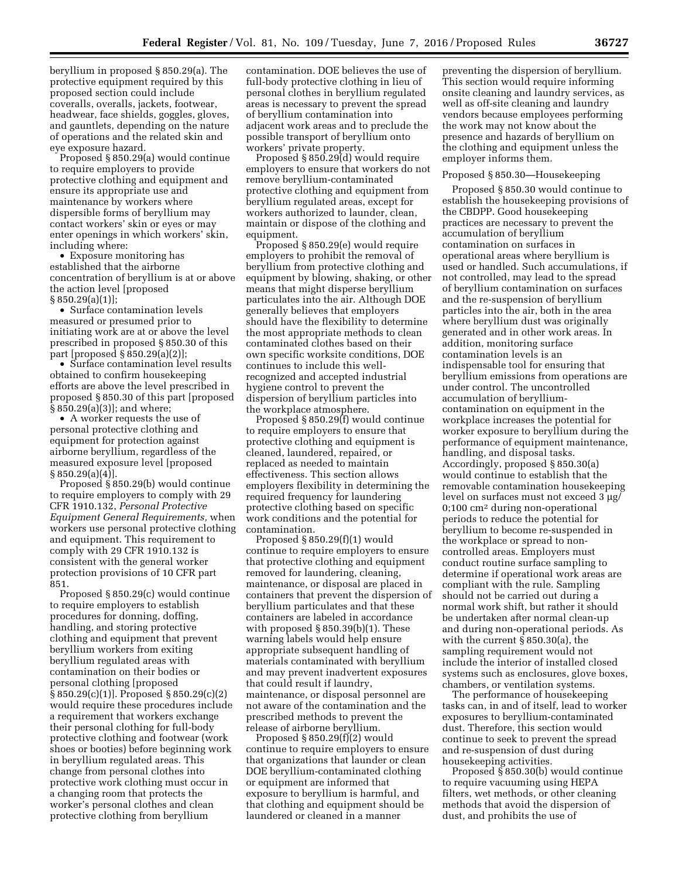beryllium in proposed § 850.29(a). The protective equipment required by this proposed section could include coveralls, overalls, jackets, footwear, headwear, face shields, goggles, gloves, and gauntlets, depending on the nature of operations and the related skin and eye exposure hazard.

Proposed § 850.29(a) would continue to require employers to provide protective clothing and equipment and ensure its appropriate use and maintenance by workers where dispersible forms of beryllium may contact workers' skin or eyes or may enter openings in which workers' skin, including where:

- Exposure monitoring has established that the airborne concentration of beryllium is at or above the action level [proposed § 850.29(a)(1)];
- Surface contamination levels measured or presumed prior to initiating work are at or above the level prescribed in proposed § 850.30 of this part [proposed § 850.29(a)(2)];
- Surface contamination level results obtained to confirm housekeeping efforts are above the level prescribed in proposed § 850.30 of this part [proposed § 850.29(a)(3)]; and where;
- A worker requests the use of personal protective clothing and equipment for protection against airborne beryllium, regardless of the measured exposure level [proposed § 850.29(a)(4)].

Proposed § 850.29(b) would continue to require employers to comply with 29 CFR 1910.132, *Personal Protective Equipment General Requirements,* when workers use personal protective clothing and equipment. This requirement to comply with 29 CFR 1910.132 is consistent with the general worker protection provisions of 10 CFR part 851.

Proposed § 850.29(c) would continue to require employers to establish procedures for donning, doffing, handling, and storing protective clothing and equipment that prevent beryllium workers from exiting beryllium regulated areas with contamination on their bodies or personal clothing [proposed § 850.29(c)(1)]. Proposed § 850.29(c)(2) would require these procedures include a requirement that workers exchange their personal clothing for full-body protective clothing and footwear (work shoes or booties) before beginning work in beryllium regulated areas. This change from personal clothes into protective work clothing must occur in a changing room that protects the worker's personal clothes and clean protective clothing from beryllium contamination. DOE believes the use of full-body protective clothing in lieu of personal clothes in beryllium regulated areas is necessary to prevent the spread of beryllium contamination into adjacent work areas and to preclude the possible transport of beryllium onto workers' private property.

Proposed § 850.29(d) would require employers to ensure that workers do not remove beryllium-contaminated protective clothing and equipment from beryllium regulated areas, except for workers authorized to launder, clean, maintain or dispose of the clothing and equipment.

Proposed § 850.29(e) would require employers to prohibit the removal of beryllium from protective clothing and equipment by blowing, shaking, or other means that might disperse beryllium particulates into the air. Although DOE generally believes that employers should have the flexibility to determine the most appropriate methods to clean contaminated clothes based on their own specific worksite conditions, DOE continues to include this well-recognized and accepted industrial hygiene control to prevent the dispersion of beryllium particles into the workplace atmosphere.

Proposed § 850.29(f) would continue to require employers to ensure that protective clothing and equipment is cleaned, laundered, repaired, or replaced as needed to maintain effectiveness. This section allows employers flexibility in determining the required frequency for laundering protective clothing based on specific work conditions and the potential for contamination.

Proposed § 850.29(f)(1) would continue to require employers to ensure that protective clothing and equipment removed for laundering, cleaning, maintenance, or disposal are placed in containers that prevent the dispersion of beryllium particulates and that these containers are labeled in accordance with proposed § 850.39(b)(1). These warning labels would help ensure appropriate subsequent handling of materials contaminated with beryllium and may prevent inadvertent exposures that could result if laundry, maintenance, or disposal personnel are not aware of the contamination and the prescribed methods to prevent the release of airborne beryllium.

Proposed § 850.29(f)(2) would continue to require employers to ensure that organizations that launder or clean DOE beryllium-contaminated clothing or equipment are informed that exposure to beryllium is harmful, and that clothing and equipment should be laundered or cleaned in a manner preventing the dispersion of beryllium. This section would require informing onsite cleaning and laundry services, as well as off-site cleaning and laundry vendors because employees performing the work may not know about the presence and hazards of beryllium on the clothing and equipment unless the employer informs them.

Proposed § 850.30—Housekeeping

Proposed § 850.30 would continue to establish the housekeeping provisions of the CBDPP. Good housekeeping practices are necessary to prevent the accumulation of beryllium contamination on surfaces in operational areas where beryllium is used or handled. Such accumulations, if not controlled, may lead to the spread of beryllium contamination on surfaces and the re-suspension of beryllium particles into the air, both in the area where beryllium dust was originally generated and in other work areas. In addition, monitoring surface contamination levels is an indispensable tool for ensuring that beryllium emissions from operations are under control. The uncontrolled accumulation of beryllium-contamination on equipment in the workplace increases the potential for worker exposure to beryllium during the performance of equipment maintenance, handling, and disposal tasks. Accordingly, proposed § 850.30(a) would continue to establish that the removable contamination housekeeping level on surfaces must not exceed 3 μg/0;100 cm² during non-operational periods to reduce the potential for beryllium to become re-suspended in the workplace or spread to non-controlled areas. Employers must conduct routine surface sampling to determine if operational work areas are compliant with the rule. Sampling should not be carried out during a normal work shift, but rather it should be undertaken after normal clean-up and during non-operational periods. As with the current § 850.30(a), the sampling requirement would not include the interior of installed closed systems such as enclosures, glove boxes, chambers, or ventilation systems.

The performance of housekeeping tasks can, in and of itself, lead to worker exposures to beryllium-contaminated dust. Therefore, this section would continue to seek to prevent the spread and re-suspension of dust during housekeeping activities.

Proposed § 850.30(b) would continue to require vacuuming using HEPA filters, wet methods, or other cleaning methods that avoid the dispersion of dust, and prohibits the use of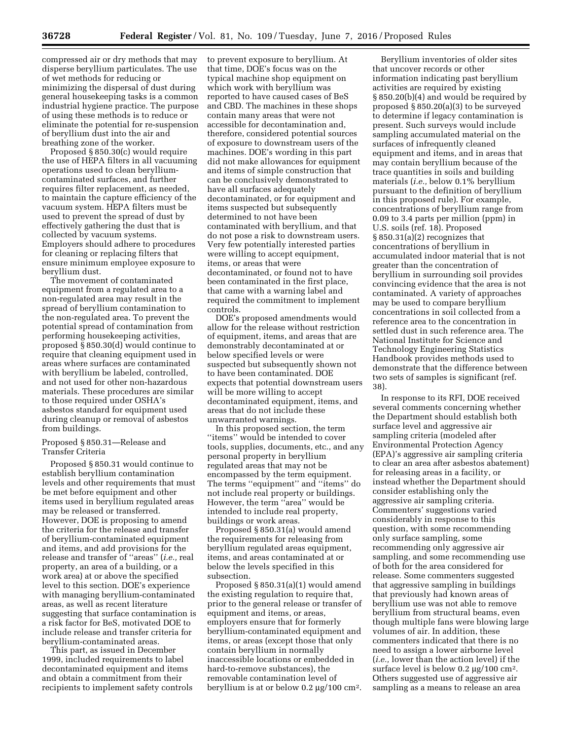compressed air or dry methods that may disperse beryllium particulates. The use of wet methods for reducing or minimizing the dispersal of dust during general housekeeping tasks is a common industrial hygiene practice. The purpose of using these methods is to reduce or eliminate the potential for re-suspension of beryllium dust into the air and breathing zone of the worker.

Proposed § 850.30(c) would require the use of HEPA filters in all vacuuming operations used to clean beryllium-contaminated surfaces, and further requires filter replacement, as needed, to maintain the capture efficiency of the vacuum system. HEPA filters must be used to prevent the spread of dust by effectively gathering the dust that is collected by vacuum systems. Employers should adhere to procedures for cleaning or replacing filters that ensure minimum employee exposure to beryllium dust.

The movement of contaminated equipment from a regulated area to a non-regulated area may result in the spread of beryllium contamination to the non-regulated area. To prevent the potential spread of contamination from performing housekeeping activities, proposed § 850.30(d) would continue to require that cleaning equipment used in areas where surfaces are contaminated with beryllium be labeled, controlled, and not used for other non-hazardous materials. These procedures are similar to those required under OSHA's asbestos standard for equipment used during cleanup or removal of asbestos from buildings.

Proposed § 850.31—Release and Transfer Criteria

Proposed § 850.31 would continue to establish beryllium contamination levels and other requirements that must be met before equipment and other items used in beryllium regulated areas may be released or transferred. However, DOE is proposing to amend the criteria for the release and transfer of beryllium-contaminated equipment and items, and add provisions for the release and transfer of "areas" (*i.e.,* real property, an area of a building, or a work area) at or above the specified level to this section. DOE's experience with managing beryllium-contaminated areas, as well as recent literature suggesting that surface contamination is a risk factor for BeS, motivated DOE to include release and transfer criteria for beryllium-contaminated areas.

This part, as issued in December 1999, included requirements to label decontaminated equipment and items and obtain a commitment from their recipients to implement safety controls to prevent exposure to beryllium. At that time, DOE's focus was on the typical machine shop equipment on which work with beryllium was reported to have caused cases of BeS and CBD. The machines in these shops contain many areas that were not accessible for decontamination and, therefore, considered potential sources of exposure to downstream users of the machines. DOE's wording in this part did not make allowances for equipment and items of simple construction that can be conclusively demonstrated to have all surfaces adequately decontaminated, or for equipment and items suspected but subsequently determined to not have been contaminated with beryllium, and that do not pose a risk to downstream users. Very few potentially interested parties were willing to accept equipment, items, or areas that were decontaminated, or found not to have been contaminated in the first place, that came with a warning label and required the commitment to implement controls.

DOE's proposed amendments would allow for the release without restriction of equipment, items, and areas that are demonstrably decontaminated at or below specified levels or were suspected but subsequently shown not to have been contaminated. DOE expects that potential downstream users will be more willing to accept decontaminated equipment, items, and areas that do not include these unwarranted warnings.

In this proposed section, the term "items" would be intended to cover tools, supplies, documents, etc., and any personal property in beryllium regulated areas that may not be encompassed by the term equipment. The terms "equipment" and "items" do not include real property or buildings. However, the term "area" would be intended to include real property, buildings or work areas.

Proposed § 850.31(a) would amend the requirements for releasing from beryllium regulated areas equipment, items, and areas contaminated at or below the levels specified in this subsection.

Proposed § 850.31(a)(1) would amend the existing regulation to require that, prior to the general release or transfer of equipment and items, or areas, employers ensure that for formerly beryllium-contaminated equipment and items, or areas (except those that only contain beryllium in normally inaccessible locations or embedded in hard-to-remove substances), the removable contamination level of beryllium is at or below 0.2 μg/100 cm².

Beryllium inventories of older sites that uncover records or other information indicating past beryllium activities are required by existing § 850.20(b)(4) and would be required by proposed § 850.20(a)(3) to be surveyed to determine if legacy contamination is present. Such surveys would include sampling accumulated material on the surfaces of infrequently cleaned equipment and items, and in areas that may contain beryllium because of the trace quantities in soils and building materials (*i.e.,* below 0.1% beryllium pursuant to the definition of beryllium in this proposed rule). For example, concentrations of beryllium range from 0.09 to 3.4 parts per million (ppm) in U.S. soils (ref. 18). Proposed § 850.31(a)(2) recognizes that concentrations of beryllium in accumulated indoor material that is not greater than the concentration of beryllium in surrounding soil provides convincing evidence that the area is not contaminated. A variety of approaches may be used to compare beryllium concentrations in soil collected from a reference area to the concentration in settled dust in such reference area. The National Institute for Science and Technology Engineering Statistics Handbook provides methods used to demonstrate that the difference between two sets of samples is significant (ref. 38).

In response to its RFI, DOE received several comments concerning whether the Department should establish both surface level and aggressive air sampling criteria (modeled after Environmental Protection Agency (EPA)'s aggressive air sampling criteria to clear an area after asbestos abatement) for releasing areas in a facility, or instead whether the Department should consider establishing only the aggressive air sampling criteria. Commenters' suggestions varied considerably in response to this question, with some recommending only surface sampling, some recommending only aggressive air sampling, and some recommending use of both for the area considered for release. Some commenters suggested that aggressive sampling in buildings that previously had known areas of beryllium use was not able to remove beryllium from structural beams, even though multiple fans were blowing large volumes of air. In addition, these commenters indicated that there is no need to assign a lower airborne level (*i.e.,* lower than the action level) if the surface level is below 0.2 μg/100 cm². Others suggested use of aggressive air sampling as a means to release an area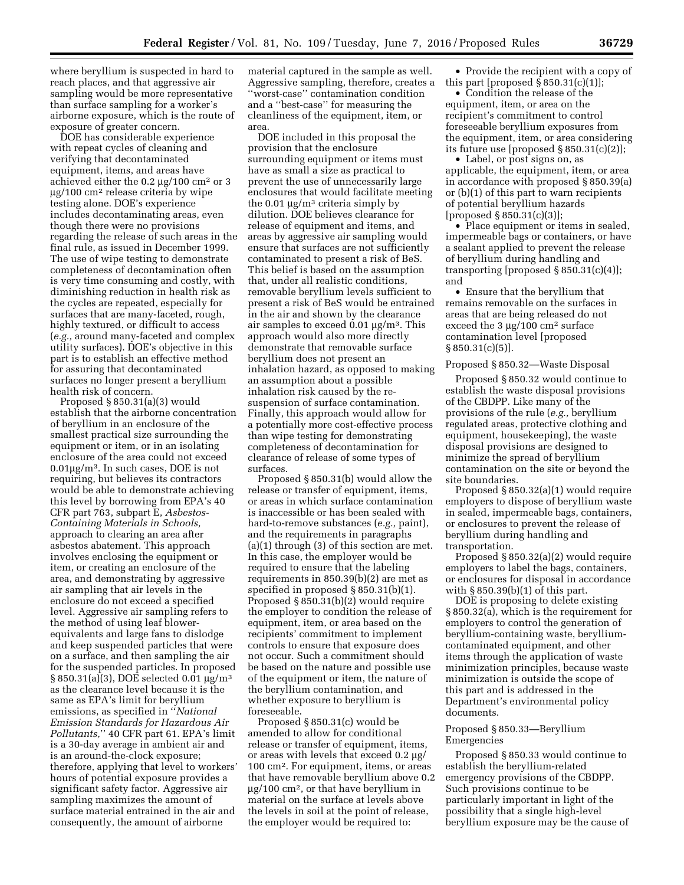where beryllium is suspected in hard to reach places, and that aggressive air sampling would be more representative than surface sampling for a worker's airborne exposure, which is the route of exposure of greater concern.

DOE has considerable experience with repeat cycles of cleaning and verifying that decontaminated equipment, items, and areas have achieved either the 0.2 μg/100 $cm^2$ or 3 μg/100 $cm^2$ release criteria by wipe testing alone. DOE's experience includes decontaminating areas, even though there were no provisions regarding the release of such areas in the final rule, as issued in December 1999. The use of wipe testing to demonstrate completeness of decontamination often is very time consuming and costly, with diminishing reduction in health risk as the cycles are repeated, especially for surfaces that are many-faceted, rough, highly textured, or difficult to access (*e.g.,* around many-faceted and complex utility surfaces). DOE's objective in this part is to establish an effective method for assuring that decontaminated surfaces no longer present a beryllium health risk of concern.

Proposed § 850.31(a)(3) would establish that the airborne concentration of beryllium in an enclosure of the smallest practical size surrounding the equipment or item, or in an isolating enclosure of the area could not exceed 0.01μg/$m^3$. In such cases, DOE is not requiring, but believes its contractors would be able to demonstrate achieving this level by borrowing from EPA's 40 CFR part 763, subpart E, *Asbestos-Containing Materials in Schools,* approach to clearing an area after asbestos abatement. This approach involves enclosing the equipment or item, or creating an enclosure of the area, and demonstrating by aggressive air sampling that air levels in the enclosure do not exceed a specified level. Aggressive air sampling refers to the method of using leaf blower-equivalents and large fans to dislodge and keep suspended particles that were on a surface, and then sampling the air for the suspended particles. In proposed § 850.31(a)(3), DOE selected 0.01 μg/$m^3$ as the clearance level because it is the same as EPA's limit for beryllium emissions, as specified in ''*National Emission Standards for Hazardous Air Pollutants,*'' 40 CFR part 61. EPA's limit is a 30-day average in ambient air and is an around-the-clock exposure; therefore, applying that level to workers' hours of potential exposure provides a significant safety factor. Aggressive air sampling maximizes the amount of surface material entrained in the air and consequently, the amount of airborne material captured in the sample as well. Aggressive sampling, therefore, creates a ''worst-case'' contamination condition and a ''best-case'' for measuring the cleanliness of the equipment, item, or area.

DOE included in this proposal the provision that the enclosure surrounding equipment or items must have as small a size as practical to prevent the use of unnecessarily large enclosures that would facilitate meeting the 0.01 μg/$m^3$ criteria simply by dilution. DOE believes clearance for release of equipment and items, and areas by aggressive air sampling would ensure that surfaces are not sufficiently contaminated to present a risk of BeS. This belief is based on the assumption that, under all realistic conditions, removable beryllium levels sufficient to present a risk of BeS would be entrained in the air and shown by the clearance air samples to exceed 0.01 μg/$m^3$. This approach would also more directly demonstrate that removable surface beryllium does not present an inhalation hazard, as opposed to making an assumption about a possible inhalation risk caused by the re-suspension of surface contamination. Finally, this approach would allow for a potentially more cost-effective process than wipe testing for demonstrating completeness of decontamination for clearance of release of some types of surfaces.

Proposed § 850.31(b) would allow the release or transfer of equipment, items, or areas in which surface contamination is inaccessible or has been sealed with hard-to-remove substances (*e.g.,* paint), and the requirements in paragraphs (a)(1) through (3) of this section are met. In this case, the employer would be required to ensure that the labeling requirements in 850.39(b)(2) are met as specified in proposed § 850.31(b)(1). Proposed § 850.31(b)(2) would require the employer to condition the release of equipment, item, or area based on the recipients' commitment to implement controls to ensure that exposure does not occur. Such a commitment should be based on the nature and possible use of the equipment or item, the nature of the beryllium contamination, and whether exposure to beryllium is foreseeable.

Proposed § 850.31(c) would be amended to allow for conditional release or transfer of equipment, items, or areas with levels that exceed 0.2 μg/100 $cm^2$. For equipment, items, or areas that have removable beryllium above 0.2 μg/100 $cm^2$, or that have beryllium in material on the surface at levels above the levels in soil at the point of release, the employer would be required to:

- Provide the recipient with a copy of this part [proposed § 850.31(c)(1)];
- Condition the release of the equipment, item, or area on the recipient's commitment to control foreseeable beryllium exposures from the equipment, item, or area considering its future use [proposed § 850.31(c)(2)];
- Label, or post signs on, as applicable, the equipment, item, or area in accordance with proposed § 850.39(a) or (b)(1) of this part to warn recipients of potential beryllium hazards [proposed § 850.31(c)(3)];
- Place equipment or items in sealed, impermeable bags or containers, or have a sealant applied to prevent the release of beryllium during handling and transporting [proposed § 850.31(c)(4)]; and
- Ensure that the beryllium that remains removable on the surfaces in areas that are being released do not exceed the 3 μg/100 $cm^2$ surface contamination level [proposed § 850.31(c)(5)].

Proposed § 850.32—Waste Disposal

Proposed § 850.32 would continue to establish the waste disposal provisions of the CBDPP. Like many of the provisions of the rule (*e.g.,* beryllium regulated areas, protective clothing and equipment, housekeeping), the waste disposal provisions are designed to minimize the spread of beryllium contamination on the site or beyond the site boundaries.

Proposed § 850.32(a)(1) would require employers to dispose of beryllium waste in sealed, impermeable bags, containers, or enclosures to prevent the release of beryllium during handling and transportation.

Proposed § 850.32(a)(2) would require employers to label the bags, containers, or enclosures for disposal in accordance with § 850.39(b)(1) of this part.

DOE is proposing to delete existing § 850.32(a), which is the requirement for employers to control the generation of beryllium-containing waste, beryllium-contaminated equipment, and other items through the application of waste minimization principles, because waste minimization is outside the scope of this part and is addressed in the Department's environmental policy documents.

Proposed § 850.33—Beryllium Emergencies

Proposed § 850.33 would continue to establish the beryllium-related emergency provisions of the CBDPP. Such provisions continue to be particularly important in light of the possibility that a single high-level beryllium exposure may be the cause of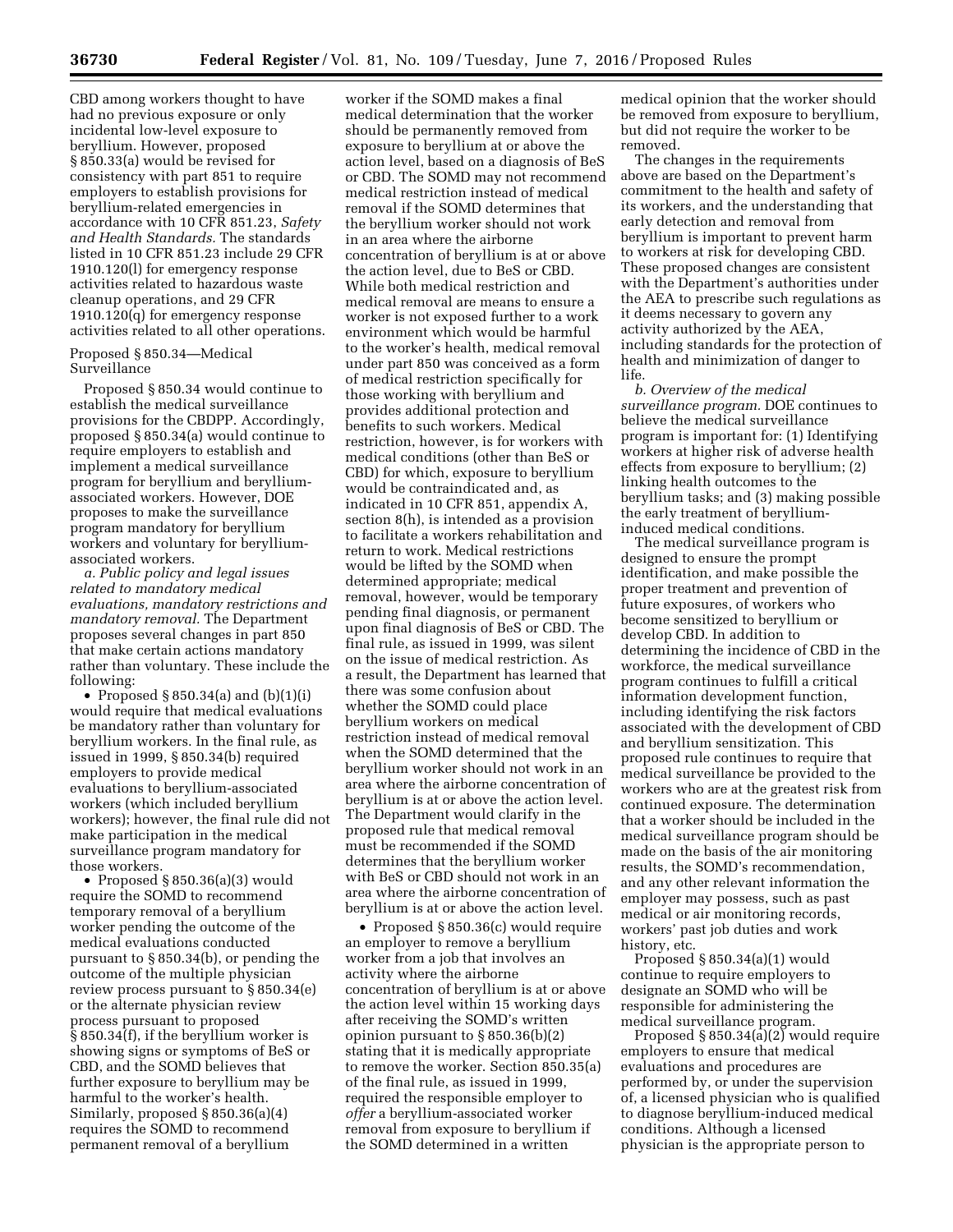CBD among workers thought to have had no previous exposure or only incidental low-level exposure to beryllium. However, proposed § 850.33(a) would be revised for consistency with part 851 to require employers to establish provisions for beryllium-related emergencies in accordance with 10 CFR 851.23, *Safety and Health Standards.* The standards listed in 10 CFR 851.23 include 29 CFR 1910.120(l) for emergency response activities related to hazardous waste cleanup operations, and 29 CFR 1910.120(q) for emergency response activities related to all other operations.

Proposed § 850.34—Medical Surveillance

Proposed § 850.34 would continue to establish the medical surveillance provisions for the CBDPP. Accordingly, proposed § 850.34(a) would continue to require employers to establish and implement a medical surveillance program for beryllium and beryllium-associated workers. However, DOE proposes to make the surveillance program mandatory for beryllium workers and voluntary for beryllium-associated workers.

*a. Public policy and legal issues related to mandatory medical evaluations, mandatory restrictions and mandatory removal.* The Department proposes several changes in part 850 that make certain actions mandatory rather than voluntary. These include the following:

- Proposed § 850.34(a) and (b)(1)(i) would require that medical evaluations be mandatory rather than voluntary for beryllium workers. In the final rule, as issued in 1999, § 850.34(b) required employers to provide medical evaluations to beryllium-associated workers (which included beryllium workers); however, the final rule did not make participation in the medical surveillance program mandatory for those workers.
- Proposed § 850.36(a)(3) would require the SOMD to recommend temporary removal of a beryllium worker pending the outcome of the medical evaluations conducted pursuant to § 850.34(b), or pending the outcome of the multiple physician review process pursuant to § 850.34(e) or the alternate physician review process pursuant to proposed § 850.34(f), if the beryllium worker is showing signs or symptoms of BeS or CBD, and the SOMD believes that further exposure to beryllium may be harmful to the worker's health. Similarly, proposed § 850.36(a)(4) requires the SOMD to recommend permanent removal of a beryllium worker if the SOMD makes a final medical determination that the worker should be permanently removed from exposure to beryllium at or above the action level, based on a diagnosis of BeS or CBD. The SOMD may not recommend medical restriction instead of medical removal if the SOMD determines that the beryllium worker should not work in an area where the airborne concentration of beryllium is at or above the action level, due to BeS or CBD. While both medical restriction and medical removal are means to ensure a worker is not exposed further to a work environment which would be harmful to the worker's health, medical removal under part 850 was conceived as a form of medical restriction specifically for those working with beryllium and provides additional protection and benefits to such workers. Medical restriction, however, is for workers with medical conditions (other than BeS or CBD) for which, exposure to beryllium would be contraindicated and, as indicated in 10 CFR 851, appendix A, section 8(h), is intended as a provision to facilitate a workers rehabilitation and return to work. Medical restrictions would be lifted by the SOMD when determined appropriate; medical removal, however, would be temporary pending final diagnosis, or permanent upon final diagnosis of BeS or CBD. The final rule, as issued in 1999, was silent on the issue of medical restriction. As a result, the Department has learned that there was some confusion about whether the SOMD could place beryllium workers on medical restriction instead of medical removal when the SOMD determined that the beryllium worker should not work in an area where the airborne concentration of beryllium is at or above the action level. The Department would clarify in the proposed rule that medical removal must be recommended if the SOMD determines that the beryllium worker with BeS or CBD should not work in an area where the airborne concentration of beryllium is at or above the action level.
- Proposed § 850.36(c) would require an employer to remove a beryllium worker from a job that involves an activity where the airborne concentration of beryllium is at or above the action level within 15 working days after receiving the SOMD's written opinion pursuant to § 850.36(b)(2) stating that it is medically appropriate to remove the worker. Section 850.35(a) of the final rule, as issued in 1999, required the responsible employer to *offer* a beryllium-associated worker removal from exposure to beryllium if the SOMD determined in a written medical opinion that the worker should be removed from exposure to beryllium, but did not require the worker to be removed.

The changes in the requirements above are based on the Department's commitment to the health and safety of its workers, and the understanding that early detection and removal from beryllium is important to prevent harm to workers at risk for developing CBD. These proposed changes are consistent with the Department's authorities under the AEA to prescribe such regulations as it deems necessary to govern any activity authorized by the AEA, including standards for the protection of health and minimization of danger to life.

*b. Overview of the medical surveillance program.* DOE continues to believe the medical surveillance program is important for: (1) Identifying workers at higher risk of adverse health effects from exposure to beryllium; (2) linking health outcomes to the beryllium tasks; and (3) making possible the early treatment of beryllium-induced medical conditions.

The medical surveillance program is designed to ensure the prompt identification, and make possible the proper treatment and prevention of future exposures, of workers who become sensitized to beryllium or develop CBD. In addition to determining the incidence of CBD in the workforce, the medical surveillance program continues to fulfill a critical information development function, including identifying the risk factors associated with the development of CBD and beryllium sensitization. This proposed rule continues to require that medical surveillance be provided to the workers who are at the greatest risk from continued exposure. The determination that a worker should be included in the medical surveillance program should be made on the basis of the air monitoring results, the SOMD's recommendation, and any other relevant information the employer may possess, such as past medical or air monitoring records, workers' past job duties and work history, etc.

Proposed § 850.34(a)(1) would continue to require employers to designate an SOMD who will be responsible for administering the medical surveillance program.

Proposed § 850.34(a)(2) would require employers to ensure that medical evaluations and procedures are performed by, or under the supervision of, a licensed physician who is qualified to diagnose beryllium-induced medical conditions. Although a licensed physician is the appropriate person to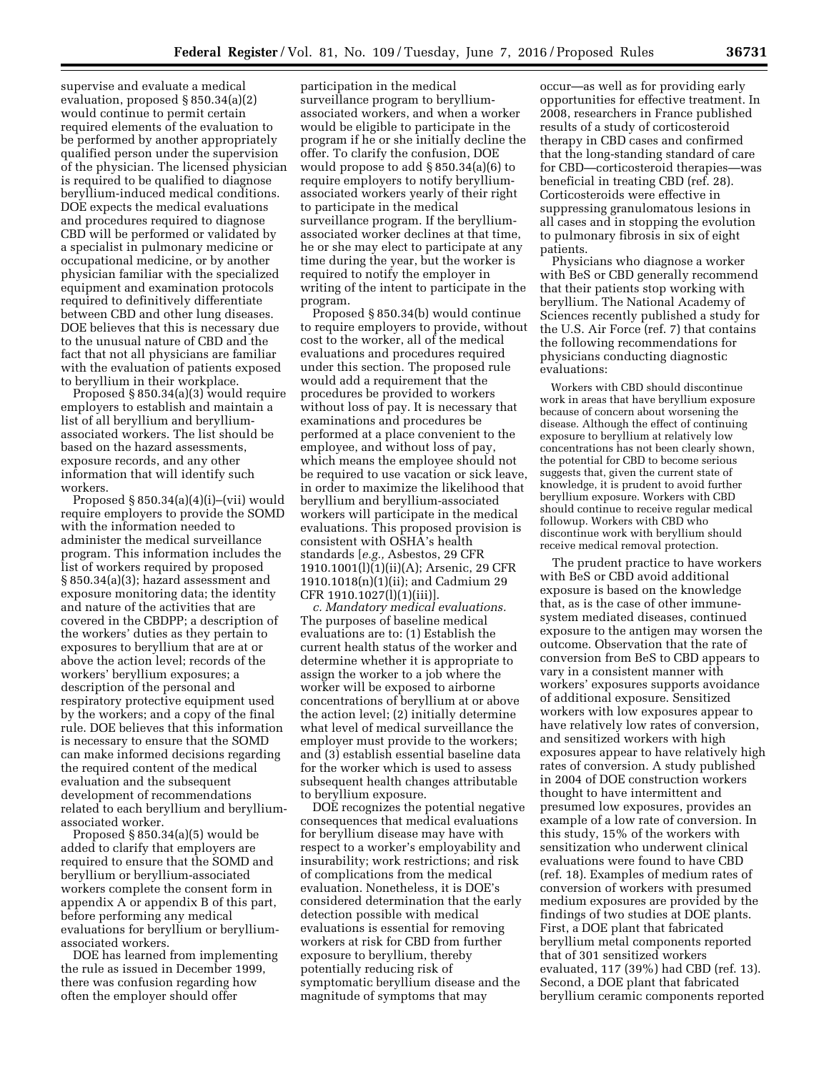supervise and evaluate a medical evaluation, proposed § 850.34(a)(2) would continue to permit certain required elements of the evaluation to be performed by another appropriately qualified person under the supervision of the physician. The licensed physician is required to be qualified to diagnose beryllium-induced medical conditions. DOE expects the medical evaluations and procedures required to diagnose CBD will be performed or validated by a specialist in pulmonary medicine or occupational medicine, or by another physician familiar with the specialized equipment and examination protocols required to definitively differentiate between CBD and other lung diseases. DOE believes that this is necessary due to the unusual nature of CBD and the fact that not all physicians are familiar with the evaluation of patients exposed to beryllium in their workplace.

Proposed § 850.34(a)(3) would require employers to establish and maintain a list of all beryllium and beryllium-associated workers. The list should be based on the hazard assessments, exposure records, and any other information that will identify such workers.

Proposed § 850.34(a)(4)(i)–(vii) would require employers to provide the SOMD with the information needed to administer the medical surveillance program. This information includes the list of workers required by proposed § 850.34(a)(3); hazard assessment and exposure monitoring data; the identity and nature of the activities that are covered in the CBDPP; a description of the workers' duties as they pertain to exposures to beryllium that are at or above the action level; records of the workers' beryllium exposures; a description of the personal and respiratory protective equipment used by the workers; and a copy of the final rule. DOE believes that this information is necessary to ensure that the SOMD can make informed decisions regarding the required content of the medical evaluation and the subsequent development of recommendations related to each beryllium and beryllium-associated worker.

Proposed § 850.34(a)(5) would be added to clarify that employers are required to ensure that the SOMD and beryllium or beryllium-associated workers complete the consent form in appendix A or appendix B of this part, before performing any medical evaluations for beryllium or beryllium-associated workers.

DOE has learned from implementing the rule as issued in December 1999, there was confusion regarding how often the employer should offer participation in the medical surveillance program to beryllium-associated workers, and when a worker would be eligible to participate in the program if he or she initially decline the offer. To clarify the confusion, DOE would propose to add § 850.34(a)(6) to require employers to notify beryllium-associated workers yearly of their right to participate in the medical surveillance program. If the beryllium-associated worker declines at that time, he or she may elect to participate at any time during the year, but the worker is required to notify the employer in writing of the intent to participate in the program.

Proposed § 850.34(b) would continue to require employers to provide, without cost to the worker, all of the medical evaluations and procedures required under this section. The proposed rule would add a requirement that the procedures be provided to workers without loss of pay. It is necessary that examinations and procedures be performed at a place convenient to the employee, and without loss of pay, which means the employee should not be required to use vacation or sick leave, in order to maximize the likelihood that beryllium and beryllium-associated workers will participate in the medical evaluations. This proposed provision is consistent with OSHA's health standards [*e.g.,* Asbestos, 29 CFR 1910.1001(l)(1)(ii)(A); Arsenic, 29 CFR 1910.1018(n)(1)(ii); and Cadmium 29 CFR 1910.1027(l)(1)(iii)].

*c. Mandatory medical evaluations.* The purposes of baseline medical evaluations are to: (1) Establish the current health status of the worker and determine whether it is appropriate to assign the worker to a job where the worker will be exposed to airborne concentrations of beryllium at or above the action level; (2) initially determine what level of medical surveillance the employer must provide to the workers; and (3) establish essential baseline data for the worker which is used to assess subsequent health changes attributable to beryllium exposure.

DOE recognizes the potential negative consequences that medical evaluations for beryllium disease may have with respect to a worker's employability and insurability; work restrictions; and risk of complications from the medical evaluation. Nonetheless, it is DOE's considered determination that the early detection possible with medical evaluations is essential for removing workers at risk for CBD from further exposure to beryllium, thereby potentially reducing risk of symptomatic beryllium disease and the magnitude of symptoms that may occur—as well as for providing early opportunities for effective treatment. In 2008, researchers in France published results of a study of corticosteroid therapy in CBD cases and confirmed that the long-standing standard of care for CBD—corticosteroid therapies—was beneficial in treating CBD (ref. 28). Corticosteroids were effective in suppressing granulomatous lesions in all cases and in stopping the evolution to pulmonary fibrosis in six of eight patients.

Physicians who diagnose a worker with BeS or CBD generally recommend that their patients stop working with beryllium. The National Academy of Sciences recently published a study for the U.S. Air Force (ref. 7) that contains the following recommendations for physicians conducting diagnostic evaluations:

> Workers with CBD should discontinue work in areas that have beryllium exposure because of concern about worsening the disease. Although the effect of continuing exposure to beryllium at relatively low concentrations has not been clearly shown, the potential for CBD to become serious suggests that, given the current state of knowledge, it is prudent to avoid further beryllium exposure. Workers with CBD should continue to receive regular medical followup. Workers with CBD who discontinue work with beryllium should receive medical removal protection.

The prudent practice to have workers with BeS or CBD avoid additional exposure is based on the knowledge that, as is the case of other immune-system mediated diseases, continued exposure to the antigen may worsen the outcome. Observation that the rate of conversion from BeS to CBD appears to vary in a consistent manner with workers' exposures supports avoidance of additional exposure. Sensitized workers with low exposures appear to have relatively low rates of conversion, and sensitized workers with high exposures appear to have relatively high rates of conversion. A study published in 2004 of DOE construction workers thought to have intermittent and presumed low exposures, provides an example of a low rate of conversion. In this study, 15% of the workers with sensitization who underwent clinical evaluations were found to have CBD (ref. 18). Examples of medium rates of conversion of workers with presumed medium exposures are provided by the findings of two studies at DOE plants. First, a DOE plant that fabricated beryllium metal components reported that of 301 sensitized workers evaluated, 117 (39%) had CBD (ref. 13). Second, a DOE plant that fabricated beryllium ceramic components reported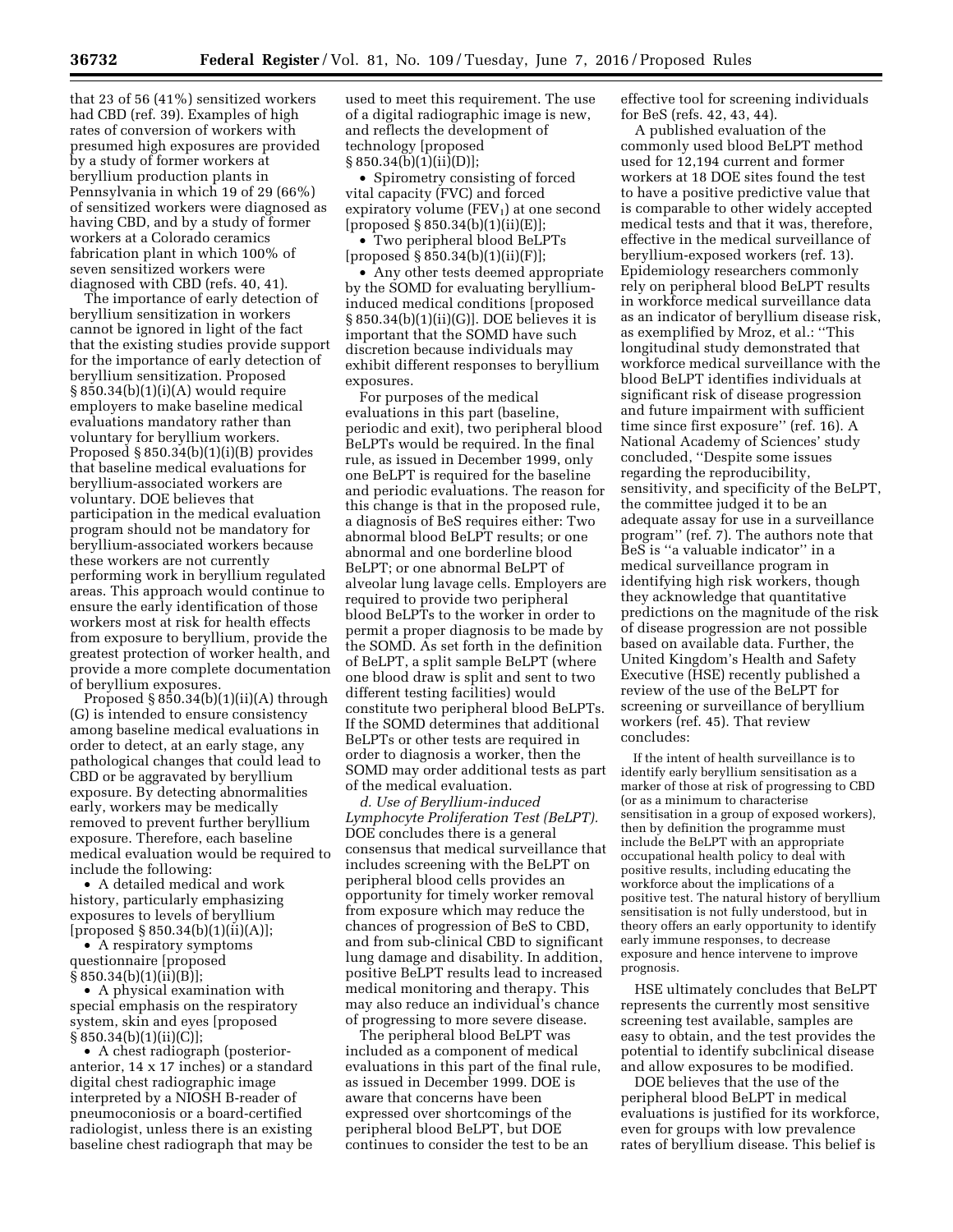that 23 of 56 (41%) sensitized workers had CBD (ref. 39). Examples of high rates of conversion of workers with presumed high exposures are provided by a study of former workers at beryllium production plants in Pennsylvania in which 19 of 29 (66%) of sensitized workers were diagnosed as having CBD, and by a study of former workers at a Colorado ceramics fabrication plant in which 100% of seven sensitized workers were diagnosed with CBD (refs. 40, 41).

The importance of early detection of beryllium sensitization in workers cannot be ignored in light of the fact that the existing studies provide support for the importance of early detection of beryllium sensitization. Proposed § 850.34(b)(1)(i)(A) would require employers to make baseline medical evaluations mandatory rather than voluntary for beryllium workers. Proposed § 850.34(b)(1)(i)(B) provides that baseline medical evaluations for beryllium-associated workers are voluntary. DOE believes that participation in the medical evaluation program should not be mandatory for beryllium-associated workers because these workers are not currently performing work in beryllium regulated areas. This approach would continue to ensure the early identification of those workers most at risk for health effects from exposure to beryllium, provide the greatest protection of worker health, and provide a more complete documentation of beryllium exposures.

Proposed § 850.34(b)(1)(ii)(A) through (G) is intended to ensure consistency among baseline medical evaluations in order to detect, at an early stage, any pathological changes that could lead to CBD or be aggravated by beryllium exposure. By detecting abnormalities early, workers may be medically removed to prevent further beryllium exposure. Therefore, each baseline medical evaluation would be required to include the following:

- A detailed medical and work history, particularly emphasizing exposures to levels of beryllium [proposed § 850.34(b)(1)(ii)(A)];
- A respiratory symptoms questionnaire [proposed § 850.34(b)(1)(ii)(B)];
- A physical examination with special emphasis on the respiratory system, skin and eyes [proposed § 850.34(b)(1)(ii)(C)];
- A chest radiograph (posterior-anterior, 14 x 17 inches) or a standard digital chest radiographic image interpreted by a NIOSH B-reader of pneumoconiosis or a board-certified radiologist, unless there is an existing baseline chest radiograph that may be used to meet this requirement. The use of a digital radiographic image is new, and reflects the development of technology [proposed § 850.34(b)(1)(ii)(D)];
- Spirometry consisting of forced vital capacity (FVC) and forced expiratory volume ($FEV_1$) at one second [proposed § 850.34(b)(1)(ii)(E)];
- Two peripheral blood BeLPTs [proposed § 850.34(b)(1)(ii)(F)];
- Any other tests deemed appropriate by the SOMD for evaluating beryllium-induced medical conditions [proposed § 850.34(b)(1)(ii)(G)]. DOE believes it is important that the SOMD have such discretion because individuals may exhibit different responses to beryllium exposures.

For purposes of the medical evaluations in this part (baseline, periodic and exit), two peripheral blood BeLPTs would be required. In the final rule, as issued in December 1999, only one BeLPT is required for the baseline and periodic evaluations. The reason for this change is that in the proposed rule, a diagnosis of BeS requires either: Two abnormal blood BeLPT results; or one abnormal and one borderline blood BeLPT; or one abnormal BeLPT of alveolar lung lavage cells. Employers are required to provide two peripheral blood BeLPTs to the worker in order to permit a proper diagnosis to be made by the SOMD. As set forth in the definition of BeLPT, a split sample BeLPT (where one blood draw is split and sent to two different testing facilities) would constitute two peripheral blood BeLPTs. If the SOMD determines that additional BeLPTs or other tests are required in order to diagnosis a worker, then the SOMD may order additional tests as part of the medical evaluation.

*d. Use of Beryllium-induced Lymphocyte Proliferation Test (BeLPT).* DOE concludes there is a general consensus that medical surveillance that includes screening with the BeLPT on peripheral blood cells provides an opportunity for timely worker removal from exposure which may reduce the chances of progression of BeS to CBD, and from sub-clinical CBD to significant lung damage and disability. In addition, positive BeLPT results lead to increased medical monitoring and therapy. This may also reduce an individual's chance of progressing to more severe disease.

The peripheral blood BeLPT was included as a component of medical evaluations in this part of the final rule, as issued in December 1999. DOE is aware that concerns have been expressed over shortcomings of the peripheral blood BeLPT, but DOE continues to consider the test to be an effective tool for screening individuals for BeS (refs. 42, 43, 44).

A published evaluation of the commonly used blood BeLPT method used for 12,194 current and former workers at 18 DOE sites found the test to have a positive predictive value that is comparable to other widely accepted medical tests and that it was, therefore, effective in the medical surveillance of beryllium-exposed workers (ref. 13). Epidemiology researchers commonly rely on peripheral blood BeLPT results in workforce medical surveillance data as an indicator of beryllium disease risk, as exemplified by Mroz, et al.: ''This longitudinal study demonstrated that workforce medical surveillance with the blood BeLPT identifies individuals at significant risk of disease progression and future impairment with sufficient time since first exposure'' (ref. 16). A National Academy of Sciences' study concluded, ''Despite some issues regarding the reproducibility, sensitivity, and specificity of the BeLPT, the committee judged it to be an adequate assay for use in a surveillance program'' (ref. 7). The authors note that BeS is ''a valuable indicator'' in a medical surveillance program in identifying high risk workers, though they acknowledge that quantitative predictions on the magnitude of the risk of disease progression are not possible based on available data. Further, the United Kingdom's Health and Safety Executive (HSE) recently published a review of the use of the BeLPT for screening or surveillance of beryllium workers (ref. 45). That review concludes:

> If the intent of health surveillance is to identify early beryllium sensitisation as a marker of those at risk of progressing to CBD (or as a minimum to characterise sensitisation in a group of exposed workers), then by definition the programme must include the BeLPT with an appropriate occupational health policy to deal with positive results, including educating the workforce about the implications of a positive test. The natural history of beryllium sensitisation is not fully understood, but in theory offers an early opportunity to identify early immune responses, to decrease exposure and hence intervene to improve prognosis.

HSE ultimately concludes that BeLPT represents the currently most sensitive screening test available, samples are easy to obtain, and the test provides the potential to identify subclinical disease and allow exposures to be modified.

DOE believes that the use of the peripheral blood BeLPT in medical evaluations is justified for its workforce, even for groups with low prevalence rates of beryllium disease. This belief is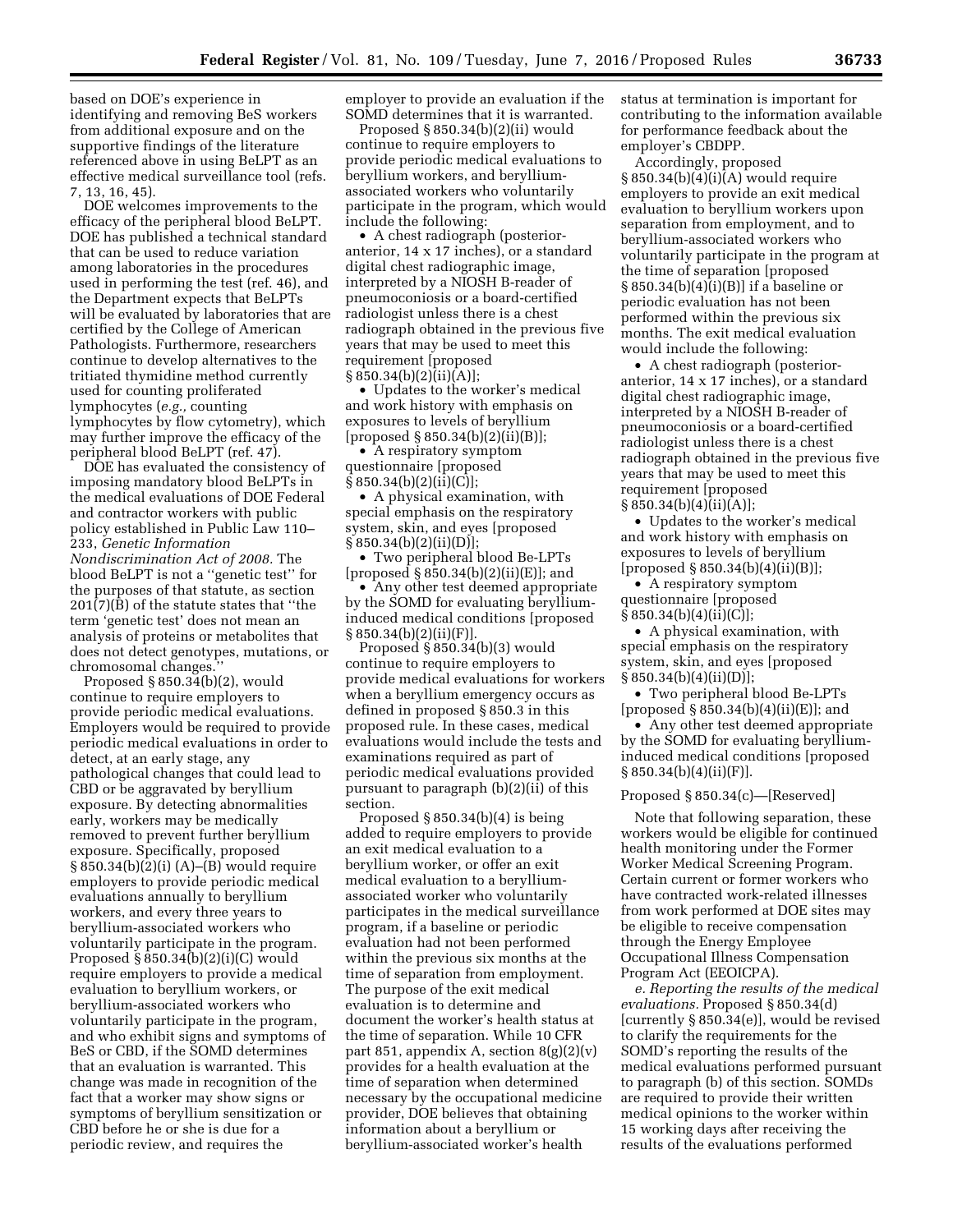based on DOE's experience in identifying and removing BeS workers from additional exposure and on the supportive findings of the literature referenced above in using BeLPT as an effective medical surveillance tool (refs. 7, 13, 16, 45).

DOE welcomes improvements to the efficacy of the peripheral blood BeLPT. DOE has published a technical standard that can be used to reduce variation among laboratories in the procedures used in performing the test (ref. 46), and the Department expects that BeLPTs will be evaluated by laboratories that are certified by the College of American Pathologists. Furthermore, researchers continue to develop alternatives to the tritiated thymidine method currently used for counting proliferated lymphocytes (*e.g.,* counting lymphocytes by flow cytometry), which may further improve the efficacy of the peripheral blood BeLPT (ref. 47).

DOE has evaluated the consistency of imposing mandatory blood BeLPTs in the medical evaluations of DOE Federal and contractor workers with public policy established in Public Law 110–233, *Genetic Information Nondiscrimination Act of 2008.* The blood BeLPT is not a ''genetic test'' for the purposes of that statute, as section 201(7)(B) of the statute states that ''the term 'genetic test' does not mean an analysis of proteins or metabolites that does not detect genotypes, mutations, or chromosomal changes.''

Proposed § 850.34(b)(2), would continue to require employers to provide periodic medical evaluations. Employers would be required to provide periodic medical evaluations in order to detect, at an early stage, any pathological changes that could lead to CBD or be aggravated by beryllium exposure. By detecting abnormalities early, workers may be medically removed to prevent further beryllium exposure. Specifically, proposed § 850.34(b)(2)(i) (A)–(B) would require employers to provide periodic medical evaluations annually to beryllium workers, and every three years to beryllium-associated workers who voluntarily participate in the program. Proposed § 850.34(b)(2)(i)(C) would require employers to provide a medical evaluation to beryllium workers, or beryllium-associated workers who voluntarily participate in the program, and who exhibit signs and symptoms of BeS or CBD, if the SOMD determines that an evaluation is warranted. This change was made in recognition of the fact that a worker may show signs or symptoms of beryllium sensitization or CBD before he or she is due for a periodic review, and requires the employer to provide an evaluation if the SOMD determines that it is warranted.

Proposed § 850.34(b)(2)(ii) would continue to require employers to provide periodic medical evaluations to beryllium workers, and beryllium-associated workers who voluntarily participate in the program, which would include the following:

- A chest radiograph (posterior-anterior, 14 x 17 inches), or a standard digital chest radiographic image, interpreted by a NIOSH B-reader of pneumoconiosis or a board-certified radiologist unless there is a chest radiograph obtained in the previous five years that may be used to meet this requirement [proposed § 850.34(b)(2)(ii)(A)];
- Updates to the worker's medical and work history with emphasis on exposures to levels of beryllium [proposed § 850.34(b)(2)(ii)(B)];
- A respiratory symptom questionnaire [proposed § 850.34(b)(2)(ii)(C)];
- A physical examination, with special emphasis on the respiratory system, skin, and eyes [proposed § 850.34(b)(2)(ii)(D)];
- Two peripheral blood Be-LPTs [proposed § 850.34(b)(2)(ii)(E)]; and
- Any other test deemed appropriate by the SOMD for evaluating beryllium-induced medical conditions [proposed § 850.34(b)(2)(ii)(F)].

Proposed § 850.34(b)(3) would continue to require employers to provide medical evaluations for workers when a beryllium emergency occurs as defined in proposed § 850.3 in this proposed rule. In these cases, medical evaluations would include the tests and examinations required as part of periodic medical evaluations provided pursuant to paragraph (b)(2)(ii) of this section.

Proposed § 850.34(b)(4) is being added to require employers to provide an exit medical evaluation to a beryllium worker, or offer an exit medical evaluation to a beryllium-associated worker who voluntarily participates in the medical surveillance program, if a baseline or periodic evaluation had not been performed within the previous six months at the time of separation from employment. The purpose of the exit medical evaluation is to determine and document the worker's health status at the time of separation. While 10 CFR part 851, appendix A, section 8(g)(2)(v) provides for a health evaluation at the time of separation when determined necessary by the occupational medicine provider, DOE believes that obtaining information about a beryllium or beryllium-associated worker's health status at termination is important for contributing to the information available for performance feedback about the employer's CBDPP.

Accordingly, proposed § 850.34(b)(4)(i)(A) would require employers to provide an exit medical evaluation to beryllium workers upon separation from employment, and to beryllium-associated workers who voluntarily participate in the program at the time of separation [proposed § 850.34(b)(4)(i)(B)] if a baseline or periodic evaluation has not been performed within the previous six months. The exit medical evaluation would include the following:

- A chest radiograph (posterior-anterior, 14 x 17 inches), or a standard digital chest radiographic image, interpreted by a NIOSH B-reader of pneumoconiosis or a board-certified radiologist unless there is a chest radiograph obtained in the previous five years that may be used to meet this requirement [proposed § 850.34(b)(4)(ii)(A)];
- Updates to the worker's medical and work history with emphasis on exposures to levels of beryllium [proposed § 850.34(b)(4)(ii)(B)];
- A respiratory symptom questionnaire [proposed § 850.34(b)(4)(ii)(C)];
- A physical examination, with special emphasis on the respiratory system, skin, and eyes [proposed § 850.34(b)(4)(ii)(D)];
- Two peripheral blood Be-LPTs [proposed § 850.34(b)(4)(ii)(E)]; and
- Any other test deemed appropriate by the SOMD for evaluating beryllium-induced medical conditions [proposed § 850.34(b)(4)(ii)(F)].

Proposed § 850.34(c)—[Reserved]

Note that following separation, these workers would be eligible for continued health monitoring under the Former Worker Medical Screening Program. Certain current or former workers who have contracted work-related illnesses from work performed at DOE sites may be eligible to receive compensation through the Energy Employee Occupational Illness Compensation Program Act (EEOICPA).

*e. Reporting the results of the medical evaluations.* Proposed § 850.34(d) [currently § 850.34(e)], would be revised to clarify the requirements for the SOMD's reporting the results of the medical evaluations performed pursuant to paragraph (b) of this section. SOMDs are required to provide their written medical opinions to the worker within 15 working days after receiving the results of the evaluations performed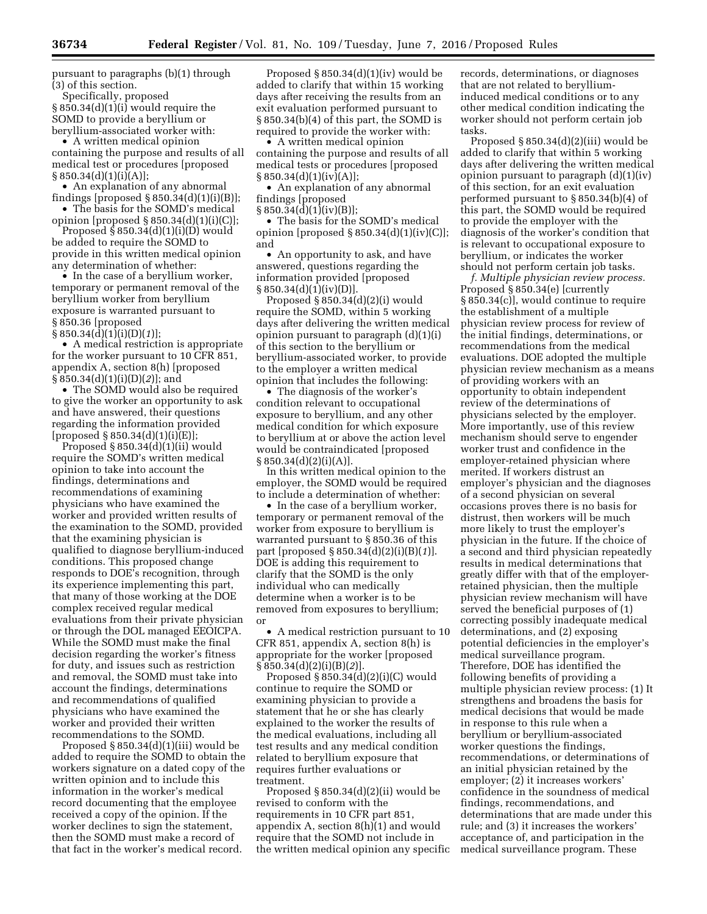pursuant to paragraphs (b)(1) through (3) of this section.

Specifically, proposed § 850.34(d)(1)(i) would require the SOMD to provide a beryllium or beryllium-associated worker with:

- A written medical opinion containing the purpose and results of all medical test or procedures [proposed § 850.34(d)(1)(i)(A)];
- An explanation of any abnormal findings [proposed § 850.34(d)(1)(i)(B)];
- The basis for the SOMD's medical opinion [proposed § 850.34(d)(1)(i)(C)];

Proposed § 850.34(d)(1)(i)(D) would be added to require the SOMD to provide in this written medical opinion any determination of whether:

- In the case of a beryllium worker, temporary or permanent removal of the beryllium worker from beryllium exposure is warranted pursuant to § 850.36 [proposed § 850.34(d)(1)(i)(D)(*1*)];
- A medical restriction is appropriate for the worker pursuant to 10 CFR 851, appendix A, section 8(h) [proposed § 850.34(d)(1)(i)(D)(*2*)]; and
- The SOMD would also be required to give the worker an opportunity to ask and have answered, their questions regarding the information provided [proposed § 850.34(d)(1)(i)(E)];

Proposed § 850.34(d)(1)(ii) would require the SOMD's written medical opinion to take into account the findings, determinations and recommendations of examining physicians who have examined the worker and provided written results of the examination to the SOMD, provided that the examining physician is qualified to diagnose beryllium-induced conditions. This proposed change responds to DOE's recognition, through its experience implementing this part, that many of those working at the DOE complex received regular medical evaluations from their private physician or through the DOL managed EEOICPA. While the SOMD must make the final decision regarding the worker's fitness for duty, and issues such as restriction and removal, the SOMD must take into account the findings, determinations and recommendations of qualified physicians who have examined the worker and provided their written recommendations to the SOMD.

Proposed § 850.34(d)(1)(iii) would be added to require the SOMD to obtain the workers signature on a dated copy of the written opinion and to include this information in the worker's medical record documenting that the employee received a copy of the opinion. If the worker declines to sign the statement, then the SOMD must make a record of that fact in the worker's medical record.

Proposed § 850.34(d)(1)(iv) would be added to clarify that within 15 working days after receiving the results from an exit evaluation performed pursuant to § 850.34(b)(4) of this part, the SOMD is required to provide the worker with:

- A written medical opinion containing the purpose and results of all medical tests or procedures [proposed § 850.34(d)(1)(iv)(A)];
- An explanation of any abnormal findings [proposed § 850.34(d)(1)(iv)(B)];
- The basis for the SOMD's medical opinion [proposed § 850.34(d)(1)(iv)(C)]; and
- An opportunity to ask, and have answered, questions regarding the information provided [proposed § 850.34(d)(1)(iv)(D)].

Proposed § 850.34(d)(2)(i) would require the SOMD, within 5 working days after delivering the written medical opinion pursuant to paragraph (d)(1)(i) of this section to the beryllium or beryllium-associated worker, to provide to the employer a written medical opinion that includes the following:

- The diagnosis of the worker's condition relevant to occupational exposure to beryllium, and any other medical condition for which exposure to beryllium at or above the action level would be contraindicated [proposed § 850.34(d)(2)(i)(A)].

In this written medical opinion to the employer, the SOMD would be required to include a determination of whether:

- In the case of a beryllium worker, temporary or permanent removal of the worker from exposure to beryllium is warranted pursuant to § 850.36 of this part [proposed § 850.34(d)(2)(i)(B)(*1*)]. DOE is adding this requirement to clarify that the SOMD is the only individual who can medically determine when a worker is to be removed from exposures to beryllium; or
- A medical restriction pursuant to 10 CFR 851, appendix A, section 8(h) is appropriate for the worker [proposed § 850.34(d)(2)(i)(B)(*2*)].

Proposed § 850.34(d)(2)(i)(C) would continue to require the SOMD or examining physician to provide a statement that he or she has clearly explained to the worker the results of the medical evaluations, including all test results and any medical condition related to beryllium exposure that requires further evaluations or treatment.

Proposed § 850.34(d)(2)(ii) would be revised to conform with the requirements in 10 CFR part 851, appendix A, section 8(h)1 and would require that the SOMD not include in the written medical opinion any specific records, determinations, or diagnoses that are not related to beryllium-induced medical conditions or to any other medical condition indicating the worker should not perform certain job tasks.

Proposed § 850.34(d)(2)(iii) would be added to clarify that within 5 working days after delivering the written medical opinion pursuant to paragraph (d)(1)(iv) of this section, for an exit evaluation performed pursuant to § 850.34(b)(4) of this part, the SOMD would be required to provide the employer with the diagnosis of the worker's condition that is relevant to occupational exposure to beryllium, or indicates the worker should not perform certain job tasks.

*f. Multiple physician review process.* Proposed § 850.34(e) [currently § 850.34(c)], would continue to require the establishment of a multiple physician review process for review of the initial findings, determinations, or recommendations from the medical evaluations. DOE adopted the multiple physician review mechanism as a means of providing workers with an opportunity to obtain independent review of the determinations of physicians selected by the employer. More importantly, use of this review mechanism should serve to engender worker trust and confidence in the employer-retained physician where merited. If workers distrust an employer's physician and the diagnoses of a second physician on several occasions proves there is no basis for distrust, then workers will be much more likely to trust the employer's physician in the future. If the choice of a second and third physician repeatedly results in medical determinations that greatly differ with that of the employer-retained physician, then the multiple physician review mechanism will have served the beneficial purposes of (1) correcting possibly inadequate medical determinations, and (2) exposing potential deficiencies in the employer's medical surveillance program. Therefore, DOE has identified the following benefits of providing a multiple physician review process: (1) It strengthens and broadens the basis for medical decisions that would be made in response to this rule when a beryllium or beryllium-associated worker questions the findings, recommendations, or determinations of an initial physician retained by the employer; (2) it increases workers' confidence in the soundness of medical findings, recommendations, and determinations that are made under this rule; and (3) it increases the workers' acceptance of, and participation in the medical surveillance program. These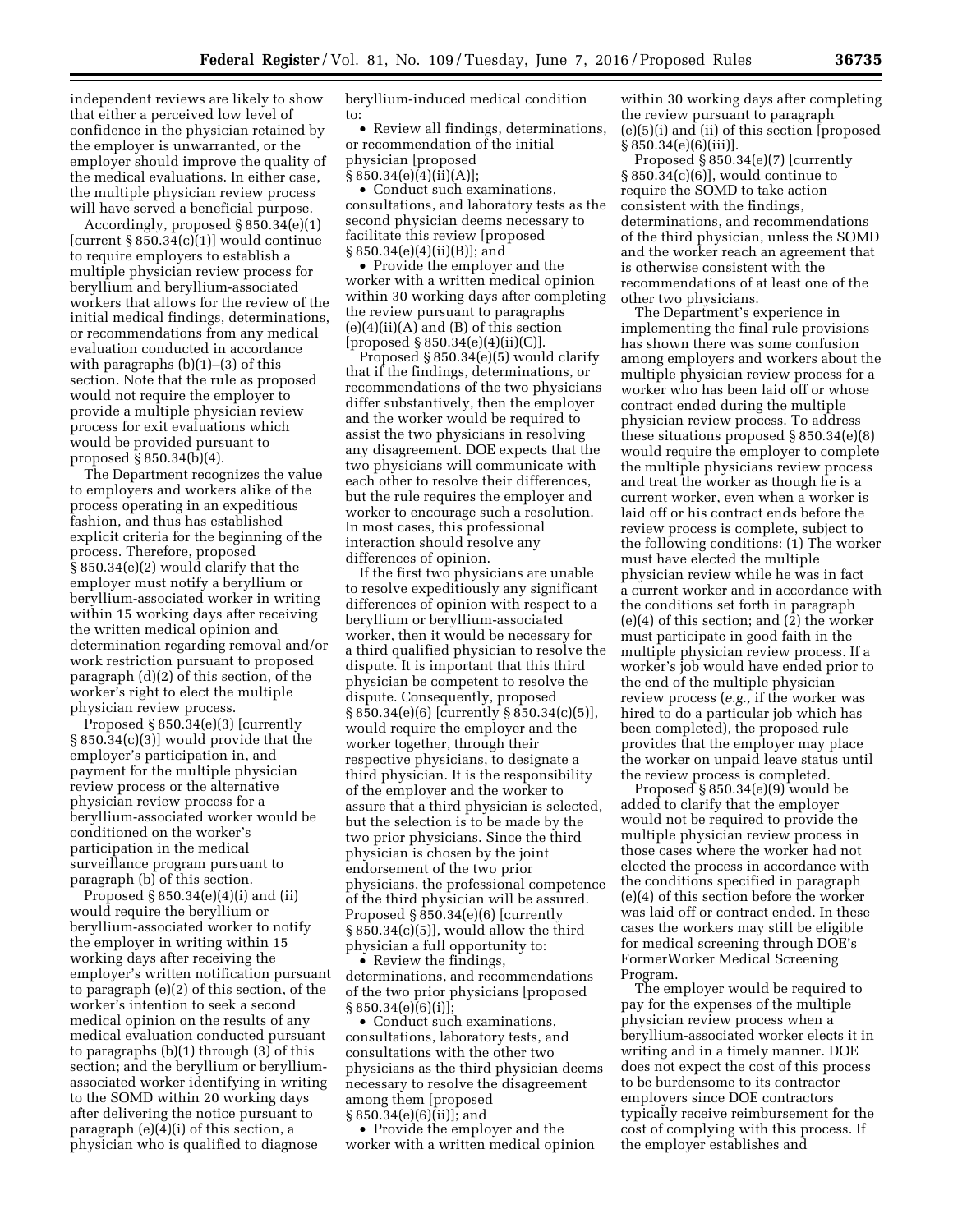independent reviews are likely to show that either a perceived low level of confidence in the physician retained by the employer is unwarranted, or the employer should improve the quality of the medical evaluations. In either case, the multiple physician review process will have served a beneficial purpose.

Accordingly, proposed § 850.34(e)(1) [current § 850.34(c)(1)] would continue to require employers to establish a multiple physician review process for beryllium and beryllium-associated workers that allows for the review of the initial medical findings, determinations, or recommendations from any medical evaluation conducted in accordance with paragraphs (b)(1)–(3) of this section. Note that the rule as proposed would not require the employer to provide a multiple physician review process for exit evaluations which would be provided pursuant to proposed § 850.34(b)(4).

The Department recognizes the value to employers and workers alike of the process operating in an expeditious fashion, and thus has established explicit criteria for the beginning of the process. Therefore, proposed § 850.34(e)(2) would clarify that the employer must notify a beryllium or beryllium-associated worker in writing within 15 working days after receiving the written medical opinion and determination regarding removal and/or work restriction pursuant to proposed paragraph (d)(2) of this section, of the worker's right to elect the multiple physician review process.

Proposed § 850.34(e)(3) [currently § 850.34(c)(3)] would provide that the employer's participation in, and payment for the multiple physician review process or the alternative physician review process for a beryllium-associated worker would be conditioned on the worker's participation in the medical surveillance program pursuant to paragraph (b) of this section.

Proposed § 850.34(e)(4)(i) and (ii) would require the beryllium or beryllium-associated worker to notify the employer in writing within 15 working days after receiving the employer's written notification pursuant to paragraph (e)(2) of this section, of the worker's intention to seek a second medical opinion on the results of any medical evaluation conducted pursuant to paragraphs (b)(1) through (3) of this section; and the beryllium or beryllium-associated worker identifying in writing to the SOMD within 20 working days after delivering the notice pursuant to paragraph (e)(4)(i) of this section, a physician who is qualified to diagnose beryllium-induced medical condition to:

- Review all findings, determinations, or recommendation of the initial physician [proposed § 850.34(e)(4)(ii)(A)];
- Conduct such examinations, consultations, and laboratory tests as the second physician deems necessary to facilitate this review [proposed § 850.34(e)(4)(ii)(B)]; and
- Provide the employer and the worker with a written medical opinion within 30 working days after completing the review pursuant to paragraphs (e)(4)(ii)(A) and (B) of this section [proposed § 850.34(e)(4)(ii)(C)].

Proposed § 850.34(e)(5) would clarify that if the findings, determinations, or recommendations of the two physicians differ substantively, then the employer and the worker would be required to assist the two physicians in resolving any disagreement. DOE expects that the two physicians will communicate with each other to resolve their differences, but the rule requires the employer and worker to encourage such a resolution. In most cases, this professional interaction should resolve any differences of opinion.

If the first two physicians are unable to resolve expeditiously any significant differences of opinion with respect to a beryllium or beryllium-associated worker, then it would be necessary for a third qualified physician to resolve the dispute. It is important that this third physician be competent to resolve the dispute. Consequently, proposed § 850.34(e)(6) [currently § 850.34(c)(5)], would require the employer and the worker together, through their respective physicians, to designate a third physician. It is the responsibility of the employer and the worker to assure that a third physician is selected, but the selection is to be made by the two prior physicians. Since the third physician is chosen by the joint endorsement of the two prior physicians, the professional competence of the third physician will be assured. Proposed § 850.34(e)(6) [currently § 850.34(c)(5)], would allow the third physician a full opportunity to:

- Review the findings, determinations, and recommendations of the two prior physicians [proposed § 850.34(e)(6)(i)];
- Conduct such examinations, consultations, laboratory tests, and consultations with the other two physicians as the third physician deems necessary to resolve the disagreement among them [proposed § 850.34(e)(6)(ii)]; and
- Provide the employer and the worker with a written medical opinion within 30 working days after completing the review pursuant to paragraph (e)(5)(i) and (ii) of this section [proposed § 850.34(e)(6)(iii)].

Proposed § 850.34(e)(7) [currently § 850.34(c)(6)], would continue to require the SOMD to take action consistent with the findings, determinations, and recommendations of the third physician, unless the SOMD and the worker reach an agreement that is otherwise consistent with the recommendations of at least one of the other two physicians.

The Department's experience in implementing the final rule provisions has shown there was some confusion among employers and workers about the multiple physician review process for a worker who has been laid off or whose contract ended during the multiple physician review process. To address these situations proposed § 850.34(e)(8) would require the employer to complete the multiple physicians review process and treat the worker as though he is a current worker, even when a worker is laid off or his contract ends before the review process is complete, subject to the following conditions: (1) The worker must have elected the multiple physician review while he was in fact a current worker and in accordance with the conditions set forth in paragraph (e)(4) of this section; and (2) the worker must participate in good faith in the multiple physician review process. If a worker's job would have ended prior to the end of the multiple physician review process (*e.g.,* if the worker was hired to do a particular job which has been completed), the proposed rule provides that the employer may place the worker on unpaid leave status until the review process is completed.

Proposed § 850.34(e)(9) would be added to clarify that the employer would not be required to provide the multiple physician review process in those cases where the worker had not elected the process in accordance with the conditions specified in paragraph (e)(4) of this section before the worker was laid off or contract ended. In these cases the workers may still be eligible for medical screening through DOE's FormerWorker Medical Screening Program.

The employer would be required to pay for the expenses of the multiple physician review process when a beryllium-associated worker elects it in writing and in a timely manner. DOE does not expect the cost of this process to be burdensome to its contractor employers since DOE contractors typically receive reimbursement for the cost of complying with this process. If the employer establishes and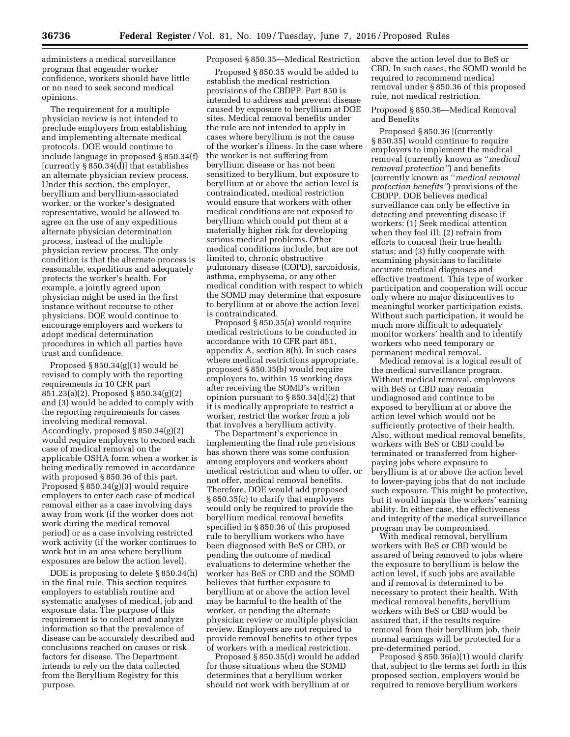administers a medical surveillance program that engender worker confidence, workers should have little or no need to seek second medical opinions.

The requirement for a multiple physician review is not intended to preclude employers from establishing and implementing alternate medical protocols. DOE would continue to include language in proposed § 850.34(f) [currently § 850.34(d)] that establishes an alternate physician review process. Under this section, the employer, beryllium and beryllium-associated worker, or the worker's designated representative, would be allowed to agree on the use of any expeditious alternate physician determination process, instead of the multiple physician review process. The only condition is that the alternate process is reasonable, expeditious and adequately protects the worker's health. For example, a jointly agreed upon physician might be used in the first instance without recourse to other physicians. DOE would continue to encourage employers and workers to adopt medical determination procedures in which all parties have trust and confidence.

Proposed § 850.34(g)(1) would be revised to comply with the reporting requirements in 10 CFR part 851.23(a)(2). Proposed § 850.34(g)(2) and (3) would be added to comply with the reporting requirements for cases involving medical removal. Accordingly, proposed § 850.34(g)(2) would require employers to record each case of medical removal on the applicable OSHA form when a worker is being medically removed in accordance with proposed § 850.36 of this part. Proposed § 850.34(g)(3) would require employers to enter each case of medical removal either as a case involving days away from work (if the worker does not work during the medical removal period) or as a case involving restricted work activity (if the worker continues to work but in an area where beryllium exposures are below the action level).

DOE is proposing to delete § 850.34(h) in the final rule. This section requires employers to establish routine and systematic analyses of medical, job and exposure data. The purpose of this requirement is to collect and analyze information so that the prevalence of disease can be accurately described and conclusions reached on causes or risk factors for disease. The Department intends to rely on the data collected from the Beryllium Registry for this purpose.

Proposed § 850.35—Medical Restriction

Proposed § 850.35 would be added to establish the medical restriction provisions of the CBDPP. Part 850 is intended to address and prevent disease caused by exposure to beryllium at DOE sites. Medical removal benefits under the rule are not intended to apply in cases where beryllium is not the cause of the worker's illness. In the case where the worker is not suffering from beryllium disease or has not been sensitized to beryllium, but exposure to beryllium at or above the action level is contraindicated, medical restriction would ensure that workers with other medical conditions are not exposed to beryllium which could put them at a materially higher risk for developing serious medical problems. Other medical conditions include, but are not limited to, chronic obstructive pulmonary disease (COPD), sarcoidosis, asthma, emphysema, or any other medical condition with respect to which the SOMD may determine that exposure to beryllium at or above the action level is contraindicated.

Proposed § 850.35(a) would require medical restrictions to be conducted in accordance with 10 CFR part 851, appendix A, section 8(h). In such cases where medical restrictions appropriate, proposed § 850.35(b) would require employers to, within 15 working days after receiving the SOMD's written opinion pursuant to § 850.34(d)(2) that it is medically appropriate to restrict a worker, restrict the worker from a job that involves a beryllium activity.

The Department's experience in implementing the final rule provisions has shown there was some confusion among employers and workers about medical restriction and when to offer, or not offer, medical removal benefits. Therefore, DOE would add proposed § 850.35(c) to clarify that employers would only be required to provide the beryllium medical removal benefits specified in § 850.36 of this proposed rule to beryllium workers who have been diagnosed with BeS or CBD, or pending the outcome of medical evaluations to determine whether the worker has BeS or CBD and the SOMD believes that further exposure to beryllium at or above the action level may be harmful to the health of the worker, or pending the alternate physician review or multiple physician review. Employers are not required to provide removal benefits to other types of workers with a medical restriction.

Proposed § 850.35(d) would be added for those situations when the SOMD determines that a beryllium worker should not work with beryllium at or above the action level due to BeS or CBD. In such cases, the SOMD would be required to recommend medical removal under § 850.36 of this proposed rule, not medical restriction.

Proposed § 850.36—Medical Removal and Benefits

Proposed § 850.36 [(currently § 850.35] would continue to require employers to implement the medical removal (currently known as "*medical removal protection*") and benefits (currently known as "*medical removal protection benefits*") provisions of the CBDPP. DOE believes medical surveillance can only be effective in detecting and preventing disease if workers: (1) Seek medical attention when they feel ill; (2) refrain from efforts to conceal their true health status; and (3) fully cooperate with examining physicians to facilitate accurate medical diagnoses and effective treatment. This type of worker participation and cooperation will occur only where no major disincentives to meaningful worker participation exists. Without such participation, it would be much more difficult to adequately monitor workers' health and to identify workers who need temporary or permanent medical removal.

Medical removal is a logical result of the medical surveillance program. Without medical removal, employees with BeS or CBD may remain undiagnosed and continue to be exposed to beryllium at or above the action level which would not be sufficiently protective of their health. Also, without medical removal benefits, workers with BeS or CBD could be terminated or transferred from higher-paying jobs where exposure to beryllium is at or above the action level to lower-paying jobs that do not include such exposure. This might be protective, but it would impair the workers' earning ability. In either case, the effectiveness and integrity of the medical surveillance program may be compromised.

With medical removal, beryllium workers with BeS or CBD would be assured of being removed to jobs where the exposure to beryllium is below the action level, if such jobs are available and if removal is determined to be necessary to protect their health. With medical removal benefits, beryllium workers with BeS or CBD would be assured that, if the results require removal from their beryllium job, their normal earnings will be protected for a pre-determined period.

Proposed § 850.36(a)(1) would clarify that, subject to the terms set forth in this proposed section, employers would be required to remove beryllium workers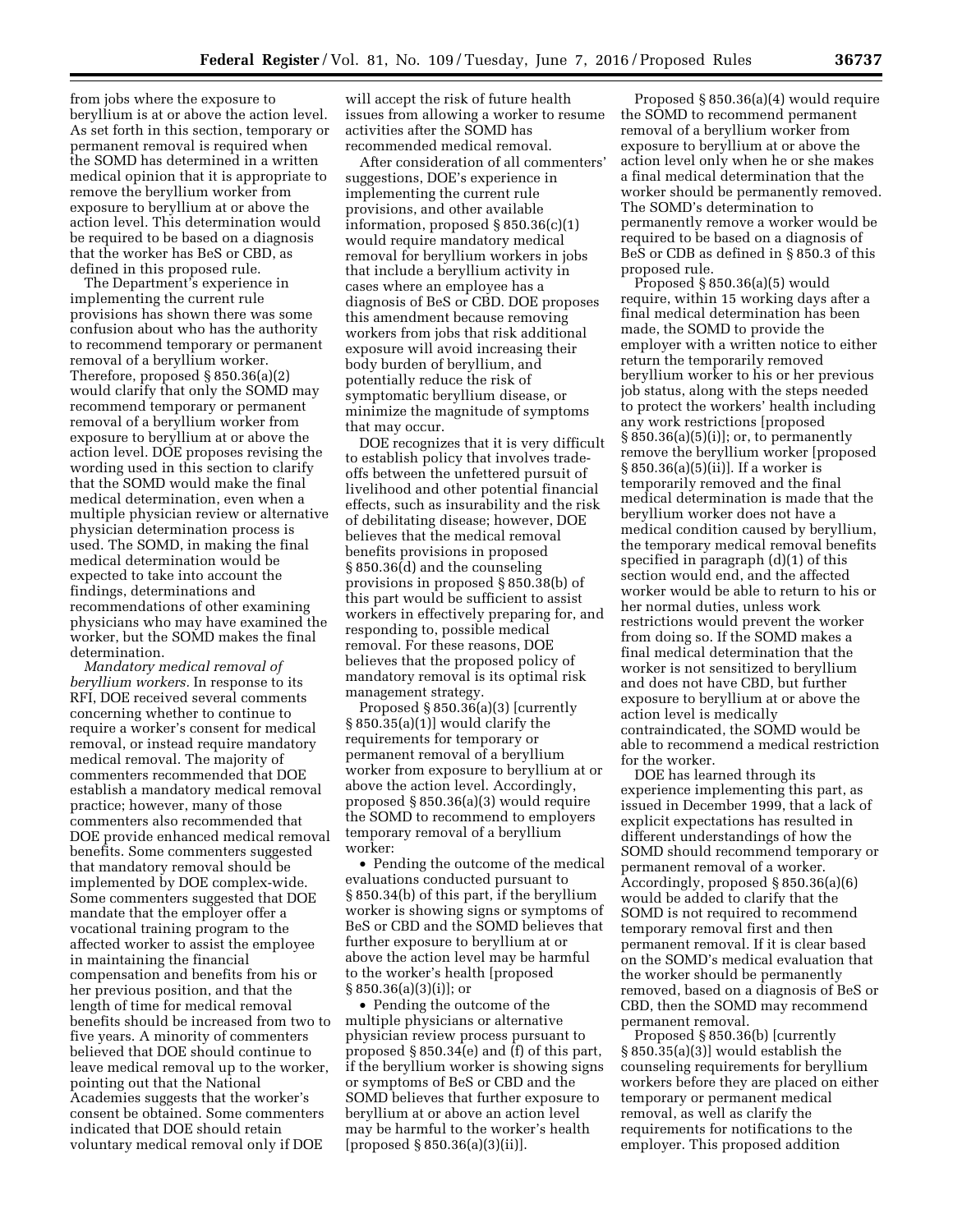from jobs where the exposure to beryllium is at or above the action level. As set forth in this section, temporary or permanent removal is required when the SOMD has determined in a written medical opinion that it is appropriate to remove the beryllium worker from exposure to beryllium at or above the action level. This determination would be required to be based on a diagnosis that the worker has BeS or CBD, as defined in this proposed rule.

The Department's experience in implementing the current rule provisions has shown there was some confusion about who has the authority to recommend temporary or permanent removal of a beryllium worker. Therefore, proposed § 850.36(a)(2) would clarify that only the SOMD may recommend temporary or permanent removal of a beryllium worker from exposure to beryllium at or above the action level. DOE proposes revising the wording used in this section to clarify that the SOMD would make the final medical determination, even when a multiple physician review or alternative physician determination process is used. The SOMD, in making the final medical determination would be expected to take into account the findings, determinations and recommendations of other examining physicians who may have examined the worker, but the SOMD makes the final determination.

*Mandatory medical removal of beryllium workers.* In response to its RFI, DOE received several comments concerning whether to continue to require a worker's consent for medical removal, or instead require mandatory medical removal. The majority of commenters recommended that DOE establish a mandatory medical removal practice; however, many of those commenters also recommended that DOE provide enhanced medical removal benefits. Some commenters suggested that mandatory removal should be implemented by DOE complex-wide. Some commenters suggested that DOE mandate that the employer offer a vocational training program to the affected worker to assist the employee in maintaining the financial compensation and benefits from his or her previous position, and that the length of time for medical removal benefits should be increased from two to five years. A minority of commenters believed that DOE should continue to leave medical removal up to the worker, pointing out that the National Academies suggests that the worker's consent be obtained. Some commenters indicated that DOE should retain voluntary medical removal only if DOE will accept the risk of future health issues from allowing a worker to resume activities after the SOMD has recommended medical removal.

After consideration of all commenters' suggestions, DOE's experience in implementing the current rule provisions, and other available information, proposed § 850.36(c)(1) would require mandatory medical removal for beryllium workers in jobs that include a beryllium activity in cases where an employee has a diagnosis of BeS or CBD. DOE proposes this amendment because removing workers from jobs that risk additional exposure will avoid increasing their body burden of beryllium, and potentially reduce the risk of symptomatic beryllium disease, or minimize the magnitude of symptoms that may occur.

DOE recognizes that it is very difficult to establish policy that involves trade-offs between the unfettered pursuit of livelihood and other potential financial effects, such as insurability and the risk of debilitating disease; however, DOE believes that the medical removal benefits provisions in proposed § 850.36(d) and the counseling provisions in proposed § 850.38(b) of this part would be sufficient to assist workers in effectively preparing for, and responding to, possible medical removal. For these reasons, DOE believes that the proposed policy of mandatory removal is its optimal risk management strategy.

Proposed § 850.36(a)(3) [currently § 850.35(a)(1)] would clarify the requirements for temporary or permanent removal of a beryllium worker from exposure to beryllium at or above the action level. Accordingly, proposed § 850.36(a)(3) would require the SOMD to recommend to employers temporary removal of a beryllium worker:

- Pending the outcome of the medical evaluations conducted pursuant to § 850.34(b) of this part, if the beryllium worker is showing signs or symptoms of BeS or CBD and the SOMD believes that further exposure to beryllium at or above the action level may be harmful to the worker's health [proposed § 850.36(a)(3)(i)]; or
- Pending the outcome of the multiple physicians or alternative physician review process pursuant to proposed § 850.34(e) and (f) of this part, if the beryllium worker is showing signs or symptoms of BeS or CBD and the SOMD believes that further exposure to beryllium at or above an action level may be harmful to the worker's health [proposed § 850.36(a)(3)(ii)].

Proposed § 850.36(a)(4) would require the SOMD to recommend permanent removal of a beryllium worker from exposure to beryllium at or above the action level only when he or she makes a final medical determination that the worker should be permanently removed. The SOMD's determination to permanently remove a worker would be required to be based on a diagnosis of BeS or CDB as defined in § 850.3 of this proposed rule.

Proposed § 850.36(a)(5) would require, within 15 working days after a final medical determination has been made, the SOMD to provide the employer with a written notice to either return the temporarily removed beryllium worker to his or her previous job status, along with the steps needed to protect the workers' health including any work restrictions [proposed § 850.36(a)(5)(i)]; or, to permanently remove the beryllium worker [proposed § 850.36(a)(5)(ii)]. If a worker is temporarily removed and the final medical determination is made that the beryllium worker does not have a medical condition caused by beryllium, the temporary medical removal benefits specified in paragraph (d)(1) of this section would end, and the affected worker would be able to return to his or her normal duties, unless work restrictions would prevent the worker from doing so. If the SOMD makes a final medical determination that the worker is not sensitized to beryllium and does not have CBD, but further exposure to beryllium at or above the action level is medically contraindicated, the SOMD would be able to recommend a medical restriction for the worker.

DOE has learned through its experience implementing this part, as issued in December 1999, that a lack of explicit expectations has resulted in different understandings of how the SOMD should recommend temporary or permanent removal of a worker. Accordingly, proposed § 850.36(a)(6) would be added to clarify that the SOMD is not required to recommend temporary removal first and then permanent removal. If it is clear based on the SOMD's medical evaluation that the worker should be permanently removed, based on a diagnosis of BeS or CBD, then the SOMD may recommend permanent removal.

Proposed § 850.36(b) [currently § 850.35(a)(3)] would establish the counseling requirements for beryllium workers before they are placed on either temporary or permanent medical removal, as well as clarify the requirements for notifications to the employer. This proposed addition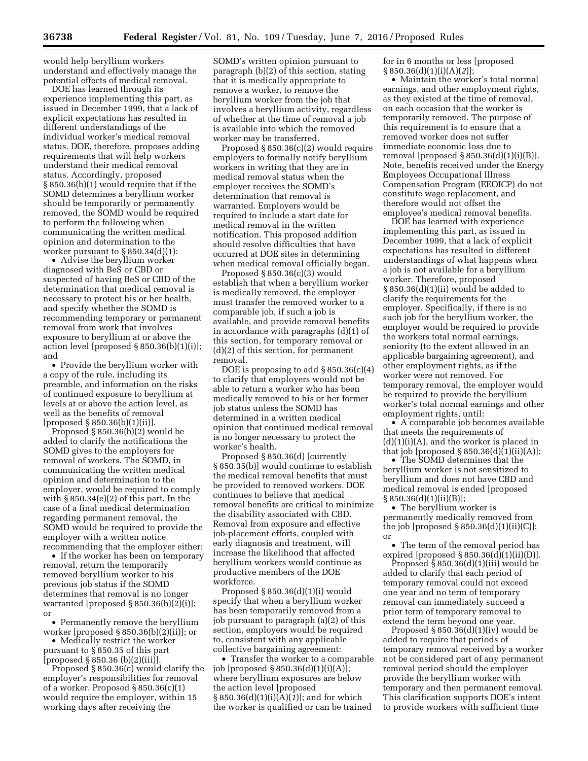would help beryllium workers understand and effectively manage the potential effects of medical removal.

DOE has learned through its experience implementing this part, as issued in December 1999, that a lack of explicit expectations has resulted in different understandings of the individual worker's medical removal status. DOE, therefore, proposes adding requirements that will help workers understand their medical removal status. Accordingly, proposed § 850.36(b)(1) would require that if the SOMD determines a beryllium worker should be temporarily or permanently removed, the SOMD would be required to perform the following when communicating the written medical opinion and determination to the worker pursuant to § 850.34(d)(1):

- Advise the beryllium worker diagnosed with BeS or CBD or suspected of having BeS or CBD of the determination that medical removal is necessary to protect his or her health, and specify whether the SOMD is recommending temporary or permanent removal from work that involves exposure to beryllium at or above the action level [proposed § 850.36(b)(1)(i)]; and
- Provide the beryllium worker with a copy of the rule, including its preamble, and information on the risks of continued exposure to beryllium at levels at or above the action level, as well as the benefits of removal [proposed § 850.36(b)(1)(ii)].

Proposed § 850.36(b)(2) would be added to clarify the notifications the SOMD gives to the employers for removal of workers. The SOMD, in communicating the written medical opinion and determination to the employer, would be required to comply with § 850.34(e)(2) of this part. In the case of a final medical determination regarding permanent removal, the SOMD would be required to provide the employer with a written notice recommending that the employer either:

- If the worker has been on temporary removal, return the temporarily removed beryllium worker to his previous job status if the SOMD determines that removal is no longer warranted [proposed § 850.36(b)(2)(i)]; or
- Permanently remove the beryllium worker [proposed § 850.36(b)(2)(ii)]; or
- Medically restrict the worker pursuant to § 850.35 of this part [proposed § 850.36 (b)(2)(iii)].

Proposed § 850.36(c) would clarify the employer's responsibilities for removal of a worker. Proposed § 850.36(c)(1) would require the employer, within 15 working days after receiving the SOMD's written opinion pursuant to paragraph (b)(2) of this section, stating that it is medically appropriate to remove a worker, to remove the beryllium worker from the job that involves a beryllium activity, regardless of whether at the time of removal a job is available into which the removed worker may be transferred.

Proposed § 850.36(c)(2) would require employers to formally notify beryllium workers in writing that they are in medical removal status when the employer receives the SOMD's determination that removal is warranted. Employers would be required to include a start date for medical removal in the written notification. This proposed addition should resolve difficulties that have occurred at DOE sites in determining when medical removal officially began.

Proposed § 850.36(c)(3) would establish that when a beryllium worker is medically removed, the employer must transfer the removed worker to a comparable job, if such a job is available, and provide removal benefits in accordance with paragraphs (d)(1) of this section, for temporary removal or (d)(2) of this section, for permanent removal.

DOE is proposing to add § 850.36(c)(4) to clarify that employers would not be able to return a worker who has been medically removed to his or her former job status unless the SOMD has determined in a written medical opinion that continued medical removal is no longer necessary to protect the worker's health.

Proposed § 850.36(d) [currently § 850.35(b)] would continue to establish the medical removal benefits that must be provided to removed workers. DOE continues to believe that medical removal benefits are critical to minimize the disability associated with CBD. Removal from exposure and effective job-placement efforts, coupled with early diagnosis and treatment, will increase the likelihood that affected beryllium workers would continue as productive members of the DOE workforce.

Proposed § 850.36(d)(1)(i) would specify that when a beryllium worker has been temporarily removed from a job pursuant to paragraph (a)(2) of this section, employers would be required to, consistent with any applicable collective bargaining agreement:

- Transfer the worker to a comparable job [proposed § 850.36(d)(1)(i)(A)]; where beryllium exposures are below the action level [proposed § 850.36(d)(1)(i)(A)(*1*)]; and for which the worker is qualified or can be trained for in 6 months or less [proposed § 850.36(d)(1)(i)(A)(*2*)];
- Maintain the worker's total normal earnings, and other employment rights, as they existed at the time of removal, on each occasion that the worker is temporarily removed. The purpose of this requirement is to ensure that a removed worker does not suffer immediate economic loss due to removal [proposed § 850.36(d)(1)(i)(B)]. Note, benefits received under the Energy Employees Occupational Illness Compensation Program (EEOICP) do not constitute wage replacement, and therefore would not offset the employee's medical removal benefits.

DOE has learned with experience implementing this part, as issued in December 1999, that a lack of explicit expectations has resulted in different understandings of what happens when a job is not available for a beryllium worker. Therefore, proposed § 850.36(d)(1)(ii) would be added to clarify the requirements for the employer. Specifically, if there is no such job for the beryllium worker, the employer would be required to provide the workers total normal earnings, seniority (to the extent allowed in an applicable bargaining agreement), and other employment rights, as if the worker were not removed. For temporary removal, the employer would be required to provide the beryllium worker's total normal earnings and other employment rights, until:

- A comparable job becomes available that meets the requirements of (d)(1)(i)(A), and the worker is placed in that job [proposed § 850.36(d)(1)(ii)(A)];
- The SOMD determines that the beryllium worker is not sensitized to beryllium and does not have CBD and medical removal is ended [proposed § 850.36(d)(1)(ii)(B)];
- The beryllium worker is permanently medically removed from the job [proposed § 850.36(d)(1)(ii)(C)]; or
- The term of the removal period has expired [proposed § 850.36(d)(1)(ii)(D)].

Proposed § 850.36(d)(1)(iii) would be added to clarify that each period of temporary removal could not exceed one year and no term of temporary removal can immediately succeed a prior term of temporary removal to extend the term beyond one year.

Proposed § 850.36(d)(1)(iv) would be added to require that periods of temporary removal received by a worker not be considered part of any permanent removal period should the employer provide the beryllium worker with temporary and then permanent removal. This clarification supports DOE's intent to provide workers with sufficient time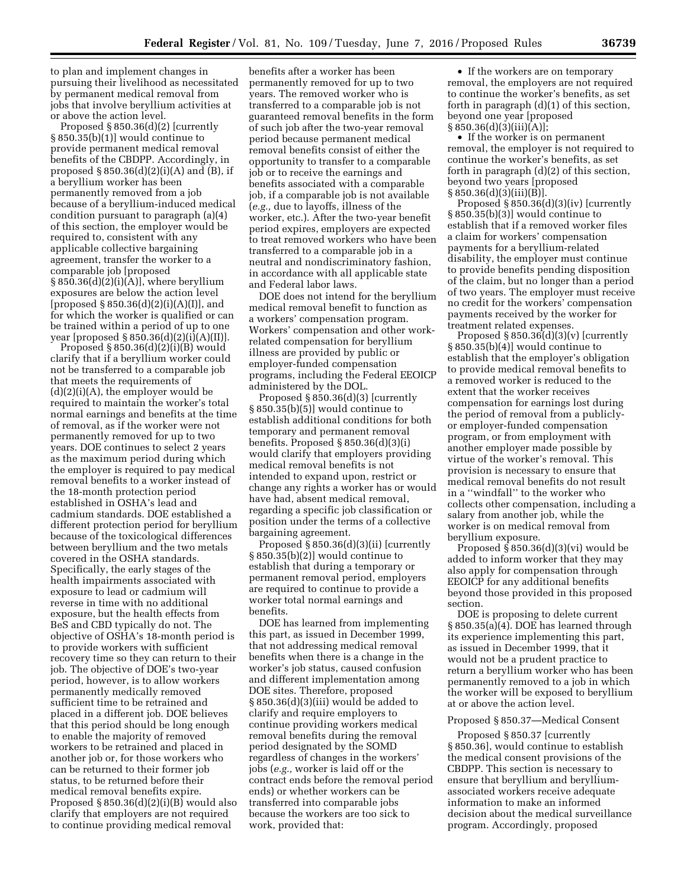to plan and implement changes in pursuing their livelihood as necessitated by permanent medical removal from jobs that involve beryllium activities at or above the action level.

Proposed § 850.36(d)(2) [currently § 850.35(b)(1)] would continue to provide permanent medical removal benefits of the CBDPP. Accordingly, in proposed § 850.36(d)(2)(i)(A) and (B), if a beryllium worker has been permanently removed from a job because of a beryllium-induced medical condition pursuant to paragraph (a)(4) of this section, the employer would be required to, consistent with any applicable collective bargaining agreement, transfer the worker to a comparable job [proposed § 850.36(d)(2)(i)(A)], where beryllium exposures are below the action level [proposed § 850.36(d)(2)(i)(A)(I)], and for which the worker is qualified or can be trained within a period of up to one year [proposed § 850.36(d)(2)(i)(A)(II)].

Proposed § 850.36(d)(2)(i)(B) would clarify that if a beryllium worker could not be transferred to a comparable job that meets the requirements of (d)(2)(i)(A), the employer would be required to maintain the worker's total normal earnings and benefits at the time of removal, as if the worker were not permanently removed for up to two years. DOE continues to select 2 years as the maximum period during which the employer is required to pay medical removal benefits to a worker instead of the 18-month protection period established in OSHA's lead and cadmium standards. DOE established a different protection period for beryllium because of the toxicological differences between beryllium and the two metals covered in the OSHA standards. Specifically, the early stages of the health impairments associated with exposure to lead or cadmium will reverse in time with no additional exposure, but the health effects from BeS and CBD typically do not. The objective of OSHA's 18-month period is to provide workers with sufficient recovery time so they can return to their job. The objective of DOE's two-year period, however, is to allow workers permanently medically removed sufficient time to be retrained and placed in a different job. DOE believes that this period should be long enough to enable the majority of removed workers to be retrained and placed in another job or, for those workers who can be returned to their former job status, to be returned before their medical removal benefits expire. Proposed § 850.36(d)(2)(i)(B) would also clarify that employers are not required to continue providing medical removal benefits after a worker has been permanently removed for up to two years. The removed worker who is transferred to a comparable job is not guaranteed removal benefits in the form of such job after the two-year removal period because permanent medical removal benefits consist of either the opportunity to transfer to a comparable job or to receive the earnings and benefits associated with a comparable job, if a comparable job is not available (*e.g.,* due to layoffs, illness of the worker, etc.). After the two-year benefit period expires, employers are expected to treat removed workers who have been transferred to a comparable job in a neutral and nondiscriminatory fashion, in accordance with all applicable state and Federal labor laws.

DOE does not intend for the beryllium medical removal benefit to function as a workers' compensation program. Workers' compensation and other work-related compensation for beryllium illness are provided by public or employer-funded compensation programs, including the Federal EEOICP administered by the DOL.

Proposed § 850.36(d)(3) [currently § 850.35(b)(5)] would continue to establish additional conditions for both temporary and permanent removal benefits. Proposed § 850.36(d)(3)(i) would clarify that employers providing medical removal benefits is not intended to expand upon, restrict or change any rights a worker has or would have had, absent medical removal, regarding a specific job classification or position under the terms of a collective bargaining agreement.

Proposed § 850.36(d)(3)(ii) [currently § 850.35(b)(2)] would continue to establish that during a temporary or permanent removal period, employers are required to continue to provide a worker total normal earnings and benefits.

DOE has learned from implementing this part, as issued in December 1999, that not addressing medical removal benefits when there is a change in the worker's job status, caused confusion and different implementation among DOE sites. Therefore, proposed § 850.36(d)(3)(iii) would be added to clarify and require employers to continue providing workers medical removal benefits during the removal period designated by the SOMD regardless of changes in the workers' jobs (*e.g.,* worker is laid off or the contract ends before the removal period ends) or whether workers can be transferred into comparable jobs because the workers are too sick to work, provided that:

- If the workers are on temporary removal, the employers are not required to continue the worker's benefits, as set forth in paragraph (d)(1) of this section, beyond one year [proposed § 850.36(d)(3)(iii)(A)];
- If the worker is on permanent removal, the employer is not required to continue the worker's benefits, as set forth in paragraph (d)(2) of this section, beyond two years [proposed § 850.36(d)(3)(iii)(B)].

Proposed § 850.36(d)(3)(iv) [currently § 850.35(b)(3)] would continue to establish that if a removed worker files a claim for workers' compensation payments for a beryllium-related disability, the employer must continue to provide benefits pending disposition of the claim, but no longer than a period of two years. The employer must receive no credit for the workers' compensation payments received by the worker for treatment related expenses.

Proposed § 850.36(d)(3)(v) [currently § 850.35(b)(4)] would continue to establish that the employer's obligation to provide medical removal benefits to a removed worker is reduced to the extent that the worker receives compensation for earnings lost during the period of removal from a publicly- or employer-funded compensation program, or from employment with another employer made possible by virtue of the worker's removal. This provision is necessary to ensure that medical removal benefits do not result in a "windfall" to the worker who collects other compensation, including a salary from another job, while the worker is on medical removal from beryllium exposure.

Proposed § 850.36(d)(3)(vi) would be added to inform worker that they may also apply for compensation through EEOICP for any additional benefits beyond those provided in this proposed section.

DOE is proposing to delete current § 850.35(a)(4). DOE has learned through its experience implementing this part, as issued in December 1999, that it would not be a prudent practice to return a beryllium worker who has been permanently removed to a job in which the worker will be exposed to beryllium at or above the action level.

Proposed § 850.37—Medical Consent

Proposed § 850.37 [currently § 850.36], would continue to establish the medical consent provisions of the CBDPP. This section is necessary to ensure that beryllium and beryllium-associated workers receive adequate information to make an informed decision about the medical surveillance program. Accordingly, proposed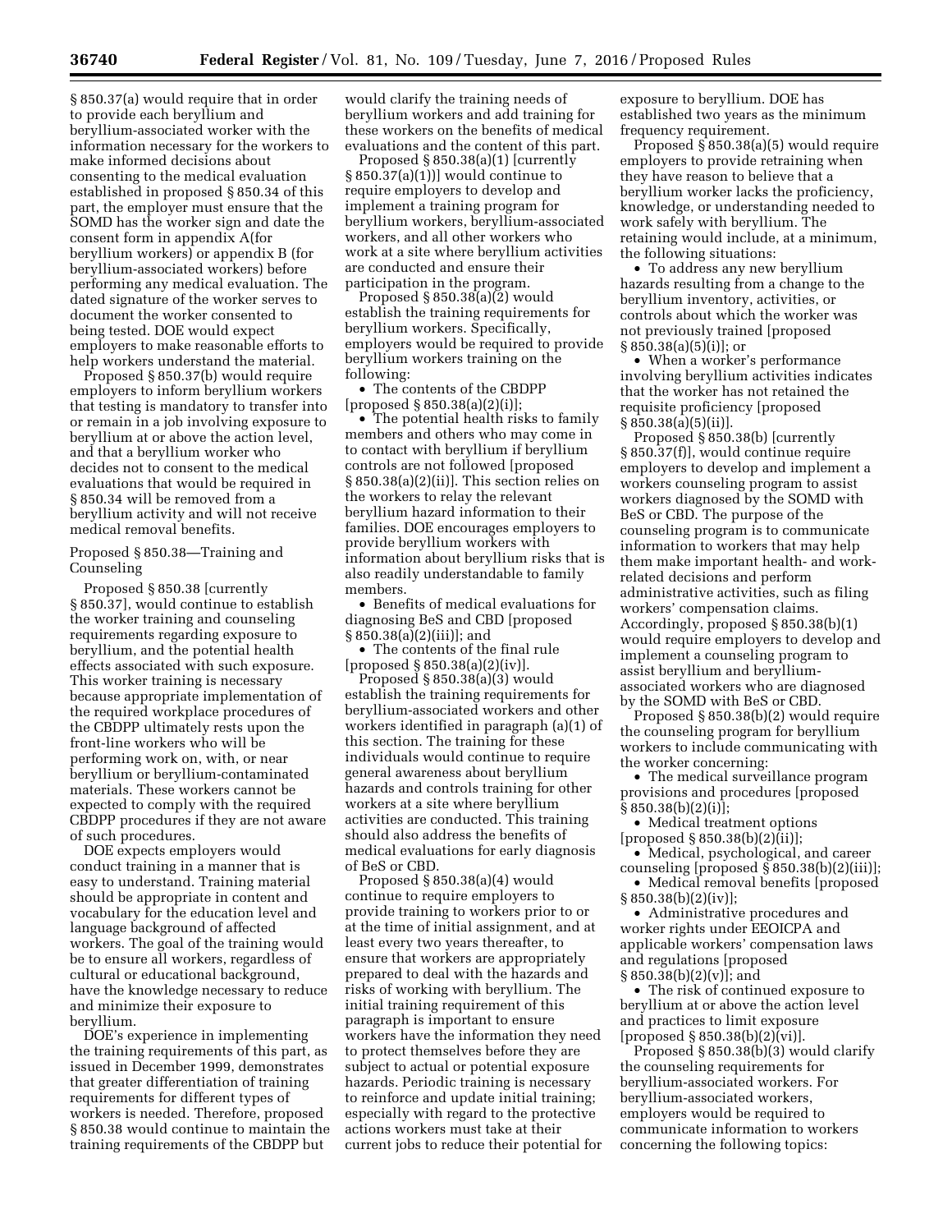§ 850.37(a) would require that in order to provide each beryllium and beryllium-associated worker with the information necessary for the workers to make informed decisions about consenting to the medical evaluation established in proposed § 850.34 of this part, the employer must ensure that the SOMD has the worker sign and date the consent form in appendix A(for beryllium workers) or appendix B (for beryllium-associated workers) before performing any medical evaluation. The dated signature of the worker serves to document the worker consented to being tested. DOE would expect employers to make reasonable efforts to help workers understand the material.

Proposed § 850.37(b) would require employers to inform beryllium workers that testing is mandatory to transfer into or remain in a job involving exposure to beryllium at or above the action level, and that a beryllium worker who decides not to consent to the medical evaluations that would be required in § 850.34 will be removed from a beryllium activity and will not receive medical removal benefits.

Proposed § 850.38—Training and Counseling

Proposed § 850.38 [currently § 850.37], would continue to establish the worker training and counseling requirements regarding exposure to beryllium, and the potential health effects associated with such exposure. This worker training is necessary because appropriate implementation of the required workplace procedures of the CBDPP ultimately rests upon the front-line workers who will be performing work on, with, or near beryllium or beryllium-contaminated materials. These workers cannot be expected to comply with the required CBDPP procedures if they are not aware of such procedures.

DOE expects employers would conduct training in a manner that is easy to understand. Training material should be appropriate in content and vocabulary for the education level and language background of affected workers. The goal of the training would be to ensure all workers, regardless of cultural or educational background, have the knowledge necessary to reduce and minimize their exposure to beryllium.

DOE's experience in implementing the training requirements of this part, as issued in December 1999, demonstrates that greater differentiation of training requirements for different types of workers is needed. Therefore, proposed § 850.38 would continue to maintain the training requirements of the CBDPP but would clarify the training needs of beryllium workers and add training for these workers on the benefits of medical evaluations and the content of this part.

Proposed § 850.38(a)(1) [currently § 850.37(a)(1)] would continue to require employers to develop and implement a training program for beryllium workers, beryllium-associated workers, and all other workers who work at a site where beryllium activities are conducted and ensure their participation in the program.

Proposed § 850.38(a)(2) would establish the training requirements for beryllium workers. Specifically, employers would be required to provide beryllium workers training on the following:

- The contents of the CBDPP [proposed § 850.38(a)(2)(i)];
- The potential health risks to family members and others who may come in to contact with beryllium if beryllium controls are not followed [proposed § 850.38(a)(2)(ii)]. This section relies on the workers to relay the relevant beryllium hazard information to their families. DOE encourages employers to provide beryllium workers with information about beryllium risks that is also readily understandable to family members.
- Benefits of medical evaluations for diagnosing BeS and CBD [proposed § 850.38(a)(2)(iii)]; and
- The contents of the final rule [proposed § 850.38(a)(2)(iv)].

Proposed § 850.38(a)(3) would establish the training requirements for beryllium-associated workers and other workers identified in paragraph (a)(1) of this section. The training for these individuals would continue to require general awareness about beryllium hazards and controls training for other workers at a site where beryllium activities are conducted. This training should also address the benefits of medical evaluations for early diagnosis of BeS or CBD.

Proposed § 850.38(a)(4) would continue to require employers to provide training to workers prior to or at the time of initial assignment, and at least every two years thereafter, to ensure that workers are appropriately prepared to deal with the hazards and risks of working with beryllium. The initial training requirement of this paragraph is important to ensure workers have the information they need to protect themselves before they are subject to actual or potential exposure hazards. Periodic training is necessary to reinforce and update initial training; especially with regard to the protective actions workers must take at their current jobs to reduce their potential for exposure to beryllium. DOE has established two years as the minimum frequency requirement.

Proposed § 850.38(a)(5) would require employers to provide retraining when they have reason to believe that a beryllium worker lacks the proficiency, knowledge, or understanding needed to work safely with beryllium. The retaining would include, at a minimum, the following situations:

- To address any new beryllium hazards resulting from a change to the beryllium inventory, activities, or controls about which the worker was not previously trained [proposed § 850.38(a)(5)(i)]; or
- When a worker's performance involving beryllium activities indicates that the worker has not retained the requisite proficiency [proposed § 850.38(a)(5)(ii)].

Proposed § 850.38(b) [currently § 850.37(f)], would continue require employers to develop and implement a workers counseling program to assist workers diagnosed by the SOMD with BeS or CBD. The purpose of the counseling program is to communicate information to workers that may help them make important health- and work-related decisions and perform administrative activities, such as filing workers' compensation claims. Accordingly, proposed § 850.38(b)(1) would require employers to develop and implement a counseling program to assist beryllium and beryllium-associated workers who are diagnosed by the SOMD with BeS or CBD.

Proposed § 850.38(b)(2) would require the counseling program for beryllium workers to include communicating with the worker concerning:

- The medical surveillance program provisions and procedures [proposed § 850.38(b)(2)(i)];
- Medical treatment options [proposed § 850.38(b)(2)(ii)];
- Medical, psychological, and career counseling [proposed § 850.38(b)(2)(iii)];
- Medical removal benefits [proposed § 850.38(b)(2)(iv)];
- Administrative procedures and worker rights under EEOICPA and applicable workers' compensation laws and regulations [proposed § 850.38(b)(2)(v)]; and
- The risk of continued exposure to beryllium at or above the action level and practices to limit exposure [proposed § 850.38(b)(2)(vi)].

Proposed § 850.38(b)(3) would clarify the counseling requirements for beryllium-associated workers. For beryllium-associated workers, employers would be required to communicate information to workers concerning the following topics: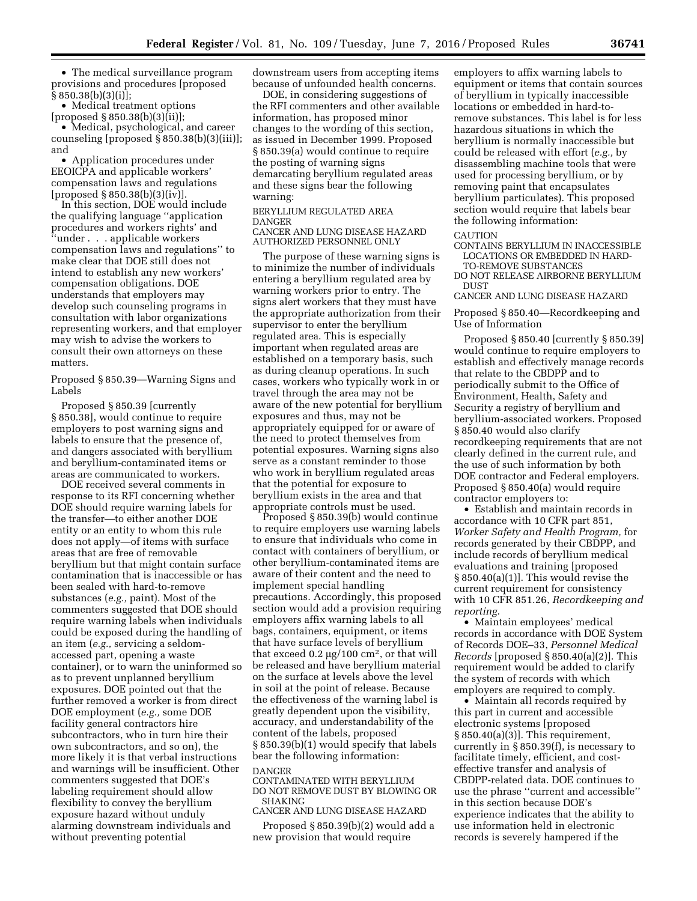- The medical surveillance program provisions and procedures [proposed § 850.38(b)(3)(i)];
- Medical treatment options [proposed § 850.38(b)(3)(ii)];
- Medical, psychological, and career counseling [proposed § 850.38(b)(3)(iii)]; and
- Application procedures under EEOICPA and applicable workers' compensation laws and regulations [proposed § 850.38(b)(3)(iv)].

In this section, DOE would include the qualifying language ''application procedures and workers rights' and ''under . . . applicable workers compensation laws and regulations'' to make clear that DOE still does not intend to establish any new workers' compensation obligations. DOE understands that employers may develop such counseling programs in consultation with labor organizations representing workers, and that employer may wish to advise the workers to consult their own attorneys on these matters.

Proposed § 850.39—Warning Signs and Labels

Proposed § 850.39 [currently § 850.38], would continue to require employers to post warning signs and labels to ensure that the presence of, and dangers associated with beryllium and beryllium-contaminated items or areas are communicated to workers.

DOE received several comments in response to its RFI concerning whether DOE should require warning labels for the transfer—to either another DOE entity or an entity to whom this rule does not apply—of items with surface areas that are free of removable beryllium but that might contain surface contamination that is inaccessible or has been sealed with hard-to-remove substances (*e.g.,* paint). Most of the commenters suggested that DOE should require warning labels when individuals could be exposed during the handling of an item (*e.g.,* servicing a seldom-accessed part, opening a waste container), or to warn the uninformed so as to prevent unplanned beryllium exposures. DOE pointed out that the further removed a worker is from direct DOE employment (*e.g.,* some DOE facility general contractors hire subcontractors, who in turn hire their own subcontractors, and so on), the more likely it is that verbal instructions and warnings will be insufficient. Other commenters suggested that DOE's labeling requirement should allow flexibility to convey the beryllium exposure hazard without unduly alarming downstream individuals and without preventing potential downstream users from accepting items because of unfounded health concerns.

DOE, in considering suggestions of the RFI commenters and other available information, has proposed minor changes to the wording of this section, as issued in December 1999. Proposed § 850.39(a) would continue to require the posting of warning signs demarcating beryllium regulated areas and these signs bear the following warning:

BERYLLIUM REGULATED AREA
DANGER
CANCER AND LUNG DISEASE HAZARD
AUTHORIZED PERSONNEL ONLY

The purpose of these warning signs is to minimize the number of individuals entering a beryllium regulated area by warning workers prior to entry. The signs alert workers that they must have the appropriate authorization from their supervisor to enter the beryllium regulated area. This is especially important when regulated areas are established on a temporary basis, such as during cleanup operations. In such cases, workers who typically work in or travel through the area may not be aware of the new potential for beryllium exposures and thus, may not be appropriately equipped for or aware of the need to protect themselves from potential exposures. Warning signs also serve as a constant reminder to those who work in beryllium regulated areas that the potential for exposure to beryllium exists in the area and that appropriate controls must be used.

Proposed § 850.39(b) would continue to require employers use warning labels to ensure that individuals who come in contact with containers of beryllium, or other beryllium-contaminated items are aware of their content and the need to implement special handling precautions. Accordingly, this proposed section would add a provision requiring employers affix warning labels to all bags, containers, equipment, or items that have surface levels of beryllium that exceed 0.2 μg/100 cm$^2$, or that will be released and have beryllium material on the surface at levels above the level in soil at the point of release. Because the effectiveness of the warning label is greatly dependent upon the visibility, accuracy, and understandability of the content of the labels, proposed § 850.39(b)(1) would specify that labels bear the following information:

DANGER
CONTAMINATED WITH BERYLLIUM
DO NOT REMOVE DUST BY BLOWING OR SHAKING
CANCER AND LUNG DISEASE HAZARD

Proposed § 850.39(b)(2) would add a new provision that would require employers to affix warning labels to equipment or items that contain sources of beryllium in typically inaccessible locations or embedded in hard-to-remove substances. This label is for less hazardous situations in which the beryllium is normally inaccessible but could be released with effort (*e.g.,* by disassembling machine tools that were used for processing beryllium, or by removing paint that encapsulates beryllium particulates). This proposed section would require that labels bear the following information:

CAUTION
CONTAINS BERYLLIUM IN INACCESSIBLE LOCATIONS OR EMBEDDED IN HARD-TO-REMOVE SUBSTANCES
DO NOT RELEASE AIRBORNE BERYLLIUM DUST
CANCER AND LUNG DISEASE HAZARD

Proposed § 850.40—Recordkeeping and Use of Information

Proposed § 850.40 [currently § 850.39] would continue to require employers to establish and effectively manage records that relate to the CBDPP and to periodically submit to the Office of Environment, Health, Safety and Security a registry of beryllium and beryllium-associated workers. Proposed § 850.40 would also clarify recordkeeping requirements that are not clearly defined in the current rule, and the use of such information by both DOE contractor and Federal employers. Proposed § 850.40(a) would require contractor employers to:

- Establish and maintain records in accordance with 10 CFR part 851, *Worker Safety and Health Program,* for records generated by their CBDPP, and include records of beryllium medical evaluations and training [proposed § 850.40(a)(1)]. This would revise the current requirement for consistency with 10 CFR 851.26, *Recordkeeping and reporting.*
- Maintain employees' medical records in accordance with DOE System of Records DOE–33, *Personnel Medical Records* [proposed § 850.40(a)(2)]. This requirement would be added to clarify the system of records with which employers are required to comply.
- Maintain all records required by this part in current and accessible electronic systems [proposed § 850.40(a)(3)]. This requirement, currently in § 850.39(f), is necessary to facilitate timely, efficient, and cost-effective transfer and analysis of CBDPP-related data. DOE continues to use the phrase ''current and accessible'' in this section because DOE's experience indicates that the ability to use information held in electronic records is severely hampered if the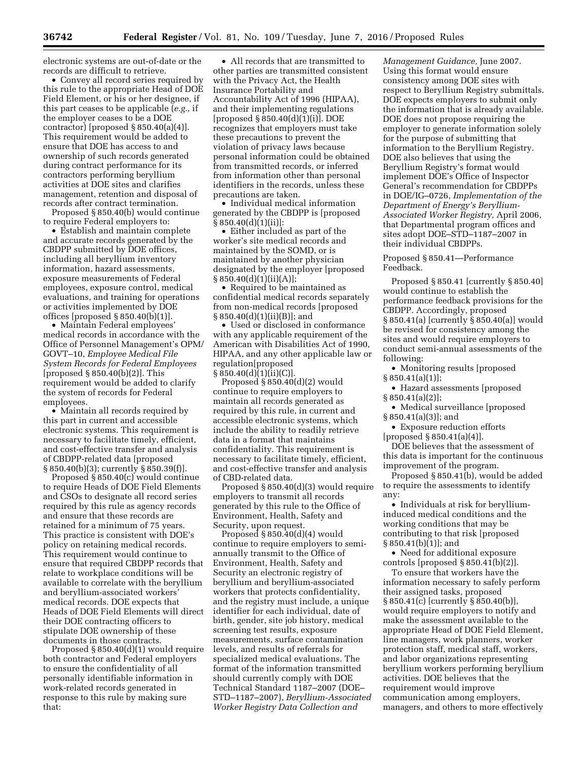electronic systems are out-of-date or the records are difficult to retrieve.

- Convey all record series required by this rule to the appropriate Head of DOE Field Element, or his or her designee, if this part ceases to be applicable (*e.g.,* if the employer ceases to be a DOE contractor) [proposed § 850.40(a)(4)]. This requirement would be added to ensure that DOE has access to and ownership of such records generated during contract performance for its contractors performing beryllium activities at DOE sites and clarifies management, retention and disposal of records after contract termination.

Proposed § 850.40(b) would continue to require Federal employers to:

- Establish and maintain complete and accurate records generated by the CBDPP submitted by DOE offices, including all beryllium inventory information, hazard assessments, exposure measurements of Federal employees, exposure control, medical evaluations, and training for operations or activities implemented by DOE offices [proposed § 850.40(b)(1)].
- Maintain Federal employees' medical records in accordance with the Office of Personnel Management's OPM/GOVT–10, *Employee Medical File System Records for Federal Employees* [proposed § 850.40(b)(2)]. This requirement would be added to clarify the system of records for Federal employees.
- Maintain all records required by this part in current and accessible electronic systems. This requirement is necessary to facilitate timely, efficient, and cost-effective transfer and analysis of CBDPP-related data [proposed § 850.40(b)(3); currently § 850.39(f)].

Proposed § 850.40(c) would continue to require Heads of DOE Field Elements and CSOs to designate all record series required by this rule as agency records and ensure that these records are retained for a minimum of 75 years. This practice is consistent with DOE's policy on retaining medical records. This requirement would continue to ensure that required CBDPP records that relate to workplace conditions will be available to correlate with the beryllium and beryllium-associated workers' medical records. DOE expects that Heads of DOE Field Elements will direct their DOE contracting officers to stipulate DOE ownership of these documents in those contracts.

Proposed § 850.40(d)(1) would require both contractor and Federal employers to ensure the confidentiality of all personally identifiable information in work-related records generated in response to this rule by making sure that:

- All records that are transmitted to other parties are transmitted consistent with the Privacy Act, the Health Insurance Portability and Accountability Act of 1996 (HIPAA), and their implementing regulations [proposed § 850.40(d)(1)(i)]. DOE recognizes that employers must take these precautions to prevent the violation of privacy laws because personal information could be obtained from transmitted records, or inferred from information other than personal identifiers in the records, unless these precautions are taken.
- Individual medical information generated by the CBDPP is [proposed § 850.40(d)(1)(ii)]:
- Either included as part of the worker's site medical records and maintained by the SOMD, or is maintained by another physician designated by the employer [proposed § 850.40(d)(1)(ii)(A)];
- Required to be maintained as confidential medical records separately from non-medical records [proposed § 850.40(d)(1)(ii)(B)]; and
- Used or disclosed in conformance with any applicable requirement of the American with Disabilities Act of 1990, HIPAA, and any other applicable law or regulation[proposed § 850.40(d)(1)(ii)(C)].

Proposed § 850.40(d)(2) would continue to require employers to maintain all records generated as required by this rule, in current and accessible electronic systems, which include the ability to readily retrieve data in a format that maintains confidentiality. This requirement is necessary to facilitate timely, efficient, and cost-effective transfer and analysis of CBD-related data.

Proposed § 850.40(d)(3) would require employers to transmit all records generated by this rule to the Office of Environment, Health, Safety and Security, upon request.

Proposed § 850.40(d)(4) would continue to require employers to semi-annually transmit to the Office of Environment, Health, Safety and Security an electronic registry of beryllium and beryllium-associated workers that protects confidentiality, and the registry must include, a unique identifier for each individual, date of birth, gender, site job history, medical screening test results, exposure measurements, surface contamination levels, and results of referrals for specialized medical evaluations. The format of the information transmitted should currently comply with DOE Technical Standard 1187–2007 (DOE–STD–1187–2007), *Beryllium-Associated Worker Registry Data Collection and Management Guidance,* June 2007. Using this format would ensure consistency among DOE sites with respect to Beryllium Registry submittals. DOE expects employers to submit only the information that is already available. DOE does not propose requiring the employer to generate information solely for the purpose of submitting that information to the Beryllium Registry. DOE also believes that using the Beryllium Registry's format would implement DOE's Office of Inspector General's recommendation for CBDPPs in DOE/IG–0726, *Implementation of the Department of Energy's Beryllium-Associated Worker Registry,* April 2006, that Departmental program offices and sites adopt DOE–STD–1187–2007 in their individual CBDPPs.

Proposed § 850.41—Performance Feedback.

Proposed § 850.41 [currently § 850.40] would continue to establish the performance feedback provisions for the CBDPP. Accordingly, proposed § 850.41(a) [currently § 850.40(a)] would be revised for consistency among the sites and would require employers to conduct semi-annual assessments of the following:

- Monitoring results [proposed § 850.41(a)(1)];
- Hazard assessments [proposed § 850.41(a)(2)];
- Medical surveillance [proposed § 850.41(a)(3)]; and
- Exposure reduction efforts [proposed § 850.41(a)(4)].

DOE believes that the assessment of this data is important for the continuous improvement of the program.

Proposed § 850.41(b), would be added to require the assessments to identify any:

- Individuals at risk for beryllium-induced medical conditions and the working conditions that may be contributing to that risk [proposed § 850.41(b)(1)]; and
- Need for additional exposure controls [proposed § 850.41(b)(2)].

To ensure that workers have the information necessary to safely perform their assigned tasks, proposed § 850.41(c) [currently § 850.40(b)], would require employers to notify and make the assessment available to the appropriate Head of DOE Field Element, line managers, work planners, worker protection staff, medical staff, workers, and labor organizations representing beryllium workers performing beryllium activities. DOE believes that the requirement would improve communication among employers, managers, and others to more effectively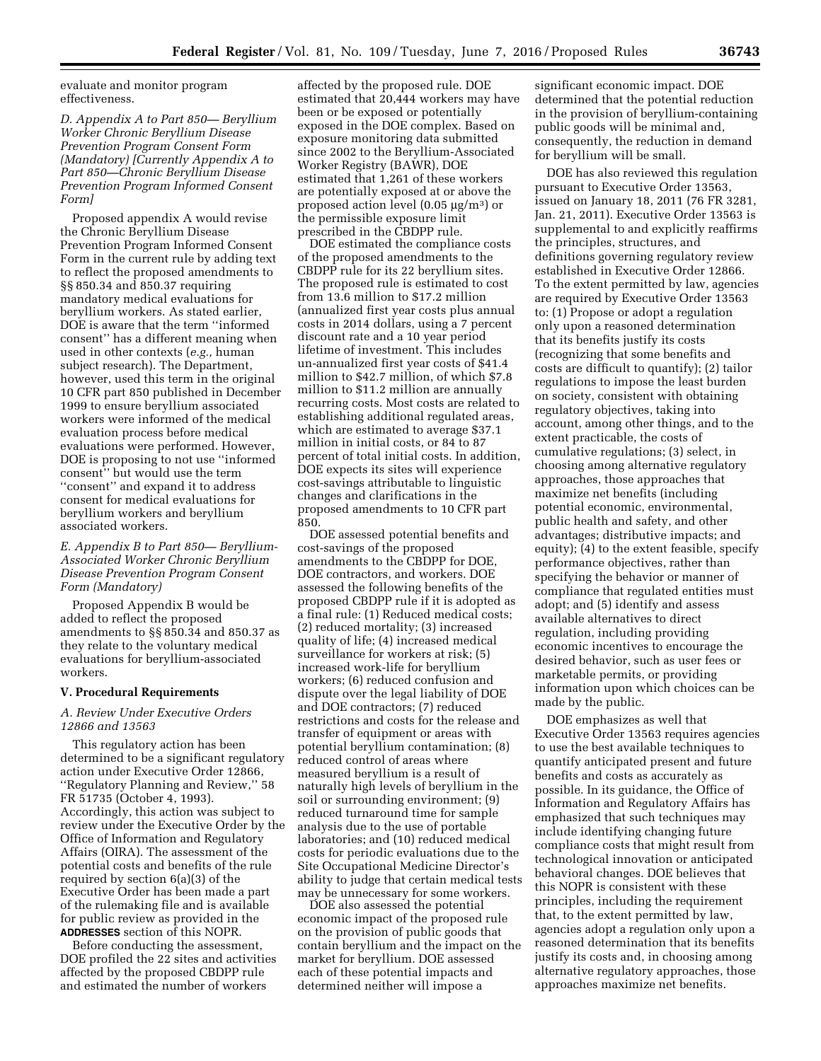evaluate and monitor program effectiveness.

*D. Appendix A to Part 850— Beryllium Worker Chronic Beryllium Disease Prevention Program Consent Form (Mandatory) [Currently Appendix A to Part 850—Chronic Beryllium Disease Prevention Program Informed Consent Form]*

Proposed appendix A would revise the Chronic Beryllium Disease Prevention Program Informed Consent Form in the current rule by adding text to reflect the proposed amendments to §§ 850.34 and 850.37 requiring mandatory medical evaluations for beryllium workers. As stated earlier, DOE is aware that the term ''informed consent'' has a different meaning when used in other contexts (*e.g.,* human subject research). The Department, however, used this term in the original 10 CFR part 850 published in December 1999 to ensure beryllium associated workers were informed of the medical evaluation process before medical evaluations were performed. However, DOE is proposing to not use ''informed consent'' but would use the term ''consent'' and expand it to address consent for medical evaluations for beryllium workers and beryllium associated workers.

*E. Appendix B to Part 850— Beryllium-Associated Worker Chronic Beryllium Disease Prevention Program Consent Form (Mandatory)*

Proposed Appendix B would be added to reflect the proposed amendments to §§ 850.34 and 850.37 as they relate to the voluntary medical evaluations for beryllium-associated workers.

## V. Procedural Requirements

*A. Review Under Executive Orders 12866 and 13563*

This regulatory action has been determined to be a significant regulatory action under Executive Order 12866, ''Regulatory Planning and Review,'' 58 FR 51735 (October 4, 1993). Accordingly, this action was subject to review under the Executive Order by the Office of Information and Regulatory Affairs (OIRA). The assessment of the potential costs and benefits of the rule required by section 6(a)(3) of the Executive Order has been made a part of the rulemaking file and is available for public review as provided in the **ADDRESSES** section of this NOPR.

Before conducting the assessment, DOE profiled the 22 sites and activities affected by the proposed CBDPP rule and estimated the number of workers affected by the proposed rule. DOE estimated that 20,444 workers may have been or be exposed or potentially exposed in the DOE complex. Based on exposure monitoring data submitted since 2002 to the Beryllium-Associated Worker Registry (BAWR), DOE estimated that 1,261 of these workers are potentially exposed at or above the proposed action level (0.05 μg/m$^3$) or the permissible exposure limit prescribed in the CBDPP rule.

DOE estimated the compliance costs of the proposed amendments to the CBDPP rule for its 22 beryllium sites. The proposed rule is estimated to cost from 13.6 million to $17.2 million (annualized first year costs plus annual costs in 2014 dollars, using a 7 percent discount rate and a 10 year period lifetime of investment. This includes un-annualized first year costs of $41.4 million to $42.7 million, of which $7.8 million to $11.2 million are annually recurring costs. Most costs are related to establishing additional regulated areas, which are estimated to average $37.1 million in initial costs, or 84 to 87 percent of total initial costs. In addition, DOE expects its sites will experience cost-savings attributable to linguistic changes and clarifications in the proposed amendments to 10 CFR part 850.

DOE assessed potential benefits and cost-savings of the proposed amendments to the CBDPP rule for DOE, DOE contractors, and workers. DOE assessed the following benefits of the proposed CBDPP rule if it is adopted as a final rule: (1) Reduced medical costs; (2) reduced mortality; (3) increased quality of life; (4) increased medical surveillance for workers at risk; (5) increased work-life for beryllium workers; (6) reduced confusion and dispute over the legal liability of DOE and DOE contractors; (7) reduced restrictions and costs for the release and transfer of equipment or areas with potential beryllium contamination; (8) reduced control of areas where measured beryllium is a result of naturally high levels of beryllium in the soil or surrounding environment; (9) reduced turnaround time for sample analysis due to the use of portable laboratories; and (10) reduced medical costs for periodic evaluations due to the Site Occupational Medicine Director's ability to judge that certain medical tests may be unnecessary for some workers.

DOE also assessed the potential economic impact of the proposed rule on the provision of public goods that contain beryllium and the impact on the market for beryllium. DOE assessed each of these potential impacts and determined neither will impose a significant economic impact. DOE determined that the potential reduction in the provision of beryllium-containing public goods will be minimal and, consequently, the reduction in demand for beryllium will be small.

DOE has also reviewed this regulation pursuant to Executive Order 13563, issued on January 18, 2011 (76 FR 3281, Jan. 21, 2011). Executive Order 13563 is supplemental to and explicitly reaffirms the principles, structures, and definitions governing regulatory review established in Executive Order 12866. To the extent permitted by law, agencies are required by Executive Order 13563 to: (1) Propose or adopt a regulation only upon a reasoned determination that its benefits justify its costs (recognizing that some benefits and costs are difficult to quantify); (2) tailor regulations to impose the least burden on society, consistent with obtaining regulatory objectives, taking into account, among other things, and to the extent practicable, the costs of cumulative regulations; (3) select, in choosing among alternative regulatory approaches, those approaches that maximize net benefits (including potential economic, environmental, public health and safety, and other advantages; distributive impacts; and equity); (4) to the extent feasible, specify performance objectives, rather than specifying the behavior or manner of compliance that regulated entities must adopt; and (5) identify and assess available alternatives to direct regulation, including providing economic incentives to encourage the desired behavior, such as user fees or marketable permits, or providing information upon which choices can be made by the public.

DOE emphasizes as well that Executive Order 13563 requires agencies to use the best available techniques to quantify anticipated present and future benefits and costs as accurately as possible. In its guidance, the Office of Information and Regulatory Affairs has emphasized that such techniques may include identifying changing future compliance costs that might result from technological innovation or anticipated behavioral changes. DOE believes that this NOPR is consistent with these principles, including the requirement that, to the extent permitted by law, agencies adopt a regulation only upon a reasoned determination that its benefits justify its costs and, in choosing among alternative regulatory approaches, those approaches maximize net benefits.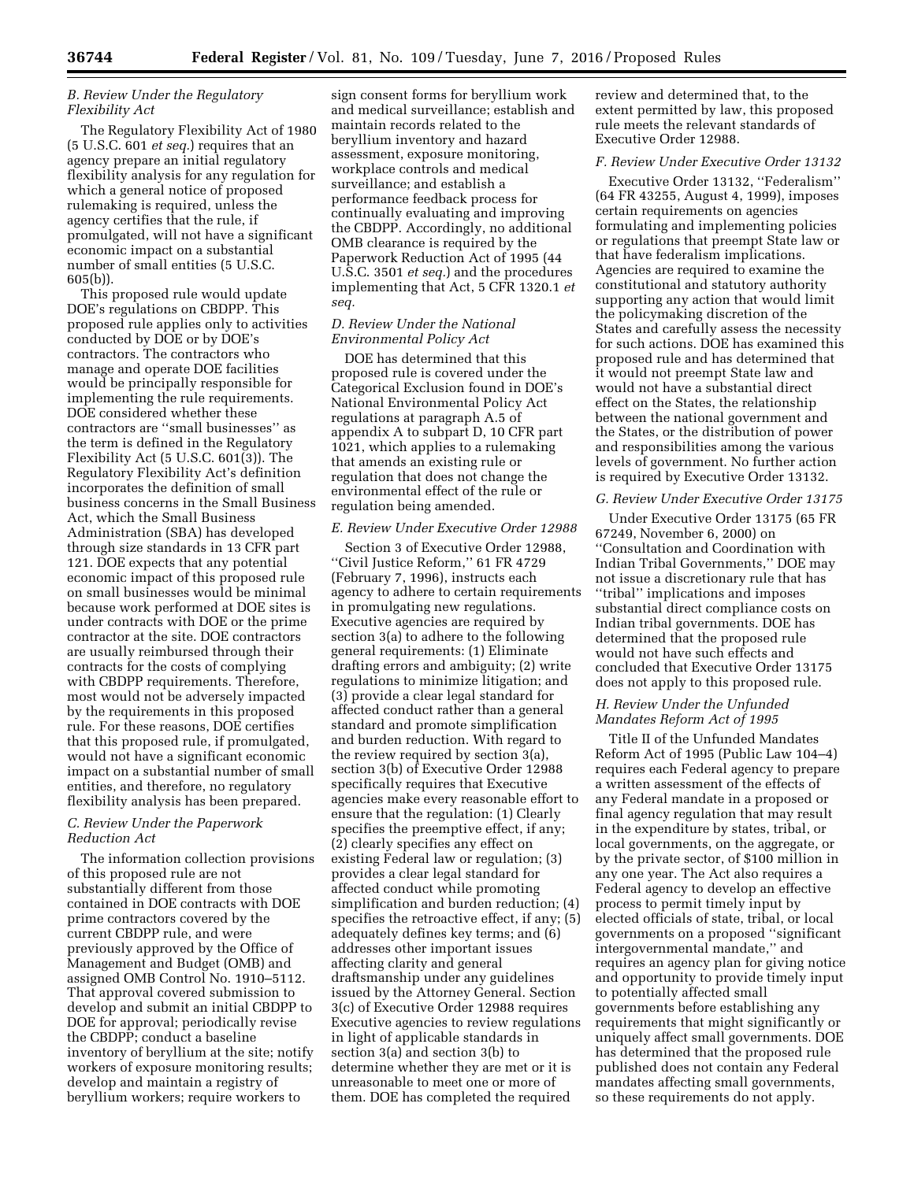### *B. Review Under the Regulatory Flexibility Act*

The Regulatory Flexibility Act of 1980 (5 U.S.C. 601 *et seq.*) requires that an agency prepare an initial regulatory flexibility analysis for any regulation for which a general notice of proposed rulemaking is required, unless the agency certifies that the rule, if promulgated, will not have a significant economic impact on a substantial number of small entities (5 U.S.C. 605(b)).

This proposed rule would update DOE's regulations on CBDPP. This proposed rule applies only to activities conducted by DOE or by DOE's contractors. The contractors who manage and operate DOE facilities would be principally responsible for implementing the rule requirements. DOE considered whether these contractors are ''small businesses'' as the term is defined in the Regulatory Flexibility Act (5 U.S.C. 601(3)). The Regulatory Flexibility Act's definition incorporates the definition of small business concerns in the Small Business Act, which the Small Business Administration (SBA) has developed through size standards in 13 CFR part 121. DOE expects that any potential economic impact of this proposed rule on small businesses would be minimal because work performed at DOE sites is under contracts with DOE or the prime contractor at the site. DOE contractors are usually reimbursed through their contracts for the costs of complying with CBDPP requirements. Therefore, most would not be adversely impacted by the requirements in this proposed rule. For these reasons, DOE certifies that this proposed rule, if promulgated, would not have a significant economic impact on a substantial number of small entities, and therefore, no regulatory flexibility analysis has been prepared.

### *C. Review Under the Paperwork Reduction Act*

The information collection provisions of this proposed rule are not substantially different from those contained in DOE contracts with DOE prime contractors covered by the current CBDPP rule, and were previously approved by the Office of Management and Budget (OMB) and assigned OMB Control No. 1910–5112. That approval covered submission to develop and submit an initial CBDPP to DOE for approval; periodically revise the CBDPP; conduct a baseline inventory of beryllium at the site; notify workers of exposure monitoring results; develop and maintain a registry of beryllium workers; require workers to sign consent forms for beryllium work and medical surveillance; establish and maintain records related to the beryllium inventory and hazard assessment, exposure monitoring, workplace controls and medical surveillance; and establish a performance feedback process for continually evaluating and improving the CBDPP. Accordingly, no additional OMB clearance is required by the Paperwork Reduction Act of 1995 (44 U.S.C. 3501 *et seq.*) and the procedures implementing that Act, 5 CFR 1320.1 *et seq.*

### *D. Review Under the National Environmental Policy Act*

DOE has determined that this proposed rule is covered under the Categorical Exclusion found in DOE's National Environmental Policy Act regulations at paragraph A.5 of appendix A to subpart D, 10 CFR part 1021, which applies to a rulemaking that amends an existing rule or regulation that does not change the environmental effect of the rule or regulation being amended.

### *E. Review Under Executive Order 12988*

Section 3 of Executive Order 12988, ''Civil Justice Reform,'' 61 FR 4729 (February 7, 1996), instructs each agency to adhere to certain requirements in promulgating new regulations. Executive agencies are required by section 3(a) to adhere to the following general requirements: (1) Eliminate drafting errors and ambiguity; (2) write regulations to minimize litigation; and (3) provide a clear legal standard for affected conduct rather than a general standard and promote simplification and burden reduction. With regard to the review required by section 3(a), section 3(b) of Executive Order 12988 specifically requires that Executive agencies make every reasonable effort to ensure that the regulation: (1) Clearly specifies the preemptive effect, if any; (2) clearly specifies any effect on existing Federal law or regulation; (3) provides a clear legal standard for affected conduct while promoting simplification and burden reduction; (4) specifies the retroactive effect, if any; (5) adequately defines key terms; and (6) addresses other important issues affecting clarity and general draftsmanship under any guidelines issued by the Attorney General. Section 3(c) of Executive Order 12988 requires Executive agencies to review regulations in light of applicable standards in section 3(a) and section 3(b) to determine whether they are met or it is unreasonable to meet one or more of them. DOE has completed the required review and determined that, to the extent permitted by law, this proposed rule meets the relevant standards of Executive Order 12988.

### *F. Review Under Executive Order 13132*

Executive Order 13132, ''Federalism'' (64 FR 43255, August 4, 1999), imposes certain requirements on agencies formulating and implementing policies or regulations that preempt State law or that have federalism implications. Agencies are required to examine the constitutional and statutory authority supporting any action that would limit the policymaking discretion of the States and carefully assess the necessity for such actions. DOE has examined this proposed rule and has determined that it would not preempt State law and would not have a substantial direct effect on the States, the relationship between the national government and the States, or the distribution of power and responsibilities among the various levels of government. No further action is required by Executive Order 13132.

### *G. Review Under Executive Order 13175*

Under Executive Order 13175 (65 FR 67249, November 6, 2000) on ''Consultation and Coordination with Indian Tribal Governments,'' DOE may not issue a discretionary rule that has ''tribal'' implications and imposes substantial direct compliance costs on Indian tribal governments. DOE has determined that the proposed rule would not have such effects and concluded that Executive Order 13175 does not apply to this proposed rule.

### *H. Review Under the Unfunded Mandates Reform Act of 1995*

Title II of the Unfunded Mandates Reform Act of 1995 (Public Law 104–4) requires each Federal agency to prepare a written assessment of the effects of any Federal mandate in a proposed or final agency regulation that may result in the expenditure by states, tribal, or local governments, on the aggregate, or by the private sector, of $100 million in any one year. The Act also requires a Federal agency to develop an effective process to permit timely input by elected officials of state, tribal, or local governments on a proposed ''significant intergovernmental mandate,'' and requires an agency plan for giving notice and opportunity to provide timely input to potentially affected small governments before establishing any requirements that might significantly or uniquely affect small governments. DOE has determined that the proposed rule published does not contain any Federal mandates affecting small governments, so these requirements do not apply.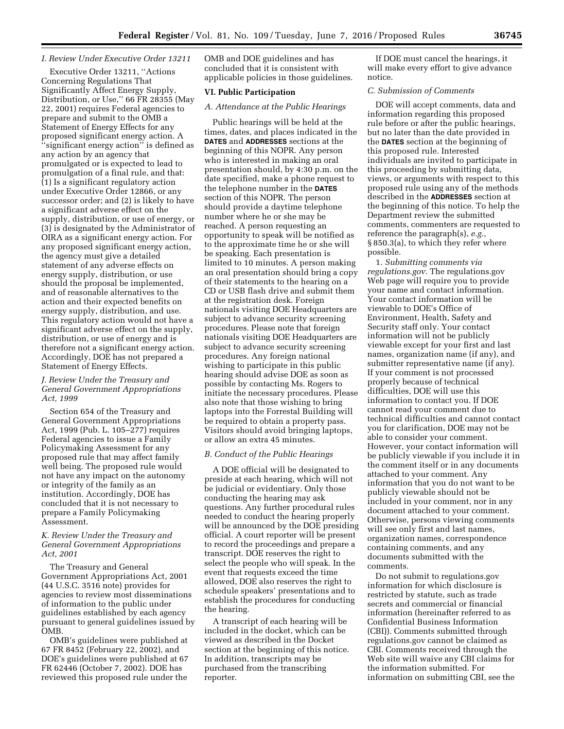### I. Review Under Executive Order 13211

Executive Order 13211, ''Actions Concerning Regulations That Significantly Affect Energy Supply, Distribution, or Use,'' 66 FR 28355 (May 22, 2001) requires Federal agencies to prepare and submit to the OMB a Statement of Energy Effects for any proposed significant energy action. A ''significant energy action'' is defined as any action by an agency that promulgated or is expected to lead to promulgation of a final rule, and that: (1) Is a significant regulatory action under Executive Order 12866, or any successor order; and (2) is likely to have a significant adverse effect on the supply, distribution, or use of energy, or (3) is designated by the Administrator of OIRA as a significant energy action. For any proposed significant energy action, the agency must give a detailed statement of any adverse effects on energy supply, distribution, or use should the proposal be implemented, and of reasonable alternatives to the action and their expected benefits on energy supply, distribution, and use. This regulatory action would not have a significant adverse effect on the supply, distribution, or use of energy and is therefore not a significant energy action. Accordingly, DOE has not prepared a Statement of Energy Effects.

### J. Review Under the Treasury and General Government Appropriations Act, 1999

Section 654 of the Treasury and General Government Appropriations Act, 1999 (Pub. L. 105–277) requires Federal agencies to issue a Family Policymaking Assessment for any proposed rule that may affect family well being. The proposed rule would not have any impact on the autonomy or integrity of the family as an institution. Accordingly, DOE has concluded that it is not necessary to prepare a Family Policymaking Assessment.

### K. Review Under the Treasury and General Government Appropriations Act, 2001

The Treasury and General Government Appropriations Act, 2001 (44 U.S.C. 3516 note) provides for agencies to review most disseminations of information to the public under guidelines established by each agency pursuant to general guidelines issued by OMB.

OMB's guidelines were published at 67 FR 8452 (February 22, 2002), and DOE's guidelines were published at 67 FR 62446 (October 7, 2002). DOE has reviewed this proposed rule under the OMB and DOE guidelines and has concluded that it is consistent with applicable policies in those guidelines.

## VI. Public Participation

### A. Attendance at the Public Hearings

Public hearings will be held at the times, dates, and places indicated in the **DATES** and **ADDRESSES** sections at the beginning of this NOPR. Any person who is interested in making an oral presentation should, by 4:30 p.m. on the date specified, make a phone request to the telephone number in the **DATES** section of this NOPR. The person should provide a daytime telephone number where he or she may be reached. A person requesting an opportunity to speak will be notified as to the approximate time he or she will be speaking. Each presentation is limited to 10 minutes. A person making an oral presentation should bring a copy of their statements to the hearing on a CD or USB flash drive and submit them at the registration desk. Foreign nationals visiting DOE Headquarters are subject to advance security screening procedures. Please note that foreign nationals visiting DOE Headquarters are subject to advance security screening procedures. Any foreign national wishing to participate in this public hearing should advise DOE as soon as possible by contacting Ms. Rogers to initiate the necessary procedures. Please also note that those wishing to bring laptops into the Forrestal Building will be required to obtain a property pass. Visitors should avoid bringing laptops, or allow an extra 45 minutes.

### B. Conduct of the Public Hearings

A DOE official will be designated to preside at each hearing, which will not be judicial or evidentiary. Only those conducting the hearing may ask questions. Any further procedural rules needed to conduct the hearing properly will be announced by the DOE presiding official. A court reporter will be present to record the proceedings and prepare a transcript. DOE reserves the right to select the people who will speak. In the event that requests exceed the time allowed, DOE also reserves the right to schedule speakers' presentations and to establish the procedures for conducting the hearing.

A transcript of each hearing will be included in the docket, which can be viewed as described in the Docket section at the beginning of this notice. In addition, transcripts may be purchased from the transcribing reporter.

If DOE must cancel the hearings, it will make every effort to give advance notice.

### C. Submission of Comments

DOE will accept comments, data and information regarding this proposed rule before or after the public hearings, but no later than the date provided in the **DATES** section at the beginning of this proposed rule. Interested individuals are invited to participate in this proceeding by submitting data, views, or arguments with respect to this proposed rule using any of the methods described in the **ADDRESSES** section at the beginning of this notice. To help the Department review the submitted comments, commenters are requested to reference the paragraph(s), *e.g.,* § 850.3(a), to which they refer where possible.

1. *Submitting comments via regulations.gov.* The regulations.gov Web page will require you to provide your name and contact information. Your contact information will be viewable to DOE's Office of Environment, Health, Safety and Security staff only. Your contact information will not be publicly viewable except for your first and last names, organization name (if any), and submitter representative name (if any). If your comment is not processed properly because of technical difficulties, DOE will use this information to contact you. If DOE cannot read your comment due to technical difficulties and cannot contact you for clarification, DOE may not be able to consider your comment. However, your contact information will be publicly viewable if you include it in the comment itself or in any documents attached to your comment. Any information that you do not want to be publicly viewable should not be included in your comment, nor in any document attached to your comment. Otherwise, persons viewing comments will see only first and last names, organization names, correspondence containing comments, and any documents submitted with the comments.

Do not submit to regulations.gov information for which disclosure is restricted by statute, such as trade secrets and commercial or financial information (hereinafter referred to as Confidential Business Information (CBI)). Comments submitted through regulations.gov cannot be claimed as CBI. Comments received through the Web site will waive any CBI claims for the information submitted. For information on submitting CBI, see the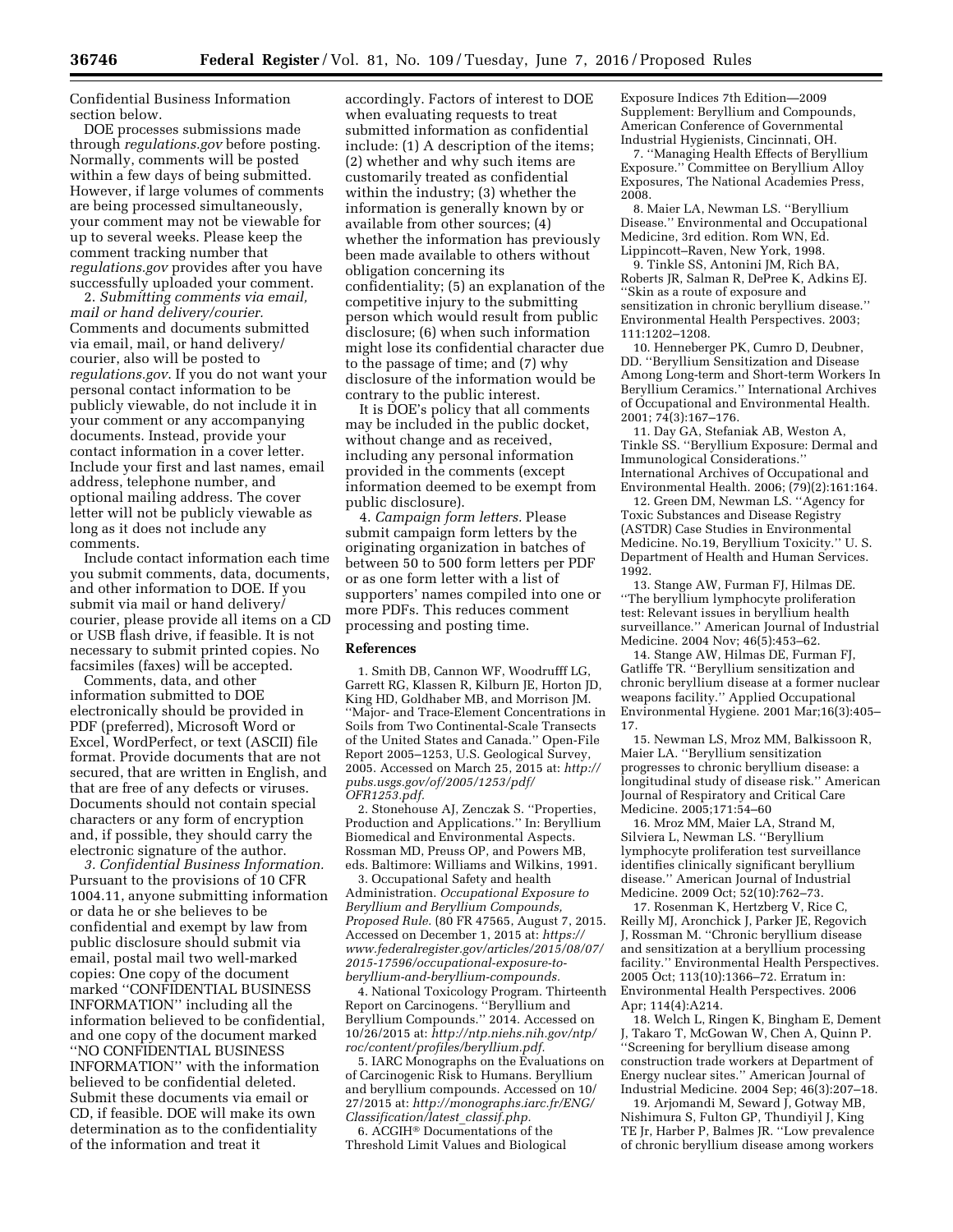Confidential Business Information section below.

DOE processes submissions made through *regulations.gov* before posting. Normally, comments will be posted within a few days of being submitted. However, if large volumes of comments are being processed simultaneously, your comment may not be viewable for up to several weeks. Please keep the comment tracking number that *regulations.gov* provides after you have successfully uploaded your comment.

2. *Submitting comments via email, mail or hand delivery/courier.* Comments and documents submitted via email, mail, or hand delivery/courier, also will be posted to *regulations.gov*. If you do not want your personal contact information to be publicly viewable, do not include it in your comment or any accompanying documents. Instead, provide your contact information in a cover letter. Include your first and last names, email address, telephone number, and optional mailing address. The cover letter will not be publicly viewable as long as it does not include any comments.

Include contact information each time you submit comments, data, documents, and other information to DOE. If you submit via mail or hand delivery/courier, please provide all items on a CD or USB flash drive, if feasible. It is not necessary to submit printed copies. No facsimiles (faxes) will be accepted.

Comments, data, and other information submitted to DOE electronically should be provided in PDF (preferred), Microsoft Word or Excel, WordPerfect, or text (ASCII) file format. Provide documents that are not secured, that are written in English, and that are free of any defects or viruses. Documents should not contain special characters or any form of encryption and, if possible, they should carry the electronic signature of the author.

*3. Confidential Business Information.* Pursuant to the provisions of 10 CFR 1004.11, anyone submitting information or data he or she believes to be confidential and exempt by law from public disclosure should submit via email, postal mail two well-marked copies: One copy of the document marked ''CONFIDENTIAL BUSINESS INFORMATION'' including all the information believed to be confidential, and one copy of the document marked ''NO CONFIDENTIAL BUSINESS INFORMATION'' with the information believed to be confidential deleted. Submit these documents via email or CD, if feasible. DOE will make its own determination as to the confidentiality of the information and treat it accordingly. Factors of interest to DOE when evaluating requests to treat submitted information as confidential include: (1) A description of the items; (2) whether and why such items are customarily treated as confidential within the industry; (3) whether the information is generally known by or available from other sources; (4) whether the information has previously been made available to others without obligation concerning its confidentiality; (5) an explanation of the competitive injury to the submitting person which would result from public disclosure; (6) when such information might lose its confidential character due to the passage of time; and (7) why disclosure of the information would be contrary to the public interest.

It is DOE's policy that all comments may be included in the public docket, without change and as received, including any personal information provided in the comments (except information deemed to be exempt from public disclosure).

4. *Campaign form letters.* Please submit campaign form letters by the originating organization in batches of between 50 to 500 form letters per PDF or as one form letter with a list of supporters' names compiled into one or more PDFs. This reduces comment processing and posting time.

## References

1. Smith DB, Cannon WF, Woodrufff LG, Garrett RG, Klassen R, Kilburn JE, Horton JD, King HD, Goldhaber MB, and Morrison JM. ''Major- and Trace-Element Concentrations in Soils from Two Continental-Scale Transects of the United States and Canada.'' Open-File Report 2005–1253, U.S. Geological Survey, 2005. Accessed on March 25, 2015 at: *http://pubs.usgs.gov/of/2005/1253/pdf/OFR1253.pdf.*

2. Stonehouse AJ, Zenczak S. ''Properties, Production and Applications.'' In: Beryllium Biomedical and Environmental Aspects. Rossman MD, Preuss OP, and Powers MB, eds. Baltimore: Williams and Wilkins, 1991.

3. Occupational Safety and health Administration. *Occupational Exposure to Beryllium and Beryllium Compounds, Proposed Rule.* (80 FR 47565, August 7, 2015. Accessed on December 1, 2015 at: *https://www.federalregister.gov/articles/2015/08/07/2015-17596/occupational-exposure-to-beryllium-and-beryllium-compounds.*

4. National Toxicology Program. Thirteenth Report on Carcinogens. ''Beryllium and Beryllium Compounds.'' 2014. Accessed on 10/26/2015 at: *http://ntp.niehs.nih.gov/ntp/roc/content/profiles/beryllium.pdf.*

5. IARC Monographs on the Evaluations on of Carcinogenic Risk to Humans. Beryllium and beryllium compounds. Accessed on 10/27/2015 at: *http://monographs.iarc.fr/ENG/Classification/latest_classif.php.*

6. ACGIH® Documentations of the Threshold Limit Values and Biological Exposure Indices 7th Edition—2009 Supplement: Beryllium and Compounds, American Conference of Governmental Industrial Hygienists, Cincinnati, OH.

7. ''Managing Health Effects of Beryllium Exposure.'' Committee on Beryllium Alloy Exposures, The National Academies Press, 2008.

8. Maier LA, Newman LS. ''Beryllium Disease.'' Environmental and Occupational Medicine, 3rd edition. Rom WN, Ed. Lippincott–Raven, New York, 1998.

9. Tinkle SS, Antonini JM, Rich BA, Roberts JR, Salman R, DePree K, Adkins EJ. ''Skin as a route of exposure and sensitization in chronic beryllium disease.'' Environmental Health Perspectives. 2003; 111:1202–1208.

10. Henneberger PK, Cumro D, Deubner, DD. ''Beryllium Sensitization and Disease Among Long-term and Short-term Workers In Beryllium Ceramics.'' International Archives of Occupational and Environmental Health. 2001; 74(3):167–176.

11. Day GA, Stefaniak AB, Weston A, Tinkle SS. ''Beryllium Exposure: Dermal and Immunological Considerations.'' International Archives of Occupational and Environmental Health. 2006; (79)(2):161:164.

12. Green DM, Newman LS. ''Agency for Toxic Substances and Disease Registry (ASTDR) Case Studies in Environmental Medicine. No.19, Beryllium Toxicity.'' U. S. Department of Health and Human Services. 1992.

13. Stange AW, Furman FJ, Hilmas DE. ''The beryllium lymphocyte proliferation test: Relevant issues in beryllium health surveillance.'' American Journal of Industrial Medicine. 2004 Nov; 46(5):453–62.

14. Stange AW, Hilmas DE, Furman FJ, Gatliffe TR. ''Beryllium sensitization and chronic beryllium disease at a former nuclear weapons facility.'' Applied Occupational Environmental Hygiene. 2001 Mar;16(3):405–17.

15. Newman LS, Mroz MM, Balkissoon R, Maier LA. ''Beryllium sensitization progresses to chronic beryllium disease: a longitudinal study of disease risk.'' American Journal of Respiratory and Critical Care Medicine. 2005;171:54–60

16. Mroz MM, Maier LA, Strand M, Silviera L, Newman LS. ''Beryllium lymphocyte proliferation test surveillance identifies clinically significant beryllium disease.'' American Journal of Industrial Medicine. 2009 Oct; 52(10):762–73.

17. Rosenman K, Hertzberg V, Rice C, Reilly MJ, Aronchick J, Parker JE, Regovich J, Rossman M. ''Chronic beryllium disease and sensitization at a beryllium processing facility.'' Environmental Health Perspectives. 2005 Oct; 113(10):1366–72. Erratum in: Environmental Health Perspectives. 2006 Apr; 114(4):A214.

18. Welch L, Ringen K, Bingham E, Dement J, Takaro T, McGowan W, Chen A, Quinn P. ''Screening for beryllium disease among construction trade workers at Department of Energy nuclear sites.'' American Journal of Industrial Medicine. 2004 Sep; 46(3):207–18.

19. Arjomandi M, Seward J, Gotway MB, Nishimura S, Fulton GP, Thundiyil J, King TE Jr, Harber P, Balmes JR. ''Low prevalence of chronic beryllium disease among workers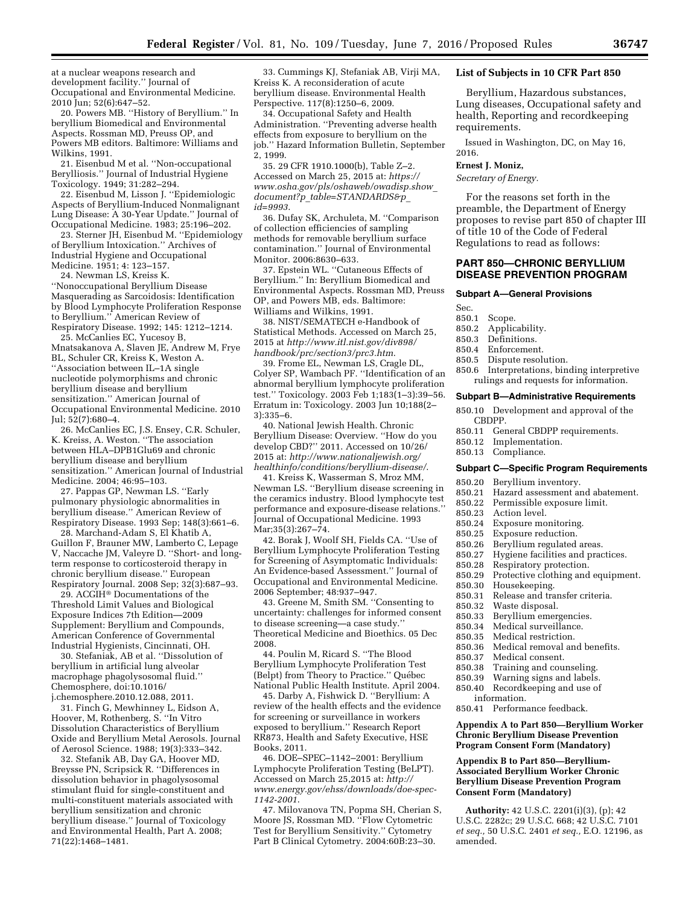at a nuclear weapons research and development facility.'' Journal of Occupational and Environmental Medicine. 2010 Jun; 52(6):647–52.

20. Powers MB. ''History of Beryllium.'' In beryllium Biomedical and Environmental Aspects. Rossman MD, Preuss OP, and Powers MB editors. Baltimore: Williams and Wilkins, 1991.

21. Eisenbud M et al. ''Non-occupational Berylliosis.'' Journal of Industrial Hygiene Toxicology. 1949; 31:282–294.

22. Eisenbud M, Lisson J. ''Epidemiologic Aspects of Beryllium-Induced Nonmalignant Lung Disease: A 30-Year Update.'' Journal of Occupational Medicine. 1983; 25:196–202.

23. Sterner JH, Eisenbud M. ''Epidemiology of Beryllium Intoxication.'' Archives of Industrial Hygiene and Occupational Medicine. 1951; 4: 123–157.

24. Newman LS, Kreiss K. ''Nonoccupational Beryllium Disease Masquerading as Sarcoidosis: Identification by Blood Lymphocyte Proliferation Response to Beryllium.'' American Review of Respiratory Disease. 1992; 145: 1212–1214.

25. McCanlies EC, Yucesoy B, Mnatsakanova A, Slaven JE, Andrew M, Frye BL, Schuler CR, Kreiss K, Weston A. ''Association between IL–1A single nucleotide polymorphisms and chronic beryllium disease and beryllium sensitization.'' American Journal of Occupational Environmental Medicine. 2010 Jul; 52(7):680–4.

26. McCanlies EC, J.S. Ensey, C.R. Schuler, K. Kreiss, A. Weston. ''The association between HLA–DPB1Glu69 and chronic beryllium disease and beryllium sensitization.'' American Journal of Industrial Medicine. 2004; 46:95–103.

27. Pappas GP, Newman LS. ''Early pulmonary physiologic abnormalities in beryllium disease.'' American Review of Respiratory Disease. 1993 Sep; 148(3):661–6.

28. Marchand-Adam S, El Khatib A, Guillon F, Brauner MW, Lamberto C, Lepage V, Naccache JM, Valeyre D. ''Short- and long-term response to corticosteroid therapy in chronic beryllium disease.'' European Respiratory Journal. 2008 Sep; 32(3):687–93.

29. ACGIH® Documentations of the Threshold Limit Values and Biological Exposure Indices 7th Edition—2009 Supplement: Beryllium and Compounds, American Conference of Governmental Industrial Hygienists, Cincinnati, OH.

30. Stefaniak, AB et al. ''Dissolution of beryllium in artificial lung alveolar macrophage phagolysosomal fluid.'' Chemosphere, doi:10.1016/j.chemosphere.2010.12.088, 2011.

31. Finch G, Mewhinney L, Eidson A, Hoover, M, Rothenberg, S. ''In Vitro Dissolution Characteristics of Beryllium Oxide and Beryllium Metal Aerosols. Journal of Aerosol Science. 1988; 19(3):333–342.

32. Stefanik AB, Day GA, Hoover MD, Breysse PN, Scripsick R. ''Differences in dissolution behavior in phagolysosomal stimulant fluid for single-constituent and multi-constituent materials associated with beryllium sensitization and chronic beryllium disease.'' Journal of Toxicology and Environmental Health, Part A. 2008; 71(22):1468–1481.

33. Cummings KJ, Stefaniak AB, Virji MA, Kreiss K. A reconsideration of acute beryllium disease. Environmental Health Perspective. 117(8):1250–6, 2009.

34. Occupational Safety and Health Administration. ''Preventing adverse health effects from exposure to beryllium on the job.'' Hazard Information Bulletin, September 2, 1999.

35. 29 CFR 1910.1000(b), Table Z–2. Accessed on March 25, 2015 at: *https://www.osha.gov/pls/oshaweb/owadisp.show_document?p_table=STANDARDS&p_id=9993.*

36. Dufay SK, Archuleta, M. ''Comparison of collection efficiencies of sampling methods for removable beryllium surface contamination.'' Journal of Environmental Monitor. 2006:8630–633.

37. Epstein WL. ''Cutaneous Effects of Beryllium.'' In: Beryllium Biomedical and Environmental Aspects. Rossman MD, Preuss OP, and Powers MB, eds. Baltimore: Williams and Wilkins, 1991.

38. NIST/SEMATECH e-Handbook of Statistical Methods. Accessed on March 25, 2015 at *http://www.itl.nist.gov/div898/handbook/prc/section3/prc3.htm.*

39. Frome EL, Newman LS, Cragle DL, Colyer SP, Wambach PF. ''Identification of an abnormal beryllium lymphocyte proliferation test.'' Toxicology. 2003 Feb 1;183(1–3):39–56. Erratum in: Toxicology. 2003 Jun 10;188(2–3):335–6.

40. National Jewish Health. Chronic Beryllium Disease: Overview. ''How do you develop CBD?'' 2011. Accessed on 10/26/2015 at: *http://www.nationaljewish.org/healthinfo/conditions/beryllium-disease/.*

41. Kreiss K, Wasserman S, Mroz MM, Newman LS. ''Beryllium disease screening in the ceramics industry. Blood lymphocyte test performance and exposure-disease relations.'' Journal of Occupational Medicine. 1993 Mar;35(3):267–74.

42. Borak J, Woolf SH, Fields CA. ''Use of Beryllium Lymphocyte Proliferation Testing for Screening of Asymptomatic Individuals: An Evidence-based Assessment.'' Journal of Occupational and Environmental Medicine. 2006 September; 48:937–947.

43. Greene M, Smith SM. ''Consenting to uncertainty: challenges for informed consent to disease screening—a case study.'' Theoretical Medicine and Bioethics. 05 Dec 2008.

44. Poulin M, Ricard S. ''The Blood Beryllium Lymphocyte Proliferation Test (Belpt) from Theory to Practice.'' Québec National Public Health Institute. April 2004.

45. Darby A, Fishwick D. ''Beryllium: A review of the health effects and the evidence for screening or surveillance in workers exposed to beryllium.'' Research Report RR873, Health and Safety Executive, HSE Books, 2011.

46. DOE–SPEC–1142–2001: Beryllium Lymphocyte Proliferation Testing (BeLPT). Accessed on March 25,2015 at: *http://www.energy.gov/ehss/downloads/doe-spec-1142-2001.*

47. Milovanova TN, Popma SH, Cherian S, Moore JS, Rossman MD. ''Flow Cytometric Test for Beryllium Sensitivity.'' Cytometry Part B Clinical Cytometry. 2004:60B:23–30.

## List of Subjects in 10 CFR Part 850

Beryllium, Hazardous substances, Lung diseases, Occupational safety and health, Reporting and recordkeeping requirements.

Issued in Washington, DC, on May 16, 2016.

**Ernest J. Moniz,**

*Secretary of Energy.*

For the reasons set forth in the preamble, the Department of Energy proposes to revise part 850 of chapter III of title 10 of the Code of Federal Regulations to read as follows:

## PART 850—CHRONIC BERYLLIUM DISEASE PREVENTION PROGRAM

### Subpart A—General Provisions

Sec.
850.1 Scope.
850.2 Applicability.
850.3 Definitions.
850.4 Enforcement.
850.5 Dispute resolution.
850.6 Interpretations, binding interpretive rulings and requests for information.

### Subpart B—Administrative Requirements

850.10 Development and approval of the CBDPP.
850.11 General CBDPP requirements.
850.12 Implementation.
850.13 Compliance.

### Subpart C—Specific Program Requirements

850.20 Beryllium inventory.
850.21 Hazard assessment and abatement.
850.22 Permissible exposure limit.
850.23 Action level.
850.24 Exposure monitoring.
850.25 Exposure reduction.
850.26 Beryllium regulated areas.
850.27 Hygiene facilities and practices.
850.28 Respiratory protection.
850.29 Protective clothing and equipment.
850.30 Housekeeping.
850.31 Release and transfer criteria.
850.32 Waste disposal.
850.33 Beryllium emergencies.
850.34 Medical surveillance.
850.35 Medical restriction.
850.36 Medical removal and benefits.
850.37 Medical consent.
850.38 Training and counseling.
850.39 Warning signs and labels.
850.40 Recordkeeping and use of information.
850.41 Performance feedback.

**Appendix A to Part 850—Beryllium Worker Chronic Beryllium Disease Prevention Program Consent Form (Mandatory)**

**Appendix B to Part 850—Beryllium-Associated Beryllium Worker Chronic Beryllium Disease Prevention Program Consent Form (Mandatory)**

**Authority:** 42 U.S.C. 2201(i)(3), (p); 42 U.S.C. 2282c; 29 U.S.C. 668; 42 U.S.C. 7101 *et seq.,* 50 U.S.C. 2401 *et seq.,* E.O. 12196, as amended.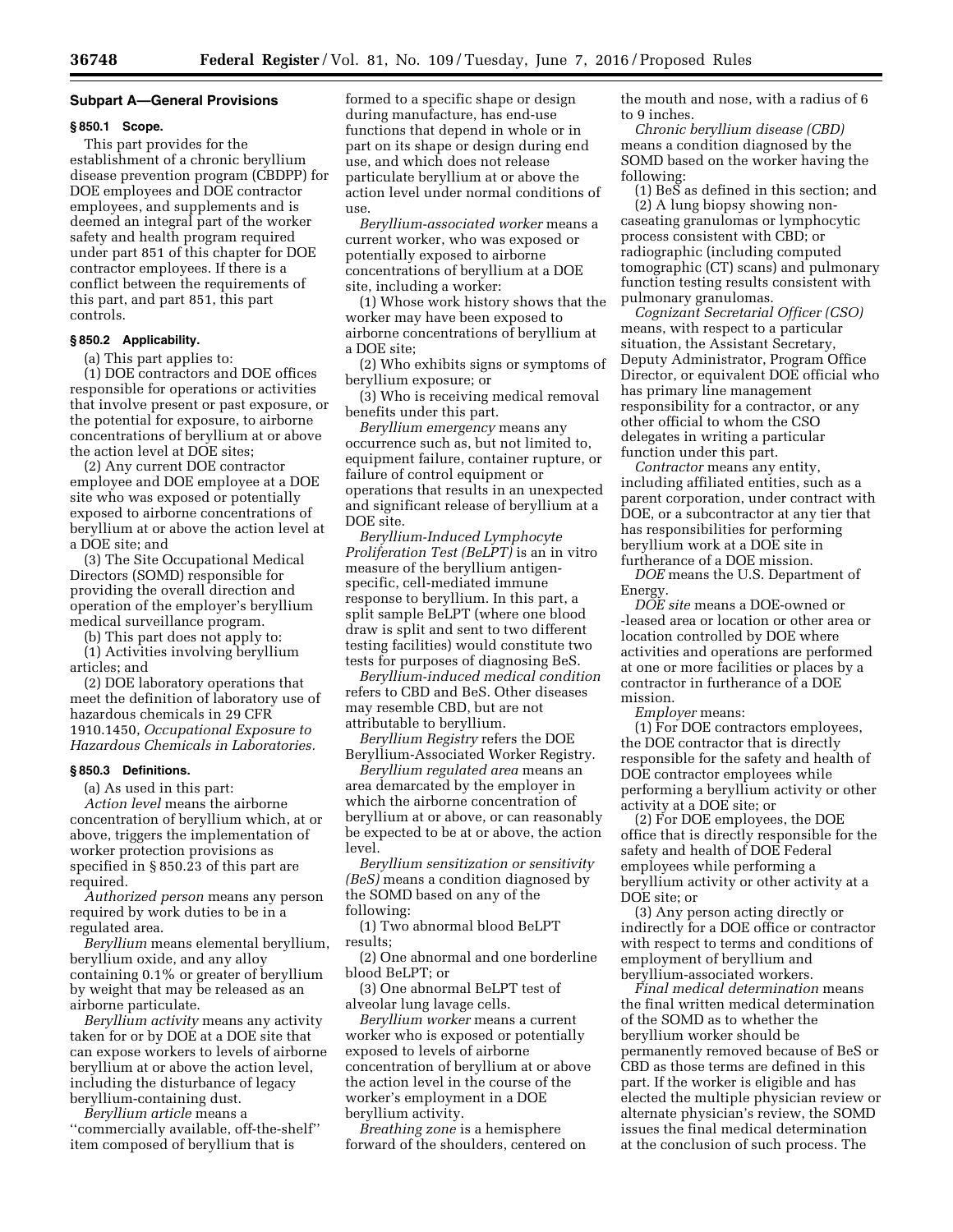### Subpart A—General Provisions

#### § 850.1 Scope.

This part provides for the establishment of a chronic beryllium disease prevention program (CBDPP) for DOE employees and DOE contractor employees, and supplements and is deemed an integral part of the worker safety and health program required under part 851 of this chapter for DOE contractor employees. If there is a conflict between the requirements of this part, and part 851, this part controls.

#### § 850.2 Applicability.

(a) This part applies to:

(1) DOE contractors and DOE offices responsible for operations or activities that involve present or past exposure, or the potential for exposure, to airborne concentrations of beryllium at or above the action level at DOE sites;

(2) Any current DOE contractor employee and DOE employee at a DOE site who was exposed or potentially exposed to airborne concentrations of beryllium at or above the action level at a DOE site; and

(3) The Site Occupational Medical Directors (SOMD) responsible for providing the overall direction and operation of the employer's beryllium medical surveillance program.

(b) This part does not apply to:

(1) Activities involving beryllium articles; and

(2) DOE laboratory operations that meet the definition of laboratory use of hazardous chemicals in 29 CFR 1910.1450, *Occupational Exposure to Hazardous Chemicals in Laboratories.*

#### § 850.3 Definitions.

(a) As used in this part:

*Action level* means the airborne concentration of beryllium which, at or above, triggers the implementation of worker protection provisions as specified in § 850.23 of this part are required.

*Authorized person* means any person required by work duties to be in a regulated area.

*Beryllium* means elemental beryllium, beryllium oxide, and any alloy containing 0.1% or greater of beryllium by weight that may be released as an airborne particulate.

*Beryllium activity* means any activity taken for or by DOE at a DOE site that can expose workers to levels of airborne beryllium at or above the action level, including the disturbance of legacy beryllium-containing dust.

*Beryllium article* means a ''commercially available, off-the-shelf'' item composed of beryllium that is formed to a specific shape or design during manufacture, has end-use functions that depend in whole or in part on its shape or design during end use, and which does not release particulate beryllium at or above the action level under normal conditions of use.

*Beryllium-associated worker* means a current worker, who was exposed or potentially exposed to airborne concentrations of beryllium at a DOE site, including a worker:

(1) Whose work history shows that the worker may have been exposed to airborne concentrations of beryllium at a DOE site;

(2) Who exhibits signs or symptoms of beryllium exposure; or

(3) Who is receiving medical removal benefits under this part.

*Beryllium emergency* means any occurrence such as, but not limited to, equipment failure, container rupture, or failure of control equipment or operations that results in an unexpected and significant release of beryllium at a DOE site.

*Beryllium-Induced Lymphocyte Proliferation Test (BeLPT)* is an in vitro measure of the beryllium antigen-specific, cell-mediated immune response to beryllium. In this part, a split sample BeLPT (where one blood draw is split and sent to two different testing facilities) would constitute two tests for purposes of diagnosing BeS.

*Beryllium-induced medical condition* refers to CBD and BeS. Other diseases may resemble CBD, but are not attributable to beryllium.

*Beryllium Registry* refers the DOE Beryllium-Associated Worker Registry.

*Beryllium regulated area* means an area demarcated by the employer in which the airborne concentration of beryllium at or above, or can reasonably be expected to be at or above, the action level.

*Beryllium sensitization or sensitivity (BeS)* means a condition diagnosed by the SOMD based on any of the following:

(1) Two abnormal blood BeLPT results;

(2) One abnormal and one borderline blood BeLPT; or

(3) One abnormal BeLPT test of alveolar lung lavage cells.

*Beryllium worker* means a current worker who is exposed or potentially exposed to levels of airborne concentration of beryllium at or above the action level in the course of the worker's employment in a DOE beryllium activity.

*Breathing zone* is a hemisphere forward of the shoulders, centered on the mouth and nose, with a radius of 6 to 9 inches.

*Chronic beryllium disease (CBD)* means a condition diagnosed by the SOMD based on the worker having the following:

(1) BeS as defined in this section; and

(2) A lung biopsy showing non-caseating granulomas or lymphocytic process consistent with CBD; or radiographic (including computed tomographic (CT) scans) and pulmonary function testing results consistent with pulmonary granulomas.

*Cognizant Secretarial Officer (CSO)* means, with respect to a particular situation, the Assistant Secretary, Deputy Administrator, Program Office Director, or equivalent DOE official who has primary line management responsibility for a contractor, or any other official to whom the CSO delegates in writing a particular function under this part.

*Contractor* means any entity, including affiliated entities, such as a parent corporation, under contract with DOE, or a subcontractor at any tier that has responsibilities for performing beryllium work at a DOE site in furtherance of a DOE mission.

*DOE* means the U.S. Department of Energy.

*DOE site* means a DOE-owned or -leased area or location or other area or location controlled by DOE where activities and operations are performed at one or more facilities or places by a contractor in furtherance of a DOE mission.

*Employer* means:

(1) For DOE contractors employees, the DOE contractor that is directly responsible for the safety and health of DOE contractor employees while performing a beryllium activity or other activity at a DOE site; or

(2) For DOE employees, the DOE office that is directly responsible for the safety and health of DOE Federal employees while performing a beryllium activity or other activity at a DOE site; or

(3) Any person acting directly or indirectly for a DOE office or contractor with respect to terms and conditions of employment of beryllium and beryllium-associated workers.

*Final medical determination* means the final written medical determination of the SOMD as to whether the beryllium worker should be permanently removed because of BeS or CBD as those terms are defined in this part. If the worker is eligible and has elected the multiple physician review or alternate physician's review, the SOMD issues the final medical determination at the conclusion of such process. The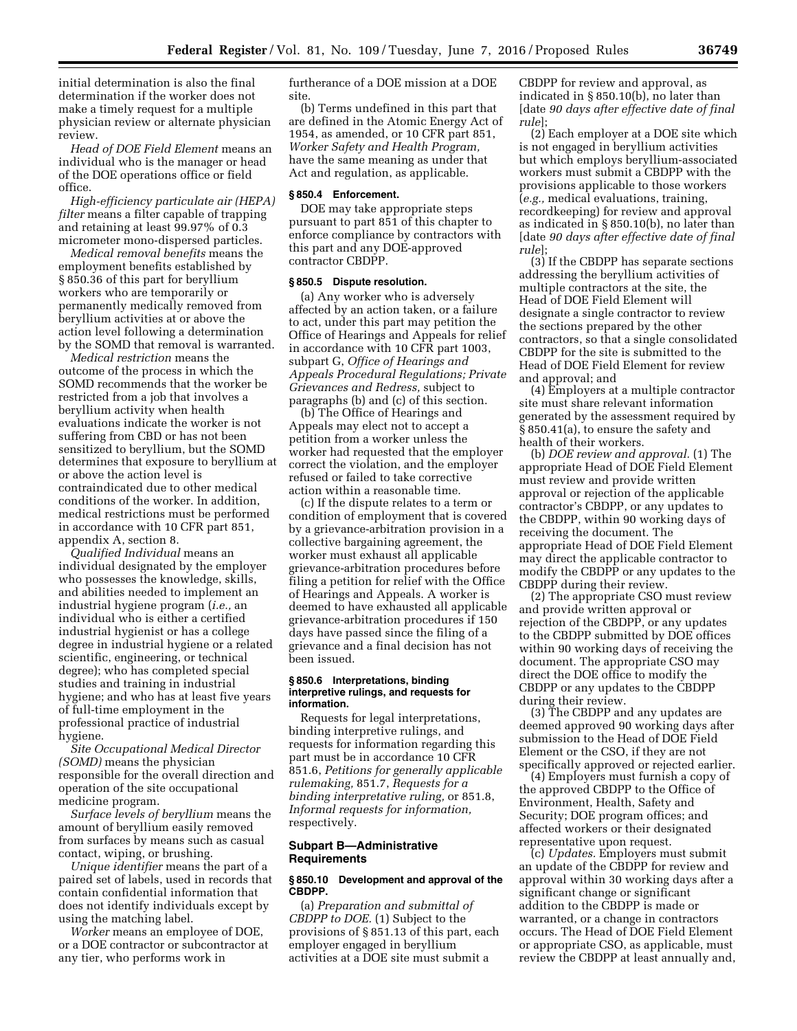initial determination is also the final determination if the worker does not make a timely request for a multiple physician review or alternate physician review.

*Head of DOE Field Element* means an individual who is the manager or head of the DOE operations office or field office.

*High-efficiency particulate air (HEPA) filter* means a filter capable of trapping and retaining at least 99.97% of 0.3 micrometer mono-dispersed particles.

*Medical removal benefits* means the employment benefits established by § 850.36 of this part for beryllium workers who are temporarily or permanently medically removed from beryllium activities at or above the action level following a determination by the SOMD that removal is warranted.

*Medical restriction* means the outcome of the process in which the SOMD recommends that the worker be restricted from a job that involves a beryllium activity when health evaluations indicate the worker is not suffering from CBD or has not been sensitized to beryllium, but the SOMD determines that exposure to beryllium at or above the action level is contraindicated due to other medical conditions of the worker. In addition, medical restrictions must be performed in accordance with 10 CFR part 851, appendix A, section 8.

*Qualified Individual* means an individual designated by the employer who possesses the knowledge, skills, and abilities needed to implement an industrial hygiene program (*i.e.,* an individual who is either a certified industrial hygienist or has a college degree in industrial hygiene or a related scientific, engineering, or technical degree); who has completed special studies and training in industrial hygiene; and who has at least five years of full-time employment in the professional practice of industrial hygiene.

*Site Occupational Medical Director (SOMD)* means the physician responsible for the overall direction and operation of the site occupational medicine program.

*Surface levels of beryllium* means the amount of beryllium easily removed from surfaces by means such as casual contact, wiping, or brushing.

*Unique identifier* means the part of a paired set of labels, used in records that contain confidential information that does not identify individuals except by using the matching label.

*Worker* means an employee of DOE, or a DOE contractor or subcontractor at any tier, who performs work in furtherance of a DOE mission at a DOE site.

(b) Terms undefined in this part that are defined in the Atomic Energy Act of 1954, as amended, or 10 CFR part 851, *Worker Safety and Health Program,* have the same meaning as under that Act and regulation, as applicable.

### § 850.4 Enforcement.

DOE may take appropriate steps pursuant to part 851 of this chapter to enforce compliance by contractors with this part and any DOE-approved contractor CBDPP.

### § 850.5 Dispute resolution.

(a) Any worker who is adversely affected by an action taken, or a failure to act, under this part may petition the Office of Hearings and Appeals for relief in accordance with 10 CFR part 1003, subpart G, *Office of Hearings and Appeals Procedural Regulations; Private Grievances and Redress,* subject to paragraphs (b) and (c) of this section.

(b) The Office of Hearings and Appeals may elect not to accept a petition from a worker unless the worker had requested that the employer correct the violation, and the employer refused or failed to take corrective action within a reasonable time.

(c) If the dispute relates to a term or condition of employment that is covered by a grievance-arbitration provision in a collective bargaining agreement, the worker must exhaust all applicable grievance-arbitration procedures before filing a petition for relief with the Office of Hearings and Appeals. A worker is deemed to have exhausted all applicable grievance-arbitration procedures if 150 days have passed since the filing of a grievance and a final decision has not been issued.

### § 850.6 Interpretations, binding interpretive rulings, and requests for information.

Requests for legal interpretations, binding interpretive rulings, and requests for information regarding this part must be in accordance 10 CFR 851.6, *Petitions for generally applicable rulemaking,* 851.7, *Requests for a binding interpretative ruling,* or 851.8, *Informal requests for information,* respectively.

## Subpart B—Administrative Requirements

### § 850.10 Development and approval of the CBDPP.

(a) *Preparation and submittal of CBDPP to DOE.* (1) Subject to the provisions of § 851.13 of this part, each employer engaged in beryllium activities at a DOE site must submit a CBDPP for review and approval, as indicated in § 850.10(b), no later than [date *90 days after effective date of final rule*];

(2) Each employer at a DOE site which is not engaged in beryllium activities but which employs beryllium-associated workers must submit a CBDPP with the provisions applicable to those workers (*e.g.,* medical evaluations, training, recordkeeping) for review and approval as indicated in § 850.10(b), no later than [date *90 days after effective date of final rule*];

(3) If the CBDPP has separate sections addressing the beryllium activities of multiple contractors at the site, the Head of DOE Field Element will designate a single contractor to review the sections prepared by the other contractors, so that a single consolidated CBDPP for the site is submitted to the Head of DOE Field Element for review and approval; and

(4) Employers at a multiple contractor site must share relevant information generated by the assessment required by § 850.41(a), to ensure the safety and health of their workers.

(b) *DOE review and approval.* (1) The appropriate Head of DOE Field Element must review and provide written approval or rejection of the applicable contractor's CBDPP, or any updates to the CBDPP, within 90 working days of receiving the document. The appropriate Head of DOE Field Element may direct the applicable contractor to modify the CBDPP or any updates to the CBDPP during their review.

(2) The appropriate CSO must review and provide written approval or rejection of the CBDPP, or any updates to the CBDPP submitted by DOE offices within 90 working days of receiving the document. The appropriate CSO may direct the DOE office to modify the CBDPP or any updates to the CBDPP during their review.

(3) The CBDPP and any updates are deemed approved 90 working days after submission to the Head of DOE Field Element or the CSO, if they are not specifically approved or rejected earlier.

(4) Employers must furnish a copy of the approved CBDPP to the Office of Environment, Health, Safety and Security; DOE program offices; and affected workers or their designated representative upon request.

(c) *Updates.* Employers must submit an update of the CBDPP for review and approval within 30 working days after a significant change or significant addition to the CBDPP is made or warranted, or a change in contractors occurs. The Head of DOE Field Element or appropriate CSO, as applicable, must review the CBDPP at least annually and,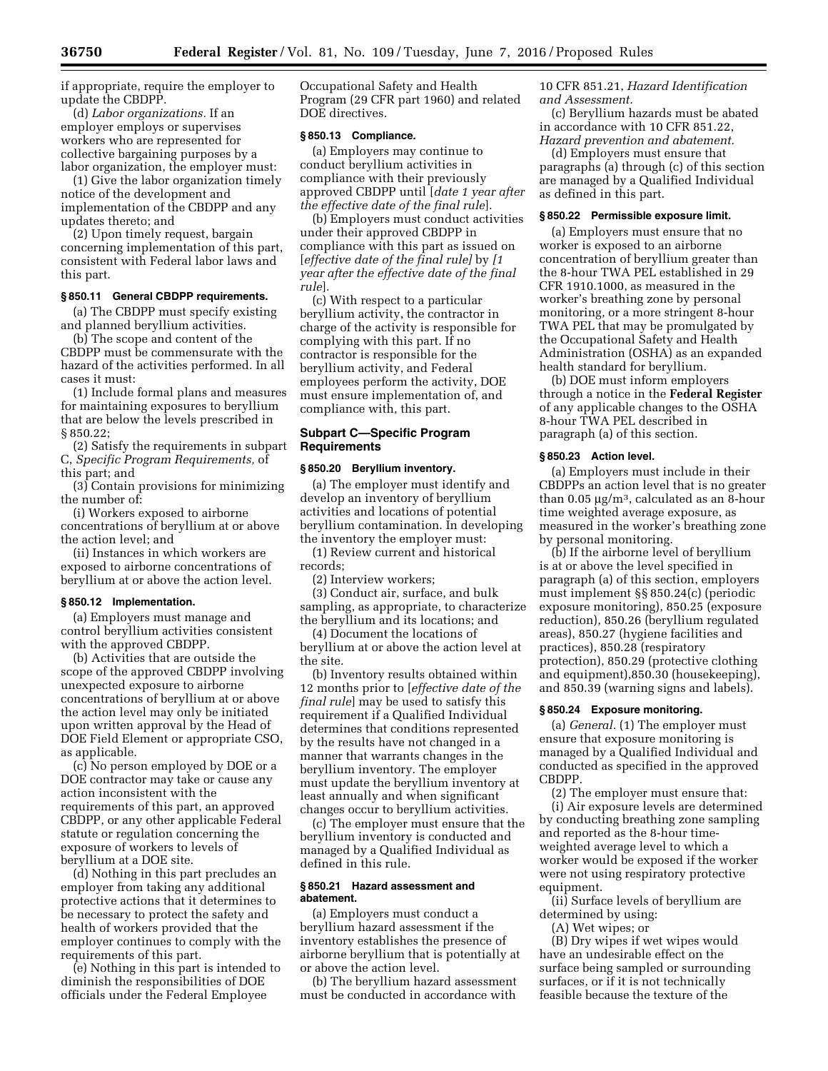if appropriate, require the employer to update the CBDPP.

(d) *Labor organizations.* If an employer employs or supervises workers who are represented for collective bargaining purposes by a labor organization, the employer must:

(1) Give the labor organization timely notice of the development and implementation of the CBDPP and any updates thereto; and

(2) Upon timely request, bargain concerning implementation of this part, consistent with Federal labor laws and this part.

### § 850.11 General CBDPP requirements.

(a) The CBDPP must specify existing and planned beryllium activities.

(b) The scope and content of the CBDPP must be commensurate with the hazard of the activities performed. In all cases it must:

(1) Include formal plans and measures for maintaining exposures to beryllium that are below the levels prescribed in § 850.22;

(2) Satisfy the requirements in subpart C, *Specific Program Requirements,* of this part; and

(3) Contain provisions for minimizing the number of:

(i) Workers exposed to airborne concentrations of beryllium at or above the action level; and

(ii) Instances in which workers are exposed to airborne concentrations of beryllium at or above the action level.

### § 850.12 Implementation.

(a) Employers must manage and control beryllium activities consistent with the approved CBDPP.

(b) Activities that are outside the scope of the approved CBDPP involving unexpected exposure to airborne concentrations of beryllium at or above the action level may only be initiated upon written approval by the Head of DOE Field Element or appropriate CSO, as applicable.

(c) No person employed by DOE or a DOE contractor may take or cause any action inconsistent with the requirements of this part, an approved CBDPP, or any other applicable Federal statute or regulation concerning the exposure of workers to levels of beryllium at a DOE site.

(d) Nothing in this part precludes an employer from taking any additional protective actions that it determines to be necessary to protect the safety and health of workers provided that the employer continues to comply with the requirements of this part.

(e) Nothing in this part is intended to diminish the responsibilities of DOE officials under the Federal Employee Occupational Safety and Health Program (29 CFR part 1960) and related DOE directives.

### § 850.13 Compliance.

(a) Employers may continue to conduct beryllium activities in compliance with their previously approved CBDPP until [*date 1 year after the effective date of the final rule*].

(b) Employers must conduct activities under their approved CBDPP in compliance with this part as issued on [*effective date of the final rule*] by *[1 year after the effective date of the final rule*].

(c) With respect to a particular beryllium activity, the contractor in charge of the activity is responsible for complying with this part. If no contractor is responsible for the beryllium activity, and Federal employees perform the activity, DOE must ensure implementation of, and compliance with, this part.

## Subpart C—Specific Program Requirements

### § 850.20 Beryllium inventory.

(a) The employer must identify and develop an inventory of beryllium activities and locations of potential beryllium contamination. In developing the inventory the employer must:

(1) Review current and historical records;

(2) Interview workers;

(3) Conduct air, surface, and bulk sampling, as appropriate, to characterize the beryllium and its locations; and

(4) Document the locations of beryllium at or above the action level at the site.

(b) Inventory results obtained within 12 months prior to [*effective date of the final rule*] may be used to satisfy this requirement if a Qualified Individual determines that conditions represented by the results have not changed in a manner that warrants changes in the beryllium inventory. The employer must update the beryllium inventory at least annually and when significant changes occur to beryllium activities.

(c) The employer must ensure that the beryllium inventory is conducted and managed by a Qualified Individual as defined in this rule.

### § 850.21 Hazard assessment and abatement.

(a) Employers must conduct a beryllium hazard assessment if the inventory establishes the presence of airborne beryllium that is potentially at or above the action level.

(b) The beryllium hazard assessment must be conducted in accordance with 10 CFR 851.21, *Hazard Identification and Assessment.*

(c) Beryllium hazards must be abated in accordance with 10 CFR 851.22, *Hazard prevention and abatement.*

(d) Employers must ensure that paragraphs (a) through (c) of this section are managed by a Qualified Individual as defined in this part.

### § 850.22 Permissible exposure limit.

(a) Employers must ensure that no worker is exposed to an airborne concentration of beryllium greater than the 8-hour TWA PEL established in 29 CFR 1910.1000, as measured in the worker's breathing zone by personal monitoring, or a more stringent 8-hour TWA PEL that may be promulgated by the Occupational Safety and Health Administration (OSHA) as an expanded health standard for beryllium.

(b) DOE must inform employers through a notice in the **Federal Register** of any applicable changes to the OSHA 8-hour TWA PEL described in paragraph (a) of this section.

### § 850.23 Action level.

(a) Employers must include in their CBDPPs an action level that is no greater than 0.05 μg/m$^3$, calculated as an 8-hour time weighted average exposure, as measured in the worker's breathing zone by personal monitoring.

(b) If the airborne level of beryllium is at or above the level specified in paragraph (a) of this section, employers must implement §§ 850.24(c) (periodic exposure monitoring), 850.25 (exposure reduction), 850.26 (beryllium regulated areas), 850.27 (hygiene facilities and practices), 850.28 (respiratory protection), 850.29 (protective clothing and equipment),850.30 (housekeeping), and 850.39 (warning signs and labels).

### § 850.24 Exposure monitoring.

(a) *General.* (1) The employer must ensure that exposure monitoring is managed by a Qualified Individual and conducted as specified in the approved CBDPP.

(2) The employer must ensure that:

(i) Air exposure levels are determined by conducting breathing zone sampling and reported as the 8-hour time-weighted average level to which a worker would be exposed if the worker were not using respiratory protective equipment.

(ii) Surface levels of beryllium are determined by using:

(A) Wet wipes; or

(B) Dry wipes if wet wipes would have an undesirable effect on the surface being sampled or surrounding surfaces, or if it is not technically feasible because the texture of the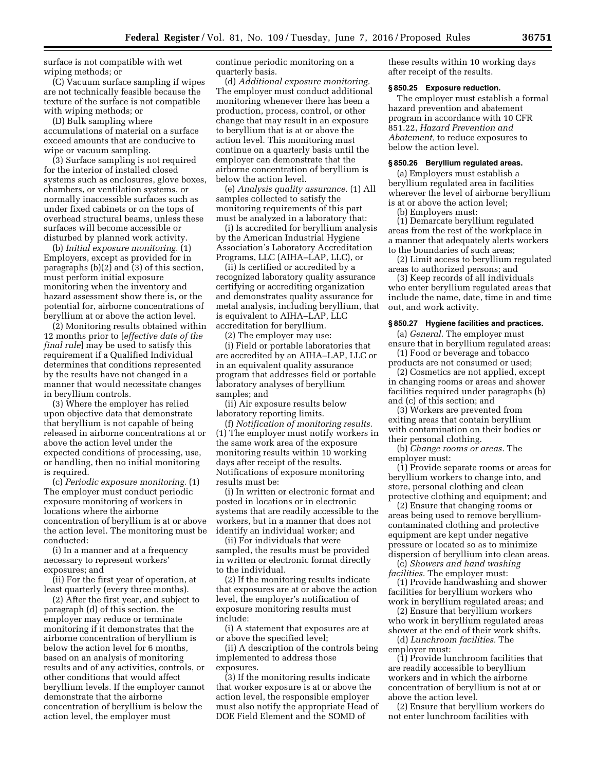surface is not compatible with wet wiping methods; or

(C) Vacuum surface sampling if wipes are not technically feasible because the texture of the surface is not compatible with wiping methods; or

(D) Bulk sampling where accumulations of material on a surface exceed amounts that are conducive to wipe or vacuum sampling.

(3) Surface sampling is not required for the interior of installed closed systems such as enclosures, glove boxes, chambers, or ventilation systems, or normally inaccessible surfaces such as under fixed cabinets or on the tops of overhead structural beams, unless these surfaces will become accessible or disturbed by planned work activity.

(b) *Initial exposure monitoring.* (1) Employers, except as provided for in paragraphs (b)(2) and (3) of this section, must perform initial exposure monitoring when the inventory and hazard assessment show there is, or the potential for, airborne concentrations of beryllium at or above the action level.

(2) Monitoring results obtained within 12 months prior to [*effective date of the final rule*] may be used to satisfy this requirement if a Qualified Individual determines that conditions represented by the results have not changed in a manner that would necessitate changes in beryllium controls.

(3) Where the employer has relied upon objective data that demonstrate that beryllium is not capable of being released in airborne concentrations at or above the action level under the expected conditions of processing, use, or handling, then no initial monitoring is required.

(c) *Periodic exposure monitoring.* (1) The employer must conduct periodic exposure monitoring of workers in locations where the airborne concentration of beryllium is at or above the action level. The monitoring must be conducted:

(i) In a manner and at a frequency necessary to represent workers' exposures; and

(ii) For the first year of operation, at least quarterly (every three months).

(2) After the first year, and subject to paragraph (d) of this section, the employer may reduce or terminate monitoring if it demonstrates that the airborne concentration of beryllium is below the action level for 6 months, based on an analysis of monitoring results and of any activities, controls, or other conditions that would affect beryllium levels. If the employer cannot demonstrate that the airborne concentration of beryllium is below the action level, the employer must continue periodic monitoring on a quarterly basis.

(d) *Additional exposure monitoring.* The employer must conduct additional monitoring whenever there has been a production, process, control, or other change that may result in an exposure to beryllium that is at or above the action level. This monitoring must continue on a quarterly basis until the employer can demonstrate that the airborne concentration of beryllium is below the action level.

(e) *Analysis quality assurance.* (1) All samples collected to satisfy the monitoring requirements of this part must be analyzed in a laboratory that:

(i) Is accredited for beryllium analysis by the American Industrial Hygiene Association's Laboratory Accreditation Programs, LLC (AIHA–LAP, LLC), or

(ii) Is certified or accredited by a recognized laboratory quality assurance certifying or accrediting organization and demonstrates quality assurance for metal analysis, including beryllium, that is equivalent to AIHA–LAP, LLC accreditation for beryllium.

(2) The employer may use:

(i) Field or portable laboratories that are accredited by an AIHA–LAP, LLC or in an equivalent quality assurance program that addresses field or portable laboratory analyses of beryllium samples; and

(ii) Air exposure results below laboratory reporting limits.

(f) *Notification of monitoring results.* (1) The employer must notify workers in the same work area of the exposure monitoring results within 10 working days after receipt of the results. Notifications of exposure monitoring results must be:

(i) In written or electronic format and posted in locations or in electronic systems that are readily accessible to the workers, but in a manner that does not identify an individual worker; and

(ii) For individuals that were sampled, the results must be provided in written or electronic format directly to the individual.

(2) If the monitoring results indicate that exposures are at or above the action level, the employer's notification of exposure monitoring results must include:

(i) A statement that exposures are at or above the specified level;

(ii) A description of the controls being implemented to address those exposures.

(3) If the monitoring results indicate that worker exposure is at or above the action level, the responsible employer must also notify the appropriate Head of DOE Field Element and the SOMD of these results within 10 working days after receipt of the results.

**§ 850.25 Exposure reduction.**

The employer must establish a formal hazard prevention and abatement program in accordance with 10 CFR 851.22, *Hazard Prevention and Abatement,* to reduce exposures to below the action level.

**§ 850.26 Beryllium regulated areas.**

(a) Employers must establish a beryllium regulated area in facilities wherever the level of airborne beryllium is at or above the action level;

(b) Employers must:

(1) Demarcate beryllium regulated areas from the rest of the workplace in a manner that adequately alerts workers to the boundaries of such areas;

(2) Limit access to beryllium regulated areas to authorized persons; and

(3) Keep records of all individuals who enter beryllium regulated areas that include the name, date, time in and time out, and work activity.

**§ 850.27 Hygiene facilities and practices.**

(a) *General.* The employer must ensure that in beryllium regulated areas:

(1) Food or beverage and tobacco products are not consumed or used;

(2) Cosmetics are not applied, except in changing rooms or areas and shower facilities required under paragraphs (b) and (c) of this section; and

(3) Workers are prevented from exiting areas that contain beryllium with contamination on their bodies or their personal clothing.

(b) *Change rooms or areas.* The employer must:

(1) Provide separate rooms or areas for beryllium workers to change into, and store, personal clothing and clean protective clothing and equipment; and

(2) Ensure that changing rooms or areas being used to remove beryllium-contaminated clothing and protective equipment are kept under negative pressure or located so as to minimize dispersion of beryllium into clean areas.

(c) *Showers and hand washing facilities.* The employer must:

(1) Provide handwashing and shower facilities for beryllium workers who work in beryllium regulated areas; and

(2) Ensure that beryllium workers who work in beryllium regulated areas shower at the end of their work shifts.

(d) *Lunchroom facilities.* The employer must:

(1) Provide lunchroom facilities that are readily accessible to beryllium workers and in which the airborne concentration of beryllium is not at or above the action level.

(2) Ensure that beryllium workers do not enter lunchroom facilities with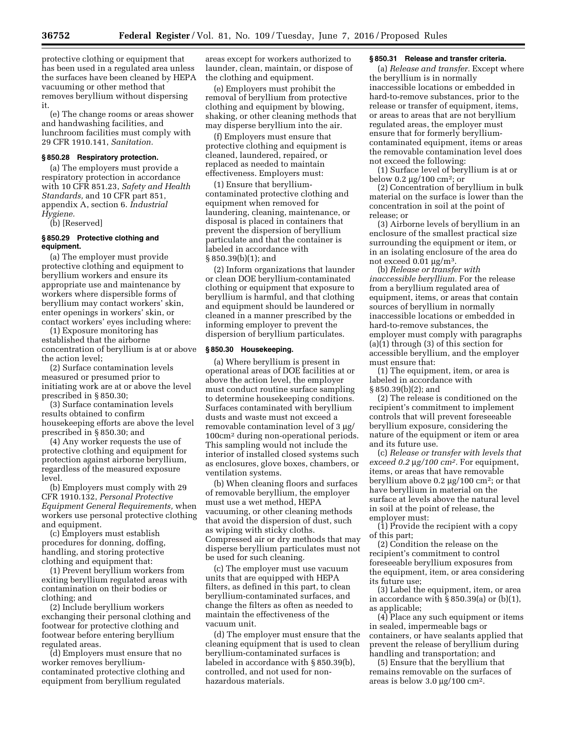protective clothing or equipment that has been used in a regulated area unless the surfaces have been cleaned by HEPA vacuuming or other method that removes beryllium without dispersing it.

(e) The change rooms or areas shower and handwashing facilities, and lunchroom facilities must comply with 29 CFR 1910.141, *Sanitation.*

### § 850.28 Respiratory protection.

(a) The employers must provide a respiratory protection in accordance with 10 CFR 851.23, *Safety and Health Standards,* and 10 CFR part 851, appendix A, section 6. *Industrial Hygiene.*

(b) [Reserved]

### § 850.29 Protective clothing and equipment.

(a) The employer must provide protective clothing and equipment to beryllium workers and ensure its appropriate use and maintenance by workers where dispersible forms of beryllium may contact workers' skin, enter openings in workers' skin, or contact workers' eyes including where:

(1) Exposure monitoring has established that the airborne concentration of beryllium is at or above the action level;

(2) Surface contamination levels measured or presumed prior to initiating work are at or above the level prescribed in § 850.30;

(3) Surface contamination levels results obtained to confirm housekeeping efforts are above the level prescribed in § 850.30; and

(4) Any worker requests the use of protective clothing and equipment for protection against airborne beryllium, regardless of the measured exposure level.

(b) Employers must comply with 29 CFR 1910.132, *Personal Protective Equipment General Requirements,* when workers use personal protective clothing and equipment.

(c) Employers must establish procedures for donning, doffing, handling, and storing protective clothing and equipment that:

(1) Prevent beryllium workers from exiting beryllium regulated areas with contamination on their bodies or clothing; and

(2) Include beryllium workers exchanging their personal clothing and footwear for protective clothing and footwear before entering beryllium regulated areas.

(d) Employers must ensure that no worker removes beryllium-contaminated protective clothing and equipment from beryllium regulated areas except for workers authorized to launder, clean, maintain, or dispose of the clothing and equipment.

(e) Employers must prohibit the removal of beryllium from protective clothing and equipment by blowing, shaking, or other cleaning methods that may disperse beryllium into the air.

(f) Employers must ensure that protective clothing and equipment is cleaned, laundered, repaired, or replaced as needed to maintain effectiveness. Employers must:

(1) Ensure that beryllium-contaminated protective clothing and equipment when removed for laundering, cleaning, maintenance, or disposal is placed in containers that prevent the dispersion of beryllium particulate and that the container is labeled in accordance with § 850.39(b)(1); and

(2) Inform organizations that launder or clean DOE beryllium-contaminated clothing or equipment that exposure to beryllium is harmful, and that clothing and equipment should be laundered or cleaned in a manner prescribed by the informing employer to prevent the dispersion of beryllium particulates.

### § 850.30 Housekeeping.

(a) Where beryllium is present in operational areas of DOE facilities at or above the action level, the employer must conduct routine surface sampling to determine housekeeping conditions. Surfaces contaminated with beryllium dusts and waste must not exceed a removable contamination level of 3 μg/100cm² during non-operational periods. This sampling would not include the interior of installed closed systems such as enclosures, glove boxes, chambers, or ventilation systems.

(b) When cleaning floors and surfaces of removable beryllium, the employer must use a wet method, HEPA vacuuming, or other cleaning methods that avoid the dispersion of dust, such as wiping with sticky cloths. Compressed air or dry methods that may disperse beryllium particulates must not be used for such cleaning.

(c) The employer must use vacuum units that are equipped with HEPA filters, as defined in this part, to clean beryllium-contaminated surfaces, and change the filters as often as needed to maintain the effectiveness of the vacuum unit.

(d) The employer must ensure that the cleaning equipment that is used to clean beryllium-contaminated surfaces is labeled in accordance with § 850.39(b), controlled, and not used for non-hazardous materials.

### § 850.31 Release and transfer criteria.

(a) *Release and transfer.* Except where the beryllium is in normally inaccessible locations or embedded in hard-to-remove substances, prior to the release or transfer of equipment, items, or areas to areas that are not beryllium regulated areas, the employer must ensure that for formerly beryllium-contaminated equipment, items or areas the removable contamination level does not exceed the following:

(1) Surface level of beryllium is at or below 0.2 μg/100 cm²; or

(2) Concentration of beryllium in bulk material on the surface is lower than the concentration in soil at the point of release; or

(3) Airborne levels of beryllium in an enclosure of the smallest practical size surrounding the equipment or item, or in an isolating enclosure of the area do not exceed 0.01 μg/m³.

(b) *Release or transfer with inaccessible beryllium.* For the release from a beryllium regulated area of equipment, items, or areas that contain sources of beryllium in normally inaccessible locations or embedded in hard-to-remove substances, the employer must comply with paragraphs (a)(1) through (3) of this section for accessible beryllium, and the employer must ensure that:

(1) The equipment, item, or area is labeled in accordance with § 850.39(b)(2); and

(2) The release is conditioned on the recipient's commitment to implement controls that will prevent foreseeable beryllium exposure, considering the nature of the equipment or item or area and its future use.

(c) *Release or transfer with levels that exceed 0.2 μg/100 cm².* For equipment, items, or areas that have removable beryllium above 0.2 μg/100 cm²; or that have beryllium in material on the surface at levels above the natural level in soil at the point of release, the employer must:

(1) Provide the recipient with a copy of this part;

(2) Condition the release on the recipient's commitment to control foreseeable beryllium exposures from the equipment, item, or area considering its future use;

(3) Label the equipment, item, or area in accordance with § 850.39(a) or (b)(1), as applicable;

(4) Place any such equipment or items in sealed, impermeable bags or containers, or have sealants applied that prevent the release of beryllium during handling and transportation; and

(5) Ensure that the beryllium that remains removable on the surfaces of areas is below 3.0 μg/100 cm².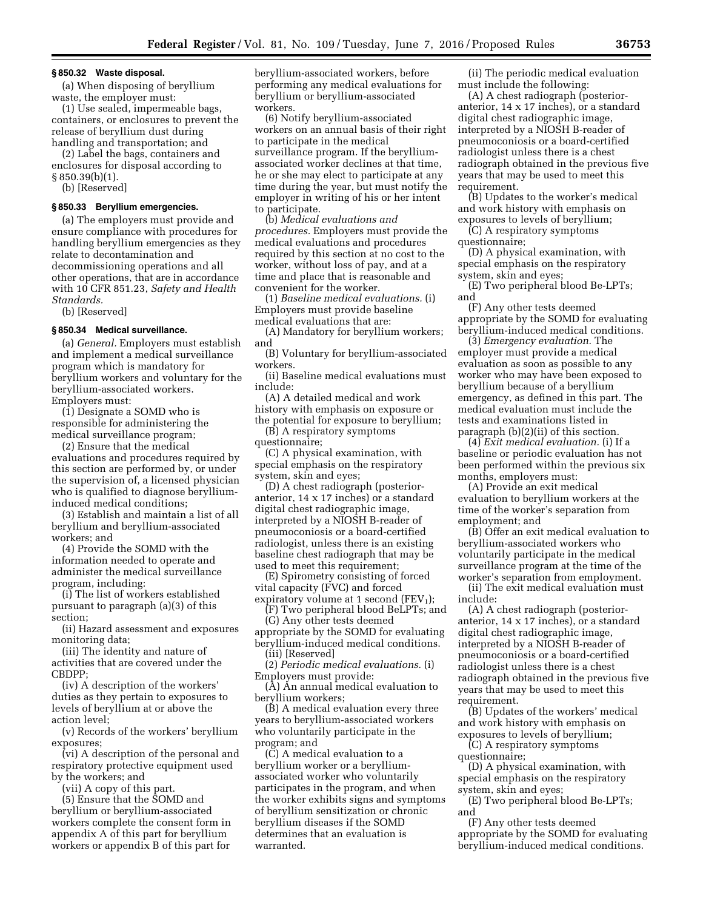### § 850.32 Waste disposal.

(a) When disposing of beryllium waste, the employer must:

(1) Use sealed, impermeable bags, containers, or enclosures to prevent the release of beryllium dust during handling and transportation; and

(2) Label the bags, containers and enclosures for disposal according to § 850.39(b)(1).

(b) [Reserved]

### § 850.33 Beryllium emergencies.

(a) The employers must provide and ensure compliance with procedures for handling beryllium emergencies as they relate to decontamination and decommissioning operations and all other operations, that are in accordance with 10 CFR 851.23, *Safety and Health Standards.*

(b) [Reserved]

### § 850.34 Medical surveillance.

(a) *General.* Employers must establish and implement a medical surveillance program which is mandatory for beryllium workers and voluntary for the beryllium-associated workers. Employers must:

(1) Designate a SOMD who is responsible for administering the medical surveillance program;

(2) Ensure that the medical evaluations and procedures required by this section are performed by, or under the supervision of, a licensed physician who is qualified to diagnose beryllium-induced medical conditions;

(3) Establish and maintain a list of all beryllium and beryllium-associated workers; and

(4) Provide the SOMD with the information needed to operate and administer the medical surveillance program, including:

(i) The list of workers established pursuant to paragraph (a)(3) of this section;

(ii) Hazard assessment and exposures monitoring data;

(iii) The identity and nature of activities that are covered under the CBDPP;

(iv) A description of the workers' duties as they pertain to exposures to levels of beryllium at or above the action level;

(v) Records of the workers' beryllium exposures;

(vi) A description of the personal and respiratory protective equipment used by the workers; and

(vii) A copy of this part.

(5) Ensure that the SOMD and beryllium or beryllium-associated workers complete the consent form in appendix A of this part for beryllium workers or appendix B of this part for beryllium-associated workers, before performing any medical evaluations for beryllium or beryllium-associated workers.

(6) Notify beryllium-associated workers on an annual basis of their right to participate in the medical surveillance program. If the beryllium-associated worker declines at that time, he or she may elect to participate at any time during the year, but must notify the employer in writing of his or her intent to participate.

(b) *Medical evaluations and procedures.* Employers must provide the medical evaluations and procedures required by this section at no cost to the worker, without loss of pay, and at a time and place that is reasonable and convenient for the worker.

(1) *Baseline medical evaluations.* (i) Employers must provide baseline medical evaluations that are:

(A) Mandatory for beryllium workers; and

(B) Voluntary for beryllium-associated workers.

(ii) Baseline medical evaluations must include:

(A) A detailed medical and work history with emphasis on exposure or the potential for exposure to beryllium;

(B) A respiratory symptoms questionnaire;

(C) A physical examination, with special emphasis on the respiratory system, skin and eyes;

(D) A chest radiograph (posterior-anterior, 14 x 17 inches) or a standard digital chest radiographic image, interpreted by a NIOSH B-reader of pneumoconiosis or a board-certified radiologist, unless there is an existing baseline chest radiograph that may be used to meet this requirement;

(E) Spirometry consisting of forced vital capacity (FVC) and forced expiratory volume at 1 second ($FEV_1$);

(F) Two peripheral blood BeLPTs; and

(G) Any other tests deemed appropriate by the SOMD for evaluating beryllium-induced medical conditions.

(iii) [Reserved]

(2) *Periodic medical evaluations.* (i) Employers must provide:

(A) An annual medical evaluation to beryllium workers;

(B) A medical evaluation every three years to beryllium-associated workers who voluntarily participate in the program; and

(C) A medical evaluation to a beryllium worker or a beryllium-associated worker who voluntarily participates in the program, and when the worker exhibits signs and symptoms of beryllium sensitization or chronic beryllium diseases if the SOMD determines that an evaluation is warranted.

(ii) The periodic medical evaluation must include the following:

(A) A chest radiograph (posterior-anterior, 14 x 17 inches), or a standard digital chest radiographic image, interpreted by a NIOSH B-reader of pneumoconiosis or a board-certified radiologist unless there is a chest radiograph obtained in the previous five years that may be used to meet this requirement.

(B) Updates to the worker's medical and work history with emphasis on exposures to levels of beryllium;

(C) A respiratory symptoms questionnaire;

(D) A physical examination, with special emphasis on the respiratory system, skin and eyes;

(E) Two peripheral blood Be-LPTs; and

(F) Any other tests deemed appropriate by the SOMD for evaluating beryllium-induced medical conditions.

(3) *Emergency evaluation.* The employer must provide a medical evaluation as soon as possible to any worker who may have been exposed to beryllium because of a beryllium emergency, as defined in this part. The medical evaluation must include the tests and examinations listed in paragraph (b)(2)(ii) of this section.

(4) *Exit medical evaluation.* (i) If a baseline or periodic evaluation has not been performed within the previous six months, employers must:

(A) Provide an exit medical evaluation to beryllium workers at the time of the worker's separation from employment; and

(B) Offer an exit medical evaluation to beryllium-associated workers who voluntarily participate in the medical surveillance program at the time of the worker's separation from employment.

(ii) The exit medical evaluation must include:

(A) A chest radiograph (posterior-anterior, 14 x 17 inches), or a standard digital chest radiographic image, interpreted by a NIOSH B-reader of pneumoconiosis or a board-certified radiologist unless there is a chest radiograph obtained in the previous five years that may be used to meet this requirement.

(B) Updates of the workers' medical and work history with emphasis on exposures to levels of beryllium;

(C) A respiratory symptoms questionnaire;

(D) A physical examination, with special emphasis on the respiratory system, skin and eyes;

(E) Two peripheral blood Be-LPTs; and

(F) Any other tests deemed appropriate by the SOMD for evaluating beryllium-induced medical conditions.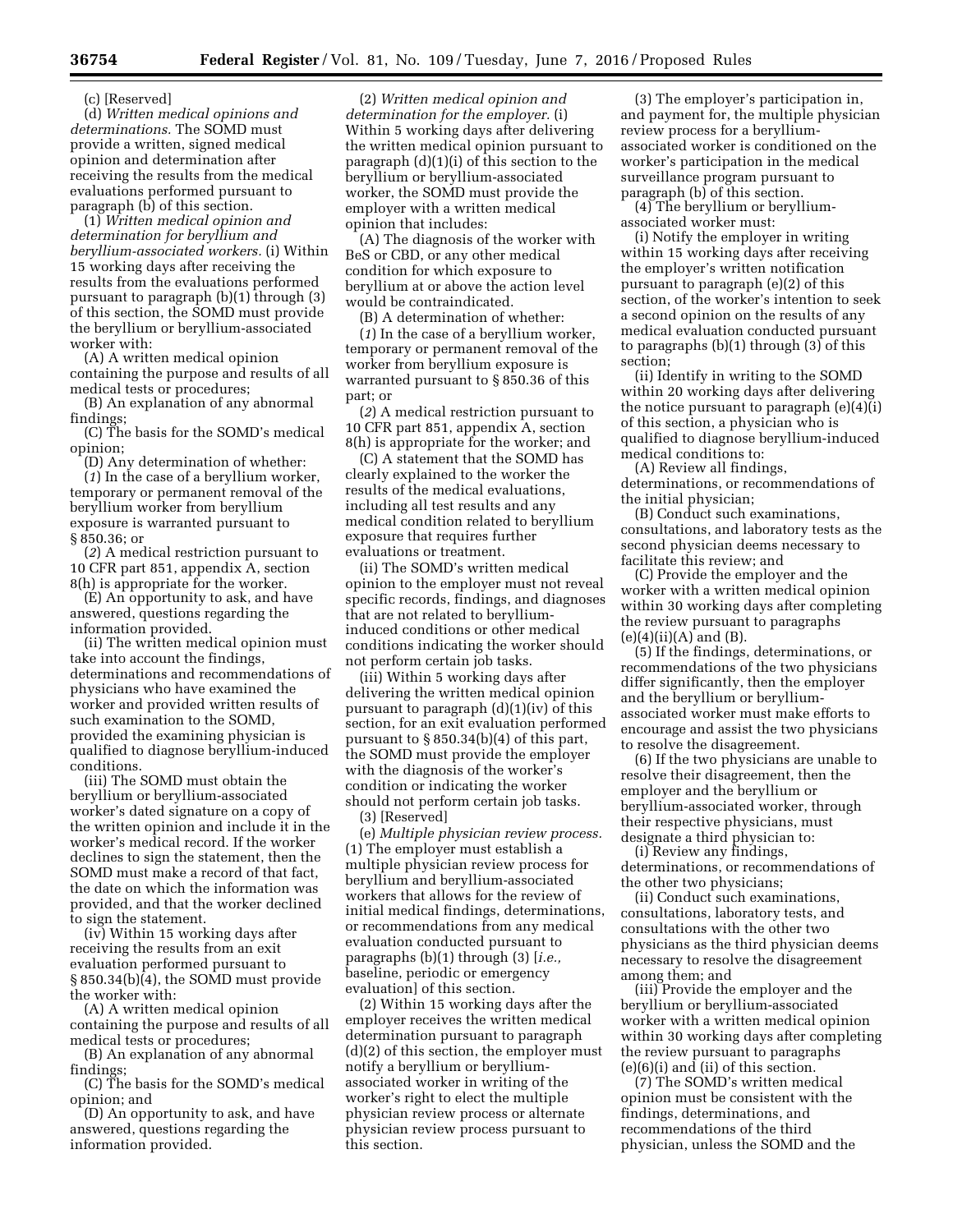(c) [Reserved]

(d) *Written medical opinions and determinations.* The SOMD must provide a written, signed medical opinion and determination after receiving the results from the medical evaluations performed pursuant to paragraph (b) of this section.

(1) *Written medical opinion and determination for beryllium and beryllium-associated workers.* (i) Within 15 working days after receiving the results from the evaluations performed pursuant to paragraph (b)(1) through (3) of this section, the SOMD must provide the beryllium or beryllium-associated worker with:

(A) A written medical opinion containing the purpose and results of all medical tests or procedures;

(B) An explanation of any abnormal findings;

(C) The basis for the SOMD's medical opinion;

(D) Any determination of whether:

(*1*) In the case of a beryllium worker, temporary or permanent removal of the beryllium worker from beryllium exposure is warranted pursuant to § 850.36; or

(*2*) A medical restriction pursuant to 10 CFR part 851, appendix A, section 8(h) is appropriate for the worker.

(E) An opportunity to ask, and have answered, questions regarding the information provided.

(ii) The written medical opinion must take into account the findings, determinations and recommendations of physicians who have examined the worker and provided written results of such examination to the SOMD, provided the examining physician is qualified to diagnose beryllium-induced conditions.

(iii) The SOMD must obtain the beryllium or beryllium-associated worker's dated signature on a copy of the written opinion and include it in the worker's medical record. If the worker declines to sign the statement, then the SOMD must make a record of that fact, the date on which the information was provided, and that the worker declined to sign the statement.

(iv) Within 15 working days after receiving the results from an exit evaluation performed pursuant to § 850.34(b)(4), the SOMD must provide the worker with:

(A) A written medical opinion containing the purpose and results of all medical tests or procedures;

(B) An explanation of any abnormal findings;

(C) The basis for the SOMD's medical opinion; and

(D) An opportunity to ask, and have answered, questions regarding the information provided.

(2) *Written medical opinion and determination for the employer.* (i) Within 5 working days after delivering the written medical opinion pursuant to paragraph (d)(1)(i) of this section to the beryllium or beryllium-associated worker, the SOMD must provide the employer with a written medical opinion that includes:

(A) The diagnosis of the worker with BeS or CBD, or any other medical condition for which exposure to beryllium at or above the action level would be contraindicated.

(B) A determination of whether:

(*1*) In the case of a beryllium worker, temporary or permanent removal of the worker from beryllium exposure is warranted pursuant to § 850.36 of this part; or

(*2*) A medical restriction pursuant to 10 CFR part 851, appendix A, section 8(h) is appropriate for the worker; and

(C) A statement that the SOMD has clearly explained to the worker the results of the medical evaluations, including all test results and any medical condition related to beryllium exposure that requires further evaluations or treatment.

(ii) The SOMD's written medical opinion to the employer must not reveal specific records, findings, and diagnoses that are not related to beryllium-induced conditions or other medical conditions indicating the worker should not perform certain job tasks.

(iii) Within 5 working days after delivering the written medical opinion pursuant to paragraph (d)(1)(iv) of this section, for an exit evaluation performed pursuant to § 850.34(b)(4) of this part, the SOMD must provide the employer with the diagnosis of the worker's condition or indicating the worker should not perform certain job tasks.

(3) [Reserved]

(e) *Multiple physician review process.* (1) The employer must establish a multiple physician review process for beryllium and beryllium-associated workers that allows for the review of initial medical findings, determinations, or recommendations from any medical evaluation conducted pursuant to paragraphs (b)(1) through (3) [*i.e.,* baseline, periodic or emergency evaluation] of this section.

(2) Within 15 working days after the employer receives the written medical determination pursuant to paragraph (d)(2) of this section, the employer must notify a beryllium or beryllium-associated worker in writing of the worker's right to elect the multiple physician review process or alternate physician review process pursuant to this section.

(3) The employer's participation in, and payment for, the multiple physician review process for a beryllium-associated worker is conditioned on the worker's participation in the medical surveillance program pursuant to paragraph (b) of this section.

(4) The beryllium or beryllium-associated worker must:

(i) Notify the employer in writing within 15 working days after receiving the employer's written notification pursuant to paragraph (e)(2) of this section, of the worker's intention to seek a second opinion on the results of any medical evaluation conducted pursuant to paragraphs (b)(1) through (3) of this section;

(ii) Identify in writing to the SOMD within 20 working days after delivering the notice pursuant to paragraph (e)(4)(i) of this section, a physician who is qualified to diagnose beryllium-induced medical conditions to:

(A) Review all findings, determinations, or recommendations of the initial physician;

(B) Conduct such examinations, consultations, and laboratory tests as the second physician deems necessary to facilitate this review; and

(C) Provide the employer and the worker with a written medical opinion within 30 working days after completing the review pursuant to paragraphs (e)(4)(ii)(A) and (B).

(5) If the findings, determinations, or recommendations of the two physicians differ significantly, then the employer and the beryllium or beryllium-associated worker must make efforts to encourage and assist the two physicians to resolve the disagreement.

(6) If the two physicians are unable to resolve their disagreement, then the employer and the beryllium or beryllium-associated worker, through their respective physicians, must designate a third physician to:

(i) Review any findings, determinations, or recommendations of the other two physicians;

(ii) Conduct such examinations, consultations, laboratory tests, and consultations with the other two physicians as the third physician deems necessary to resolve the disagreement among them; and

(iii) Provide the employer and the beryllium or beryllium-associated worker with a written medical opinion within 30 working days after completing the review pursuant to paragraphs (e)(6)(i) and (ii) of this section.

(7) The SOMD's written medical opinion must be consistent with the findings, determinations, and recommendations of the third physician, unless the SOMD and the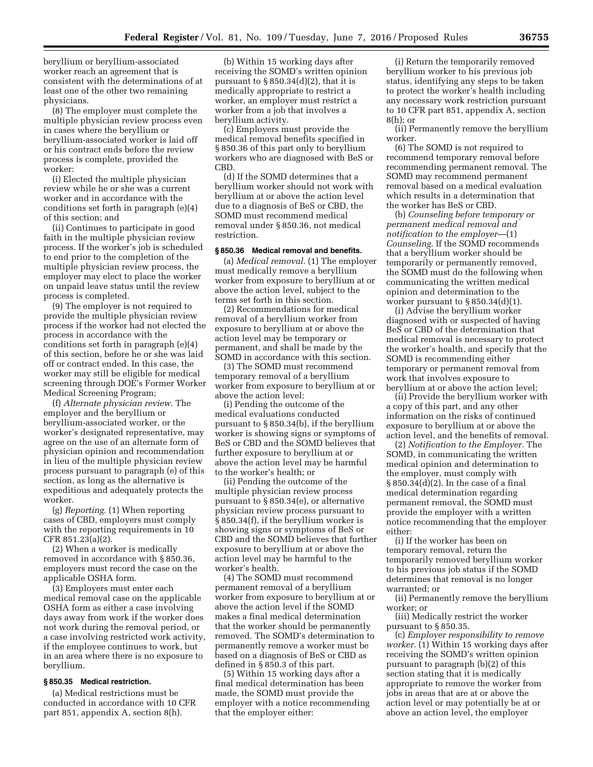beryllium or beryllium-associated worker reach an agreement that is consistent with the determinations of at least one of the other two remaining physicians.

(8) The employer must complete the multiple physician review process even in cases where the beryllium or beryllium-associated worker is laid off or his contract ends before the review process is complete, provided the worker:

(i) Elected the multiple physician review while he or she was a current worker and in accordance with the conditions set forth in paragraph (e)(4) of this section; and

(ii) Continues to participate in good faith in the multiple physician review process. If the worker's job is scheduled to end prior to the completion of the multiple physician review process, the employer may elect to place the worker on unpaid leave status until the review process is completed.

(9) The employer is not required to provide the multiple physician review process if the worker had not elected the process in accordance with the conditions set forth in paragraph (e)(4) of this section, before he or she was laid off or contract ended. In this case, the worker may still be eligible for medical screening through DOE's Former Worker Medical Screening Program;

(f) *Alternate physician review.* The employer and the beryllium or beryllium-associated worker, or the worker's designated representative, may agree on the use of an alternate form of physician opinion and recommendation in lieu of the multiple physician review process pursuant to paragraph (e) of this section, as long as the alternative is expeditious and adequately protects the worker.

(g) *Reporting.* (1) When reporting cases of CBD, employers must comply with the reporting requirements in 10 CFR 851.23(a)(2).

(2) When a worker is medically removed in accordance with § 850.36, employers must record the case on the applicable OSHA form.

(3) Employers must enter each medical removal case on the applicable OSHA form as either a case involving days away from work if the worker does not work during the removal period, or a case involving restricted work activity, if the employee continues to work, but in an area where there is no exposure to beryllium.

### § 850.35 Medical restriction.

(a) Medical restrictions must be conducted in accordance with 10 CFR part 851, appendix A, section 8(h).

(b) Within 15 working days after receiving the SOMD's written opinion pursuant to § 850.34(d)(2), that it is medically appropriate to restrict a worker, an employer must restrict a worker from a job that involves a beryllium activity.

(c) Employers must provide the medical removal benefits specified in § 850.36 of this part only to beryllium workers who are diagnosed with BeS or CBD.

(d) If the SOMD determines that a beryllium worker should not work with beryllium at or above the action level due to a diagnosis of BeS or CBD, the SOMD must recommend medical removal under § 850.36, not medical restriction.

### § 850.36 Medical removal and benefits.

(a) *Medical removal.* (1) The employer must medically remove a beryllium worker from exposure to beryllium at or above the action level, subject to the terms set forth in this section.

(2) Recommendations for medical removal of a beryllium worker from exposure to beryllium at or above the action level may be temporary or permanent, and shall be made by the SOMD in accordance with this section.

(3) The SOMD must recommend temporary removal of a beryllium worker from exposure to beryllium at or above the action level:

(i) Pending the outcome of the medical evaluations conducted pursuant to § 850.34(b), if the beryllium worker is showing signs or symptoms of BeS or CBD and the SOMD believes that further exposure to beryllium at or above the action level may be harmful to the worker's health; or

(ii) Pending the outcome of the multiple physician review process pursuant to § 850.34(e), or alternative physician review process pursuant to § 850.34(f), if the beryllium worker is showing signs or symptoms of BeS or CBD and the SOMD believes that further exposure to beryllium at or above the action level may be harmful to the worker's health.

(4) The SOMD must recommend permanent removal of a beryllium worker from exposure to beryllium at or above the action level if the SOMD makes a final medical determination that the worker should be permanently removed. The SOMD's determination to permanently remove a worker must be based on a diagnosis of BeS or CBD as defined in § 850.3 of this part.

(5) Within 15 working days after a final medical determination has been made, the SOMD must provide the employer with a notice recommending that the employer either:

(i) Return the temporarily removed beryllium worker to his previous job status, identifying any steps to be taken to protect the worker's health including any necessary work restriction pursuant to 10 CFR part 851, appendix A, section 8(h); or

(ii) Permanently remove the beryllium worker.

(6) The SOMD is not required to recommend temporary removal before recommending permanent removal. The SOMD may recommend permanent removal based on a medical evaluation which results in a determination that the worker has BeS or CBD.

(b) *Counseling before temporary or permanent medical removal and notification to the employer*—(1) *Counseling.* If the SOMD recommends that a beryllium worker should be temporarily or permanently removed, the SOMD must do the following when communicating the written medical opinion and determination to the worker pursuant to § 850.34(d)(1).

(i) Advise the beryllium worker diagnosed with or suspected of having BeS or CBD of the determination that medical removal is necessary to protect the worker's health, and specify that the SOMD is recommending either temporary or permanent removal from work that involves exposure to beryllium at or above the action level;

(ii) Provide the beryllium worker with a copy of this part, and any other information on the risks of continued exposure to beryllium at or above the action level, and the benefits of removal.

(2) *Notification to the Employer.* The SOMD, in communicating the written medical opinion and determination to the employer, must comply with § 850.34(d)(2). In the case of a final medical determination regarding permanent removal, the SOMD must provide the employer with a written notice recommending that the employer either:

(i) If the worker has been on temporary removal, return the temporarily removed beryllium worker to his previous job status if the SOMD determines that removal is no longer warranted; or

(ii) Permanently remove the beryllium worker; or

(iii) Medically restrict the worker pursuant to § 850.35.

(c) *Employer responsibility to remove worker.* (1) Within 15 working days after receiving the SOMD's written opinion pursuant to paragraph (b)(2) of this section stating that it is medically appropriate to remove the worker from jobs in areas that are at or above the action level or may potentially be at or above an action level, the employer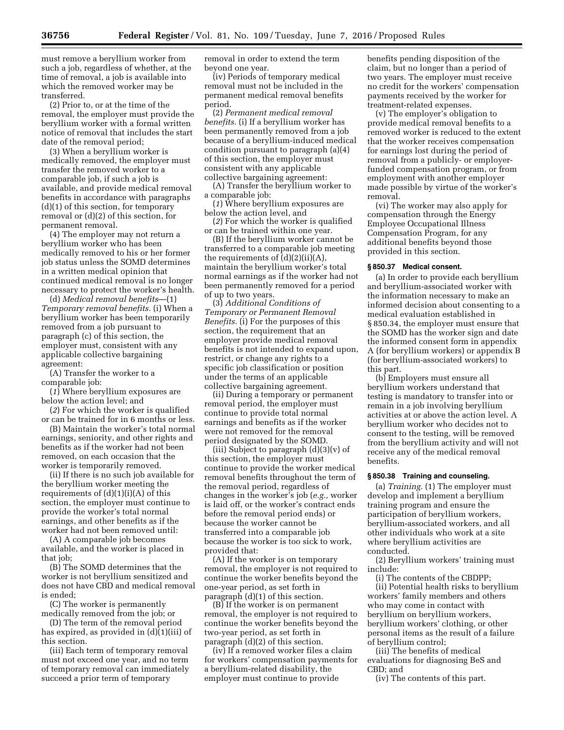must remove a beryllium worker from such a job, regardless of whether, at the time of removal, a job is available into which the removed worker may be transferred.

(2) Prior to, or at the time of the removal, the employer must provide the beryllium worker with a formal written notice of removal that includes the start date of the removal period;

(3) When a beryllium worker is medically removed, the employer must transfer the removed worker to a comparable job, if such a job is available, and provide medical removal benefits in accordance with paragraphs (d)(1) of this section, for temporary removal or (d)(2) of this section, for permanent removal.

(4) The employer may not return a beryllium worker who has been medically removed to his or her former job status unless the SOMD determines in a written medical opinion that continued medical removal is no longer necessary to protect the worker's health.

(d) *Medical removal benefits*—(1) *Temporary removal benefits.* (i) When a beryllium worker has been temporarily removed from a job pursuant to paragraph (c) of this section, the employer must, consistent with any applicable collective bargaining agreement:

(A) Transfer the worker to a comparable job:

(*1*) Where beryllium exposures are below the action level; and

(*2*) For which the worker is qualified or can be trained for in 6 months or less.

(B) Maintain the worker's total normal earnings, seniority, and other rights and benefits as if the worker had not been removed, on each occasion that the worker is temporarily removed.

(ii) If there is no such job available for the beryllium worker meeting the requirements of (d)(1)(i)(A) of this section, the employer must continue to provide the worker's total normal earnings, and other benefits as if the worker had not been removed until:

(A) A comparable job becomes available, and the worker is placed in that job;

(B) The SOMD determines that the worker is not beryllium sensitized and does not have CBD and medical removal is ended;

(C) The worker is permanently medically removed from the job; or

(D) The term of the removal period has expired, as provided in (d)(1)(iii) of this section.

(iii) Each term of temporary removal must not exceed one year, and no term of temporary removal can immediately succeed a prior term of temporary removal in order to extend the term beyond one year.

(iv) Periods of temporary medical removal must not be included in the permanent medical removal benefits period.

(2) *Permanent medical removal benefits.* (i) If a beryllium worker has been permanently removed from a job because of a beryllium-induced medical condition pursuant to paragraph (a)(4) of this section, the employer must consistent with any applicable collective bargaining agreement:

(A) Transfer the beryllium worker to a comparable job:

(*1*) Where beryllium exposures are below the action level, and

(*2*) For which the worker is qualified or can be trained within one year.

(B) If the beryllium worker cannot be transferred to a comparable job meeting the requirements of (d)(2)(ii)(A), maintain the beryllium worker's total normal earnings as if the worker had not been permanently removed for a period of up to two years.

(3) *Additional Conditions of Temporary or Permanent Removal Benefits.* (i) For the purposes of this section, the requirement that an employer provide medical removal benefits is not intended to expand upon, restrict, or change any rights to a specific job classification or position under the terms of an applicable collective bargaining agreement.

(ii) During a temporary or permanent removal period, the employer must continue to provide total normal earnings and benefits as if the worker were not removed for the removal period designated by the SOMD.

(iii) Subject to paragraph (d)(3)(v) of this section, the employer must continue to provide the worker medical removal benefits throughout the term of the removal period, regardless of changes in the worker's job (*e.g.,* worker is laid off, or the worker's contract ends before the removal period ends) or because the worker cannot be transferred into a comparable job because the worker is too sick to work, provided that:

(A) If the worker is on temporary removal, the employer is not required to continue the worker benefits beyond the one-year period, as set forth in paragraph (d)(1) of this section.

(B) If the worker is on permanent removal, the employer is not required to continue the worker benefits beyond the two-year period, as set forth in paragraph (d)(2) of this section.

(iv) If a removed worker files a claim for workers' compensation payments for a beryllium-related disability, the employer must continue to provide benefits pending disposition of the claim, but no longer than a period of two years. The employer must receive no credit for the workers' compensation payments received by the worker for treatment-related expenses.

(v) The employer's obligation to provide medical removal benefits to a removed worker is reduced to the extent that the worker receives compensation for earnings lost during the period of removal from a publicly- or employer-funded compensation program, or from employment with another employer made possible by virtue of the worker's removal.

(vi) The worker may also apply for compensation through the Energy Employee Occupational Illness Compensation Program, for any additional benefits beyond those provided in this section.

### § 850.37 Medical consent.

(a) In order to provide each beryllium and beryllium-associated worker with the information necessary to make an informed decision about consenting to a medical evaluation established in § 850.34, the employer must ensure that the SOMD has the worker sign and date the informed consent form in appendix A (for beryllium workers) or appendix B (for beryllium-associated workers) to this part.

(b) Employers must ensure all beryllium workers understand that testing is mandatory to transfer into or remain in a job involving beryllium activities at or above the action level. A beryllium worker who decides not to consent to the testing, will be removed from the beryllium activity and will not receive any of the medical removal benefits.

### § 850.38 Training and counseling.

(a) *Training.* (1) The employer must develop and implement a beryllium training program and ensure the participation of beryllium workers, beryllium-associated workers, and all other individuals who work at a site where beryllium activities are conducted.

(2) Beryllium workers' training must include:

(i) The contents of the CBDPP;

(ii) Potential health risks to beryllium workers' family members and others who may come in contact with beryllium on beryllium workers, beryllium workers' clothing, or other personal items as the result of a failure of beryllium control;

(iii) The benefits of medical evaluations for diagnosing BeS and CBD; and

(iv) The contents of this part.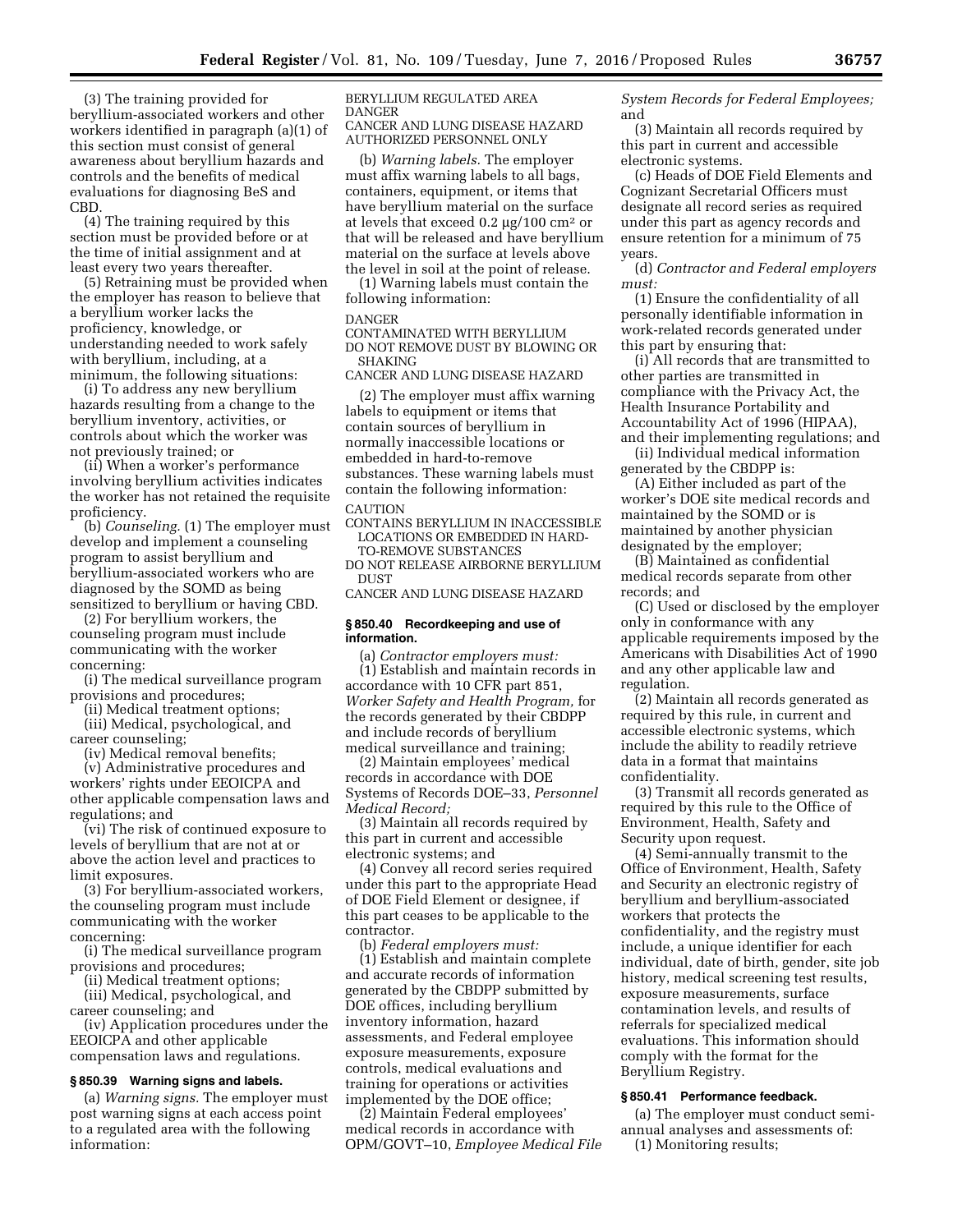(3) The training provided for beryllium-associated workers and other workers identified in paragraph (a)(1) of this section must consist of general awareness about beryllium hazards and controls and the benefits of medical evaluations for diagnosing BeS and CBD.

(4) The training required by this section must be provided before or at the time of initial assignment and at least every two years thereafter.

(5) Retraining must be provided when the employer has reason to believe that a beryllium worker lacks the proficiency, knowledge, or understanding needed to work safely with beryllium, including, at a minimum, the following situations:

(i) To address any new beryllium hazards resulting from a change to the beryllium inventory, activities, or controls about which the worker was not previously trained; or

(ii) When a worker's performance involving beryllium activities indicates the worker has not retained the requisite proficiency.

(b) *Counseling.* (1) The employer must develop and implement a counseling program to assist beryllium and beryllium-associated workers who are diagnosed by the SOMD as being sensitized to beryllium or having CBD.

(2) For beryllium workers, the counseling program must include communicating with the worker concerning:

(i) The medical surveillance program provisions and procedures;

(ii) Medical treatment options;

(iii) Medical, psychological, and career counseling;

(iv) Medical removal benefits;

(v) Administrative procedures and workers' rights under EEOICPA and other applicable compensation laws and regulations; and

(vi) The risk of continued exposure to levels of beryllium that are not at or above the action level and practices to limit exposures.

(3) For beryllium-associated workers, the counseling program must include communicating with the worker concerning:

(i) The medical surveillance program provisions and procedures;

(ii) Medical treatment options;

(iii) Medical, psychological, and career counseling; and

(iv) Application procedures under the EEOICPA and other applicable compensation laws and regulations.

### § 850.39 Warning signs and labels.

(a) *Warning signs.* The employer must post warning signs at each access point to a regulated area with the following information:

BERYLLIUM REGULATED AREA
DANGER
CANCER AND LUNG DISEASE HAZARD
AUTHORIZED PERSONNEL ONLY

(b) *Warning labels.* The employer must affix warning labels to all bags, containers, equipment, or items that have beryllium material on the surface at levels that exceed 0.2 μg/100 cm² or that will be released and have beryllium material on the surface at levels above the level in soil at the point of release.

(1) Warning labels must contain the following information:

DANGER
CONTAMINATED WITH BERYLLIUM
DO NOT REMOVE DUST BY BLOWING OR SHAKING
CANCER AND LUNG DISEASE HAZARD

(2) The employer must affix warning labels to equipment or items that contain sources of beryllium in normally inaccessible locations or embedded in hard-to-remove substances. These warning labels must contain the following information:

CAUTION
CONTAINS BERYLLIUM IN INACCESSIBLE LOCATIONS OR EMBEDDED IN HARD-TO-REMOVE SUBSTANCES
DO NOT RELEASE AIRBORNE BERYLLIUM DUST
CANCER AND LUNG DISEASE HAZARD

### § 850.40 Recordkeeping and use of information.

(a) *Contractor employers must:*

(1) Establish and maintain records in accordance with 10 CFR part 851, *Worker Safety and Health Program,* for the records generated by their CBDPP and include records of beryllium medical surveillance and training;

(2) Maintain employees' medical records in accordance with DOE Systems of Records DOE–33, *Personnel Medical Record;*

(3) Maintain all records required by this part in current and accessible electronic systems; and

(4) Convey all record series required under this part to the appropriate Head of DOE Field Element or designee, if this part ceases to be applicable to the contractor.

(b) *Federal employers must:*

(1) Establish and maintain complete and accurate records of information generated by the CBDPP submitted by DOE offices, including beryllium inventory information, hazard assessments, and Federal employee exposure measurements, exposure controls, medical evaluations and training for operations or activities implemented by the DOE office;

(2) Maintain Federal employees' medical records in accordance with OPM/GOVT–10, *Employee Medical File System Records for Federal Employees;* and

(3) Maintain all records required by this part in current and accessible electronic systems.

(c) Heads of DOE Field Elements and Cognizant Secretarial Officers must designate all record series as required under this part as agency records and ensure retention for a minimum of 75 years.

(d) *Contractor and Federal employers must:*

(1) Ensure the confidentiality of all personally identifiable information in work-related records generated under this part by ensuring that:

(i) All records that are transmitted to other parties are transmitted in compliance with the Privacy Act, the Health Insurance Portability and Accountability Act of 1996 (HIPAA), and their implementing regulations; and

(ii) Individual medical information generated by the CBDPP is:

(A) Either included as part of the worker's DOE site medical records and maintained by the SOMD or is maintained by another physician designated by the employer;

(B) Maintained as confidential medical records separate from other records; and

(C) Used or disclosed by the employer only in conformance with any applicable requirements imposed by the Americans with Disabilities Act of 1990 and any other applicable law and regulation.

(2) Maintain all records generated as required by this rule, in current and accessible electronic systems, which include the ability to readily retrieve data in a format that maintains confidentiality.

(3) Transmit all records generated as required by this rule to the Office of Environment, Health, Safety and Security upon request.

(4) Semi-annually transmit to the Office of Environment, Health, Safety and Security an electronic registry of beryllium and beryllium-associated workers that protects the confidentiality, and the registry must include, a unique identifier for each individual, date of birth, gender, site job history, medical screening test results, exposure measurements, surface contamination levels, and results of referrals for specialized medical evaluations. This information should comply with the format for the Beryllium Registry.

### § 850.41 Performance feedback.

(a) The employer must conduct semi-annual analyses and assessments of:

(1) Monitoring results;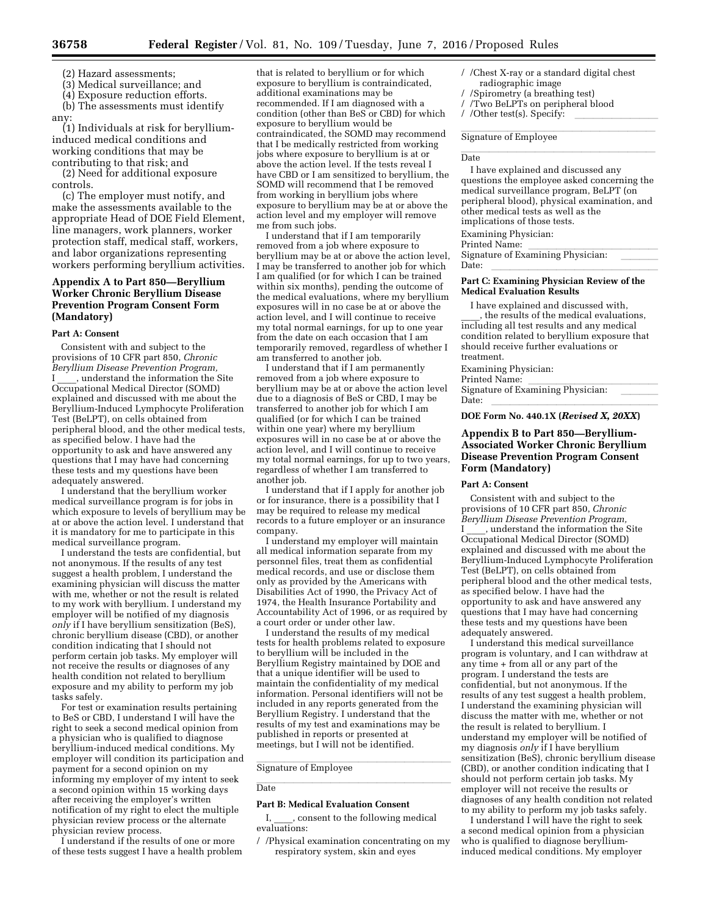(2) Hazard assessments;

(3) Medical surveillance; and

(4) Exposure reduction efforts.

(b) The assessments must identify any:

(1) Individuals at risk for beryllium-induced medical conditions and working conditions that may be contributing to that risk; and

(2) Need for additional exposure controls.

(c) The employer must notify, and make the assessments available to the appropriate Head of DOE Field Element, line managers, work planners, worker protection staff, medical staff, workers, and labor organizations representing workers performing beryllium activities.

## Appendix A to Part 850—Beryllium Worker Chronic Beryllium Disease Prevention Program Consent Form (Mandatory)

### Part A: Consent

Consistent with and subject to the provisions of 10 CFR part 850, *Chronic Beryllium Disease Prevention Program,* I \_\_\_\_, understand the information the Site Occupational Medical Director (SOMD) explained and discussed with me about the Beryllium-Induced Lymphocyte Proliferation Test (BeLPT), on cells obtained from peripheral blood, and the other medical tests, as specified below. I have had the opportunity to ask and have answered any questions that I may have had concerning these tests and my questions have been adequately answered.

I understand that the beryllium worker medical surveillance program is for jobs in which exposure to levels of beryllium may be at or above the action level. I understand that it is mandatory for me to participate in this medical surveillance program.

I understand the tests are confidential, but not anonymous. If the results of any test suggest a health problem, I understand the examining physician will discuss the matter with me, whether or not the result is related to my work with beryllium. I understand my employer will be notified of my diagnosis *only* if I have beryllium sensitization (BeS), chronic beryllium disease (CBD), or another condition indicating that I should not perform certain job tasks. My employer will not receive the results or diagnoses of any health condition not related to beryllium exposure and my ability to perform my job tasks safely.

For test or examination results pertaining to BeS or CBD, I understand I will have the right to seek a second medical opinion from a physician who is qualified to diagnose beryllium-induced medical conditions. My employer will condition its participation and payment for a second opinion on my informing my employer of my intent to seek a second opinion within 15 working days after receiving the employer's written notification of my right to elect the multiple physician review process or the alternate physician review process.

I understand if the results of one or more of these tests suggest I have a health problem that is related to beryllium or for which exposure to beryllium is contraindicated, additional examinations may be recommended. If I am diagnosed with a condition (other than BeS or CBD) for which exposure to beryllium would be contraindicated, the SOMD may recommend that I be medically restricted from working jobs where exposure to beryllium is at or above the action level. If the tests reveal I have CBD or I am sensitized to beryllium, the SOMD will recommend that I be removed from working in beryllium jobs where exposure to beryllium may be at or above the action level and my employer will remove me from such jobs.

I understand that if I am temporarily removed from a job where exposure to beryllium may be at or above the action level, I may be transferred to another job for which I am qualified (or for which I can be trained within six months), pending the outcome of the medical evaluations, where my beryllium exposures will in no case be at or above the action level, and I will continue to receive my total normal earnings, for up to one year from the date on each occasion that I am temporarily removed, regardless of whether I am transferred to another job.

I understand that if I am permanently removed from a job where exposure to beryllium may be at or above the action level due to a diagnosis of BeS or CBD, I may be transferred to another job for which I am qualified (or for which I can be trained within one year) where my beryllium exposures will in no case be at or above the action level, and I will continue to receive my total normal earnings, for up to two years, regardless of whether I am transferred to another job.

I understand that if I apply for another job or for insurance, there is a possibility that I may be required to release my medical records to a future employer or an insurance company.

I understand my employer will maintain all medical information separate from my personnel files, treat them as confidential medical records, and use or disclose them only as provided by the Americans with Disabilities Act of 1990, the Privacy Act of 1974, the Health Insurance Portability and Accountability Act of 1996, or as required by a court order or under other law.

I understand the results of my medical tests for health problems related to exposure to beryllium will be included in the Beryllium Registry maintained by DOE and that a unique identifier will be used to maintain the confidentiality of my medical information. Personal identifiers will not be included in any reports generated from the Beryllium Registry. I understand that the results of my test and examinations may be published in reports or presented at meetings, but I will not be identified.

\_\_\_\_\_\_\_\_\_\_\_\_\_\_\_\_\_\_\_\_\_\_\_\_\_\_\_\_\_\_\_\_

Signature of Employee

\_\_\_\_\_\_\_\_\_\_\_\_\_\_\_\_\_\_\_\_\_\_\_\_\_\_\_\_\_\_\_\_

Date

### Part B: Medical Evaluation Consent

I, \_\_\_\_, consent to the following medical evaluations:

/ /Physical examination concentrating on my respiratory system, skin and eyes

/ /Chest X-ray or a standard digital chest radiographic image

/ /Spirometry (a breathing test)

/ /Two BeLPTs on peripheral blood

/ /Other test(s). Specify: \_\_\_\_\_\_\_\_\_\_\_\_\_\_\_\_

\_\_\_\_\_\_\_\_\_\_\_\_\_\_\_\_\_\_\_\_\_\_\_\_\_\_\_\_\_\_\_\_

Signature of Employee

\_\_\_\_\_\_\_\_\_\_\_\_\_\_\_\_\_\_\_\_\_\_\_\_\_\_\_\_\_\_\_\_

Date

I have explained and discussed any questions the employee asked concerning the medical surveillance program, BeLPT (on peripheral blood), physical examination, and other medical tests as well as the implications of those tests.

Examining Physician:

Printed Name: \_\_\_\_\_\_\_\_\_\_\_\_\_\_\_\_\_\_\_\_\_\_

Signature of Examining Physician: \_\_\_\_\_\_\_\_

Date: \_\_\_\_\_\_\_\_\_\_\_\_\_\_\_\_\_\_\_\_\_\_\_\_\_\_\_\_

### Part C: Examining Physician Review of the Medical Evaluation Results

I have explained and discussed with, \_\_\_\_, the results of the medical evaluations, including all test results and any medical condition related to beryllium exposure that should receive further evaluations or treatment.

Examining Physician:

Printed Name: \_\_\_\_\_\_\_\_\_\_\_\_\_\_\_\_\_\_\_\_\_\_

Signature of Examining Physician: \_\_\_\_\_\_\_\_

Date: \_\_\_\_\_\_\_\_\_\_\_\_\_\_\_\_\_\_\_\_\_\_\_\_\_\_\_\_

**DOE Form No. 440.1X (*Revised X, 20XX*)**

## Appendix B to Part 850—Beryllium-Associated Worker Chronic Beryllium Disease Prevention Program Consent Form (Mandatory)

### Part A: Consent

Consistent with and subject to the provisions of 10 CFR part 850, *Chronic Beryllium Disease Prevention Program,* I \_\_\_\_, understand the information the Site Occupational Medical Director (SOMD) explained and discussed with me about the Beryllium-Induced Lymphocyte Proliferation Test (BeLPT), on cells obtained from peripheral blood and the other medical tests, as specified below. I have had the opportunity to ask and have answered any questions that I may have had concerning these tests and my questions have been adequately answered.

I understand this medical surveillance program is voluntary, and I can withdraw at any time + from all or any part of the program. I understand the tests are confidential, but not anonymous. If the results of any test suggest a health problem, I understand the examining physician will discuss the matter with me, whether or not the result is related to beryllium. I understand my employer will be notified of my diagnosis *only* if I have beryllium sensitization (BeS), chronic beryllium disease (CBD), or another condition indicating that I should not perform certain job tasks. My employer will not receive the results or diagnoses of any health condition not related to my ability to perform my job tasks safely.

I understand I will have the right to seek a second medical opinion from a physician who is qualified to diagnose beryllium-induced medical conditions. My employer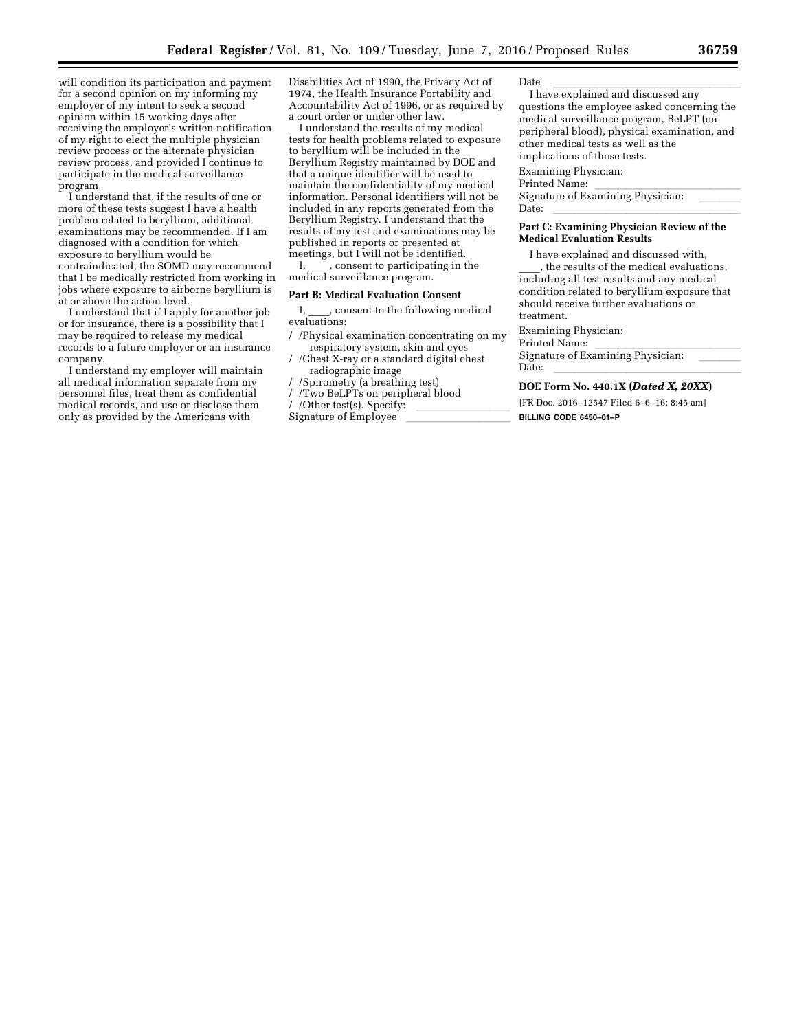will condition its participation and payment for a second opinion on my informing my employer of my intent to seek a second opinion within 15 working days after receiving the employer's written notification of my right to elect the multiple physician review process or the alternate physician review process, and provided I continue to participate in the medical surveillance program.

I understand that, if the results of one or more of these tests suggest I have a health problem related to beryllium, additional examinations may be recommended. If I am diagnosed with a condition for which exposure to beryllium would be contraindicated, the SOMD may recommend that I be medically restricted from working in jobs where exposure to airborne beryllium is at or above the action level.

I understand that if I apply for another job or for insurance, there is a possibility that I may be required to release my medical records to a future employer or an insurance company.

I understand my employer will maintain all medical information separate from my personnel files, treat them as confidential medical records, and use or disclose them only as provided by the Americans with Disabilities Act of 1990, the Privacy Act of 1974, the Health Insurance Portability and Accountability Act of 1996, or as required by a court order or under other law.

I understand the results of my medical tests for health problems related to exposure to beryllium will be included in the Beryllium Registry maintained by DOE and that a unique identifier will be used to maintain the confidentiality of my medical information. Personal identifiers will not be included in any reports generated from the Beryllium Registry. I understand that the results of my test and examinations may be published in reports or presented at meetings, but I will not be identified.

I, ____, consent to participating in the medical surveillance program.

**Part B: Medical Evaluation Consent**

I, ____, consent to the following medical evaluations:

/ /Physical examination concentrating on my respiratory system, skin and eyes
/ /Chest X-ray or a standard digital chest radiographic image
/ /Spirometry (a breathing test)
/ /Two BeLPTs on peripheral blood
/ /Other test(s). Specify: ________

Signature of Employee ________

Date ________

I have explained and discussed any questions the employee asked concerning the medical surveillance program, BeLPT (on peripheral blood), physical examination, and other medical tests as well as the implications of those tests.

Examining Physician:
Printed Name: ________
Signature of Examining Physician: ________
Date: ________

**Part C: Examining Physician Review of the Medical Evaluation Results**

I have explained and discussed with, ____, the results of the medical evaluations, including all test results and any medical condition related to beryllium exposure that should receive further evaluations or treatment.

Examining Physician:
Printed Name: ________
Signature of Examining Physician: ________
Date: ________

**DOE Form No. 440.1X (*Dated X, 20XX*)**

[FR Doc. 2016–12547 Filed 6–6–16; 8:45 am]

BILLING CODE 6450–01–P